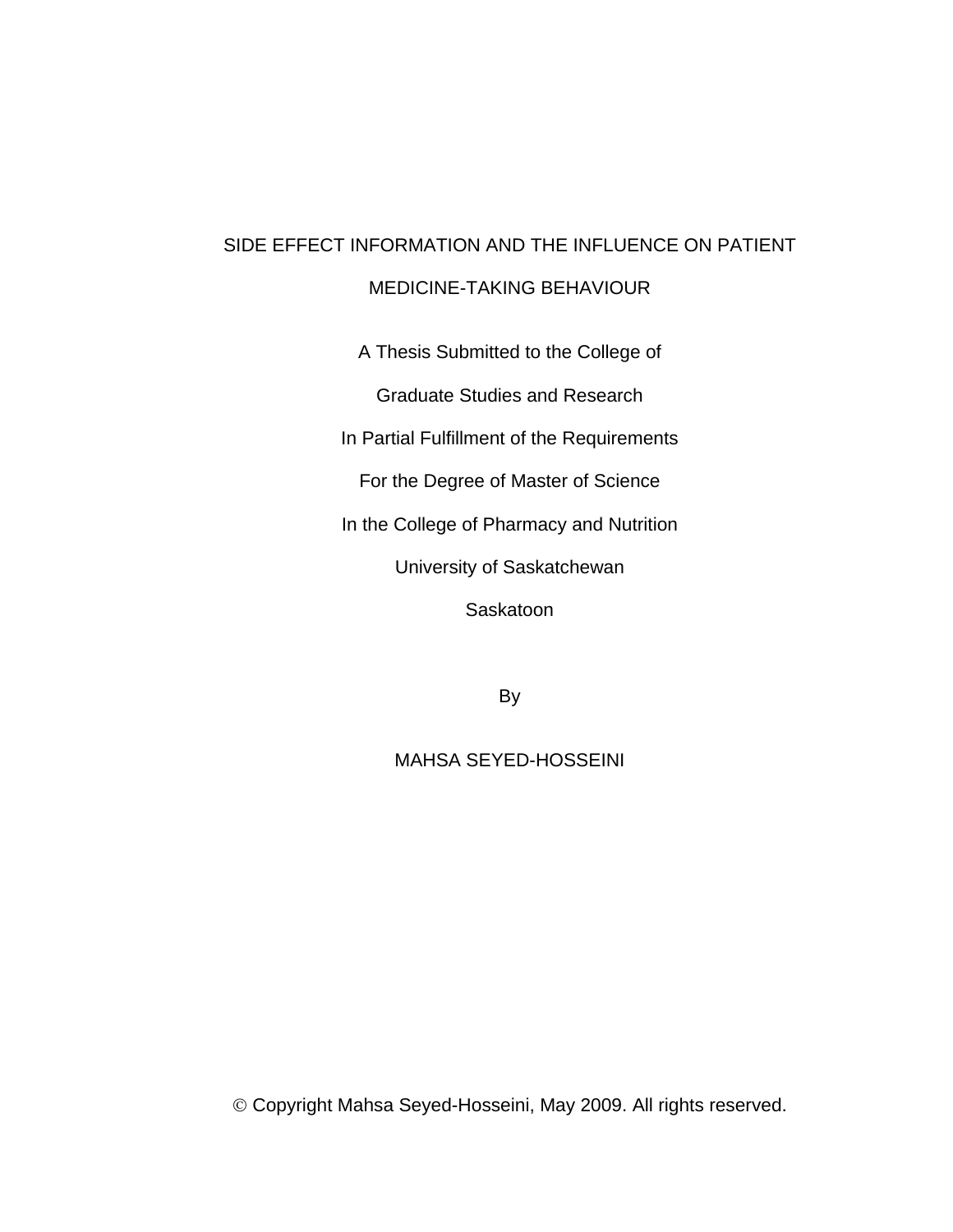# SIDE EFFECT INFORMATION AND THE INFLUENCE ON PATIENT MEDICINE-TAKING BEHAVIOUR

A Thesis Submitted to the College of

Graduate Studies and Research

In Partial Fulfillment of the Requirements

For the Degree of Master of Science

In the College of Pharmacy and Nutrition

University of Saskatchewan

Saskatoon

By

MAHSA SEYED-HOSSEINI

© Copyright Mahsa Seyed-Hosseini, May 2009. All rights reserved.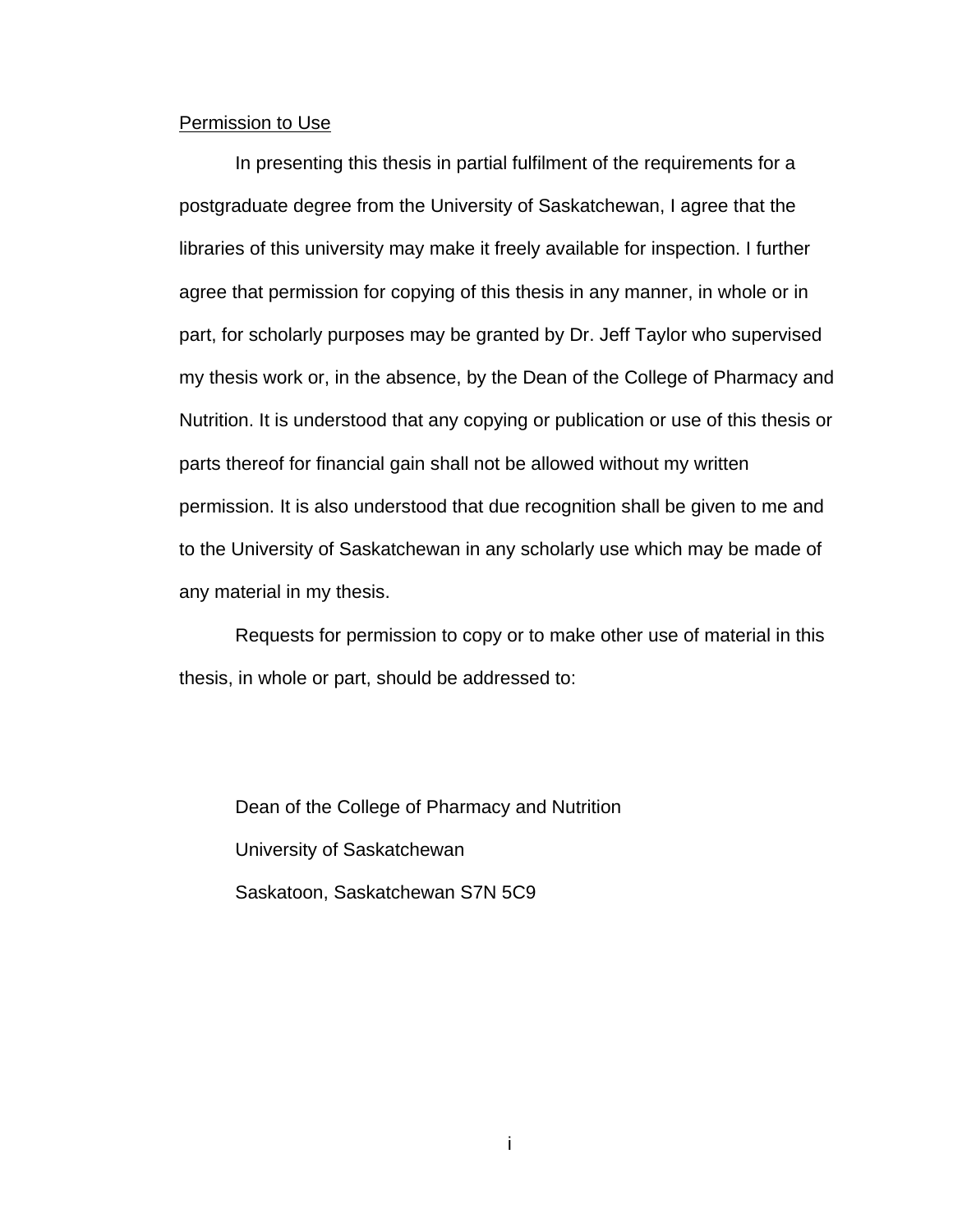## Permission to Use

In presenting this thesis in partial fulfilment of the requirements for a postgraduate degree from the University of Saskatchewan, I agree that the libraries of this university may make it freely available for inspection. I further agree that permission for copying of this thesis in any manner, in whole or in part, for scholarly purposes may be granted by Dr. Jeff Taylor who supervised my thesis work or, in the absence, by the Dean of the College of Pharmacy and Nutrition. It is understood that any copying or publication or use of this thesis or parts thereof for financial gain shall not be allowed without my written permission. It is also understood that due recognition shall be given to me and to the University of Saskatchewan in any scholarly use which may be made of any material in my thesis.

Requests for permission to copy or to make other use of material in this thesis, in whole or part, should be addressed to:

Dean of the College of Pharmacy and Nutrition
University of Saskatchewan
Saskatoon, Saskatchewan S7N 5C9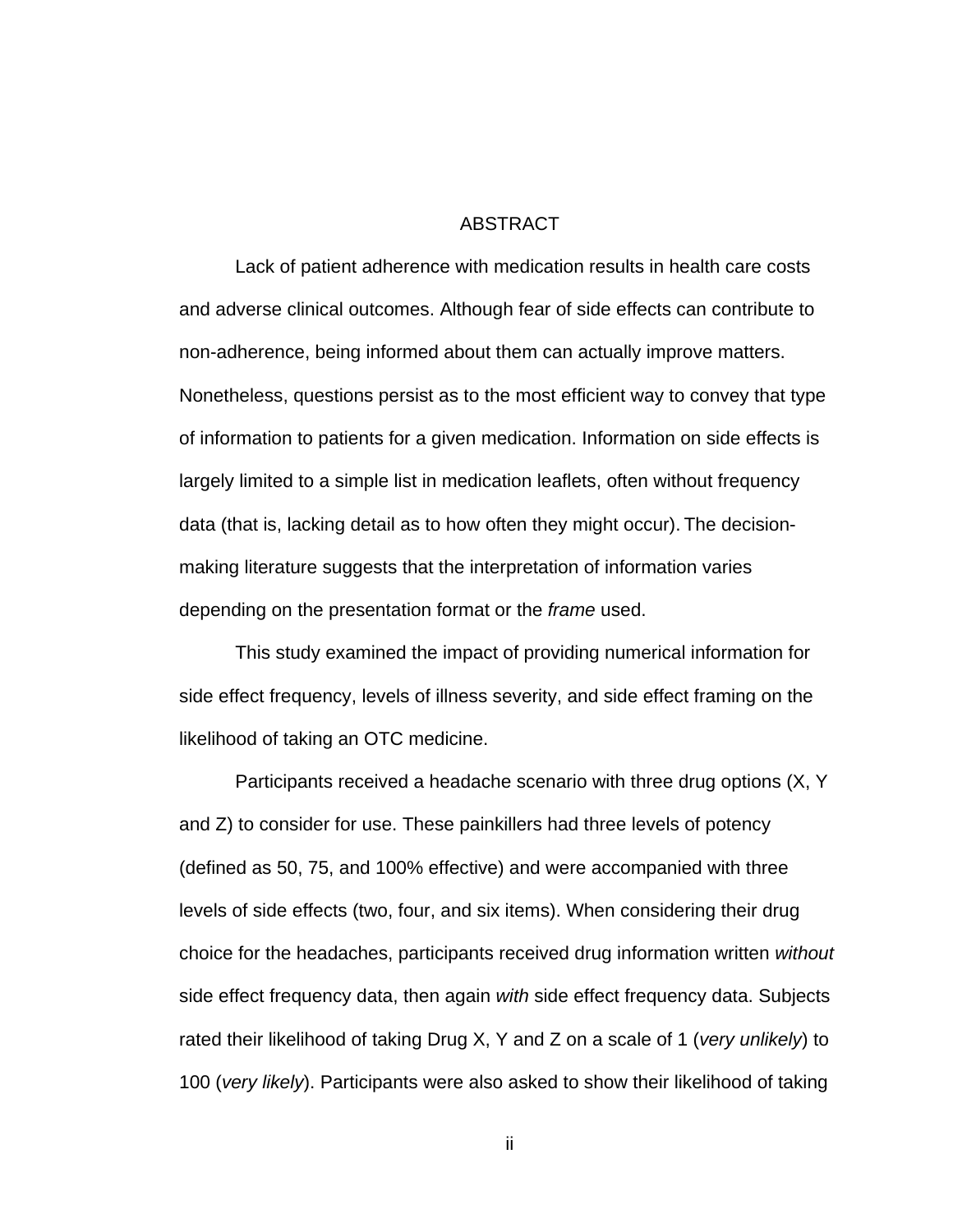# ABSTRACT

Lack of patient adherence with medication results in health care costs and adverse clinical outcomes. Although fear of side effects can contribute to non-adherence, being informed about them can actually improve matters. Nonetheless, questions persist as to the most efficient way to convey that type of information to patients for a given medication. Information on side effects is largely limited to a simple list in medication leaflets, often without frequency data (that is, lacking detail as to how often they might occur). The decision-making literature suggests that the interpretation of information varies depending on the presentation format or the *frame* used.

This study examined the impact of providing numerical information for side effect frequency, levels of illness severity, and side effect framing on the likelihood of taking an OTC medicine.

Participants received a headache scenario with three drug options (X, Y and Z) to consider for use. These painkillers had three levels of potency (defined as 50, 75, and 100% effective) and were accompanied with three levels of side effects (two, four, and six items). When considering their drug choice for the headaches, participants received drug information written *without* side effect frequency data, then again *with* side effect frequency data. Subjects rated their likelihood of taking Drug X, Y and Z on a scale of 1 (*very unlikely*) to 100 (*very likely*). Participants were also asked to show their likelihood of taking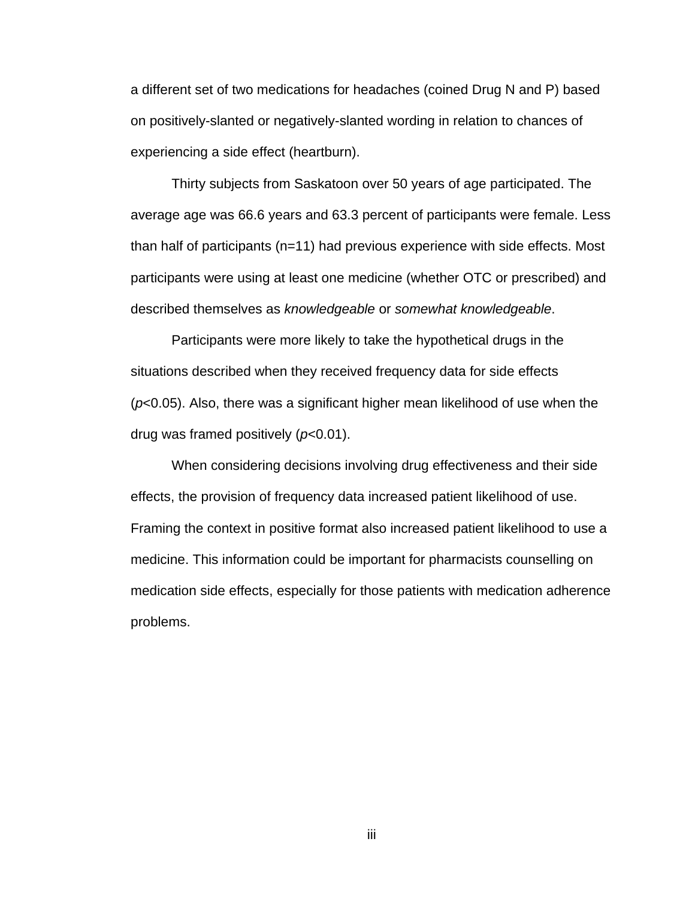a different set of two medications for headaches (coined Drug N and P) based on positively-slanted or negatively-slanted wording in relation to chances of experiencing a side effect (heartburn).

Thirty subjects from Saskatoon over 50 years of age participated. The average age was 66.6 years and 63.3 percent of participants were female. Less than half of participants (n=11) had previous experience with side effects. Most participants were using at least one medicine (whether OTC or prescribed) and described themselves as *knowledgeable* or *somewhat knowledgeable*.

Participants were more likely to take the hypothetical drugs in the situations described when they received frequency data for side effects ($p<0.05$). Also, there was a significant higher mean likelihood of use when the drug was framed positively ($p<0.01$).

When considering decisions involving drug effectiveness and their side effects, the provision of frequency data increased patient likelihood of use. Framing the context in positive format also increased patient likelihood to use a medicine. This information could be important for pharmacists counselling on medication side effects, especially for those patients with medication adherence problems.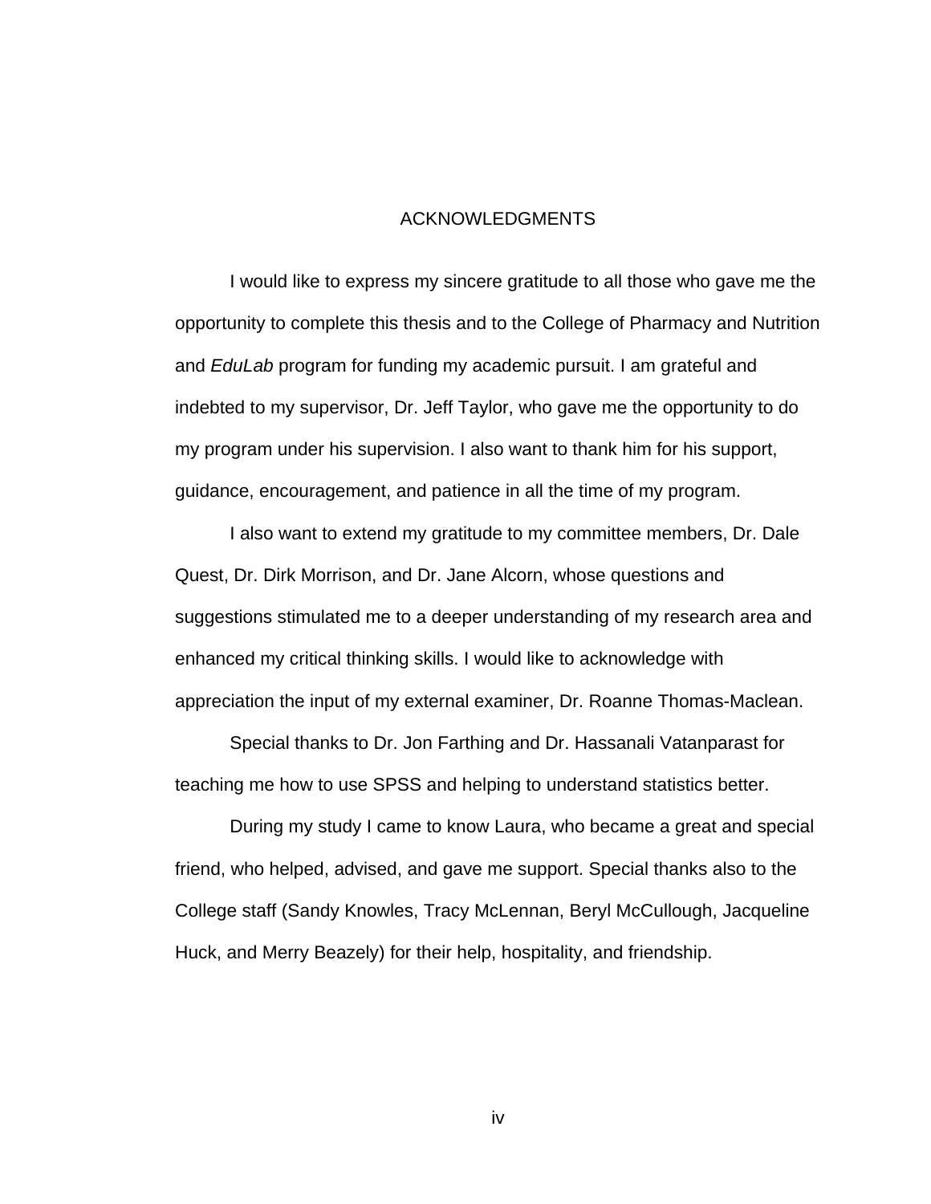# ACKNOWLEDGMENTS

I would like to express my sincere gratitude to all those who gave me the opportunity to complete this thesis and to the College of Pharmacy and Nutrition and *EduLab* program for funding my academic pursuit. I am grateful and indebted to my supervisor, Dr. Jeff Taylor, who gave me the opportunity to do my program under his supervision. I also want to thank him for his support, guidance, encouragement, and patience in all the time of my program.

I also want to extend my gratitude to my committee members, Dr. Dale Quest, Dr. Dirk Morrison, and Dr. Jane Alcorn, whose questions and suggestions stimulated me to a deeper understanding of my research area and enhanced my critical thinking skills. I would like to acknowledge with appreciation the input of my external examiner, Dr. Roanne Thomas-Maclean.

Special thanks to Dr. Jon Farthing and Dr. Hassanali Vatanparast for teaching me how to use SPSS and helping to understand statistics better.

During my study I came to know Laura, who became a great and special friend, who helped, advised, and gave me support. Special thanks also to the College staff (Sandy Knowles, Tracy McLennan, Beryl McCullough, Jacqueline Huck, and Merry Beazely) for their help, hospitality, and friendship.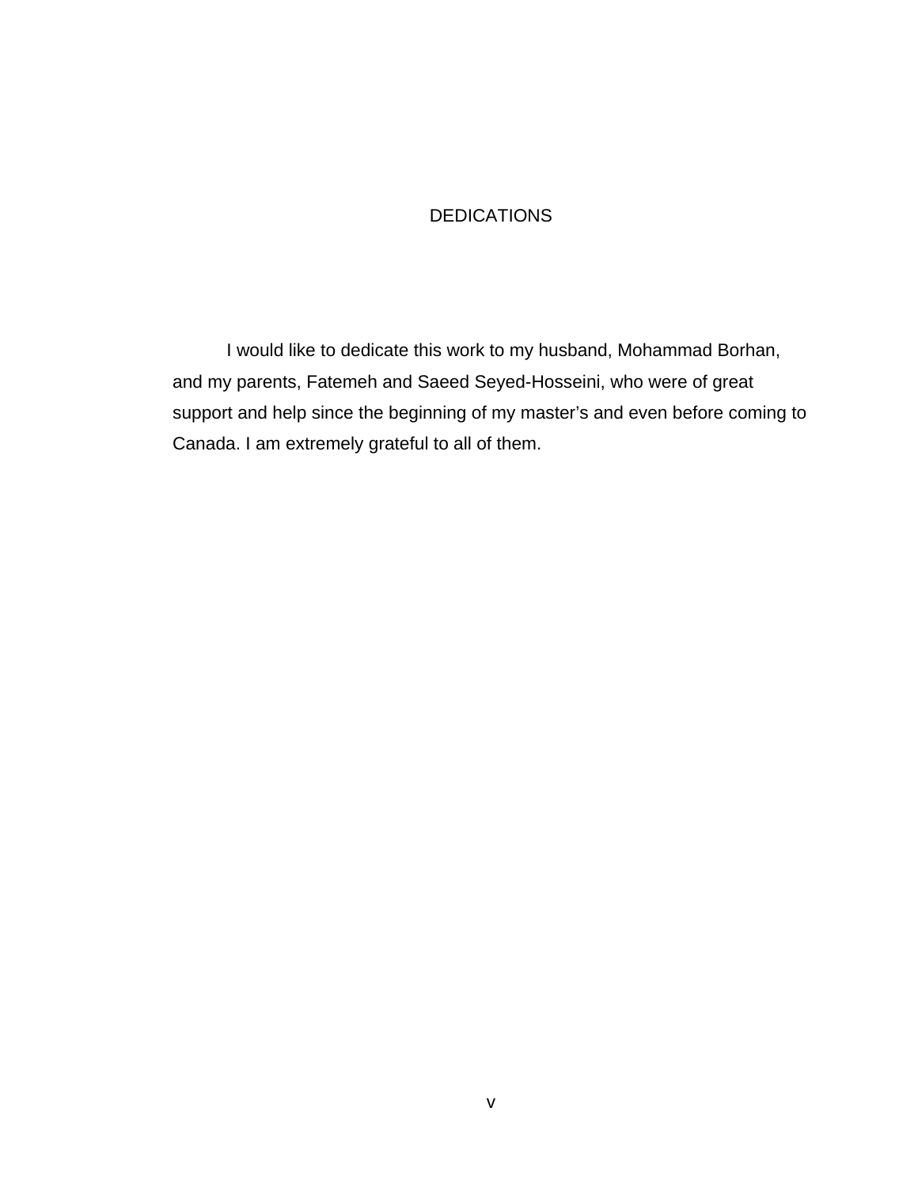# DEDICATIONS

I would like to dedicate this work to my husband, Mohammad Borhan, and my parents, Fatemeh and Saeed Seyed-Hosseini, who were of great support and help since the beginning of my master's and even before coming to Canada. I am extremely grateful to all of them.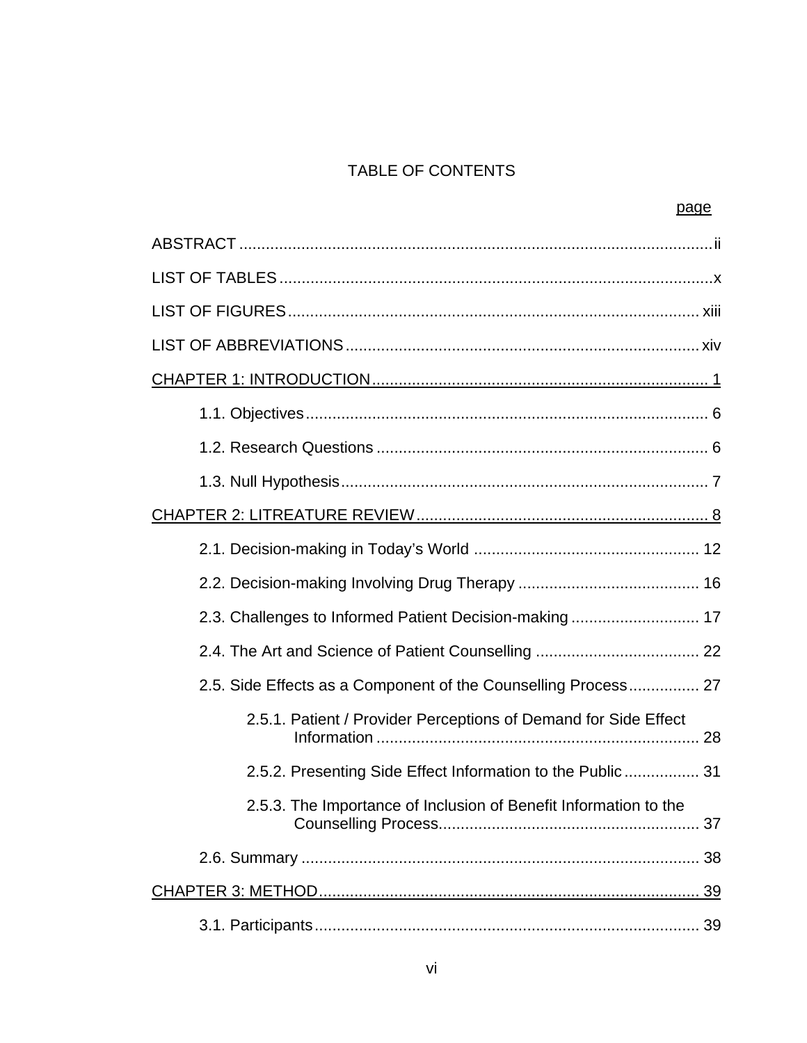# TABLE OF CONTENTS

page

ABSTRACT ..........................................................................................................ii

LIST OF TABLES .................................................................................................x

LIST OF FIGURES ............................................................................................ xiii

LIST OF ABBREVIATIONS ................................................................................ xiv

CHAPTER 1: INTRODUCTION ........................................................................... 1

- 1.1. Objectives .......................................................................................... 6
- 1.2. Research Questions .......................................................................... 6
- 1.3. Null Hypothesis .................................................................................. 7

CHAPTER 2: LITREATURE REVIEW ................................................................. 8

- 2.1. Decision-making in Today's World ................................................... 12
- 2.2. Decision-making Involving Drug Therapy ......................................... 16
- 2.3. Challenges to Informed Patient Decision-making ............................. 17
- 2.4. The Art and Science of Patient Counselling ..................................... 22
- 2.5. Side Effects as a Component of the Counselling Process ................ 27
  - 2.5.1. Patient / Provider Perceptions of Demand for Side Effect Information ........................................................................ 28
  - 2.5.2. Presenting Side Effect Information to the Public ................. 31
  - 2.5.3. The Importance of Inclusion of Benefit Information to the Counselling Process........................................................... 37
- 2.6. Summary .......................................................................................... 38

CHAPTER 3: METHOD...................................................................................... 39

- 3.1. Participants ....................................................................................... 39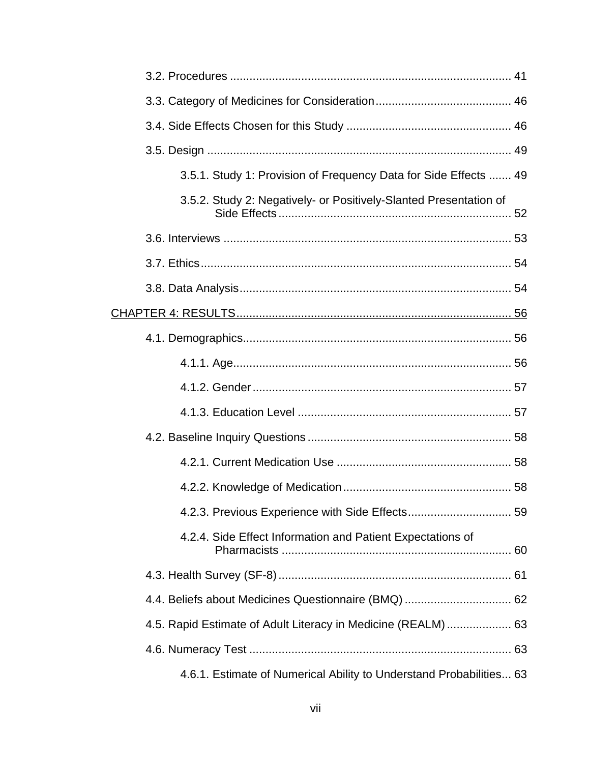3.2. Procedures ...................................................................................... 41

3.3. Category of Medicines for Consideration.......................................... 46

3.4. Side Effects Chosen for this Study .................................................. 46

3.5. Design ............................................................................................. 49

3.5.1. Study 1: Provision of Frequency Data for Side Effects ....... 49

3.5.2. Study 2: Negatively- or Positively-Slanted Presentation of Side Effects ....................................................................... 52

3.6. Interviews ........................................................................................ 53

3.7. Ethics............................................................................................... 54

3.8. Data Analysis................................................................................... 54

CHAPTER 4: RESULTS.................................................................................... 56

4.1. Demographics.................................................................................. 56

4.1.1. Age..................................................................................... 56

4.1.2. Gender ............................................................................... 57

4.1.3. Education Level ................................................................. 57

4.2. Baseline Inquiry Questions .............................................................. 58

4.2.1. Current Medication Use ...................................................... 58

4.2.2. Knowledge of Medication.................................................... 58

4.2.3. Previous Experience with Side Effects................................ 59

4.2.4. Side Effect Information and Patient Expectations of Pharmacists ....................................................................... 60

4.3. Health Survey (SF-8)....................................................................... 61

4.4. Beliefs about Medicines Questionnaire (BMQ) ................................. 62

4.5. Rapid Estimate of Adult Literacy in Medicine (REALM).................... 63

4.6. Numeracy Test ................................................................................ 63

4.6.1. Estimate of Numerical Ability to Understand Probabilities... 63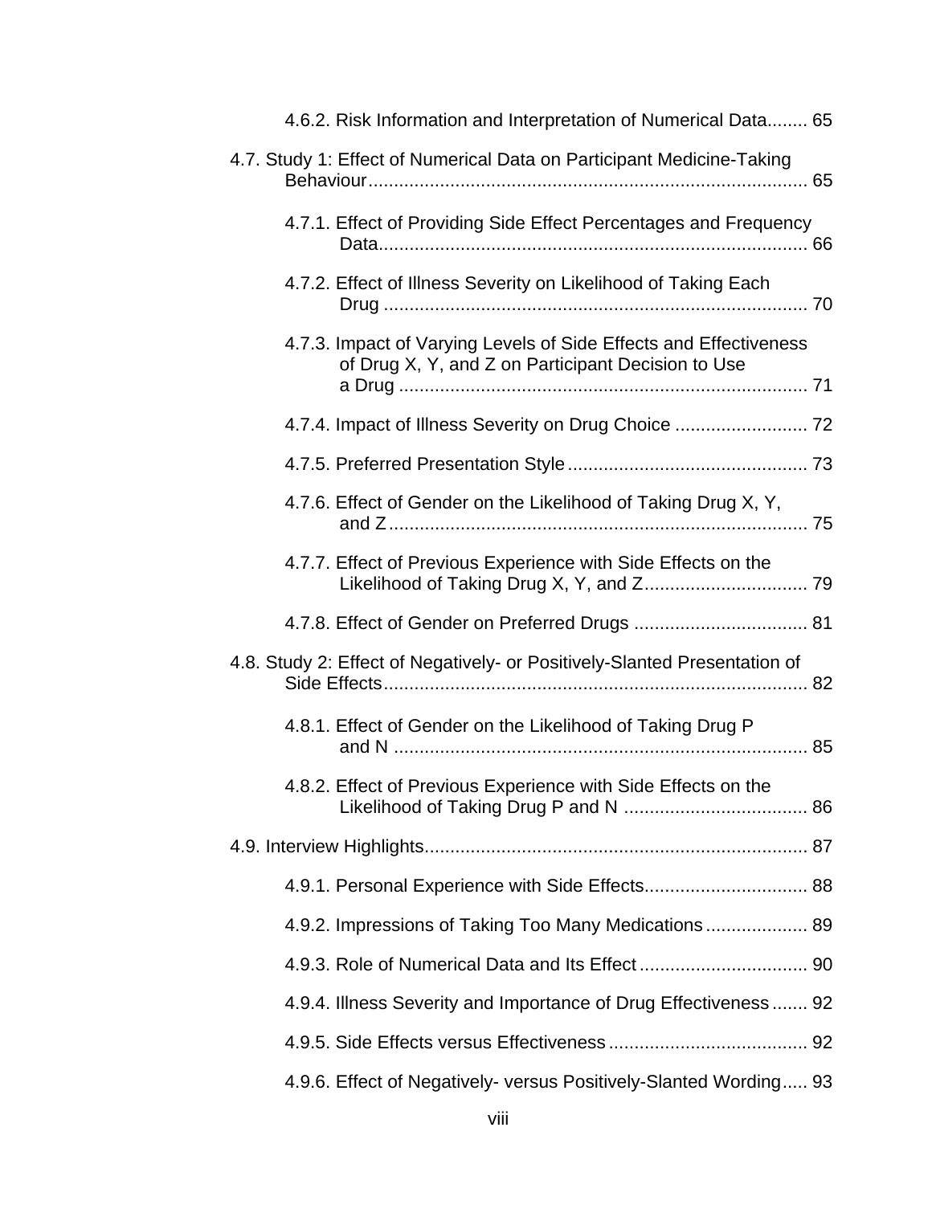4.6.2. Risk Information and Interpretation of Numerical Data........ 65

4.7. Study 1: Effect of Numerical Data on Participant Medicine-Taking Behaviour...................................................................................... 65

4.7.1. Effect of Providing Side Effect Percentages and Frequency Data.................................................................................... 66

4.7.2. Effect of Illness Severity on Likelihood of Taking Each Drug ................................................................................... 70

4.7.3. Impact of Varying Levels of Side Effects and Effectiveness of Drug X, Y, and Z on Participant Decision to Use a Drug ................................................................................ 71

4.7.4. Impact of Illness Severity on Drug Choice .......................... 72

4.7.5. Preferred Presentation Style............................................... 73

4.7.6. Effect of Gender on the Likelihood of Taking Drug X, Y, and Z................................................................................. 75

4.7.7. Effect of Previous Experience with Side Effects on the Likelihood of Taking Drug X, Y, and Z................................ 79

4.7.8. Effect of Gender on Preferred Drugs .................................. 81

4.8. Study 2: Effect of Negatively- or Positively-Slanted Presentation of Side Effects.................................................................................. 82

4.8.1. Effect of Gender on the Likelihood of Taking Drug P and N ................................................................................. 85

4.8.2. Effect of Previous Experience with Side Effects on the Likelihood of Taking Drug P and N .................................... 86

4.9. Interview Highlights........................................................................... 87

4.9.1. Personal Experience with Side Effects................................ 88

4.9.2. Impressions of Taking Too Many Medications.................... 89

4.9.3. Role of Numerical Data and Its Effect................................. 90

4.9.4. Illness Severity and Importance of Drug Effectiveness....... 92

4.9.5. Side Effects versus Effectiveness....................................... 92

4.9.6. Effect of Negatively- versus Positively-Slanted Wording..... 93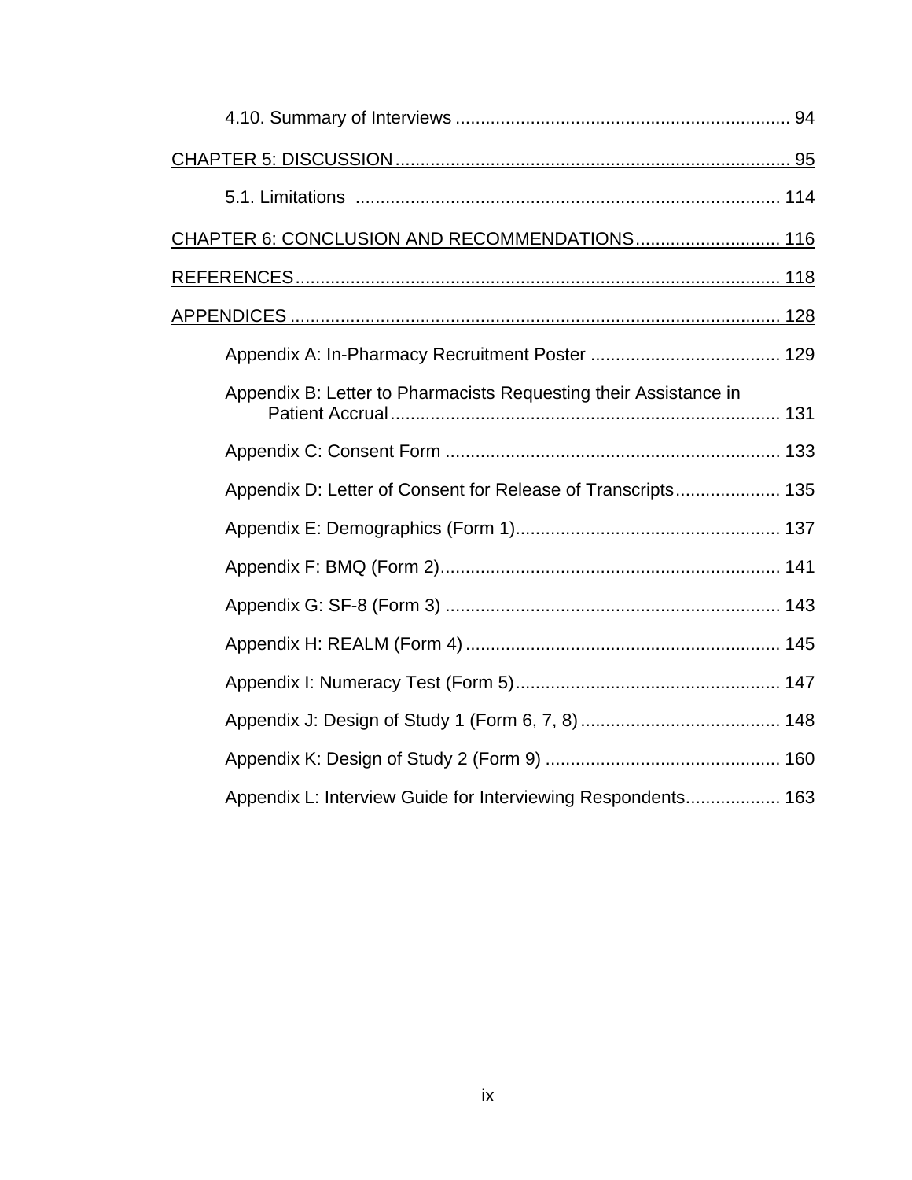4.10. Summary of Interviews .................................................................. 94

CHAPTER 5: DISCUSSION.............................................................................. 95

5.1. Limitations ..................................................................................... 114

CHAPTER 6: CONCLUSION AND RECOMMENDATIONS............................. 116

REFERENCES................................................................................................ 118

APPENDICES ................................................................................................. 128

Appendix A: In-Pharmacy Recruitment Poster ...................................... 129

Appendix B: Letter to Pharmacists Requesting their Assistance in Patient Accrual............................................................................. 131

Appendix C: Consent Form .................................................................. 133

Appendix D: Letter of Consent for Release of Transcripts..................... 135

Appendix E: Demographics (Form 1).................................................... 137

Appendix F: BMQ (Form 2)................................................................... 141

Appendix G: SF-8 (Form 3) .................................................................. 143

Appendix H: REALM (Form 4).............................................................. 145

Appendix I: Numeracy Test (Form 5).................................................... 147

Appendix J: Design of Study 1 (Form 6, 7, 8)........................................ 148

Appendix K: Design of Study 2 (Form 9) .............................................. 160

Appendix L: Interview Guide for Interviewing Respondents................... 163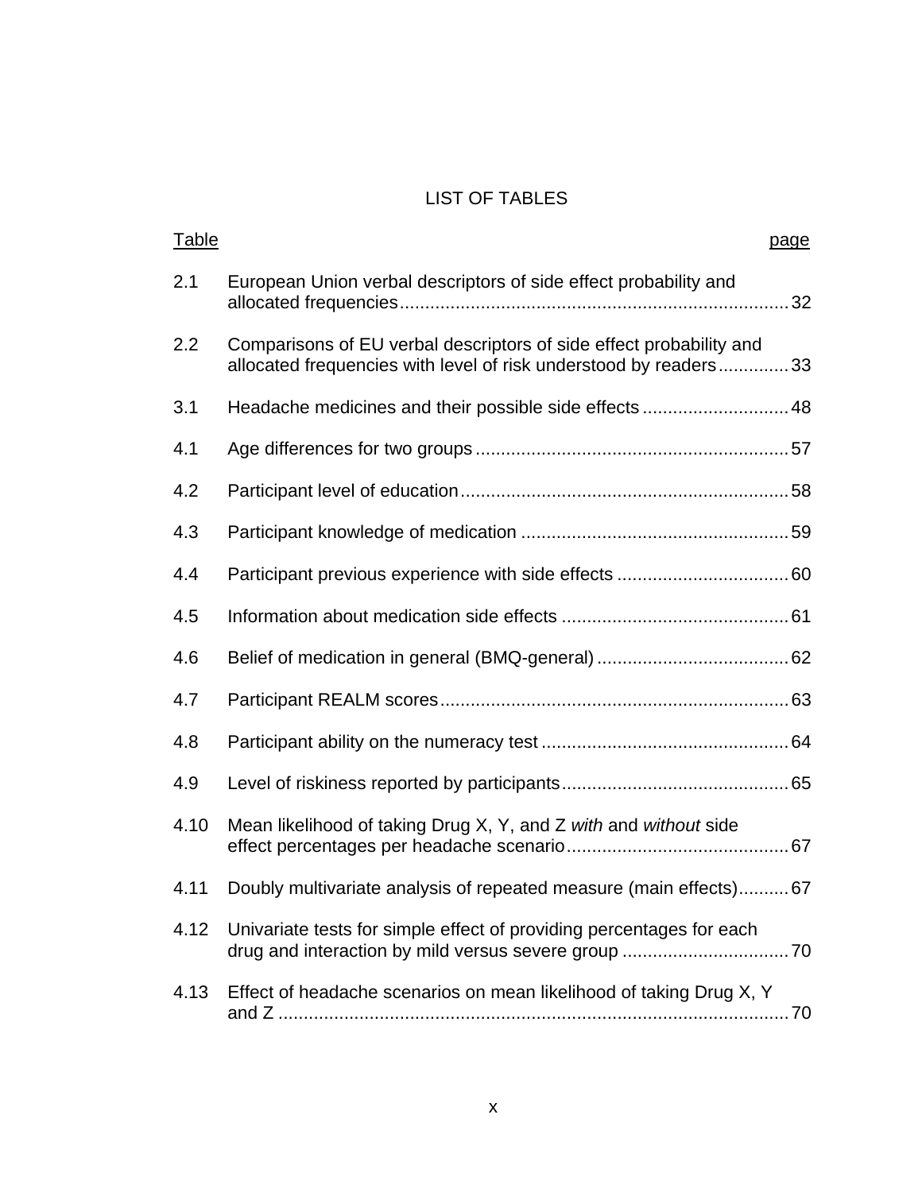# LIST OF TABLES

| Table | | page |
|---|---|---|
| 2.1 | European Union verbal descriptors of side effect probability and allocated frequencies | 32 |
| 2.2 | Comparisons of EU verbal descriptors of side effect probability and allocated frequencies with level of risk understood by readers | 33 |
| 3.1 | Headache medicines and their possible side effects | 48 |
| 4.1 | Age differences for two groups | 57 |
| 4.2 | Participant level of education | 58 |
| 4.3 | Participant knowledge of medication | 59 |
| 4.4 | Participant previous experience with side effects | 60 |
| 4.5 | Information about medication side effects | 61 |
| 4.6 | Belief of medication in general (BMQ-general) | 62 |
| 4.7 | Participant REALM scores | 63 |
| 4.8 | Participant ability on the numeracy test | 64 |
| 4.9 | Level of riskiness reported by participants | 65 |
| 4.10 | Mean likelihood of taking Drug X, Y, and Z *with* and *without* side effect percentages per headache scenario | 67 |
| 4.11 | Doubly multivariate analysis of repeated measure (main effects) | 67 |
| 4.12 | Univariate tests for simple effect of providing percentages for each drug and interaction by mild versus severe group | 70 |
| 4.13 | Effect of headache scenarios on mean likelihood of taking Drug X, Y and Z | 70 |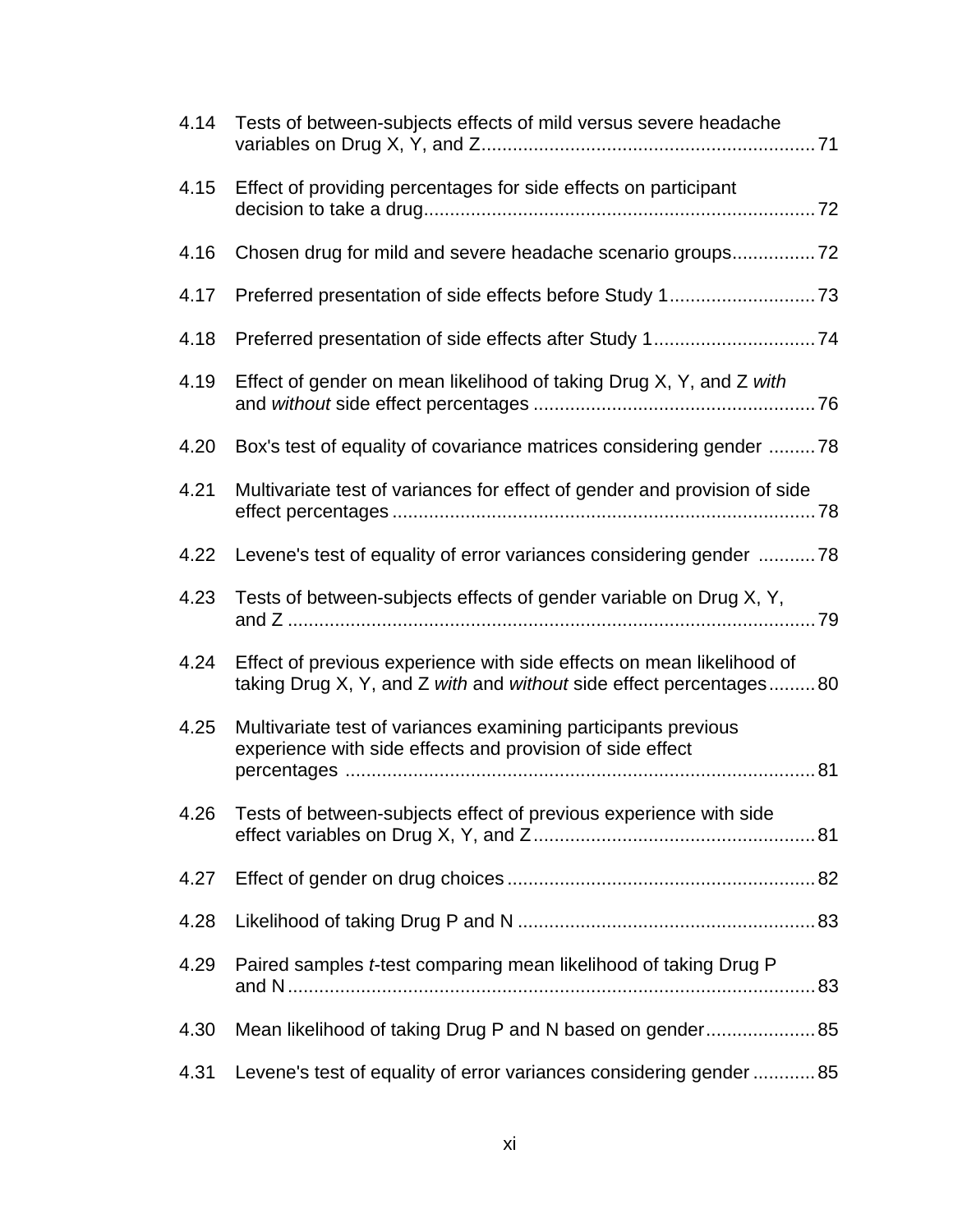| | | |
|---|---|---|
| 4.14 | Tests of between-subjects effects of mild versus severe headache variables on Drug X, Y, and Z | 71 |
| 4.15 | Effect of providing percentages for side effects on participant decision to take a drug | 72 |
| 4.16 | Chosen drug for mild and severe headache scenario groups | 72 |
| 4.17 | Preferred presentation of side effects before Study 1 | 73 |
| 4.18 | Preferred presentation of side effects after Study 1 | 74 |
| 4.19 | Effect of gender on mean likelihood of taking Drug X, Y, and Z *with* and *without* side effect percentages | 76 |
| 4.20 | Box's test of equality of covariance matrices considering gender | 78 |
| 4.21 | Multivariate test of variances for effect of gender and provision of side effect percentages | 78 |
| 4.22 | Levene's test of equality of error variances considering gender | 78 |
| 4.23 | Tests of between-subjects effects of gender variable on Drug X, Y, and Z | 79 |
| 4.24 | Effect of previous experience with side effects on mean likelihood of taking Drug X, Y, and Z *with* and *without* side effect percentages | 80 |
| 4.25 | Multivariate test of variances examining participants previous experience with side effects and provision of side effect percentages | 81 |
| 4.26 | Tests of between-subjects effect of previous experience with side effect variables on Drug X, Y, and Z | 81 |
| 4.27 | Effect of gender on drug choices | 82 |
| 4.28 | Likelihood of taking Drug P and N | 83 |
| 4.29 | Paired samples *t*-test comparing mean likelihood of taking Drug P and N | 83 |
| 4.30 | Mean likelihood of taking Drug P and N based on gender | 85 |
| 4.31 | Levene's test of equality of error variances considering gender | 85 |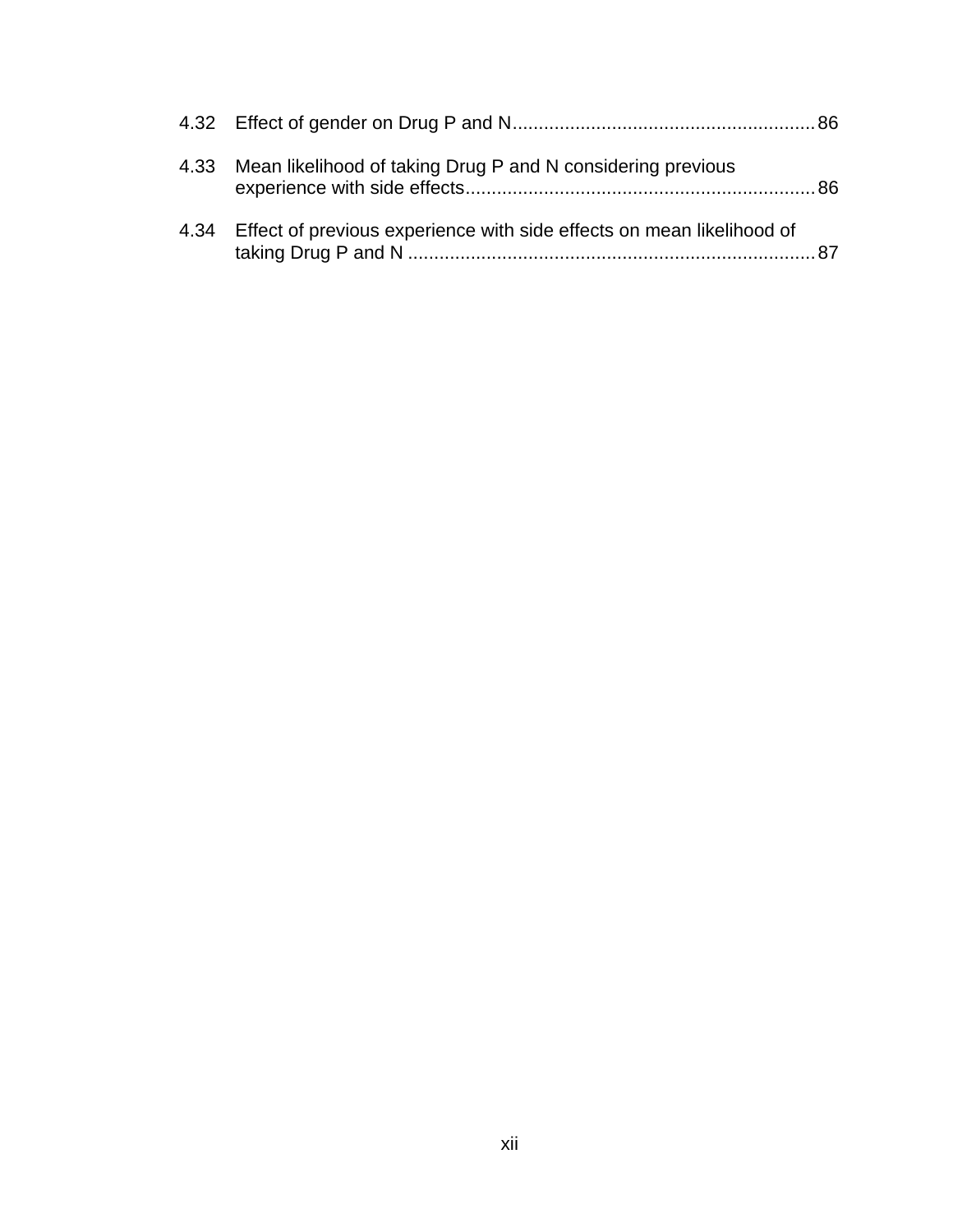4.32 Effect of gender on Drug P and N........................................................86

4.33 Mean likelihood of taking Drug P and N considering previous experience with side effects.................................................................86

4.34 Effect of previous experience with side effects on mean likelihood of taking Drug P and N ............................................................................87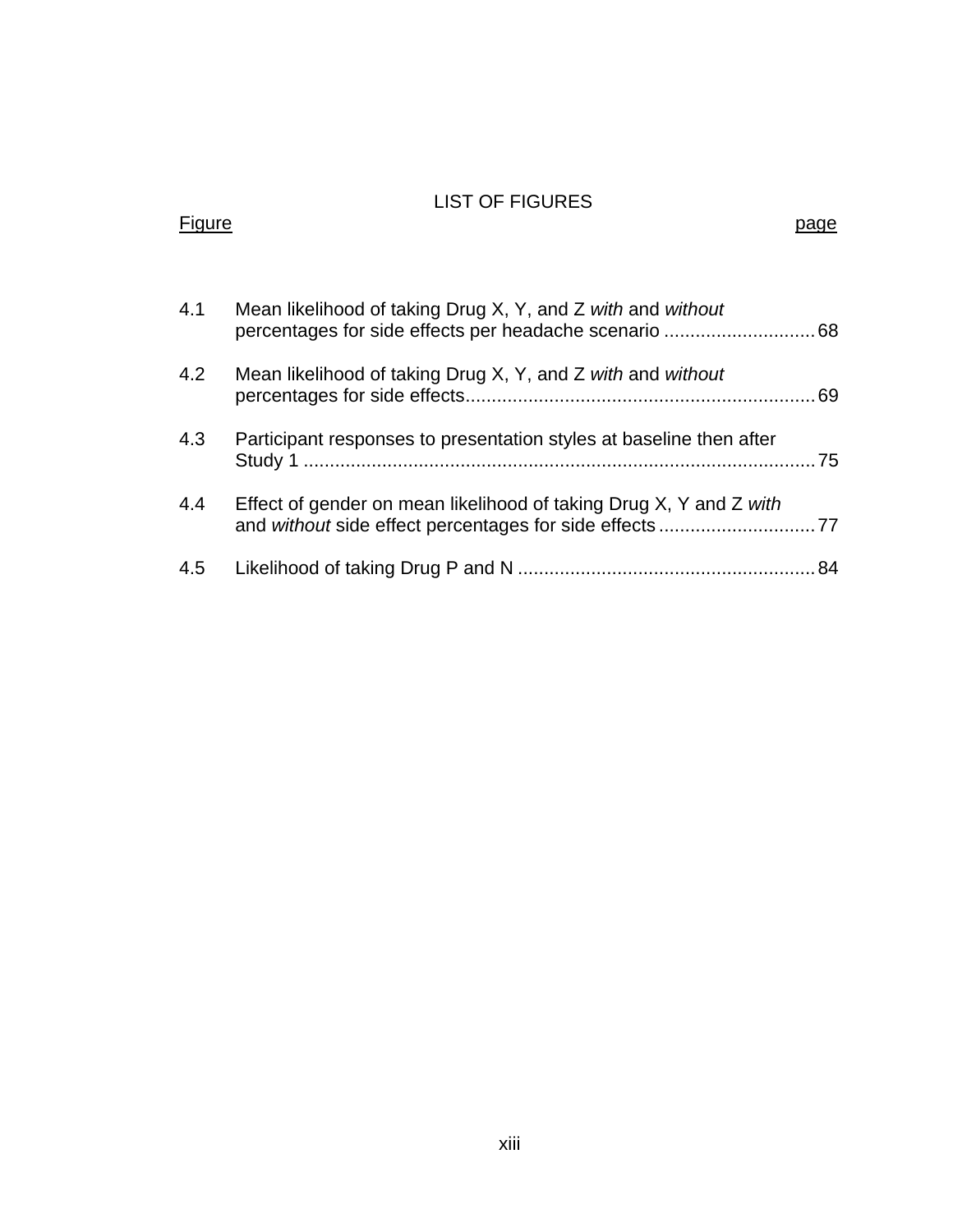# LIST OF FIGURES

| Figure | | page |
|---|---|---|
| 4.1 | Mean likelihood of taking Drug X, Y, and Z *with* and *without* percentages for side effects per headache scenario | 68 |
| 4.2 | Mean likelihood of taking Drug X, Y, and Z *with* and *without* percentages for side effects | 69 |
| 4.3 | Participant responses to presentation styles at baseline then after Study 1 | 75 |
| 4.4 | Effect of gender on mean likelihood of taking Drug X, Y and Z *with* and *without* side effect percentages for side effects | 77 |
| 4.5 | Likelihood of taking Drug P and N | 84 |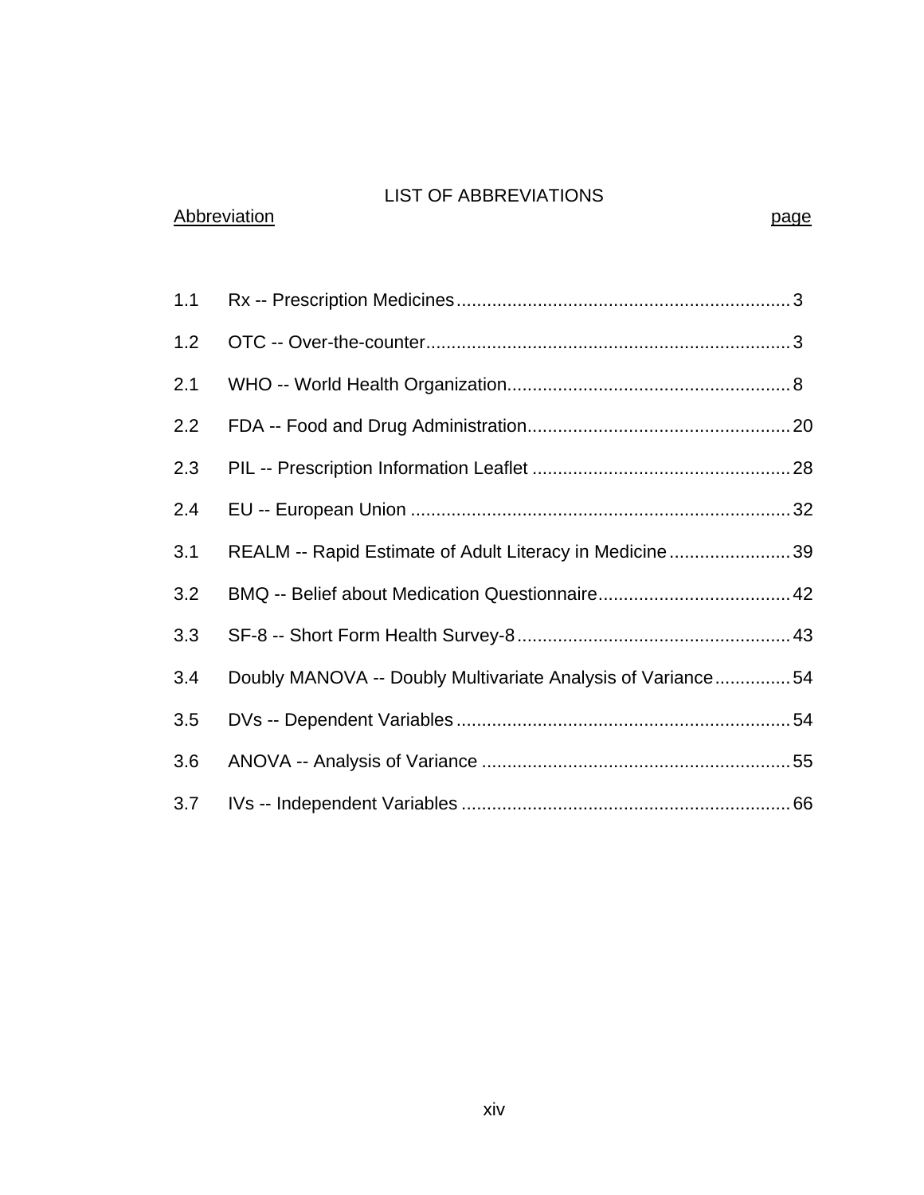# LIST OF ABBREVIATIONS

| Abbreviation | | page |
|---|---|---|
| 1.1 | Rx -- Prescription Medicines | 3 |
| 1.2 | OTC -- Over-the-counter | 3 |
| 2.1 | WHO -- World Health Organization | 8 |
| 2.2 | FDA -- Food and Drug Administration | 20 |
| 2.3 | PIL -- Prescription Information Leaflet | 28 |
| 2.4 | EU -- European Union | 32 |
| 3.1 | REALM -- Rapid Estimate of Adult Literacy in Medicine | 39 |
| 3.2 | BMQ -- Belief about Medication Questionnaire | 42 |
| 3.3 | SF-8 -- Short Form Health Survey-8 | 43 |
| 3.4 | Doubly MANOVA -- Doubly Multivariate Analysis of Variance | 54 |
| 3.5 | DVs -- Dependent Variables | 54 |
| 3.6 | ANOVA -- Analysis of Variance | 55 |
| 3.7 | IVs -- Independent Variables | 66 |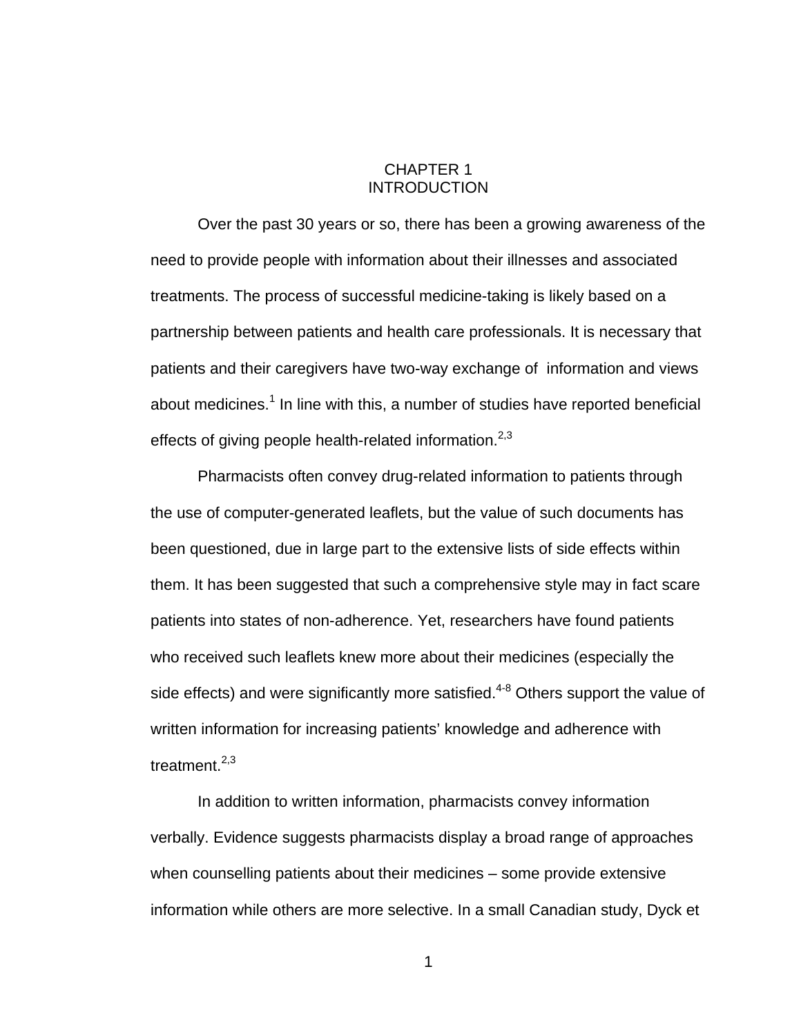# CHAPTER 1
# INTRODUCTION

Over the past 30 years or so, there has been a growing awareness of the need to provide people with information about their illnesses and associated treatments. The process of successful medicine-taking is likely based on a partnership between patients and health care professionals. It is necessary that patients and their caregivers have two-way exchange of information and views about medicines.[1] In line with this, a number of studies have reported beneficial effects of giving people health-related information.[2,3]

Pharmacists often convey drug-related information to patients through the use of computer-generated leaflets, but the value of such documents has been questioned, due in large part to the extensive lists of side effects within them. It has been suggested that such a comprehensive style may in fact scare patients into states of non-adherence. Yet, researchers have found patients who received such leaflets knew more about their medicines (especially the side effects) and were significantly more satisfied.[4-8] Others support the value of written information for increasing patients' knowledge and adherence with treatment.[2,3]

In addition to written information, pharmacists convey information verbally. Evidence suggests pharmacists display a broad range of approaches when counselling patients about their medicines – some provide extensive information while others are more selective. In a small Canadian study, Dyck et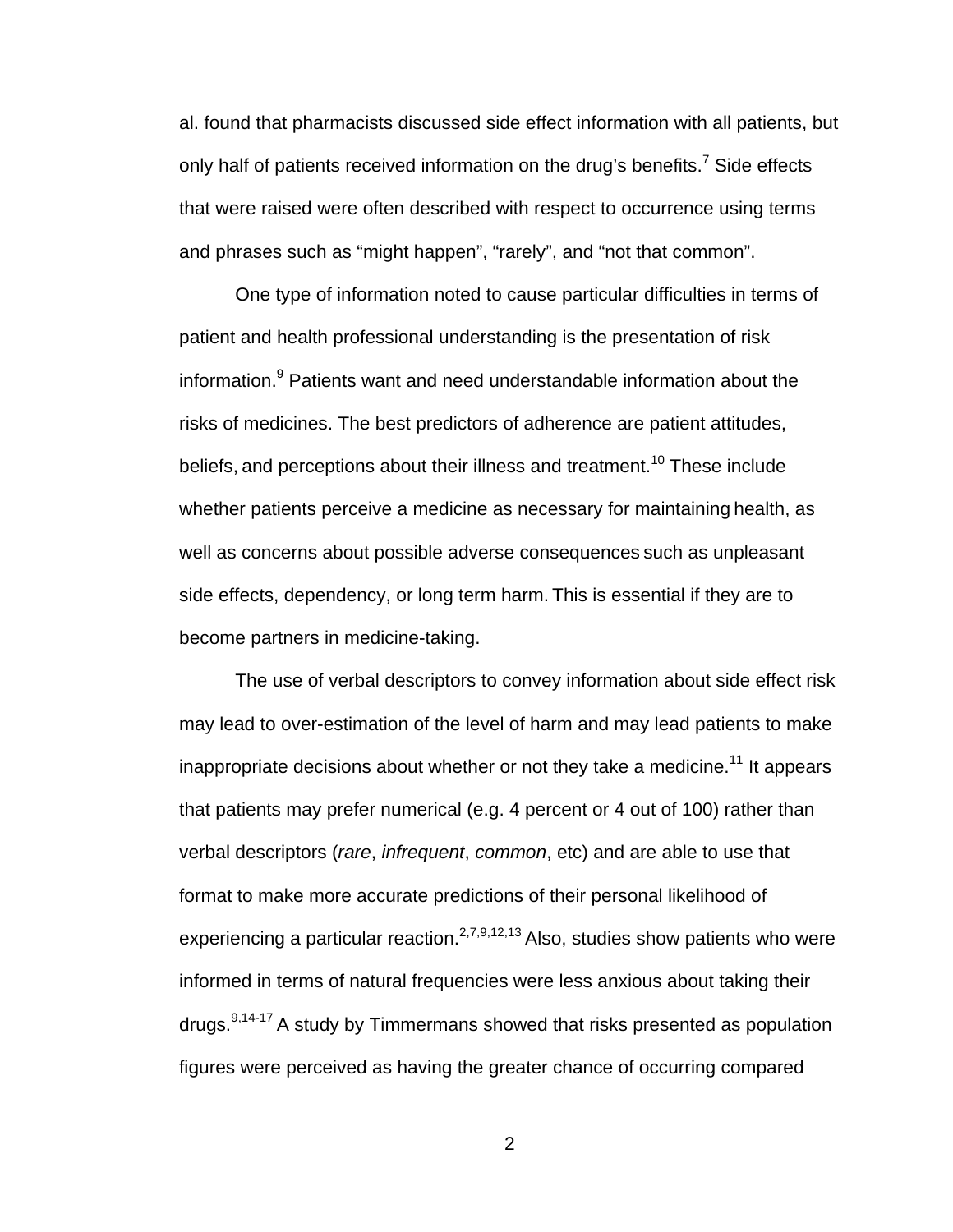al. found that pharmacists discussed side effect information with all patients, but only half of patients received information on the drug's benefits.[7] Side effects that were raised were often described with respect to occurrence using terms and phrases such as "might happen", "rarely", and "not that common".

One type of information noted to cause particular difficulties in terms of patient and health professional understanding is the presentation of risk information.[9] Patients want and need understandable information about the risks of medicines. The best predictors of adherence are patient attitudes, beliefs, and perceptions about their illness and treatment.[10] These include whether patients perceive a medicine as necessary for maintaining health, as well as concerns about possible adverse consequences such as unpleasant side effects, dependency, or long term harm. This is essential if they are to become partners in medicine-taking.

The use of verbal descriptors to convey information about side effect risk may lead to over-estimation of the level of harm and may lead patients to make inappropriate decisions about whether or not they take a medicine.[11] It appears that patients may prefer numerical (e.g. 4 percent or 4 out of 100) rather than verbal descriptors (*rare*, *infrequent*, *common*, etc) and are able to use that format to make more accurate predictions of their personal likelihood of experiencing a particular reaction.[2,7,9,12,13] Also, studies show patients who were informed in terms of natural frequencies were less anxious about taking their drugs.[9,14-17] A study by Timmermans showed that risks presented as population figures were perceived as having the greater chance of occurring compared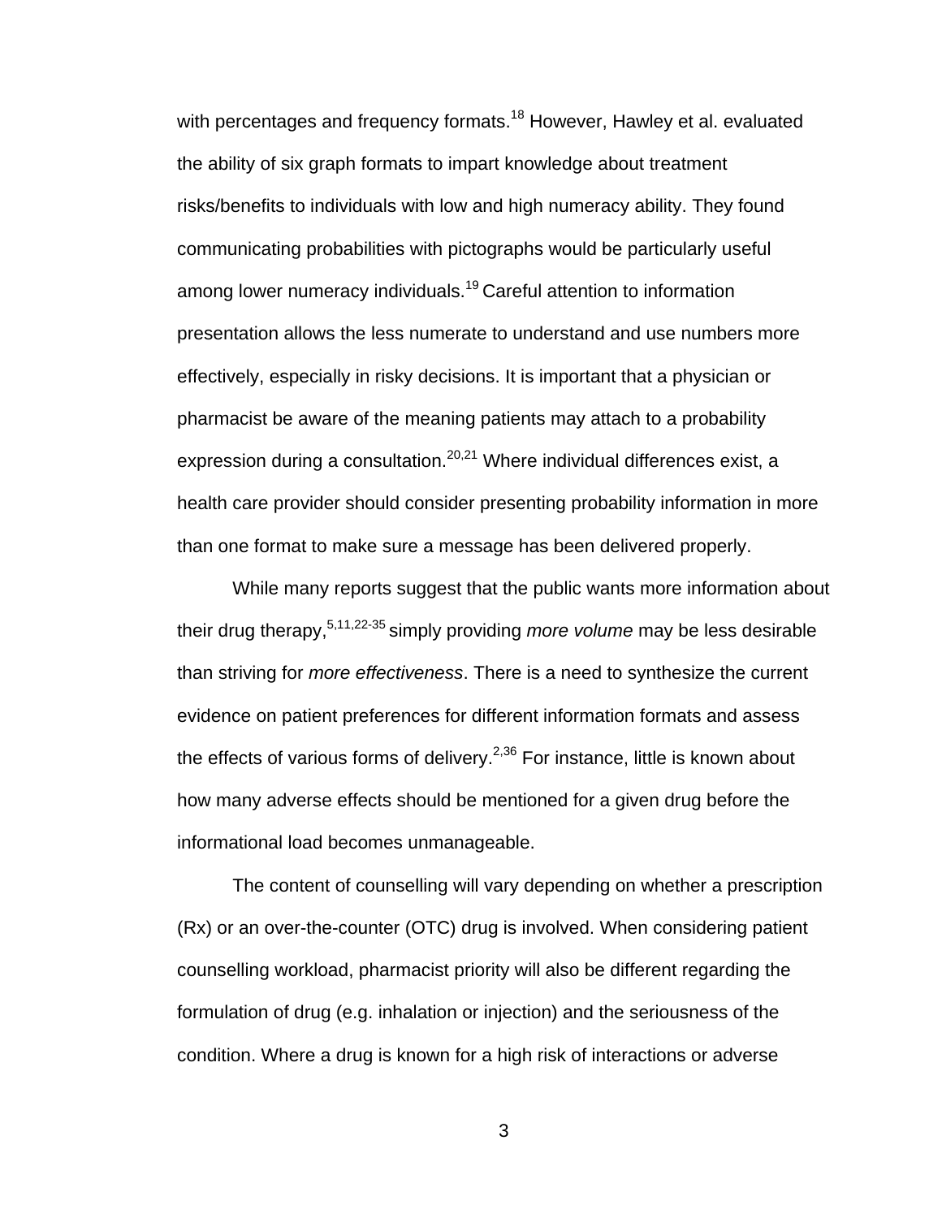with percentages and frequency formats.[18] However, Hawley et al. evaluated the ability of six graph formats to impart knowledge about treatment risks/benefits to individuals with low and high numeracy ability. They found communicating probabilities with pictographs would be particularly useful among lower numeracy individuals.[19] Careful attention to information presentation allows the less numerate to understand and use numbers more effectively, especially in risky decisions. It is important that a physician or pharmacist be aware of the meaning patients may attach to a probability expression during a consultation.[20,21] Where individual differences exist, a health care provider should consider presenting probability information in more than one format to make sure a message has been delivered properly.

While many reports suggest that the public wants more information about their drug therapy,[5,11,22-35] simply providing *more volume* may be less desirable than striving for *more effectiveness*. There is a need to synthesize the current evidence on patient preferences for different information formats and assess the effects of various forms of delivery.[2,36] For instance, little is known about how many adverse effects should be mentioned for a given drug before the informational load becomes unmanageable.

The content of counselling will vary depending on whether a prescription (Rx) or an over-the-counter (OTC) drug is involved. When considering patient counselling workload, pharmacist priority will also be different regarding the formulation of drug (e.g. inhalation or injection) and the seriousness of the condition. Where a drug is known for a high risk of interactions or adverse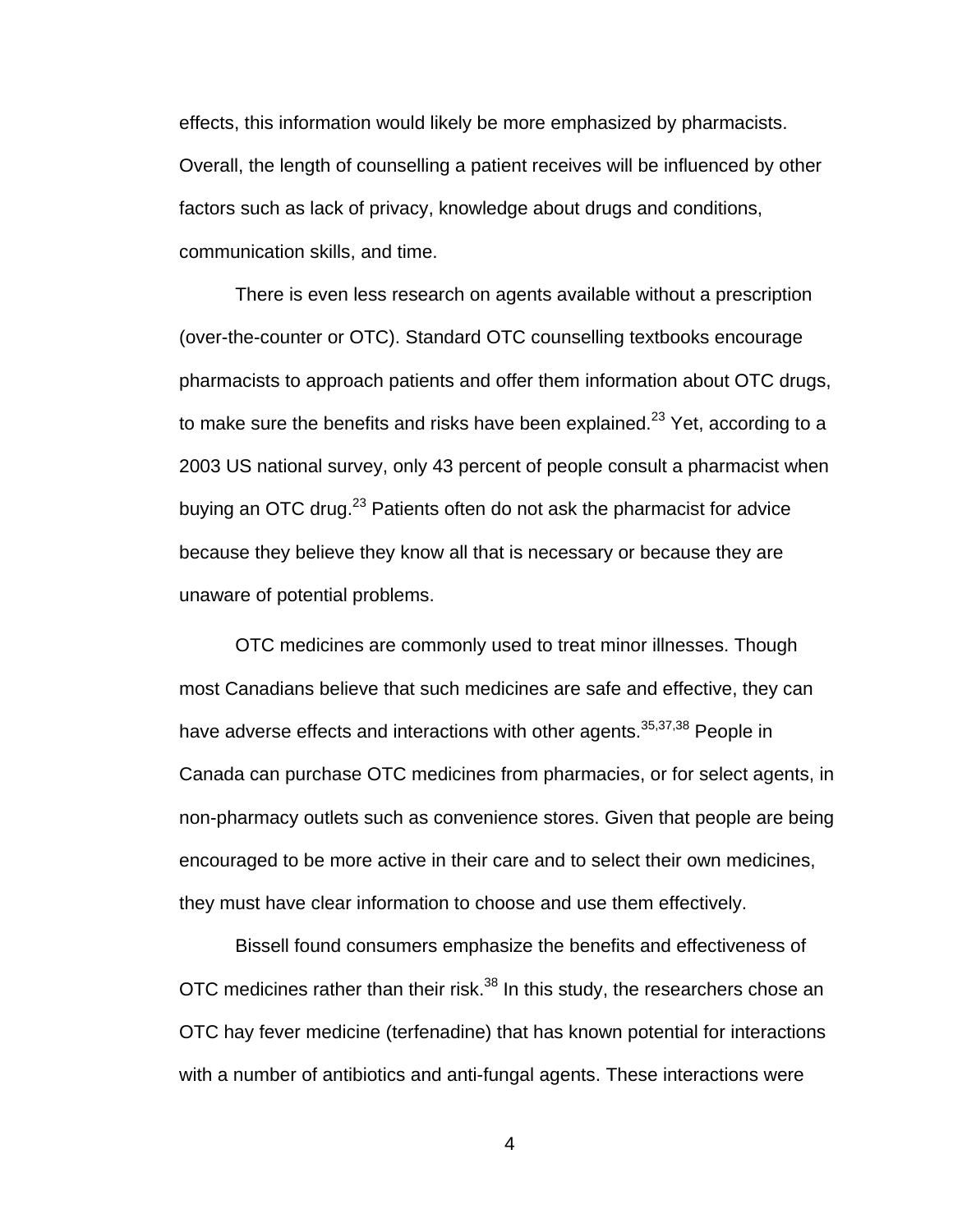effects, this information would likely be more emphasized by pharmacists. Overall, the length of counselling a patient receives will be influenced by other factors such as lack of privacy, knowledge about drugs and conditions, communication skills, and time.

There is even less research on agents available without a prescription (over-the-counter or OTC). Standard OTC counselling textbooks encourage pharmacists to approach patients and offer them information about OTC drugs, to make sure the benefits and risks have been explained.[23] Yet, according to a 2003 US national survey, only 43 percent of people consult a pharmacist when buying an OTC drug.[23] Patients often do not ask the pharmacist for advice because they believe they know all that is necessary or because they are unaware of potential problems.

OTC medicines are commonly used to treat minor illnesses. Though most Canadians believe that such medicines are safe and effective, they can have adverse effects and interactions with other agents.[35,37,38] People in Canada can purchase OTC medicines from pharmacies, or for select agents, in non-pharmacy outlets such as convenience stores. Given that people are being encouraged to be more active in their care and to select their own medicines, they must have clear information to choose and use them effectively.

Bissell found consumers emphasize the benefits and effectiveness of OTC medicines rather than their risk.[38] In this study, the researchers chose an OTC hay fever medicine (terfenadine) that has known potential for interactions with a number of antibiotics and anti-fungal agents. These interactions were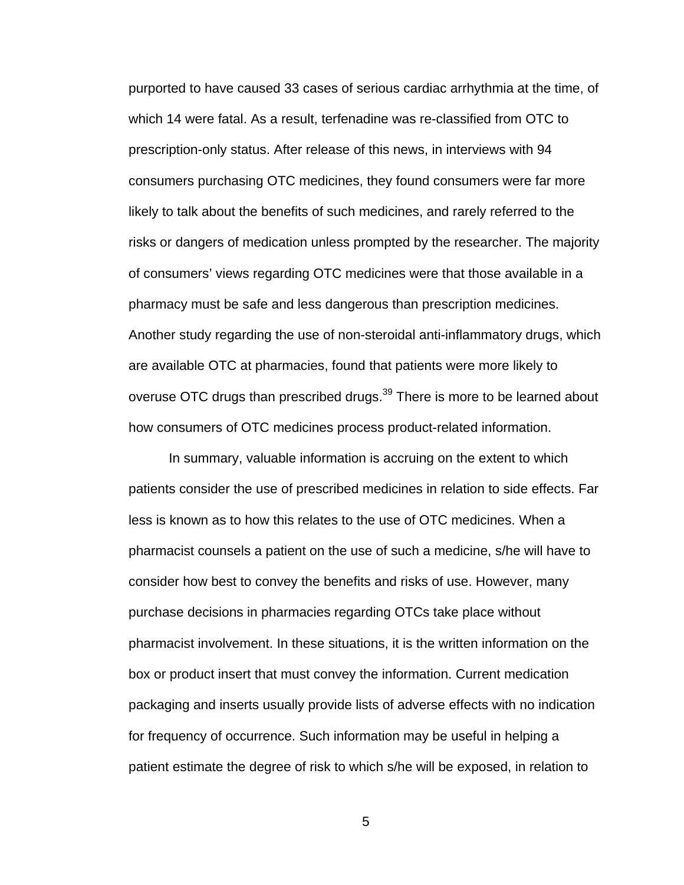purported to have caused 33 cases of serious cardiac arrhythmia at the time, of which 14 were fatal. As a result, terfenadine was re-classified from OTC to prescription-only status. After release of this news, in interviews with 94 consumers purchasing OTC medicines, they found consumers were far more likely to talk about the benefits of such medicines, and rarely referred to the risks or dangers of medication unless prompted by the researcher. The majority of consumers' views regarding OTC medicines were that those available in a pharmacy must be safe and less dangerous than prescription medicines. Another study regarding the use of non-steroidal anti-inflammatory drugs, which are available OTC at pharmacies, found that patients were more likely to overuse OTC drugs than prescribed drugs.[39] There is more to be learned about how consumers of OTC medicines process product-related information.

In summary, valuable information is accruing on the extent to which patients consider the use of prescribed medicines in relation to side effects. Far less is known as to how this relates to the use of OTC medicines. When a pharmacist counsels a patient on the use of such a medicine, s/he will have to consider how best to convey the benefits and risks of use. However, many purchase decisions in pharmacies regarding OTCs take place without pharmacist involvement. In these situations, it is the written information on the box or product insert that must convey the information. Current medication packaging and inserts usually provide lists of adverse effects with no indication for frequency of occurrence. Such information may be useful in helping a patient estimate the degree of risk to which s/he will be exposed, in relation to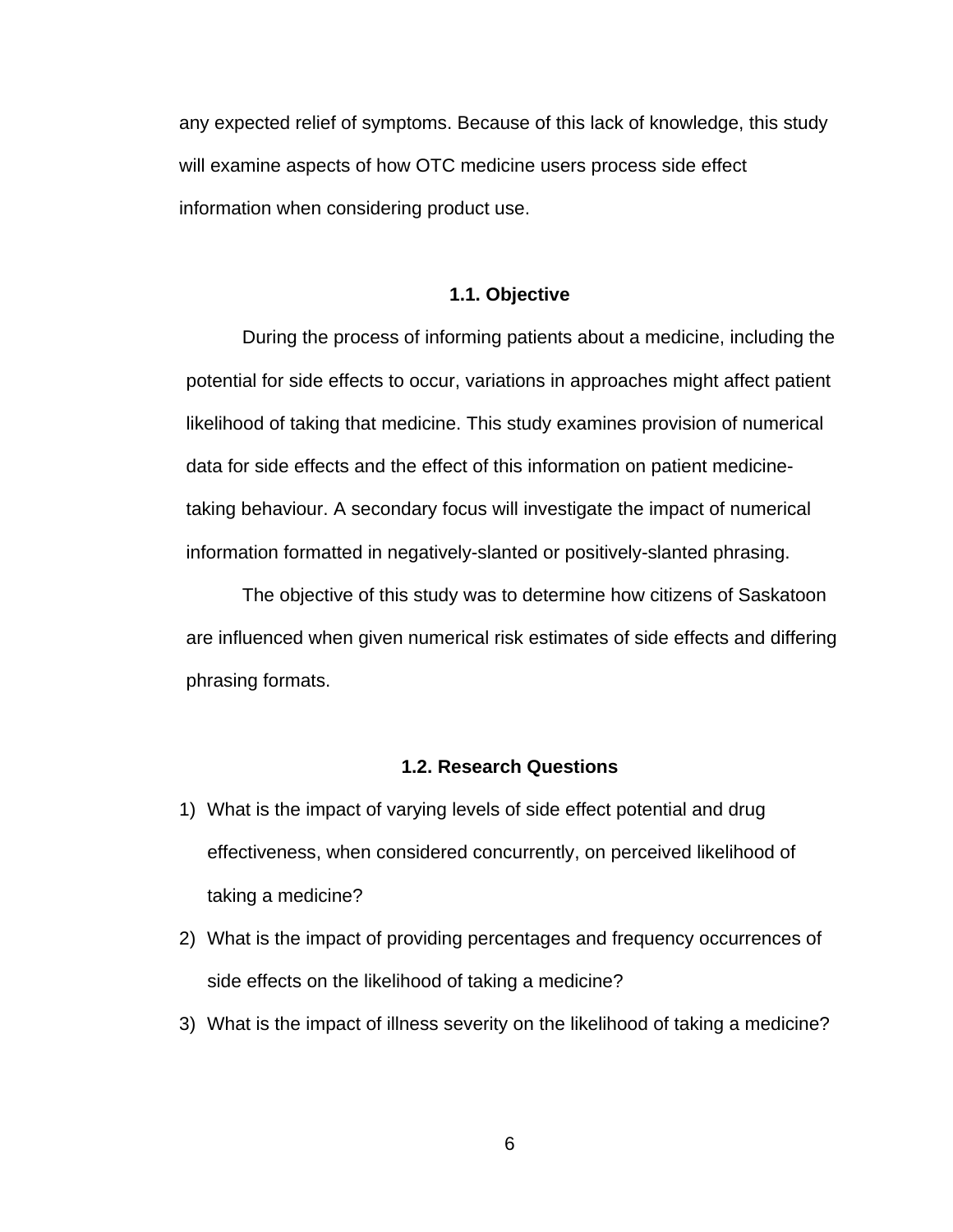any expected relief of symptoms. Because of this lack of knowledge, this study will examine aspects of how OTC medicine users process side effect information when considering product use.

## 1.1. Objective

During the process of informing patients about a medicine, including the potential for side effects to occur, variations in approaches might affect patient likelihood of taking that medicine. This study examines provision of numerical data for side effects and the effect of this information on patient medicine-taking behaviour. A secondary focus will investigate the impact of numerical information formatted in negatively-slanted or positively-slanted phrasing.

The objective of this study was to determine how citizens of Saskatoon are influenced when given numerical risk estimates of side effects and differing phrasing formats.

## 1.2. Research Questions

1) What is the impact of varying levels of side effect potential and drug effectiveness, when considered concurrently, on perceived likelihood of taking a medicine?
2) What is the impact of providing percentages and frequency occurrences of side effects on the likelihood of taking a medicine?
3) What is the impact of illness severity on the likelihood of taking a medicine?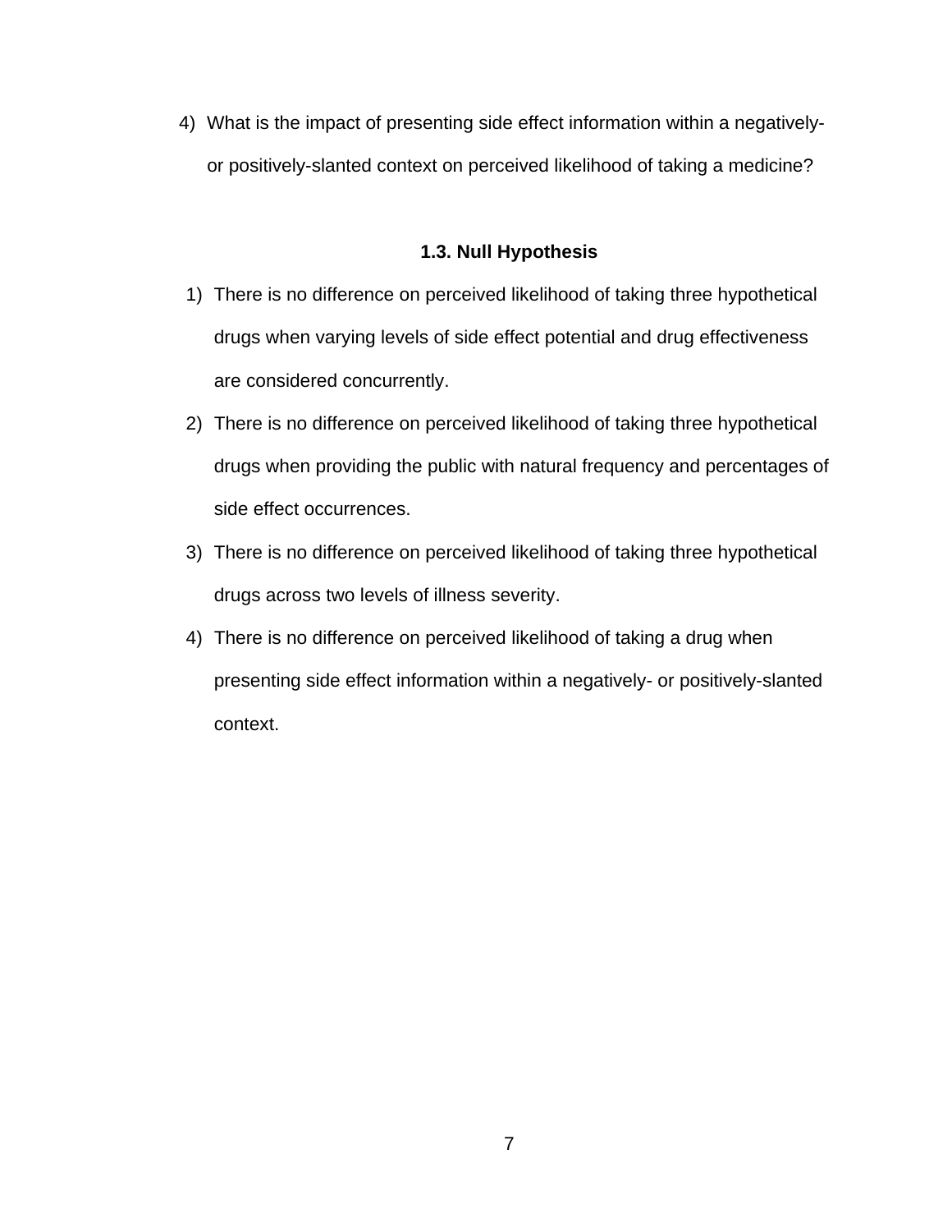4) What is the impact of presenting side effect information within a negatively- or positively-slanted context on perceived likelihood of taking a medicine?

### 1.3. Null Hypothesis

1) There is no difference on perceived likelihood of taking three hypothetical drugs when varying levels of side effect potential and drug effectiveness are considered concurrently.
2) There is no difference on perceived likelihood of taking three hypothetical drugs when providing the public with natural frequency and percentages of side effect occurrences.
3) There is no difference on perceived likelihood of taking three hypothetical drugs across two levels of illness severity.
4) There is no difference on perceived likelihood of taking a drug when presenting side effect information within a negatively- or positively-slanted context.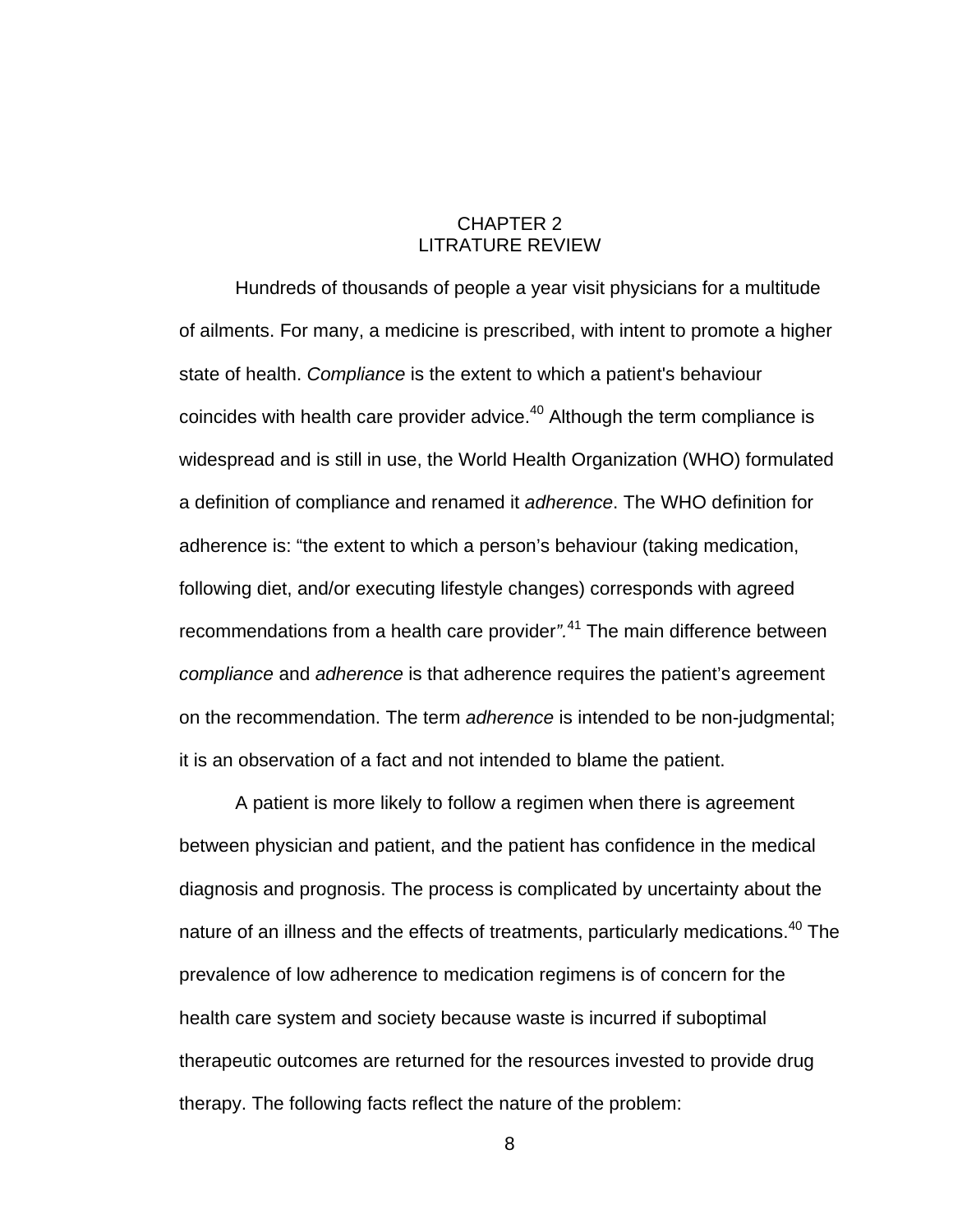# CHAPTER 2
# LITRATURE REVIEW

Hundreds of thousands of people a year visit physicians for a multitude of ailments. For many, a medicine is prescribed, with intent to promote a higher state of health. *Compliance* is the extent to which a patient's behaviour coincides with health care provider advice.[40] Although the term compliance is widespread and is still in use, the World Health Organization (WHO) formulated a definition of compliance and renamed it *adherence*. The WHO definition for adherence is: "the extent to which a person's behaviour (taking medication, following diet, and/or executing lifestyle changes) corresponds with agreed recommendations from a health care provider*".*[41] The main difference between *compliance* and *adherence* is that adherence requires the patient's agreement on the recommendation. The term *adherence* is intended to be non-judgmental; it is an observation of a fact and not intended to blame the patient.

A patient is more likely to follow a regimen when there is agreement between physician and patient, and the patient has confidence in the medical diagnosis and prognosis. The process is complicated by uncertainty about the nature of an illness and the effects of treatments, particularly medications.[40] The prevalence of low adherence to medication regimens is of concern for the health care system and society because waste is incurred if suboptimal therapeutic outcomes are returned for the resources invested to provide drug therapy. The following facts reflect the nature of the problem: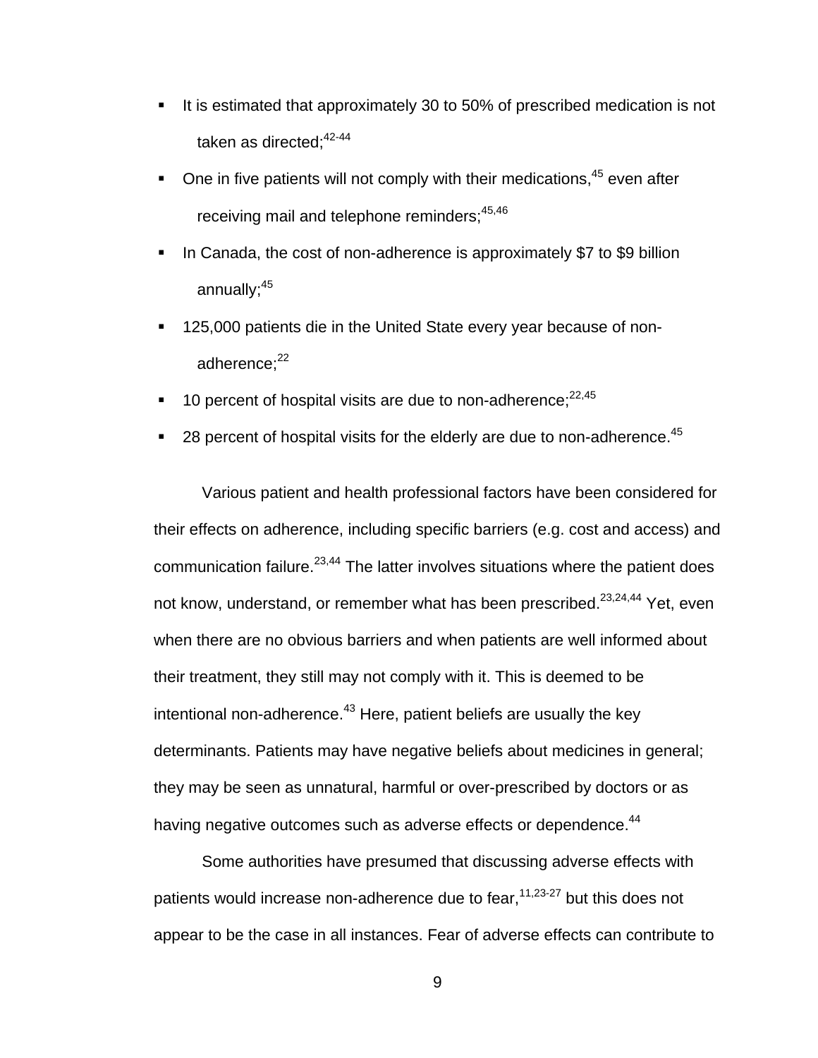- It is estimated that approximately 30 to 50% of prescribed medication is not taken as directed;[42-44]
- One in five patients will not comply with their medications,[45] even after receiving mail and telephone reminders;[45,46]
- In Canada, the cost of non-adherence is approximately $7 to $9 billion annually;[45]
- 125,000 patients die in the United State every year because of non-adherence;[22]
- 10 percent of hospital visits are due to non-adherence;[22,45]
- 28 percent of hospital visits for the elderly are due to non-adherence.[45]

Various patient and health professional factors have been considered for their effects on adherence, including specific barriers (e.g. cost and access) and communication failure.[23,44] The latter involves situations where the patient does not know, understand, or remember what has been prescribed.[23,24,44] Yet, even when there are no obvious barriers and when patients are well informed about their treatment, they still may not comply with it. This is deemed to be intentional non-adherence.[43] Here, patient beliefs are usually the key determinants. Patients may have negative beliefs about medicines in general; they may be seen as unnatural, harmful or over-prescribed by doctors or as having negative outcomes such as adverse effects or dependence.[44]

Some authorities have presumed that discussing adverse effects with patients would increase non-adherence due to fear,[11,23-27] but this does not appear to be the case in all instances. Fear of adverse effects can contribute to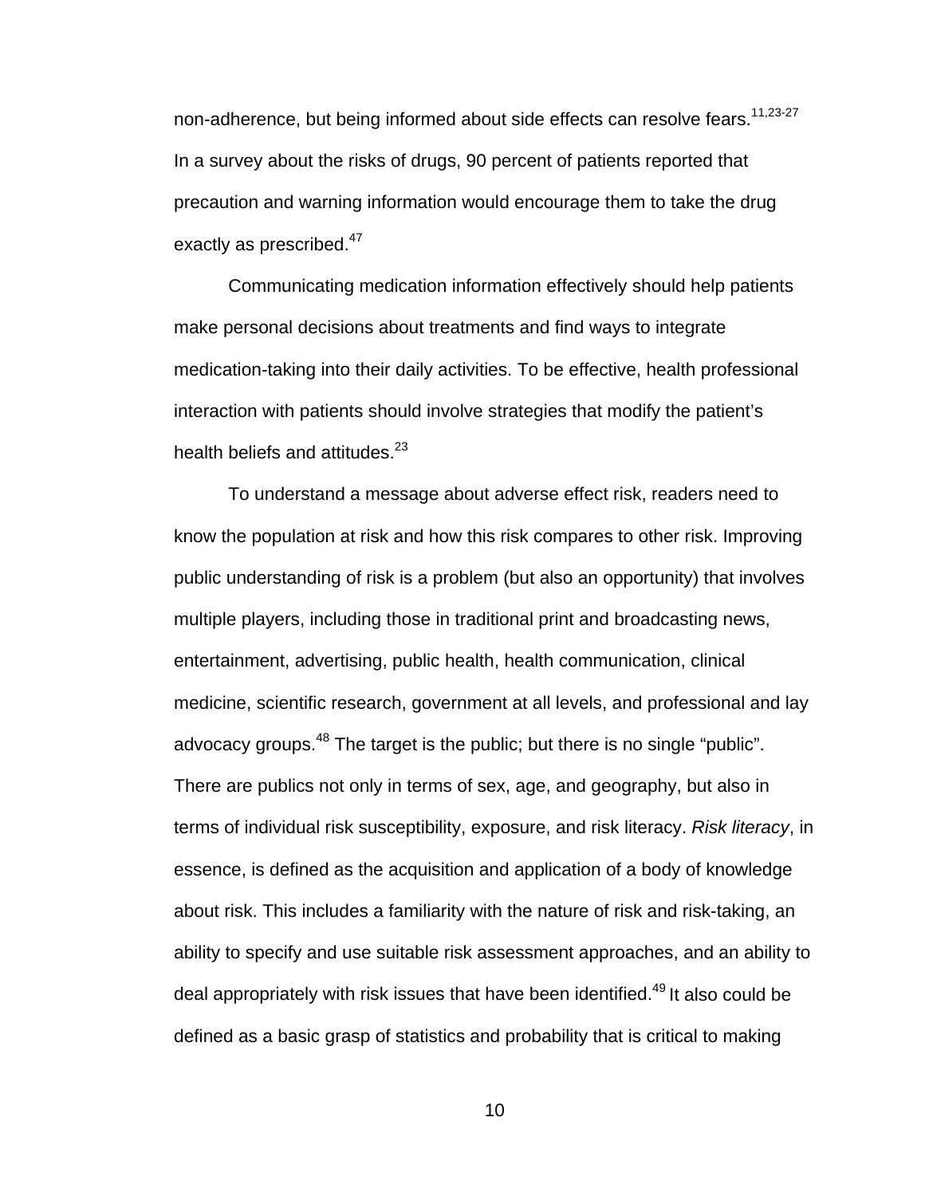non-adherence, but being informed about side effects can resolve fears.[11,23-27] In a survey about the risks of drugs, 90 percent of patients reported that precaution and warning information would encourage them to take the drug exactly as prescribed.[47]

Communicating medication information effectively should help patients make personal decisions about treatments and find ways to integrate medication-taking into their daily activities. To be effective, health professional interaction with patients should involve strategies that modify the patient's health beliefs and attitudes.[23]

To understand a message about adverse effect risk, readers need to know the population at risk and how this risk compares to other risk. Improving public understanding of risk is a problem (but also an opportunity) that involves multiple players, including those in traditional print and broadcasting news, entertainment, advertising, public health, health communication, clinical medicine, scientific research, government at all levels, and professional and lay advocacy groups.[48] The target is the public; but there is no single "public". There are publics not only in terms of sex, age, and geography, but also in terms of individual risk susceptibility, exposure, and risk literacy. *Risk literacy*, in essence, is defined as the acquisition and application of a body of knowledge about risk. This includes a familiarity with the nature of risk and risk-taking, an ability to specify and use suitable risk assessment approaches, and an ability to deal appropriately with risk issues that have been identified.[49] It also could be defined as a basic grasp of statistics and probability that is critical to making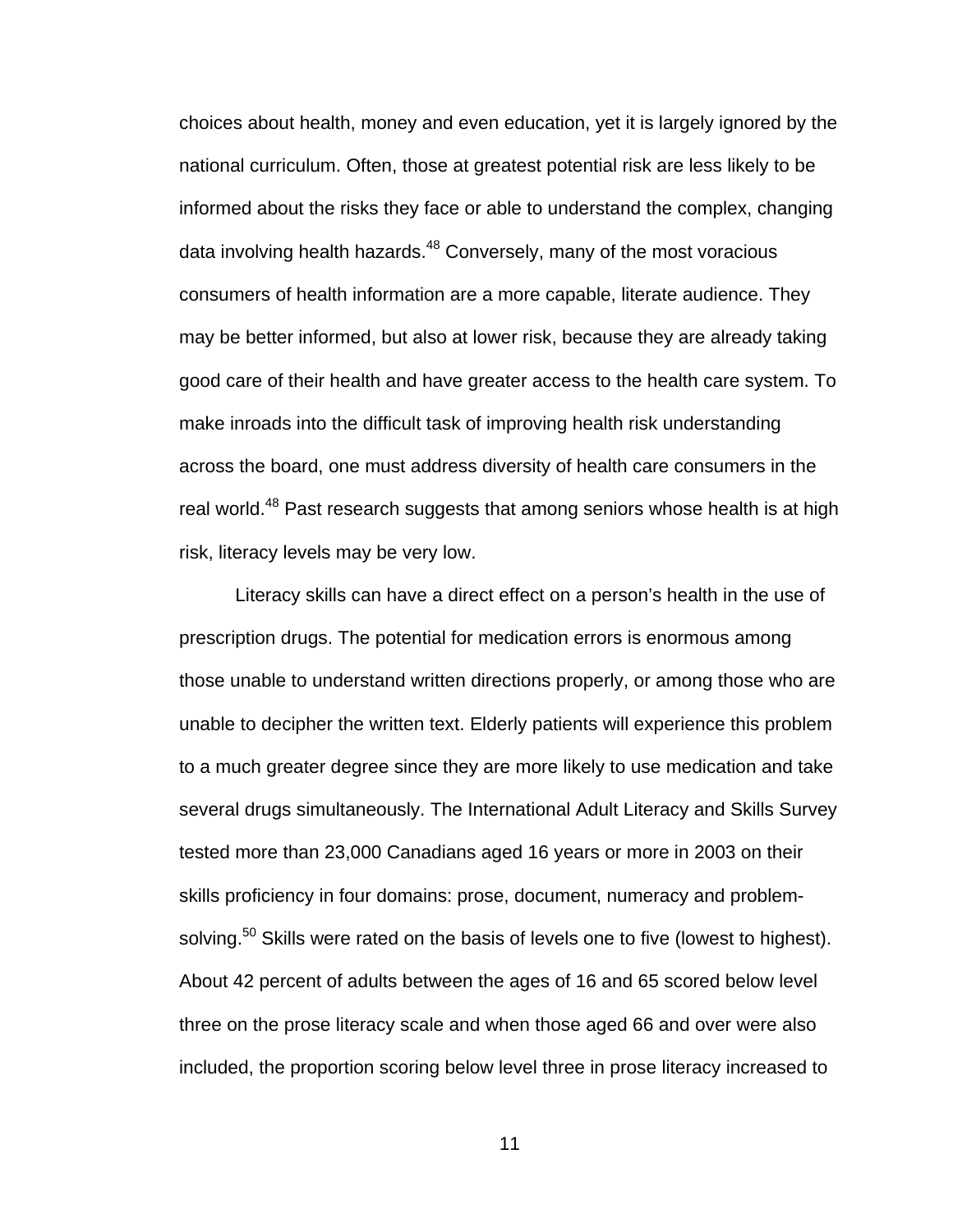choices about health, money and even education, yet it is largely ignored by the national curriculum. Often, those at greatest potential risk are less likely to be informed about the risks they face or able to understand the complex, changing data involving health hazards.[48] Conversely, many of the most voracious consumers of health information are a more capable, literate audience. They may be better informed, but also at lower risk, because they are already taking good care of their health and have greater access to the health care system. To make inroads into the difficult task of improving health risk understanding across the board, one must address diversity of health care consumers in the real world.[48] Past research suggests that among seniors whose health is at high risk, literacy levels may be very low.

Literacy skills can have a direct effect on a person's health in the use of prescription drugs. The potential for medication errors is enormous among those unable to understand written directions properly, or among those who are unable to decipher the written text. Elderly patients will experience this problem to a much greater degree since they are more likely to use medication and take several drugs simultaneously. The International Adult Literacy and Skills Survey tested more than 23,000 Canadians aged 16 years or more in 2003 on their skills proficiency in four domains: prose, document, numeracy and problem-solving.[50] Skills were rated on the basis of levels one to five (lowest to highest). About 42 percent of adults between the ages of 16 and 65 scored below level three on the prose literacy scale and when those aged 66 and over were also included, the proportion scoring below level three in prose literacy increased to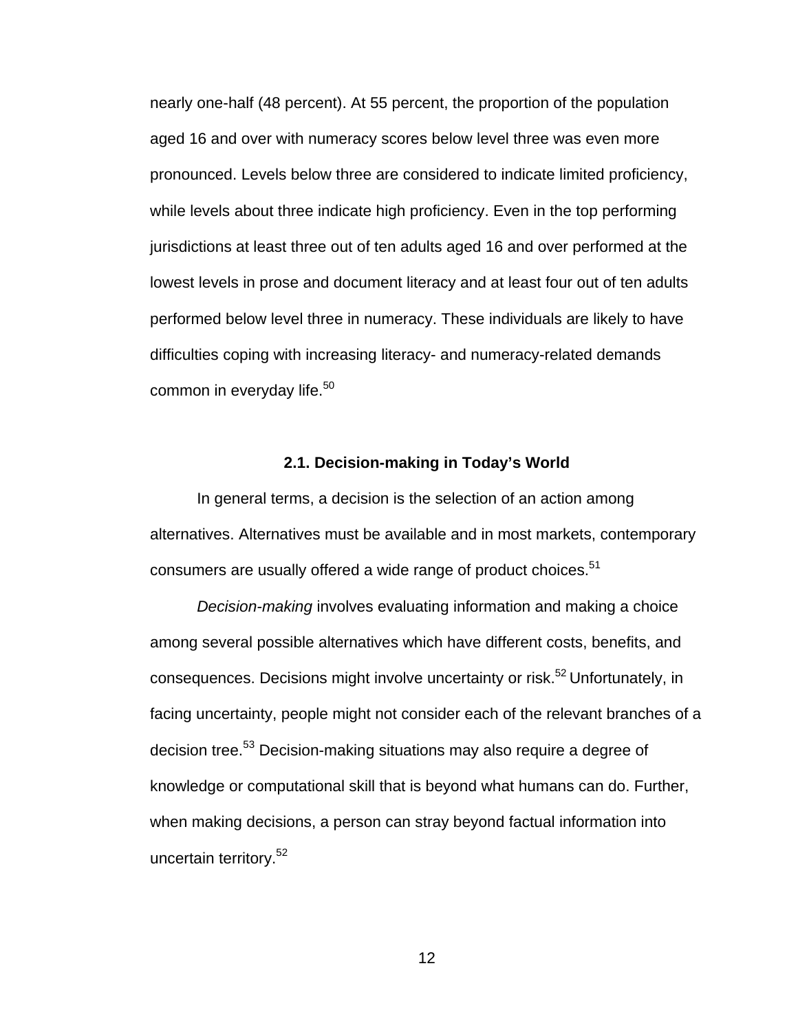nearly one-half (48 percent). At 55 percent, the proportion of the population aged 16 and over with numeracy scores below level three was even more pronounced. Levels below three are considered to indicate limited proficiency, while levels about three indicate high proficiency. Even in the top performing jurisdictions at least three out of ten adults aged 16 and over performed at the lowest levels in prose and document literacy and at least four out of ten adults performed below level three in numeracy. These individuals are likely to have difficulties coping with increasing literacy- and numeracy-related demands common in everyday life.[50]

### 2.1. Decision-making in Today's World

In general terms, a decision is the selection of an action among alternatives. Alternatives must be available and in most markets, contemporary consumers are usually offered a wide range of product choices.[51]

*Decision-making* involves evaluating information and making a choice among several possible alternatives which have different costs, benefits, and consequences. Decisions might involve uncertainty or risk.[52] Unfortunately, in facing uncertainty, people might not consider each of the relevant branches of a decision tree.[53] Decision-making situations may also require a degree of knowledge or computational skill that is beyond what humans can do. Further, when making decisions, a person can stray beyond factual information into uncertain territory.[52]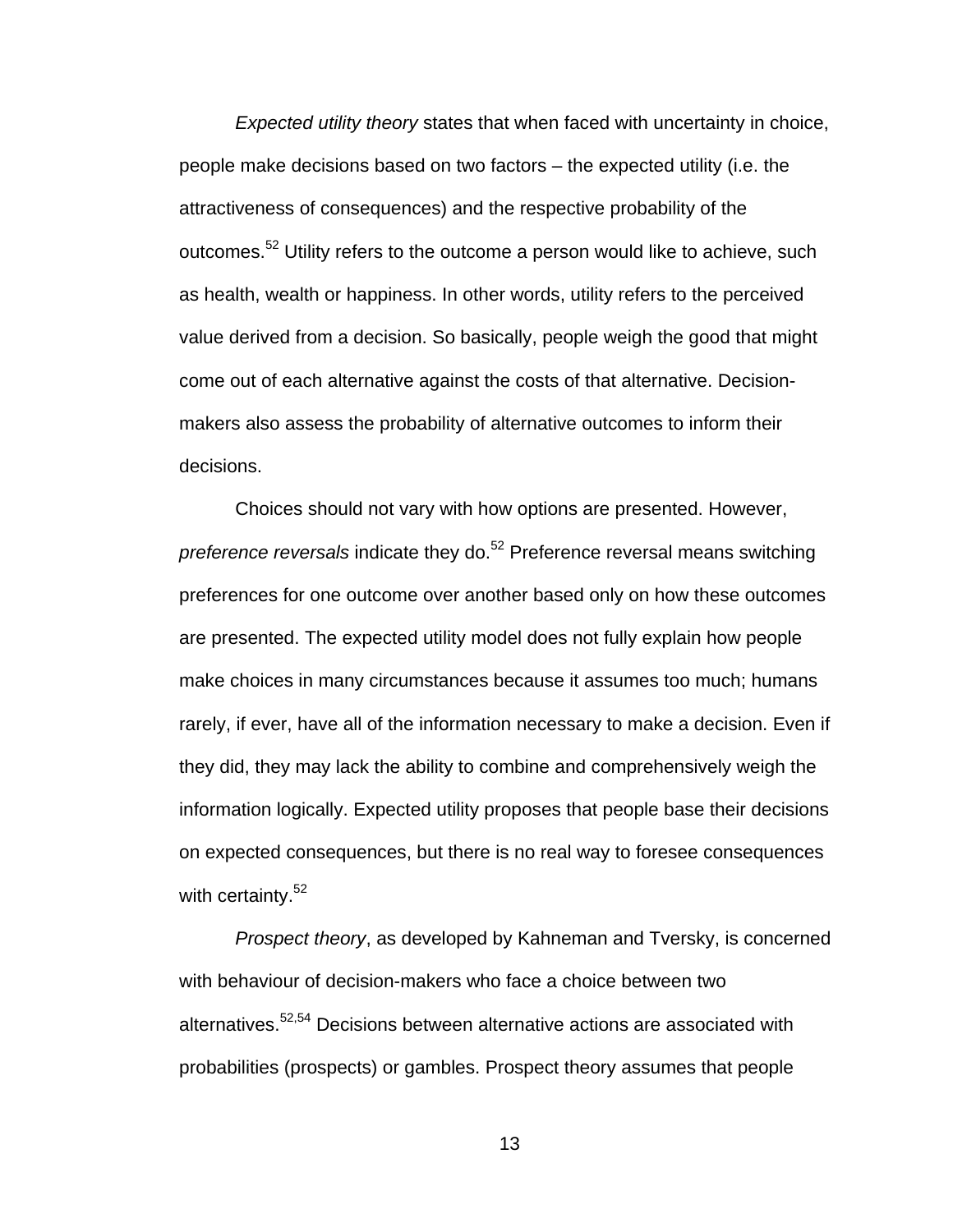*Expected utility theory* states that when faced with uncertainty in choice, people make decisions based on two factors – the expected utility (i.e. the attractiveness of consequences) and the respective probability of the outcomes.[52] Utility refers to the outcome a person would like to achieve, such as health, wealth or happiness. In other words, utility refers to the perceived value derived from a decision. So basically, people weigh the good that might come out of each alternative against the costs of that alternative. Decision-makers also assess the probability of alternative outcomes to inform their decisions.

Choices should not vary with how options are presented. However, *preference reversals* indicate they do.[52] Preference reversal means switching preferences for one outcome over another based only on how these outcomes are presented. The expected utility model does not fully explain how people make choices in many circumstances because it assumes too much; humans rarely, if ever, have all of the information necessary to make a decision. Even if they did, they may lack the ability to combine and comprehensively weigh the information logically. Expected utility proposes that people base their decisions on expected consequences, but there is no real way to foresee consequences with certainty.[52]

*Prospect theory*, as developed by Kahneman and Tversky, is concerned with behaviour of decision-makers who face a choice between two alternatives.[52,54] Decisions between alternative actions are associated with probabilities (prospects) or gambles. Prospect theory assumes that people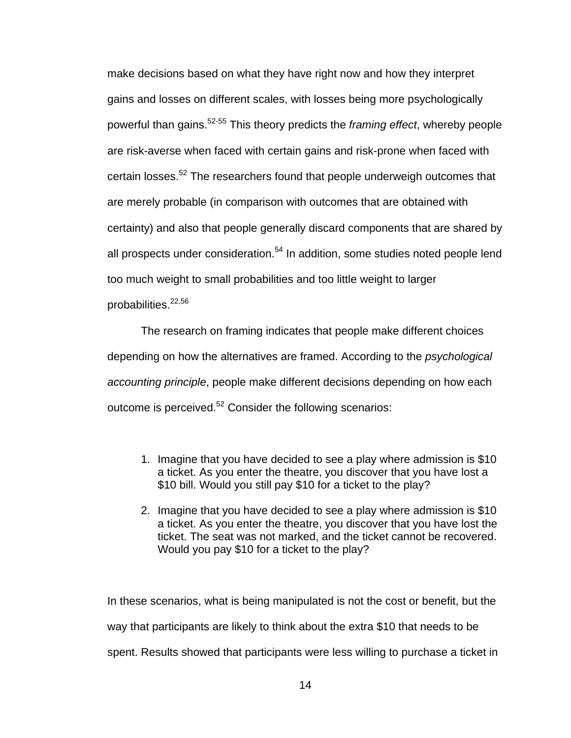make decisions based on what they have right now and how they interpret gains and losses on different scales, with losses being more psychologically powerful than gains.[52-55] This theory predicts the *framing effect*, whereby people are risk-averse when faced with certain gains and risk-prone when faced with certain losses.[52] The researchers found that people underweigh outcomes that are merely probable (in comparison with outcomes that are obtained with certainty) and also that people generally discard components that are shared by all prospects under consideration.[54] In addition, some studies noted people lend too much weight to small probabilities and too little weight to larger probabilities.[22,56]

The research on framing indicates that people make different choices depending on how the alternatives are framed. According to the *psychological accounting principle*, people make different decisions depending on how each outcome is perceived.[52] Consider the following scenarios:

1. Imagine that you have decided to see a play where admission is $10 a ticket. As you enter the theatre, you discover that you have lost a $10 bill. Would you still pay $10 for a ticket to the play?
2. Imagine that you have decided to see a play where admission is $10 a ticket. As you enter the theatre, you discover that you have lost the ticket. The seat was not marked, and the ticket cannot be recovered. Would you pay $10 for a ticket to the play?

In these scenarios, what is being manipulated is not the cost or benefit, but the way that participants are likely to think about the extra $10 that needs to be spent. Results showed that participants were less willing to purchase a ticket in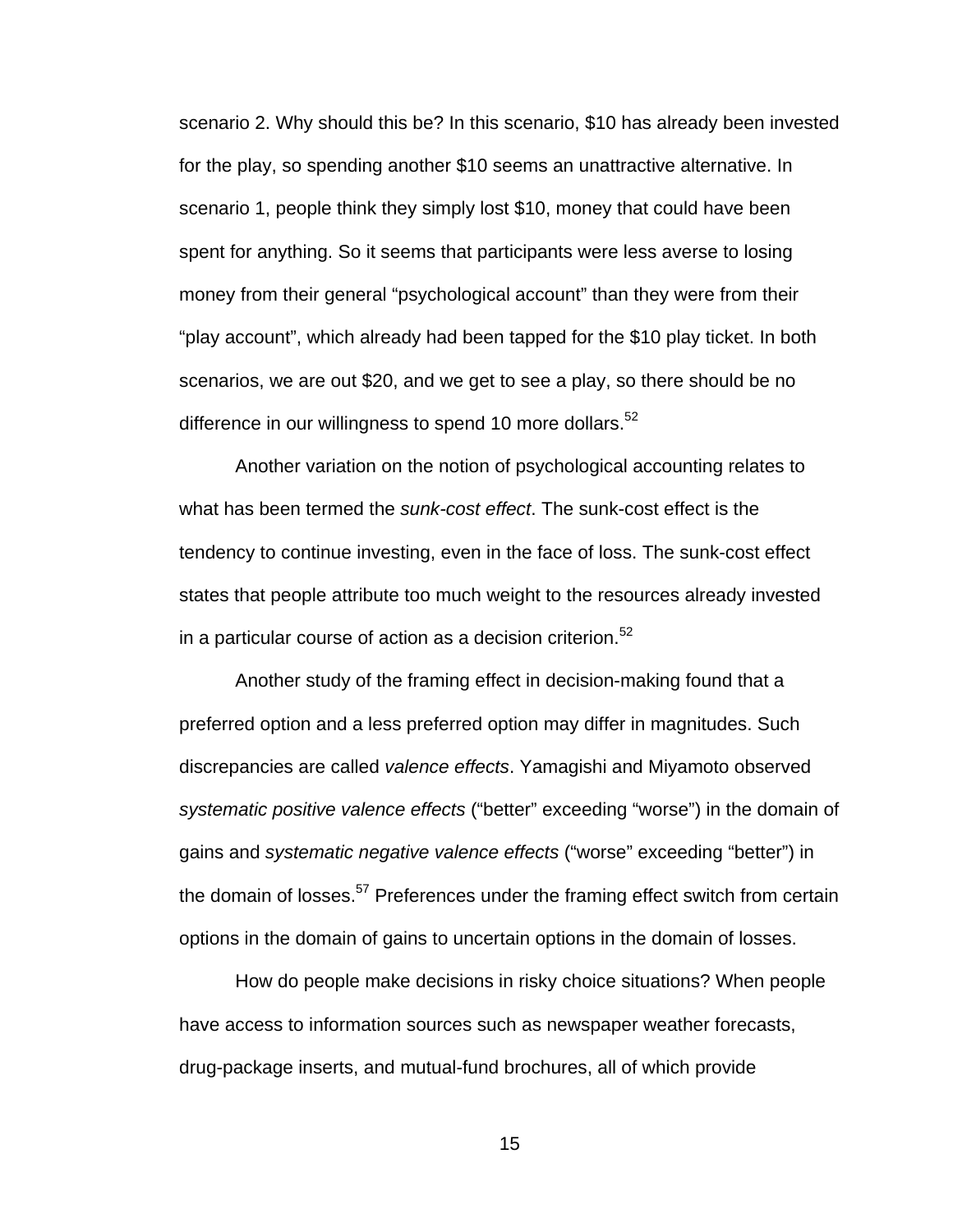scenario 2. Why should this be? In this scenario, $10 has already been invested for the play, so spending another $10 seems an unattractive alternative. In scenario 1, people think they simply lost $10, money that could have been spent for anything. So it seems that participants were less averse to losing money from their general "psychological account" than they were from their "play account", which already had been tapped for the $10 play ticket. In both scenarios, we are out $20, and we get to see a play, so there should be no difference in our willingness to spend 10 more dollars.[52]

Another variation on the notion of psychological accounting relates to what has been termed the *sunk-cost effect*. The sunk-cost effect is the tendency to continue investing, even in the face of loss. The sunk-cost effect states that people attribute too much weight to the resources already invested in a particular course of action as a decision criterion.[52]

Another study of the framing effect in decision-making found that a preferred option and a less preferred option may differ in magnitudes. Such discrepancies are called *valence effects*. Yamagishi and Miyamoto observed *systematic positive valence effects* ("better" exceeding "worse") in the domain of gains and *systematic negative valence effects* ("worse" exceeding "better") in the domain of losses.[57] Preferences under the framing effect switch from certain options in the domain of gains to uncertain options in the domain of losses.

How do people make decisions in risky choice situations? When people have access to information sources such as newspaper weather forecasts, drug-package inserts, and mutual-fund brochures, all of which provide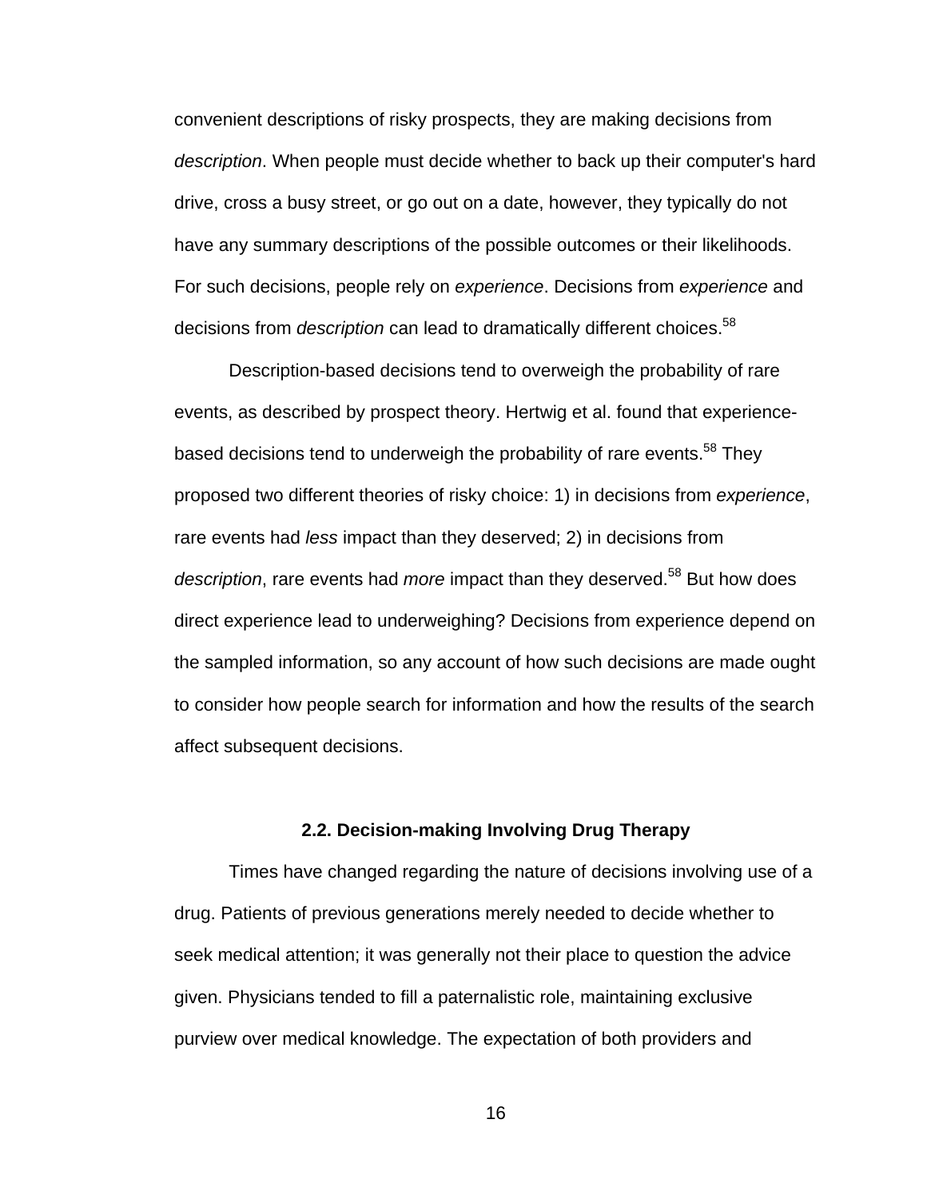convenient descriptions of risky prospects, they are making decisions from *description*. When people must decide whether to back up their computer's hard drive, cross a busy street, or go out on a date, however, they typically do not have any summary descriptions of the possible outcomes or their likelihoods. For such decisions, people rely on *experience*. Decisions from *experience* and decisions from *description* can lead to dramatically different choices.[58]

Description-based decisions tend to overweigh the probability of rare events, as described by prospect theory. Hertwig et al. found that experience-based decisions tend to underweigh the probability of rare events.[58] They proposed two different theories of risky choice: 1) in decisions from *experience*, rare events had *less* impact than they deserved; 2) in decisions from *description*, rare events had *more* impact than they deserved.[58] But how does direct experience lead to underweighing? Decisions from experience depend on the sampled information, so any account of how such decisions are made ought to consider how people search for information and how the results of the search affect subsequent decisions.

## 2.2. Decision-making Involving Drug Therapy

Times have changed regarding the nature of decisions involving use of a drug. Patients of previous generations merely needed to decide whether to seek medical attention; it was generally not their place to question the advice given. Physicians tended to fill a paternalistic role, maintaining exclusive purview over medical knowledge. The expectation of both providers and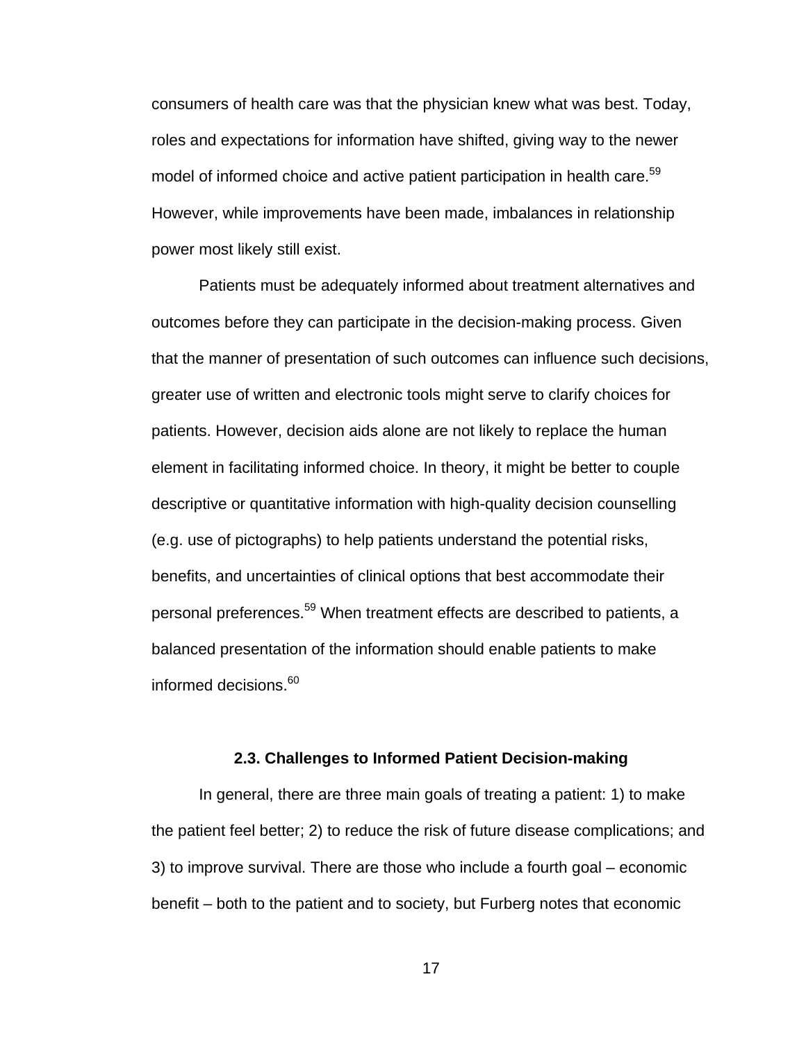consumers of health care was that the physician knew what was best. Today, roles and expectations for information have shifted, giving way to the newer model of informed choice and active patient participation in health care.[59] However, while improvements have been made, imbalances in relationship power most likely still exist.

Patients must be adequately informed about treatment alternatives and outcomes before they can participate in the decision-making process. Given that the manner of presentation of such outcomes can influence such decisions, greater use of written and electronic tools might serve to clarify choices for patients. However, decision aids alone are not likely to replace the human element in facilitating informed choice. In theory, it might be better to couple descriptive or quantitative information with high-quality decision counselling (e.g. use of pictographs) to help patients understand the potential risks, benefits, and uncertainties of clinical options that best accommodate their personal preferences.[59] When treatment effects are described to patients, a balanced presentation of the information should enable patients to make informed decisions.[60]

### 2.3. Challenges to Informed Patient Decision-making

In general, there are three main goals of treating a patient: 1) to make the patient feel better; 2) to reduce the risk of future disease complications; and 3) to improve survival. There are those who include a fourth goal – economic benefit – both to the patient and to society, but Furberg notes that economic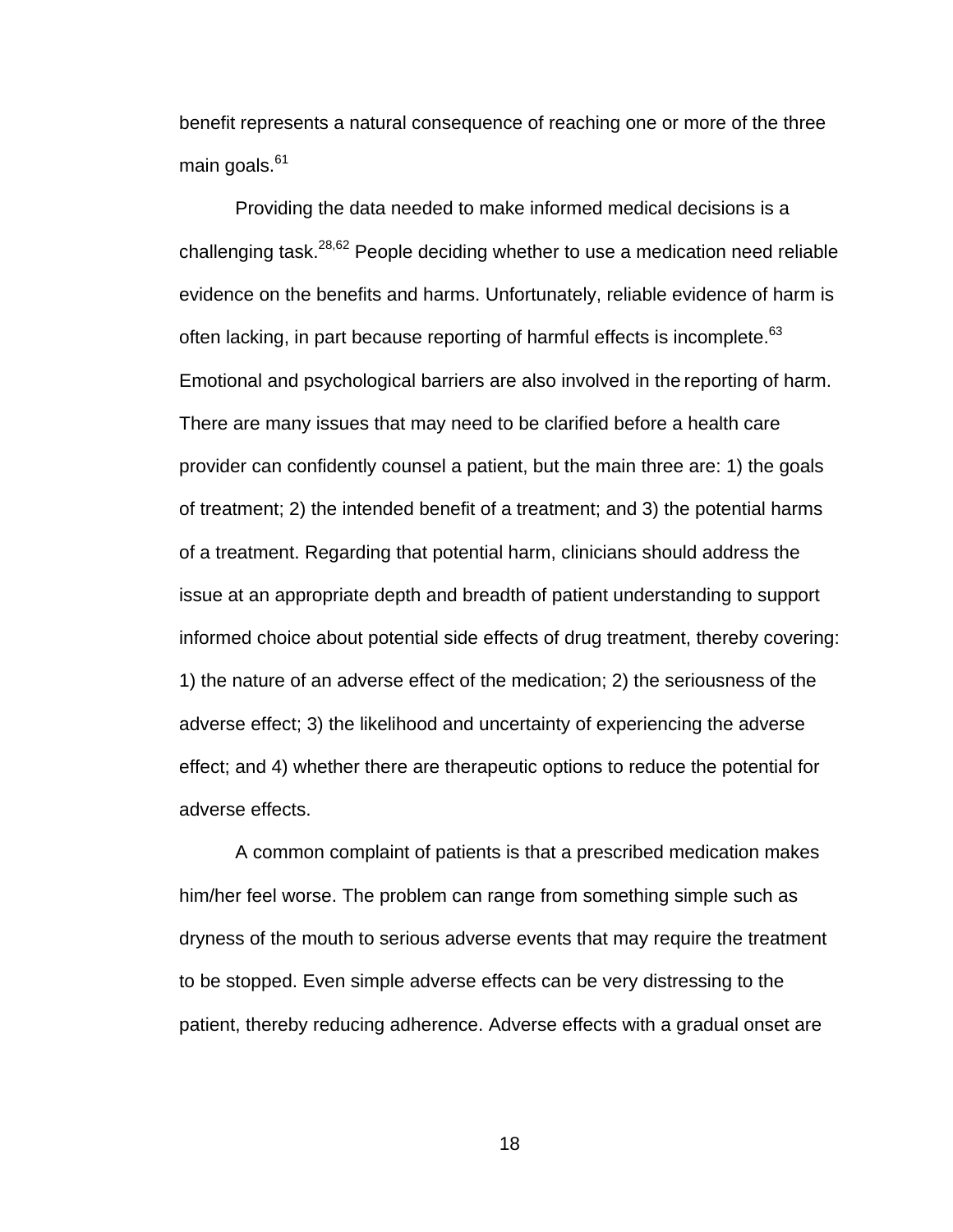benefit represents a natural consequence of reaching one or more of the three main goals.[61]

Providing the data needed to make informed medical decisions is a challenging task.[28,62] People deciding whether to use a medication need reliable evidence on the benefits and harms. Unfortunately, reliable evidence of harm is often lacking, in part because reporting of harmful effects is incomplete.[63] Emotional and psychological barriers are also involved in the reporting of harm. There are many issues that may need to be clarified before a health care provider can confidently counsel a patient, but the main three are: 1) the goals of treatment; 2) the intended benefit of a treatment; and 3) the potential harms of a treatment. Regarding that potential harm, clinicians should address the issue at an appropriate depth and breadth of patient understanding to support informed choice about potential side effects of drug treatment, thereby covering: 1) the nature of an adverse effect of the medication; 2) the seriousness of the adverse effect; 3) the likelihood and uncertainty of experiencing the adverse effect; and 4) whether there are therapeutic options to reduce the potential for adverse effects.

A common complaint of patients is that a prescribed medication makes him/her feel worse. The problem can range from something simple such as dryness of the mouth to serious adverse events that may require the treatment to be stopped. Even simple adverse effects can be very distressing to the patient, thereby reducing adherence. Adverse effects with a gradual onset are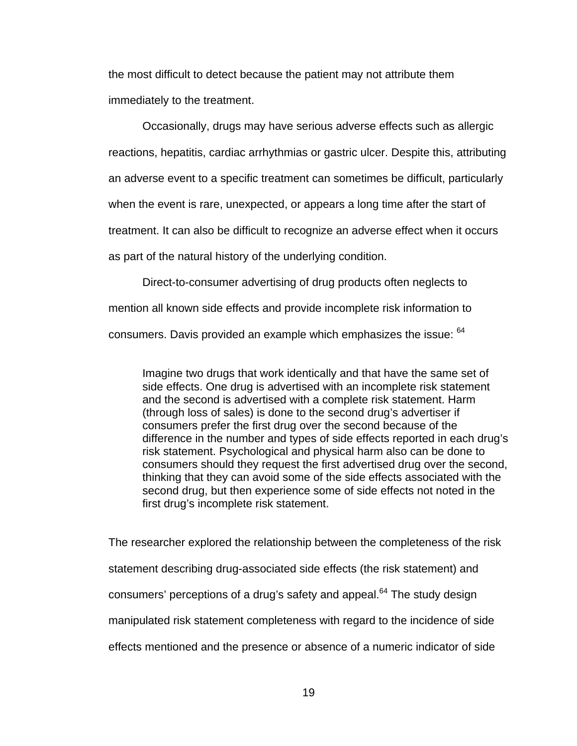the most difficult to detect because the patient may not attribute them immediately to the treatment.

Occasionally, drugs may have serious adverse effects such as allergic reactions, hepatitis, cardiac arrhythmias or gastric ulcer. Despite this, attributing an adverse event to a specific treatment can sometimes be difficult, particularly when the event is rare, unexpected, or appears a long time after the start of treatment. It can also be difficult to recognize an adverse effect when it occurs as part of the natural history of the underlying condition.

Direct-to-consumer advertising of drug products often neglects to mention all known side effects and provide incomplete risk information to consumers. Davis provided an example which emphasizes the issue: [64]

> Imagine two drugs that work identically and that have the same set of side effects. One drug is advertised with an incomplete risk statement and the second is advertised with a complete risk statement. Harm (through loss of sales) is done to the second drug's advertiser if consumers prefer the first drug over the second because of the difference in the number and types of side effects reported in each drug's risk statement. Psychological and physical harm also can be done to consumers should they request the first advertised drug over the second, thinking that they can avoid some of the side effects associated with the second drug, but then experience some of side effects not noted in the first drug's incomplete risk statement.

The researcher explored the relationship between the completeness of the risk statement describing drug-associated side effects (the risk statement) and consumers' perceptions of a drug's safety and appeal.[64] The study design manipulated risk statement completeness with regard to the incidence of side effects mentioned and the presence or absence of a numeric indicator of side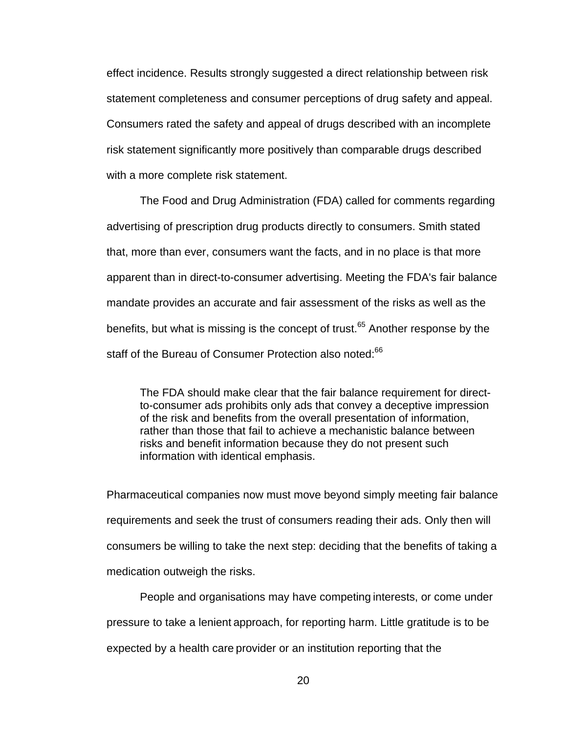effect incidence. Results strongly suggested a direct relationship between risk statement completeness and consumer perceptions of drug safety and appeal. Consumers rated the safety and appeal of drugs described with an incomplete risk statement significantly more positively than comparable drugs described with a more complete risk statement.

The Food and Drug Administration (FDA) called for comments regarding advertising of prescription drug products directly to consumers. Smith stated that, more than ever, consumers want the facts, and in no place is that more apparent than in direct-to-consumer advertising. Meeting the FDA's fair balance mandate provides an accurate and fair assessment of the risks as well as the benefits, but what is missing is the concept of trust.[65] Another response by the staff of the Bureau of Consumer Protection also noted:[66]

> The FDA should make clear that the fair balance requirement for direct-to-consumer ads prohibits only ads that convey a deceptive impression of the risk and benefits from the overall presentation of information, rather than those that fail to achieve a mechanistic balance between risks and benefit information because they do not present such information with identical emphasis.

Pharmaceutical companies now must move beyond simply meeting fair balance requirements and seek the trust of consumers reading their ads. Only then will consumers be willing to take the next step: deciding that the benefits of taking a medication outweigh the risks.

People and organisations may have competing interests, or come under pressure to take a lenient approach, for reporting harm. Little gratitude is to be expected by a health care provider or an institution reporting that the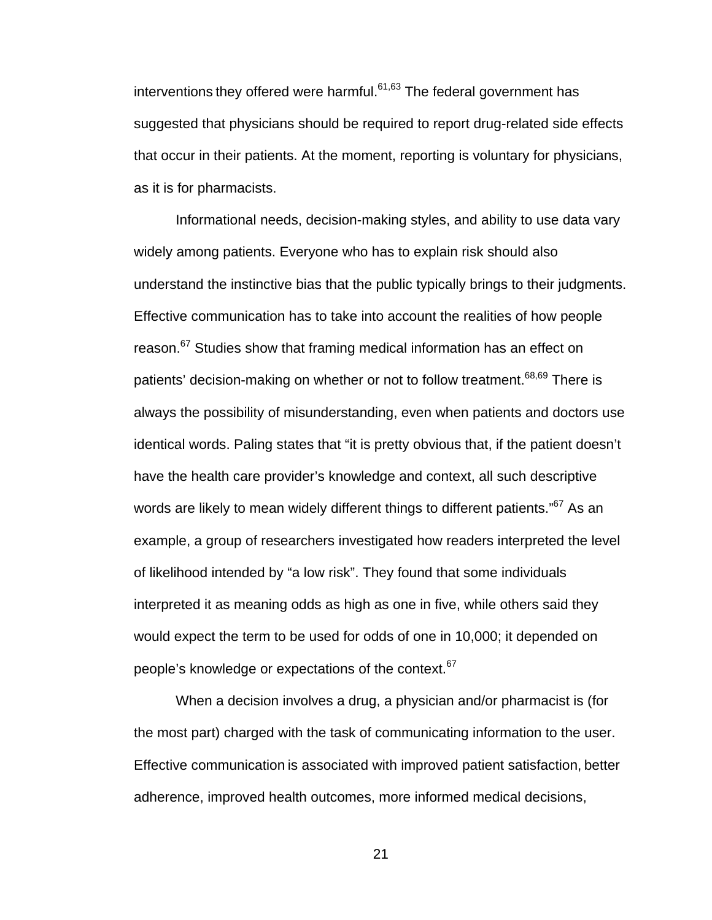interventions they offered were harmful.[61,63] The federal government has suggested that physicians should be required to report drug-related side effects that occur in their patients. At the moment, reporting is voluntary for physicians, as it is for pharmacists.

Informational needs, decision-making styles, and ability to use data vary widely among patients. Everyone who has to explain risk should also understand the instinctive bias that the public typically brings to their judgments. Effective communication has to take into account the realities of how people reason.[67] Studies show that framing medical information has an effect on patients' decision-making on whether or not to follow treatment.[68,69] There is always the possibility of misunderstanding, even when patients and doctors use identical words. Paling states that "it is pretty obvious that, if the patient doesn't have the health care provider's knowledge and context, all such descriptive words are likely to mean widely different things to different patients."[67] As an example, a group of researchers investigated how readers interpreted the level of likelihood intended by "a low risk". They found that some individuals interpreted it as meaning odds as high as one in five, while others said they would expect the term to be used for odds of one in 10,000; it depended on people's knowledge or expectations of the context.[67]

When a decision involves a drug, a physician and/or pharmacist is (for the most part) charged with the task of communicating information to the user. Effective communication is associated with improved patient satisfaction, better adherence, improved health outcomes, more informed medical decisions,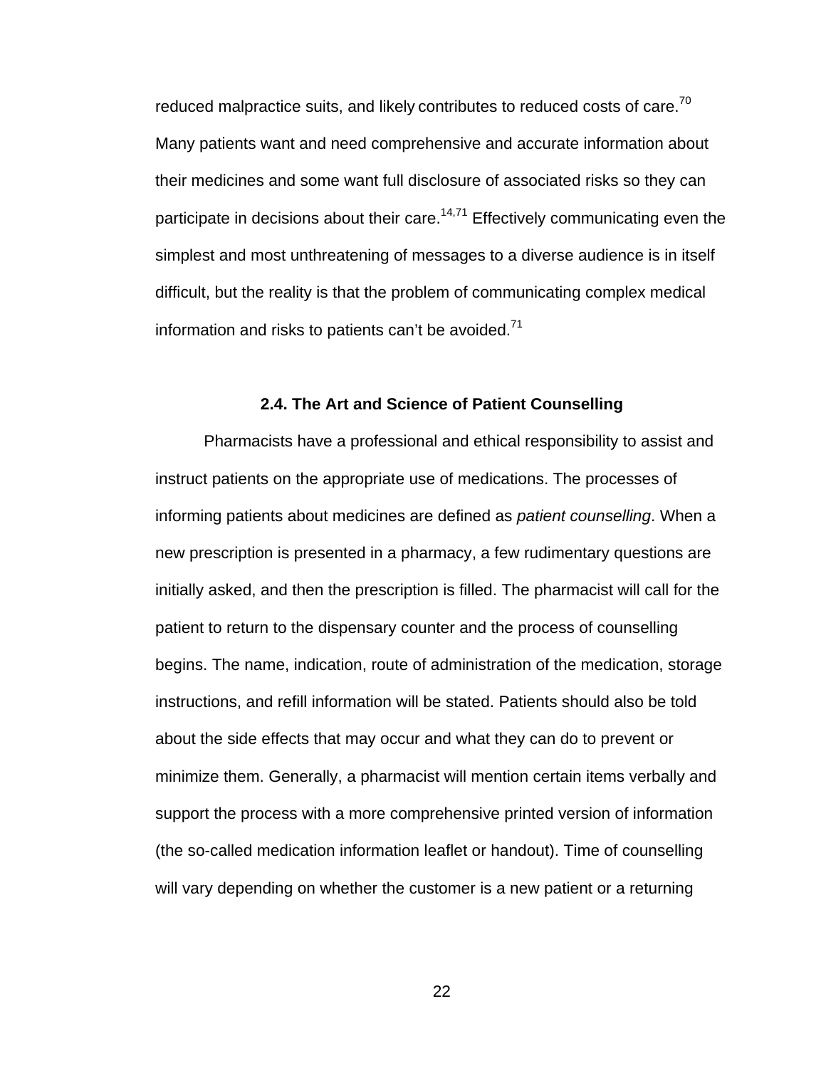reduced malpractice suits, and likely contributes to reduced costs of care.[70] Many patients want and need comprehensive and accurate information about their medicines and some want full disclosure of associated risks so they can participate in decisions about their care.[14,71] Effectively communicating even the simplest and most unthreatening of messages to a diverse audience is in itself difficult, but the reality is that the problem of communicating complex medical information and risks to patients can't be avoided.[71]

## 2.4. The Art and Science of Patient Counselling

Pharmacists have a professional and ethical responsibility to assist and instruct patients on the appropriate use of medications. The processes of informing patients about medicines are defined as *patient counselling*. When a new prescription is presented in a pharmacy, a few rudimentary questions are initially asked, and then the prescription is filled. The pharmacist will call for the patient to return to the dispensary counter and the process of counselling begins. The name, indication, route of administration of the medication, storage instructions, and refill information will be stated. Patients should also be told about the side effects that may occur and what they can do to prevent or minimize them. Generally, a pharmacist will mention certain items verbally and support the process with a more comprehensive printed version of information (the so-called medication information leaflet or handout). Time of counselling will vary depending on whether the customer is a new patient or a returning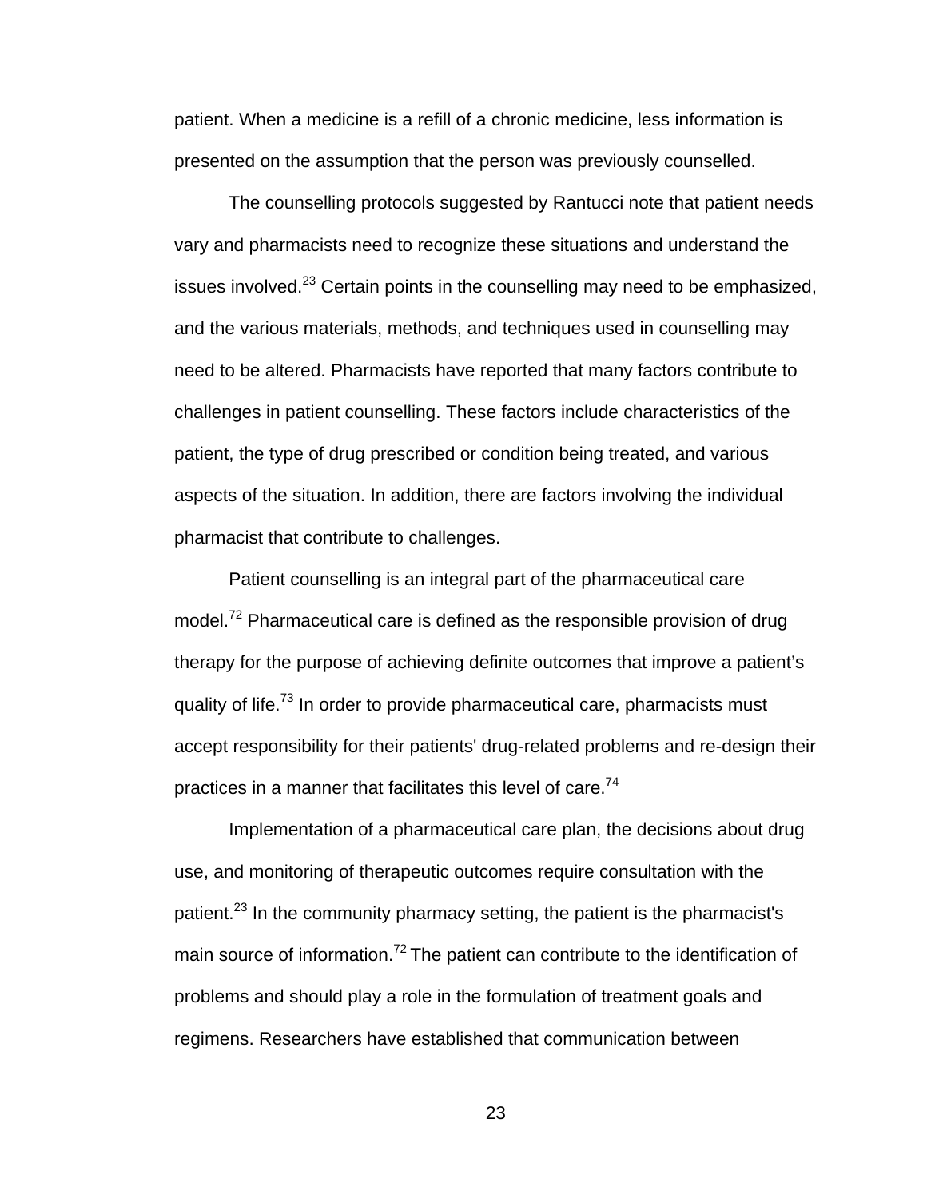patient. When a medicine is a refill of a chronic medicine, less information is presented on the assumption that the person was previously counselled.

The counselling protocols suggested by Rantucci note that patient needs vary and pharmacists need to recognize these situations and understand the issues involved.[23] Certain points in the counselling may need to be emphasized, and the various materials, methods, and techniques used in counselling may need to be altered. Pharmacists have reported that many factors contribute to challenges in patient counselling. These factors include characteristics of the patient, the type of drug prescribed or condition being treated, and various aspects of the situation. In addition, there are factors involving the individual pharmacist that contribute to challenges.

Patient counselling is an integral part of the pharmaceutical care model.[72] Pharmaceutical care is defined as the responsible provision of drug therapy for the purpose of achieving definite outcomes that improve a patient's quality of life.[73] In order to provide pharmaceutical care, pharmacists must accept responsibility for their patients' drug-related problems and re-design their practices in a manner that facilitates this level of care.[74]

Implementation of a pharmaceutical care plan, the decisions about drug use, and monitoring of therapeutic outcomes require consultation with the patient.[23] In the community pharmacy setting, the patient is the pharmacist's main source of information.[72] The patient can contribute to the identification of problems and should play a role in the formulation of treatment goals and regimens. Researchers have established that communication between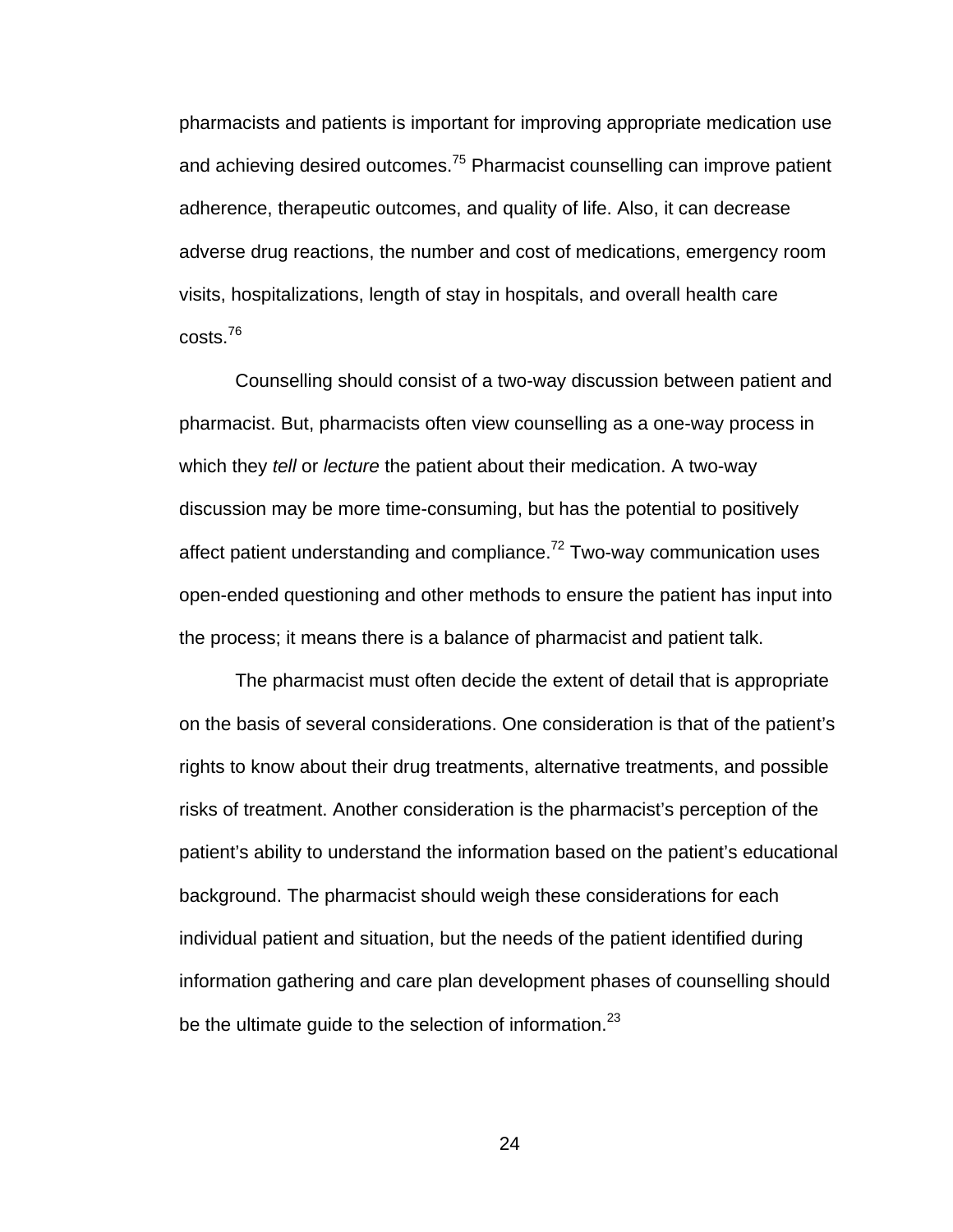pharmacists and patients is important for improving appropriate medication use and achieving desired outcomes.[75] Pharmacist counselling can improve patient adherence, therapeutic outcomes, and quality of life. Also, it can decrease adverse drug reactions, the number and cost of medications, emergency room visits, hospitalizations, length of stay in hospitals, and overall health care costs.[76]

Counselling should consist of a two-way discussion between patient and pharmacist. But, pharmacists often view counselling as a one-way process in which they *tell* or *lecture* the patient about their medication. A two-way discussion may be more time-consuming, but has the potential to positively affect patient understanding and compliance.[72] Two-way communication uses open-ended questioning and other methods to ensure the patient has input into the process; it means there is a balance of pharmacist and patient talk.

The pharmacist must often decide the extent of detail that is appropriate on the basis of several considerations. One consideration is that of the patient's rights to know about their drug treatments, alternative treatments, and possible risks of treatment. Another consideration is the pharmacist's perception of the patient's ability to understand the information based on the patient's educational background. The pharmacist should weigh these considerations for each individual patient and situation, but the needs of the patient identified during information gathering and care plan development phases of counselling should be the ultimate guide to the selection of information.[23]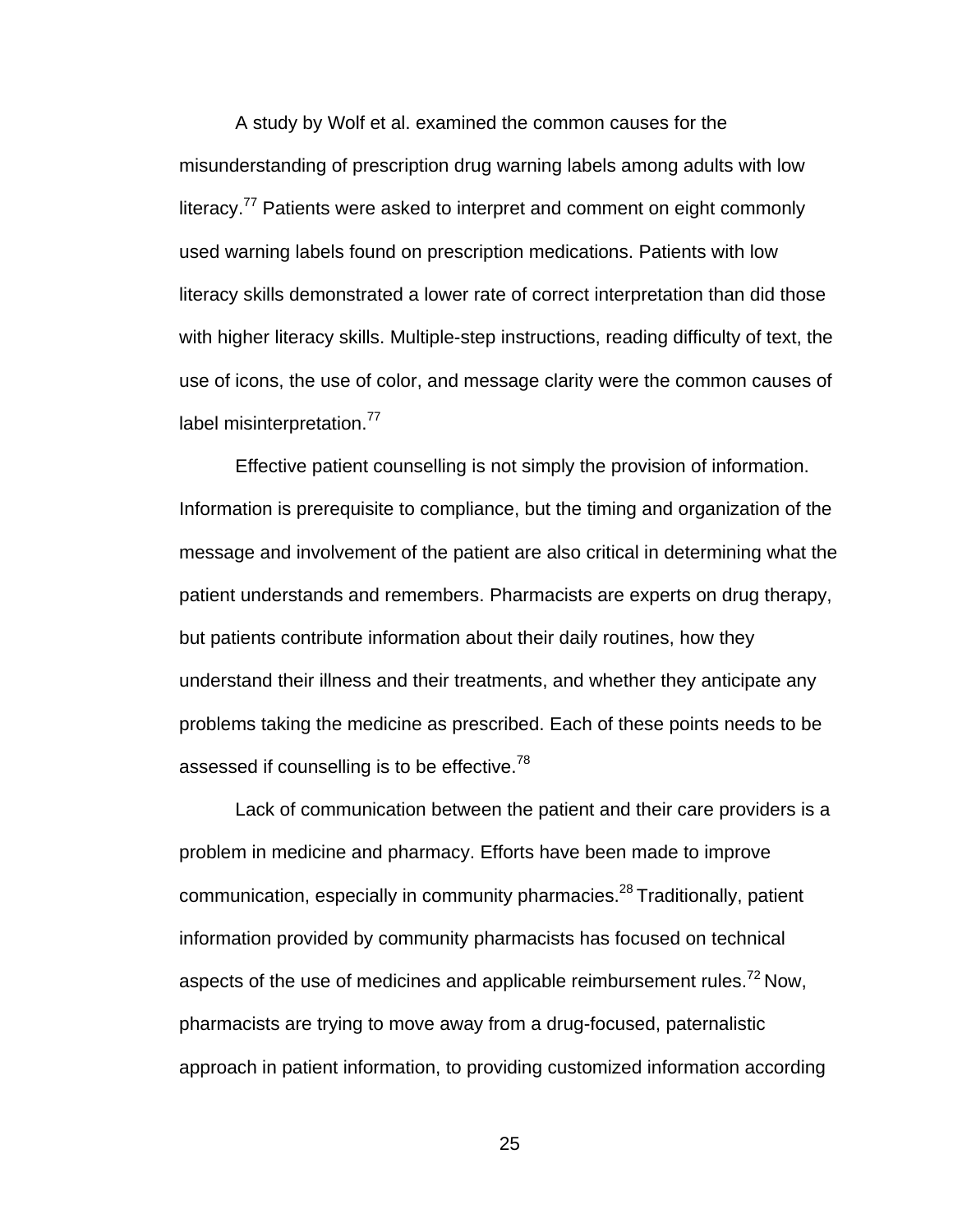A study by Wolf et al. examined the common causes for the misunderstanding of prescription drug warning labels among adults with low literacy.[77] Patients were asked to interpret and comment on eight commonly used warning labels found on prescription medications. Patients with low literacy skills demonstrated a lower rate of correct interpretation than did those with higher literacy skills. Multiple-step instructions, reading difficulty of text, the use of icons, the use of color, and message clarity were the common causes of label misinterpretation.[77]

Effective patient counselling is not simply the provision of information. Information is prerequisite to compliance, but the timing and organization of the message and involvement of the patient are also critical in determining what the patient understands and remembers. Pharmacists are experts on drug therapy, but patients contribute information about their daily routines, how they understand their illness and their treatments, and whether they anticipate any problems taking the medicine as prescribed. Each of these points needs to be assessed if counselling is to be effective.[78]

Lack of communication between the patient and their care providers is a problem in medicine and pharmacy. Efforts have been made to improve communication, especially in community pharmacies.[28] Traditionally, patient information provided by community pharmacists has focused on technical aspects of the use of medicines and applicable reimbursement rules.[72] Now, pharmacists are trying to move away from a drug-focused, paternalistic approach in patient information, to providing customized information according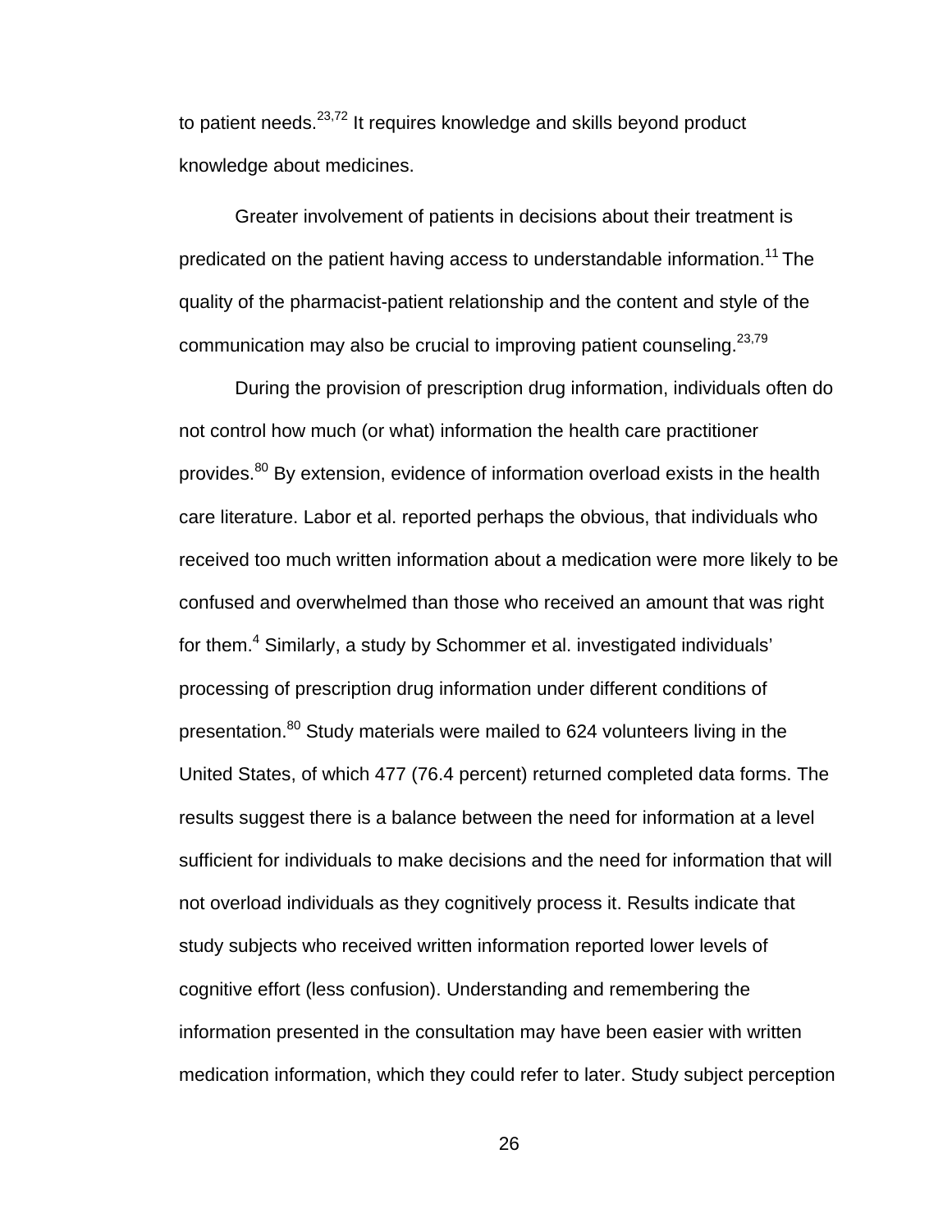to patient needs.[23,72] It requires knowledge and skills beyond product knowledge about medicines.

Greater involvement of patients in decisions about their treatment is predicated on the patient having access to understandable information.[11] The quality of the pharmacist-patient relationship and the content and style of the communication may also be crucial to improving patient counseling.[23,79]

During the provision of prescription drug information, individuals often do not control how much (or what) information the health care practitioner provides.[80] By extension, evidence of information overload exists in the health care literature. Labor et al. reported perhaps the obvious, that individuals who received too much written information about a medication were more likely to be confused and overwhelmed than those who received an amount that was right for them.[4] Similarly, a study by Schommer et al. investigated individuals' processing of prescription drug information under different conditions of presentation.[80] Study materials were mailed to 624 volunteers living in the United States, of which 477 (76.4 percent) returned completed data forms. The results suggest there is a balance between the need for information at a level sufficient for individuals to make decisions and the need for information that will not overload individuals as they cognitively process it. Results indicate that study subjects who received written information reported lower levels of cognitive effort (less confusion). Understanding and remembering the information presented in the consultation may have been easier with written medication information, which they could refer to later. Study subject perception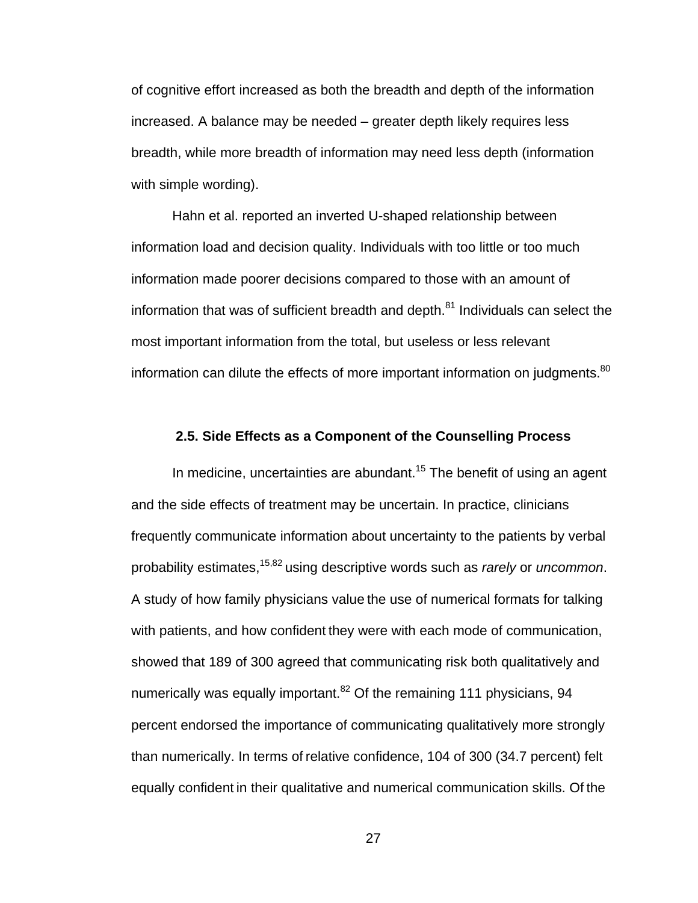of cognitive effort increased as both the breadth and depth of the information increased. A balance may be needed – greater depth likely requires less breadth, while more breadth of information may need less depth (information with simple wording).

Hahn et al. reported an inverted U-shaped relationship between information load and decision quality. Individuals with too little or too much information made poorer decisions compared to those with an amount of information that was of sufficient breadth and depth.[81] Individuals can select the most important information from the total, but useless or less relevant information can dilute the effects of more important information on judgments.[80]

### 2.5. Side Effects as a Component of the Counselling Process

In medicine, uncertainties are abundant.[15] The benefit of using an agent and the side effects of treatment may be uncertain. In practice, clinicians frequently communicate information about uncertainty to the patients by verbal probability estimates,[15,82] using descriptive words such as *rarely* or *uncommon*. A study of how family physicians value the use of numerical formats for talking with patients, and how confident they were with each mode of communication, showed that 189 of 300 agreed that communicating risk both qualitatively and numerically was equally important.[82] Of the remaining 111 physicians, 94 percent endorsed the importance of communicating qualitatively more strongly than numerically. In terms of relative confidence, 104 of 300 (34.7 percent) felt equally confident in their qualitative and numerical communication skills. Of the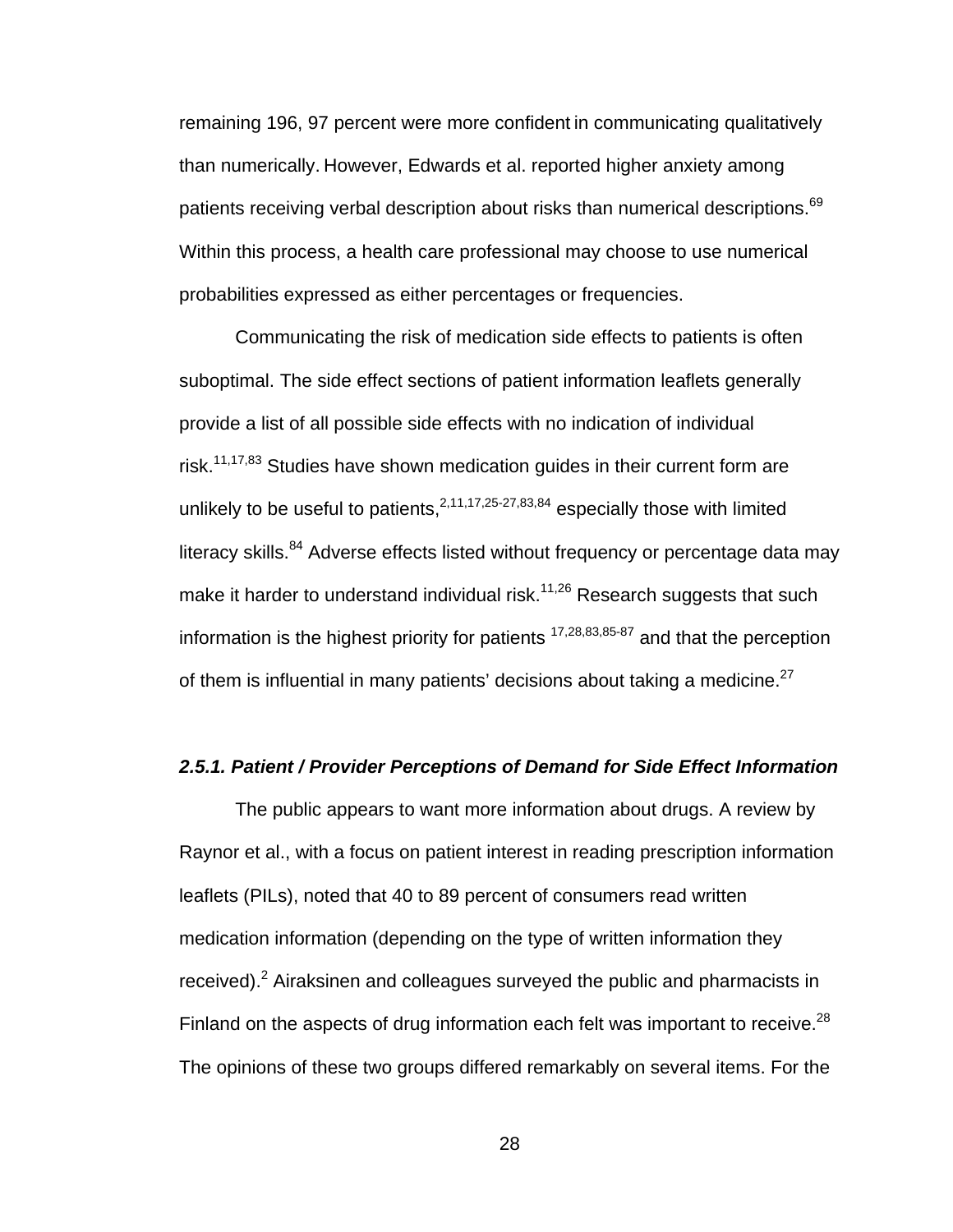remaining 196, 97 percent were more confident in communicating qualitatively than numerically. However, Edwards et al. reported higher anxiety among patients receiving verbal description about risks than numerical descriptions.[69] Within this process, a health care professional may choose to use numerical probabilities expressed as either percentages or frequencies.

Communicating the risk of medication side effects to patients is often suboptimal. The side effect sections of patient information leaflets generally provide a list of all possible side effects with no indication of individual risk.[11,17,83] Studies have shown medication guides in their current form are unlikely to be useful to patients,[2,11,17,25-27,83,84] especially those with limited literacy skills.[84] Adverse effects listed without frequency or percentage data may make it harder to understand individual risk.[11,26] Research suggests that such information is the highest priority for patients [17,28,83,85-87] and that the perception of them is influential in many patients' decisions about taking a medicine.[27]

### *2.5.1. Patient / Provider Perceptions of Demand for Side Effect Information*

The public appears to want more information about drugs. A review by Raynor et al., with a focus on patient interest in reading prescription information leaflets (PILs), noted that 40 to 89 percent of consumers read written medication information (depending on the type of written information they received).[2] Airaksinen and colleagues surveyed the public and pharmacists in Finland on the aspects of drug information each felt was important to receive.[28] The opinions of these two groups differed remarkably on several items. For the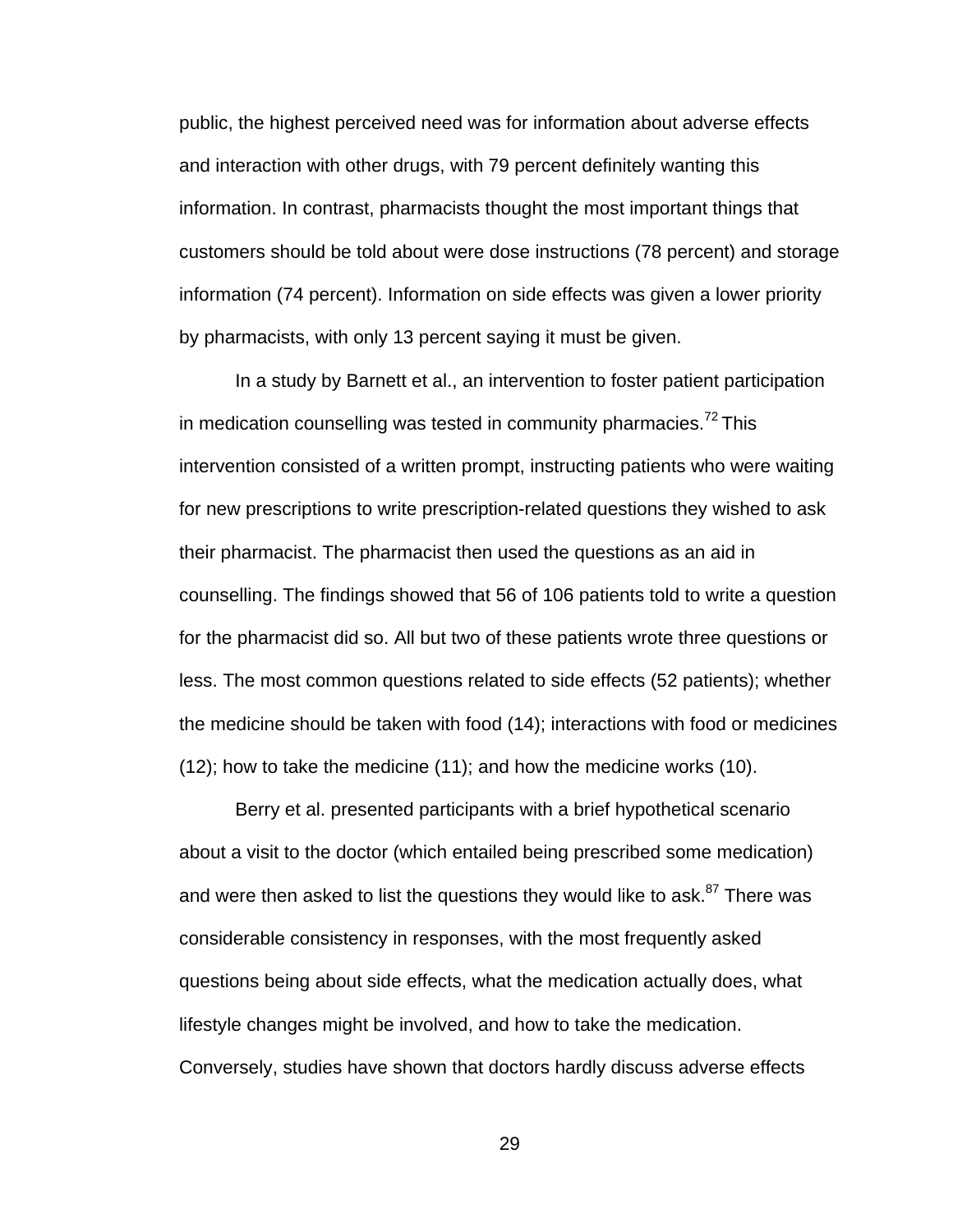public, the highest perceived need was for information about adverse effects and interaction with other drugs, with 79 percent definitely wanting this information. In contrast, pharmacists thought the most important things that customers should be told about were dose instructions (78 percent) and storage information (74 percent). Information on side effects was given a lower priority by pharmacists, with only 13 percent saying it must be given.

In a study by Barnett et al., an intervention to foster patient participation in medication counselling was tested in community pharmacies.[72] This intervention consisted of a written prompt, instructing patients who were waiting for new prescriptions to write prescription-related questions they wished to ask their pharmacist. The pharmacist then used the questions as an aid in counselling. The findings showed that 56 of 106 patients told to write a question for the pharmacist did so. All but two of these patients wrote three questions or less. The most common questions related to side effects (52 patients); whether the medicine should be taken with food (14); interactions with food or medicines (12); how to take the medicine (11); and how the medicine works (10).

Berry et al. presented participants with a brief hypothetical scenario about a visit to the doctor (which entailed being prescribed some medication) and were then asked to list the questions they would like to ask.[87] There was considerable consistency in responses, with the most frequently asked questions being about side effects, what the medication actually does, what lifestyle changes might be involved, and how to take the medication. Conversely, studies have shown that doctors hardly discuss adverse effects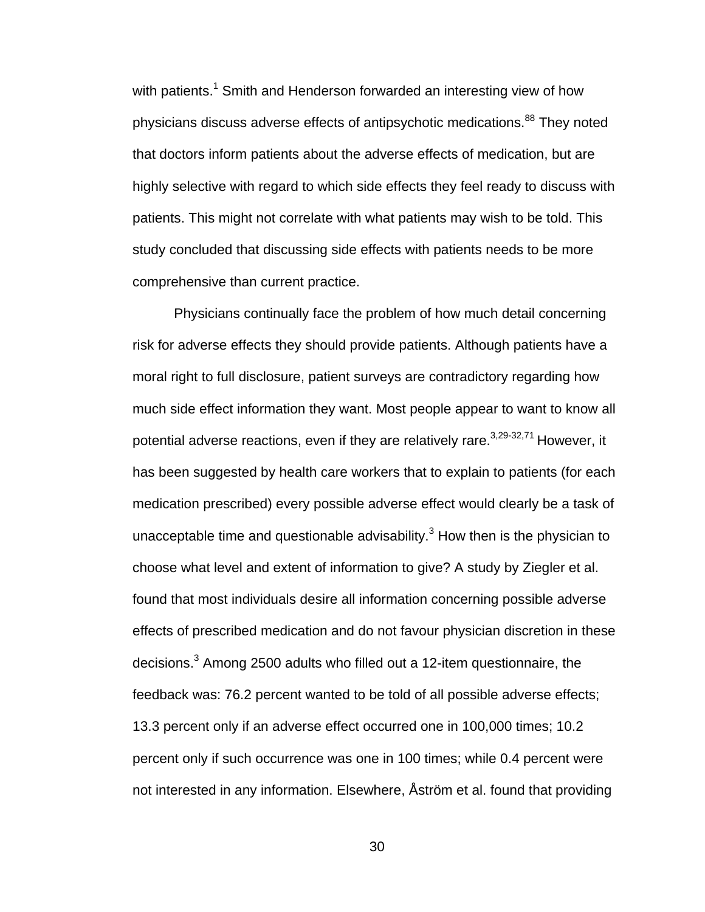with patients.[1] Smith and Henderson forwarded an interesting view of how physicians discuss adverse effects of antipsychotic medications.[88] They noted that doctors inform patients about the adverse effects of medication, but are highly selective with regard to which side effects they feel ready to discuss with patients. This might not correlate with what patients may wish to be told. This study concluded that discussing side effects with patients needs to be more comprehensive than current practice.

Physicians continually face the problem of how much detail concerning risk for adverse effects they should provide patients. Although patients have a moral right to full disclosure, patient surveys are contradictory regarding how much side effect information they want. Most people appear to want to know all potential adverse reactions, even if they are relatively rare.[3,29-32,71] However, it has been suggested by health care workers that to explain to patients (for each medication prescribed) every possible adverse effect would clearly be a task of unacceptable time and questionable advisability.[3] How then is the physician to choose what level and extent of information to give? A study by Ziegler et al. found that most individuals desire all information concerning possible adverse effects of prescribed medication and do not favour physician discretion in these decisions.[3] Among 2500 adults who filled out a 12-item questionnaire, the feedback was: 76.2 percent wanted to be told of all possible adverse effects; 13.3 percent only if an adverse effect occurred one in 100,000 times; 10.2 percent only if such occurrence was one in 100 times; while 0.4 percent were not interested in any information. Elsewhere, Åström et al. found that providing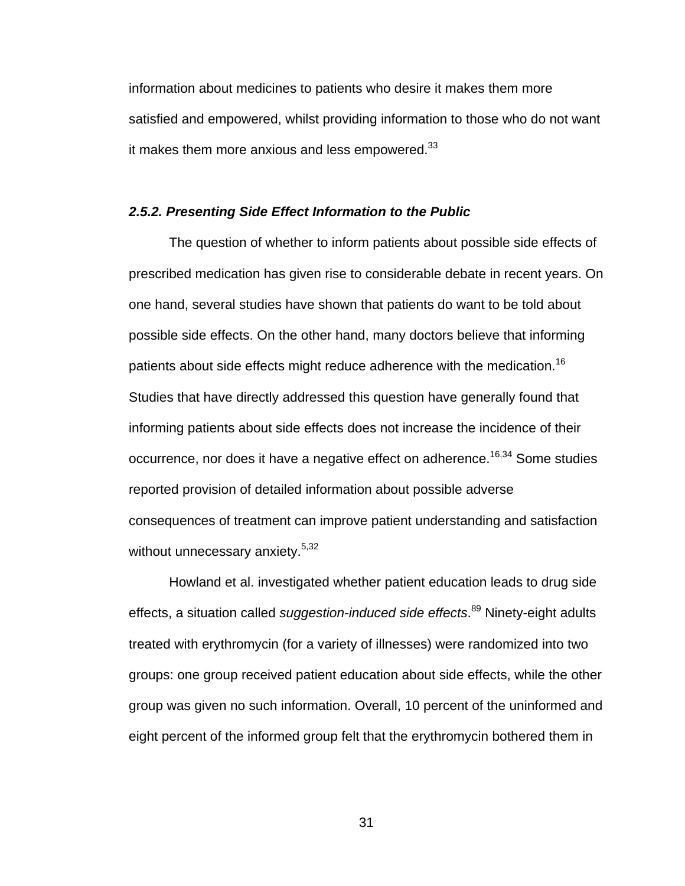information about medicines to patients who desire it makes them more satisfied and empowered, whilst providing information to those who do not want it makes them more anxious and less empowered.[33]

#### ***2.5.2. Presenting Side Effect Information to the Public***

The question of whether to inform patients about possible side effects of prescribed medication has given rise to considerable debate in recent years. On one hand, several studies have shown that patients do want to be told about possible side effects. On the other hand, many doctors believe that informing patients about side effects might reduce adherence with the medication.[16] Studies that have directly addressed this question have generally found that informing patients about side effects does not increase the incidence of their occurrence, nor does it have a negative effect on adherence.[16,34] Some studies reported provision of detailed information about possible adverse consequences of treatment can improve patient understanding and satisfaction without unnecessary anxiety.[5,32]

Howland et al. investigated whether patient education leads to drug side effects, a situation called *suggestion-induced side effects*.[89] Ninety-eight adults treated with erythromycin (for a variety of illnesses) were randomized into two groups: one group received patient education about side effects, while the other group was given no such information. Overall, 10 percent of the uninformed and eight percent of the informed group felt that the erythromycin bothered them in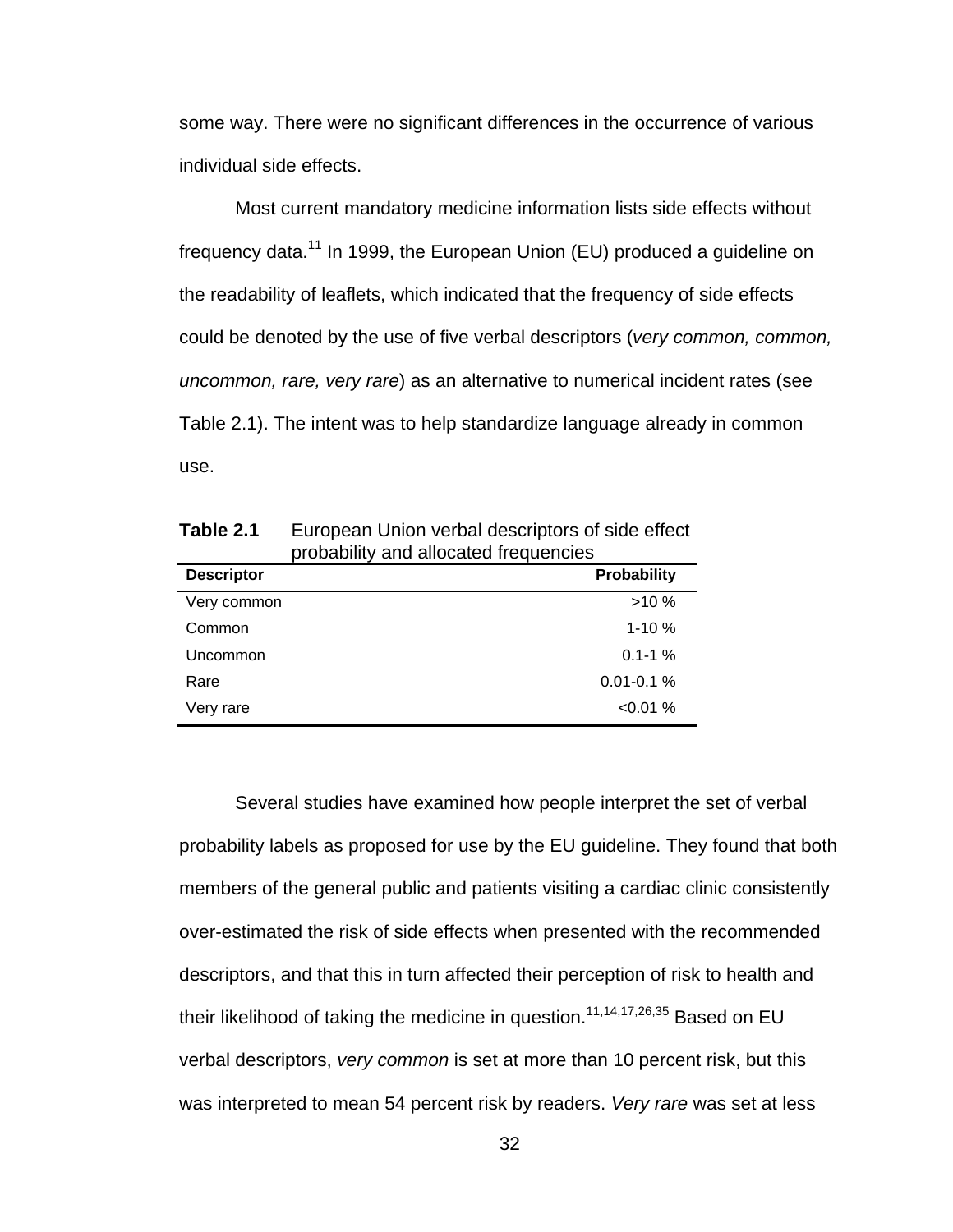some way. There were no significant differences in the occurrence of various individual side effects.

Most current mandatory medicine information lists side effects without frequency data.[11] In 1999, the European Union (EU) produced a guideline on the readability of leaflets, which indicated that the frequency of side effects could be denoted by the use of five verbal descriptors (*very common, common, uncommon, rare, very rare*) as an alternative to numerical incident rates (see Table 2.1). The intent was to help standardize language already in common use.

**Table 2.1** European Union verbal descriptors of side effect probability and allocated frequencies

| **Descriptor** | **Probability** |
|---|---:|
| Very common | >10 % |
| Common | 1-10 % |
| Uncommon | 0.1-1 % |
| Rare | 0.01-0.1 % |
| Very rare | <0.01 % |

Several studies have examined how people interpret the set of verbal probability labels as proposed for use by the EU guideline. They found that both members of the general public and patients visiting a cardiac clinic consistently over-estimated the risk of side effects when presented with the recommended descriptors, and that this in turn affected their perception of risk to health and their likelihood of taking the medicine in question.[11,14,17,26,35] Based on EU verbal descriptors, *very common* is set at more than 10 percent risk, but this was interpreted to mean 54 percent risk by readers. *Very rare* was set at less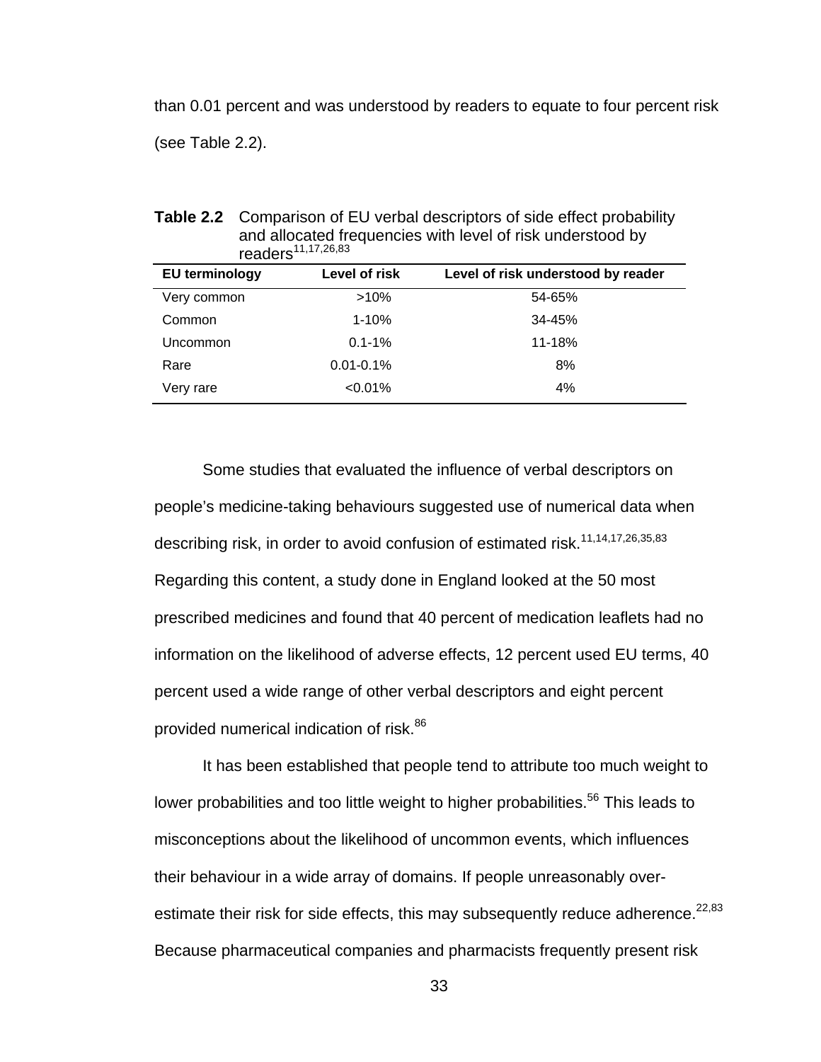than 0.01 percent and was understood by readers to equate to four percent risk (see Table 2.2).

**Table 2.2** Comparison of EU verbal descriptors of side effect probability and allocated frequencies with level of risk understood by readers[11,17,26,83]

| EU terminology | Level of risk | Level of risk understood by reader |
|---|---|---|
| Very common | >10% | 54-65% |
| Common | 1-10% | 34-45% |
| Uncommon | 0.1-1% | 11-18% |
| Rare | 0.01-0.1% | 8% |
| Very rare | <0.01% | 4% |

Some studies that evaluated the influence of verbal descriptors on people's medicine-taking behaviours suggested use of numerical data when describing risk, in order to avoid confusion of estimated risk.[11,14,17,26,35,83] Regarding this content, a study done in England looked at the 50 most prescribed medicines and found that 40 percent of medication leaflets had no information on the likelihood of adverse effects, 12 percent used EU terms, 40 percent used a wide range of other verbal descriptors and eight percent provided numerical indication of risk.[86]

It has been established that people tend to attribute too much weight to lower probabilities and too little weight to higher probabilities.[56] This leads to misconceptions about the likelihood of uncommon events, which influences their behaviour in a wide array of domains. If people unreasonably over-estimate their risk for side effects, this may subsequently reduce adherence.[22,83] Because pharmaceutical companies and pharmacists frequently present risk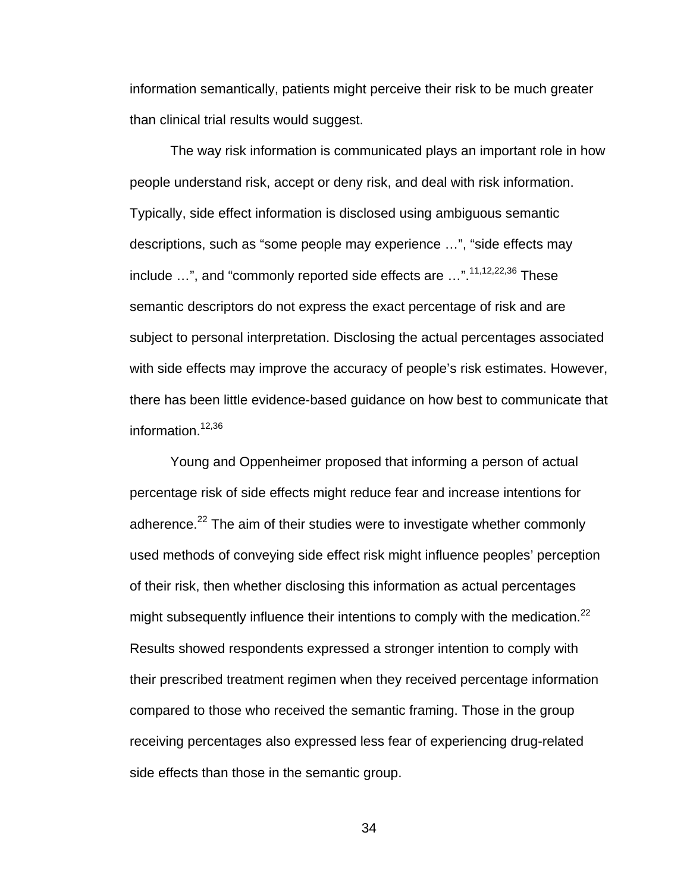information semantically, patients might perceive their risk to be much greater than clinical trial results would suggest.

The way risk information is communicated plays an important role in how people understand risk, accept or deny risk, and deal with risk information. Typically, side effect information is disclosed using ambiguous semantic descriptions, such as "some people may experience …", "side effects may include …", and "commonly reported side effects are …".[11,12,22,36] These semantic descriptors do not express the exact percentage of risk and are subject to personal interpretation. Disclosing the actual percentages associated with side effects may improve the accuracy of people's risk estimates. However, there has been little evidence-based guidance on how best to communicate that information.[12,36]

Young and Oppenheimer proposed that informing a person of actual percentage risk of side effects might reduce fear and increase intentions for adherence.[22] The aim of their studies were to investigate whether commonly used methods of conveying side effect risk might influence peoples' perception of their risk, then whether disclosing this information as actual percentages might subsequently influence their intentions to comply with the medication.[22] Results showed respondents expressed a stronger intention to comply with their prescribed treatment regimen when they received percentage information compared to those who received the semantic framing. Those in the group receiving percentages also expressed less fear of experiencing drug-related side effects than those in the semantic group.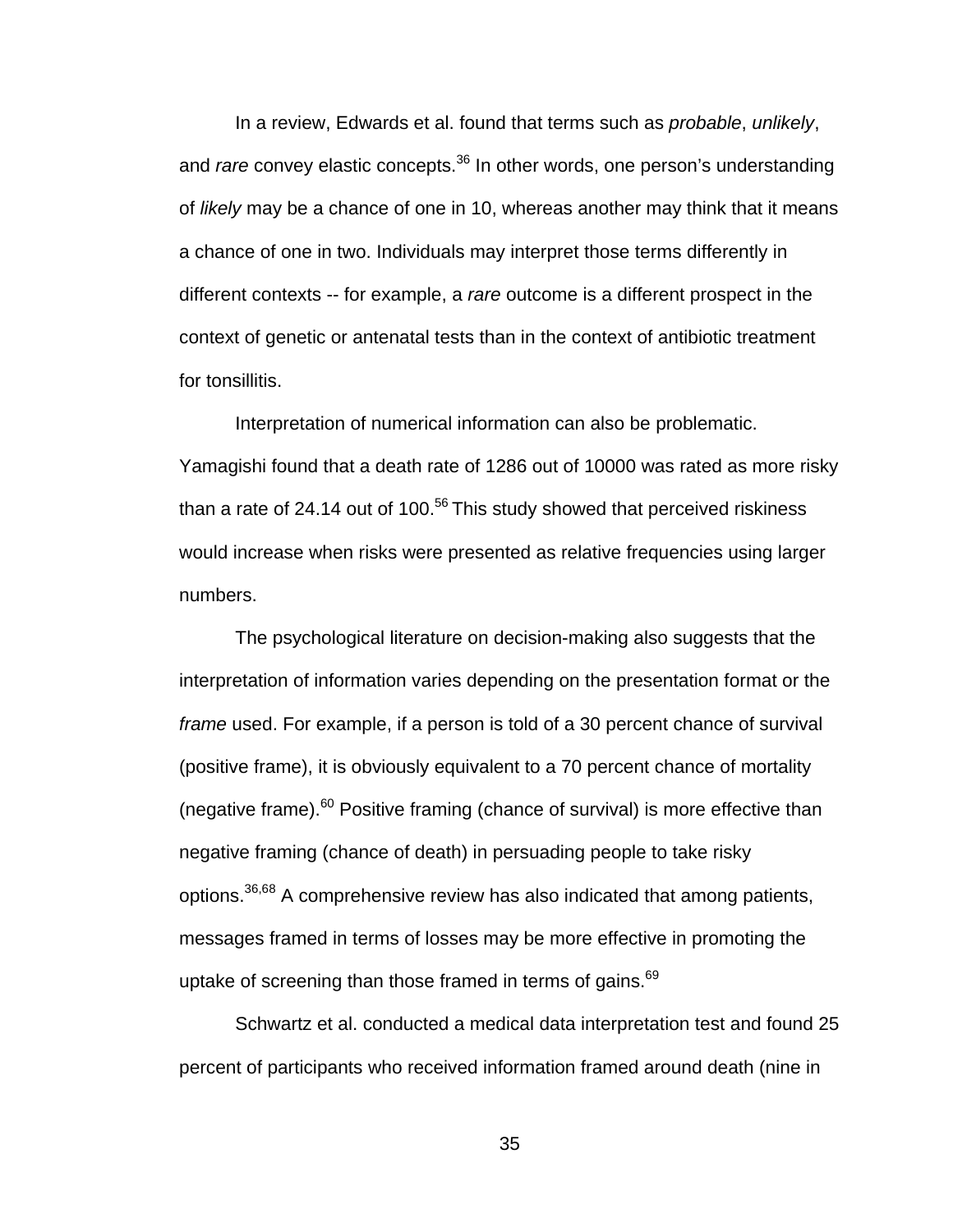In a review, Edwards et al. found that terms such as *probable*, *unlikely*, and *rare* convey elastic concepts.[36] In other words, one person's understanding of *likely* may be a chance of one in 10, whereas another may think that it means a chance of one in two. Individuals may interpret those terms differently in different contexts -- for example, a *rare* outcome is a different prospect in the context of genetic or antenatal tests than in the context of antibiotic treatment for tonsillitis.

Interpretation of numerical information can also be problematic. Yamagishi found that a death rate of 1286 out of 10000 was rated as more risky than a rate of 24.14 out of 100.[56] This study showed that perceived riskiness would increase when risks were presented as relative frequencies using larger numbers.

The psychological literature on decision-making also suggests that the interpretation of information varies depending on the presentation format or the *frame* used. For example, if a person is told of a 30 percent chance of survival (positive frame), it is obviously equivalent to a 70 percent chance of mortality (negative frame).[60] Positive framing (chance of survival) is more effective than negative framing (chance of death) in persuading people to take risky options.[36,68] A comprehensive review has also indicated that among patients, messages framed in terms of losses may be more effective in promoting the uptake of screening than those framed in terms of gains.[69]

Schwartz et al. conducted a medical data interpretation test and found 25 percent of participants who received information framed around death (nine in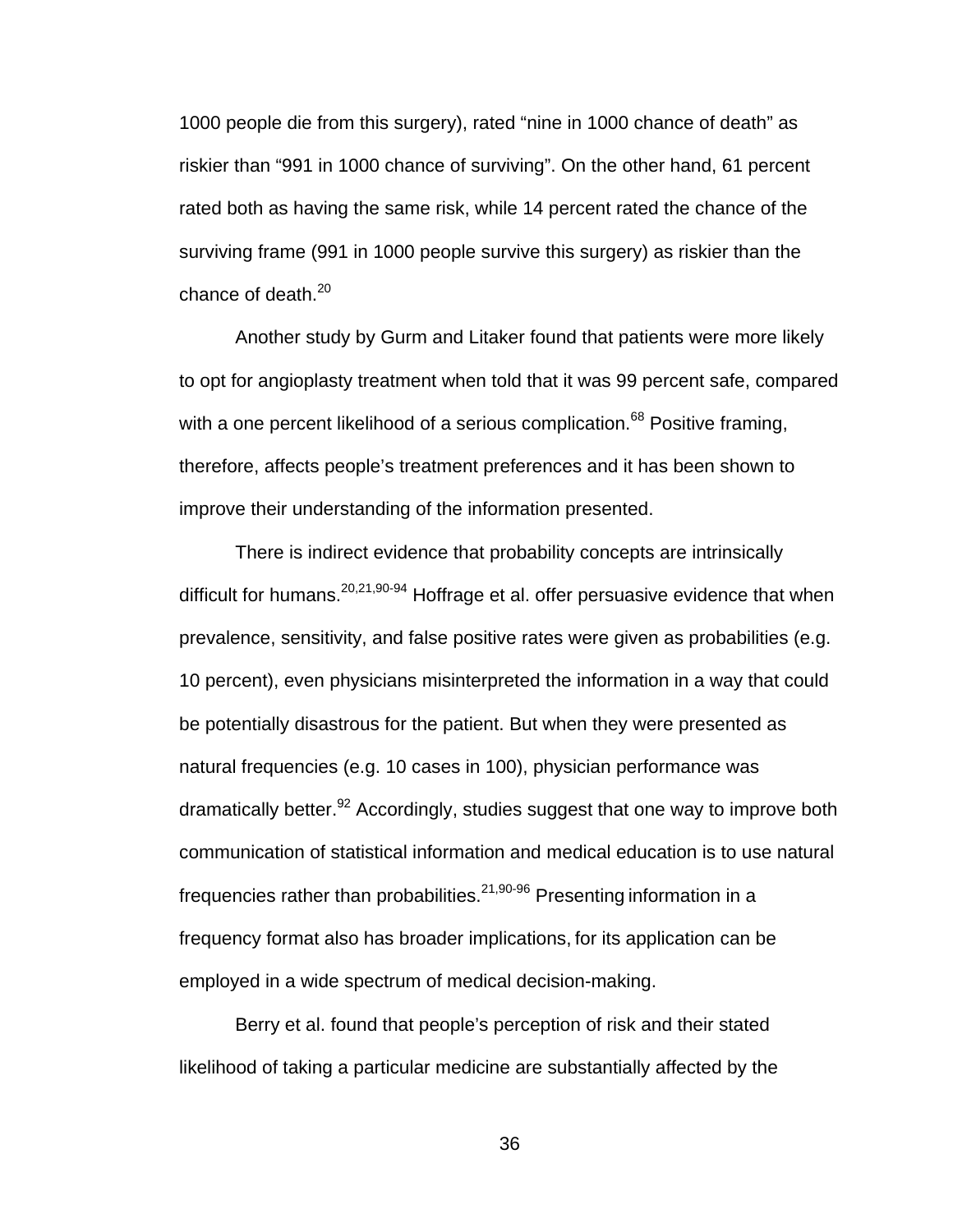1000 people die from this surgery), rated “nine in 1000 chance of death” as riskier than “991 in 1000 chance of surviving”. On the other hand, 61 percent rated both as having the same risk, while 14 percent rated the chance of the surviving frame (991 in 1000 people survive this surgery) as riskier than the chance of death.[20]

Another study by Gurm and Litaker found that patients were more likely to opt for angioplasty treatment when told that it was 99 percent safe, compared with a one percent likelihood of a serious complication.[68] Positive framing, therefore, affects people’s treatment preferences and it has been shown to improve their understanding of the information presented.

There is indirect evidence that probability concepts are intrinsically difficult for humans.[20,21,90-94] Hoffrage et al. offer persuasive evidence that when prevalence, sensitivity, and false positive rates were given as probabilities (e.g. 10 percent), even physicians misinterpreted the information in a way that could be potentially disastrous for the patient. But when they were presented as natural frequencies (e.g. 10 cases in 100), physician performance was dramatically better.[92] Accordingly, studies suggest that one way to improve both communication of statistical information and medical education is to use natural frequencies rather than probabilities.[21,90-96] Presenting information in a frequency format also has broader implications, for its application can be employed in a wide spectrum of medical decision-making.

Berry et al. found that people’s perception of risk and their stated likelihood of taking a particular medicine are substantially affected by the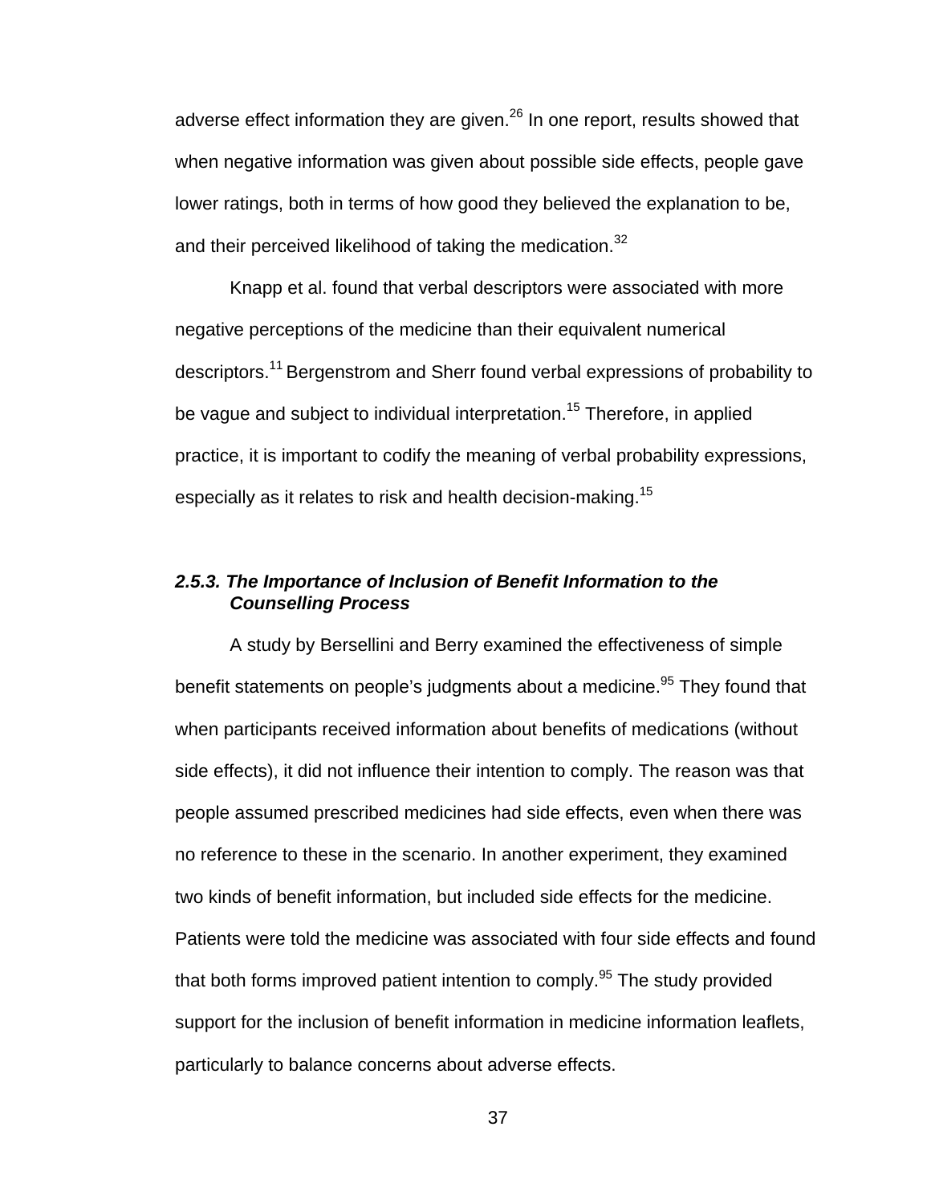adverse effect information they are given.[26] In one report, results showed that when negative information was given about possible side effects, people gave lower ratings, both in terms of how good they believed the explanation to be, and their perceived likelihood of taking the medication.[32]

Knapp et al. found that verbal descriptors were associated with more negative perceptions of the medicine than their equivalent numerical descriptors.[11] Bergenstrom and Sherr found verbal expressions of probability to be vague and subject to individual interpretation.[15] Therefore, in applied practice, it is important to codify the meaning of verbal probability expressions, especially as it relates to risk and health decision-making.[15]

### *2.5.3. The Importance of Inclusion of Benefit Information to the Counselling Process*

A study by Bersellini and Berry examined the effectiveness of simple benefit statements on people's judgments about a medicine.[95] They found that when participants received information about benefits of medications (without side effects), it did not influence their intention to comply. The reason was that people assumed prescribed medicines had side effects, even when there was no reference to these in the scenario. In another experiment, they examined two kinds of benefit information, but included side effects for the medicine. Patients were told the medicine was associated with four side effects and found that both forms improved patient intention to comply.[95] The study provided support for the inclusion of benefit information in medicine information leaflets, particularly to balance concerns about adverse effects.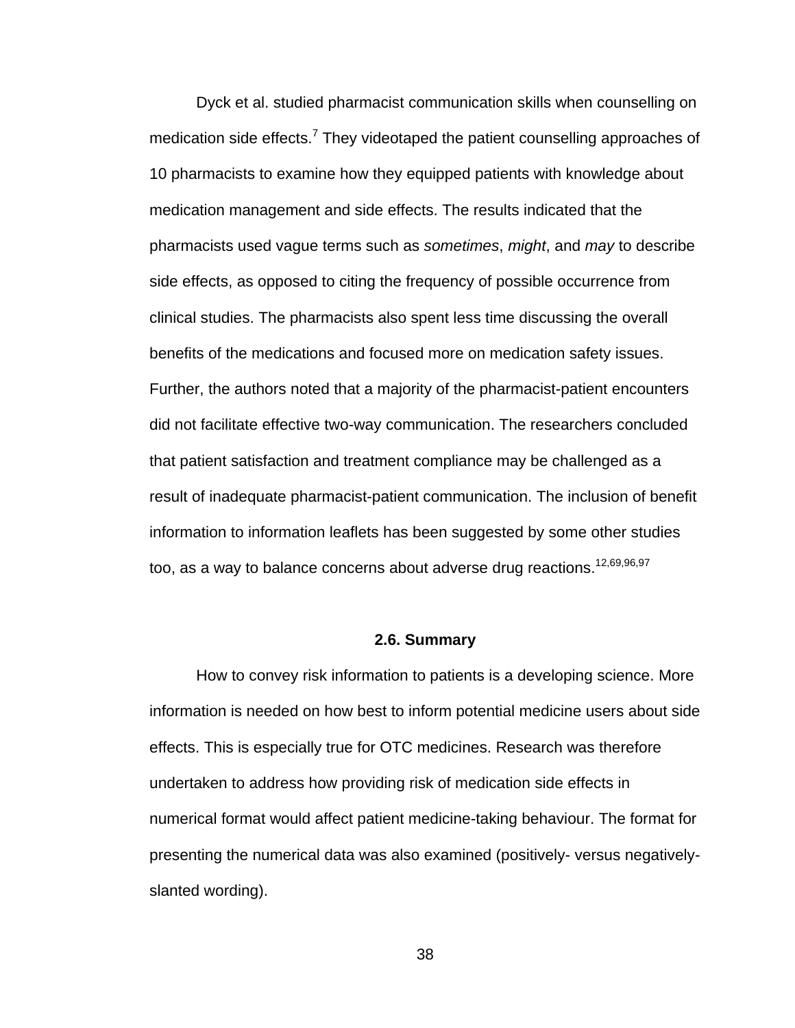Dyck et al. studied pharmacist communication skills when counselling on medication side effects.[7] They videotaped the patient counselling approaches of 10 pharmacists to examine how they equipped patients with knowledge about medication management and side effects. The results indicated that the pharmacists used vague terms such as *sometimes*, *might*, and *may* to describe side effects, as opposed to citing the frequency of possible occurrence from clinical studies. The pharmacists also spent less time discussing the overall benefits of the medications and focused more on medication safety issues. Further, the authors noted that a majority of the pharmacist-patient encounters did not facilitate effective two-way communication. The researchers concluded that patient satisfaction and treatment compliance may be challenged as a result of inadequate pharmacist-patient communication. The inclusion of benefit information to information leaflets has been suggested by some other studies too, as a way to balance concerns about adverse drug reactions.[12,69,96,97]

## 2.6. Summary

How to convey risk information to patients is a developing science. More information is needed on how best to inform potential medicine users about side effects. This is especially true for OTC medicines. Research was therefore undertaken to address how providing risk of medication side effects in numerical format would affect patient medicine-taking behaviour. The format for presenting the numerical data was also examined (positively- versus negatively-slanted wording).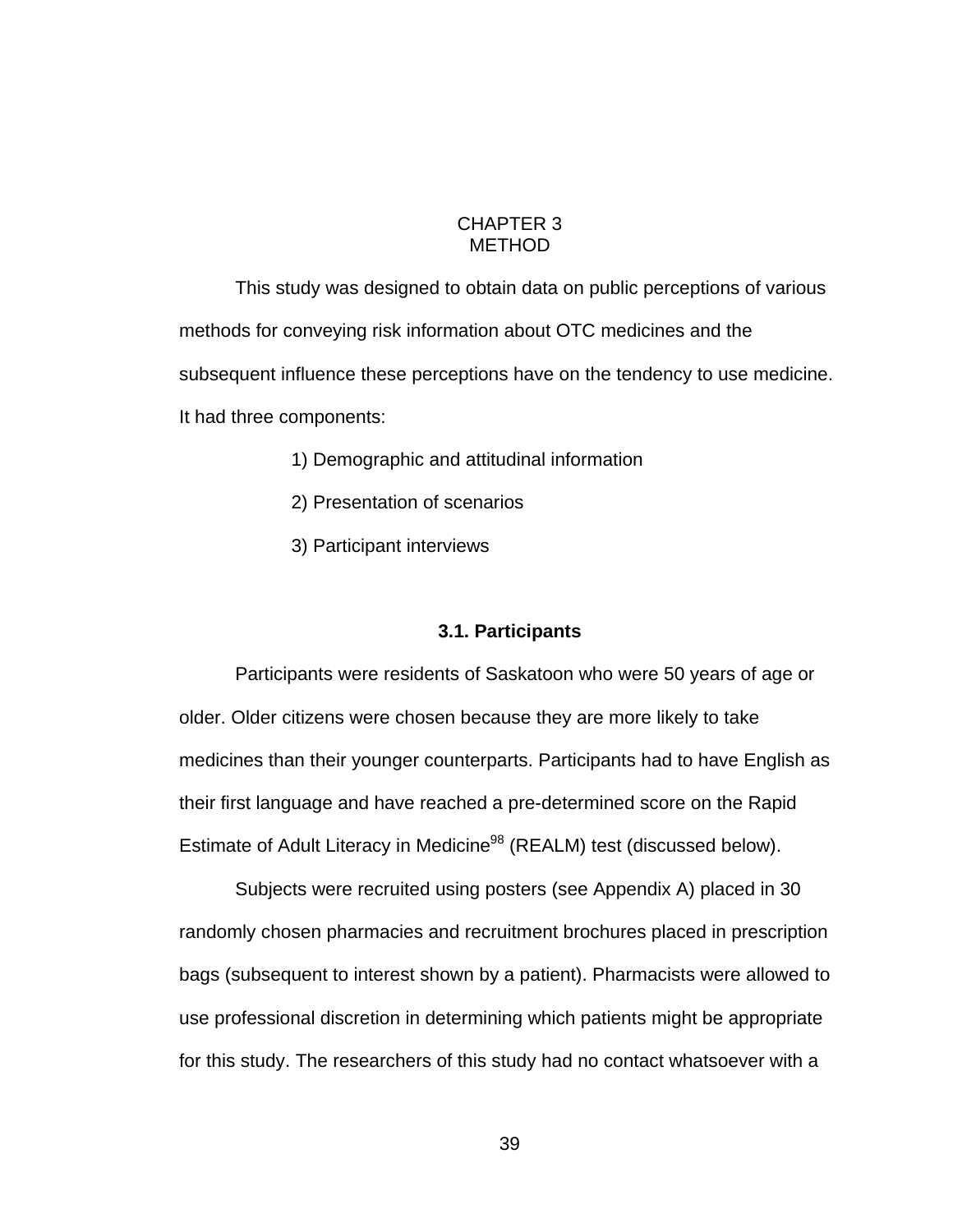# CHAPTER 3
# METHOD

This study was designed to obtain data on public perceptions of various methods for conveying risk information about OTC medicines and the subsequent influence these perceptions have on the tendency to use medicine. It had three components:

1) Demographic and attitudinal information

2) Presentation of scenarios

3) Participant interviews

## 3.1. Participants

Participants were residents of Saskatoon who were 50 years of age or older. Older citizens were chosen because they are more likely to take medicines than their younger counterparts. Participants had to have English as their first language and have reached a pre-determined score on the Rapid Estimate of Adult Literacy in Medicine[98] (REALM) test (discussed below).

Subjects were recruited using posters (see Appendix A) placed in 30 randomly chosen pharmacies and recruitment brochures placed in prescription bags (subsequent to interest shown by a patient). Pharmacists were allowed to use professional discretion in determining which patients might be appropriate for this study. The researchers of this study had no contact whatsoever with a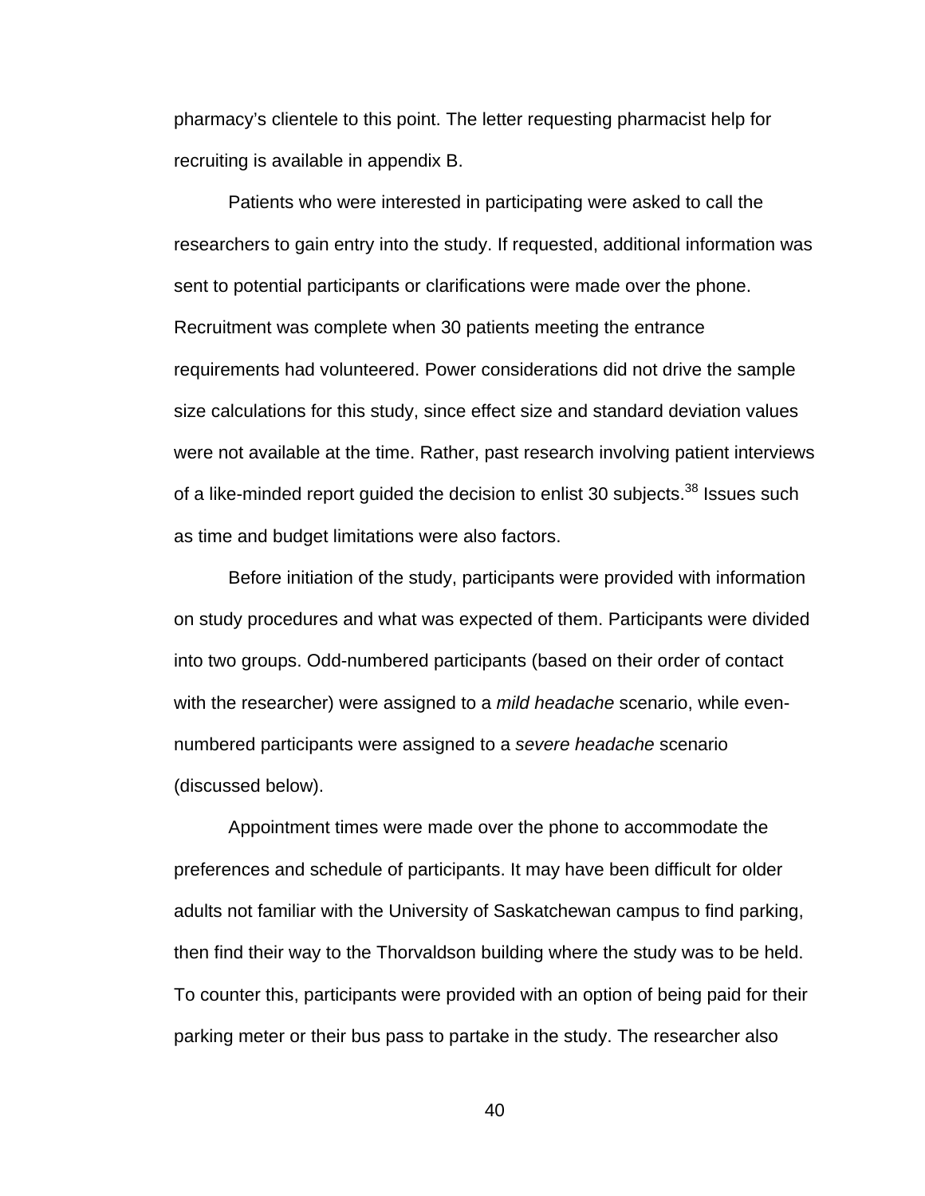pharmacy's clientele to this point. The letter requesting pharmacist help for recruiting is available in appendix B.

Patients who were interested in participating were asked to call the researchers to gain entry into the study. If requested, additional information was sent to potential participants or clarifications were made over the phone. Recruitment was complete when 30 patients meeting the entrance requirements had volunteered. Power considerations did not drive the sample size calculations for this study, since effect size and standard deviation values were not available at the time. Rather, past research involving patient interviews of a like-minded report guided the decision to enlist 30 subjects.[38] Issues such as time and budget limitations were also factors.

Before initiation of the study, participants were provided with information on study procedures and what was expected of them. Participants were divided into two groups. Odd-numbered participants (based on their order of contact with the researcher) were assigned to a *mild headache* scenario, while even-numbered participants were assigned to a *severe headache* scenario (discussed below).

Appointment times were made over the phone to accommodate the preferences and schedule of participants. It may have been difficult for older adults not familiar with the University of Saskatchewan campus to find parking, then find their way to the Thorvaldson building where the study was to be held. To counter this, participants were provided with an option of being paid for their parking meter or their bus pass to partake in the study. The researcher also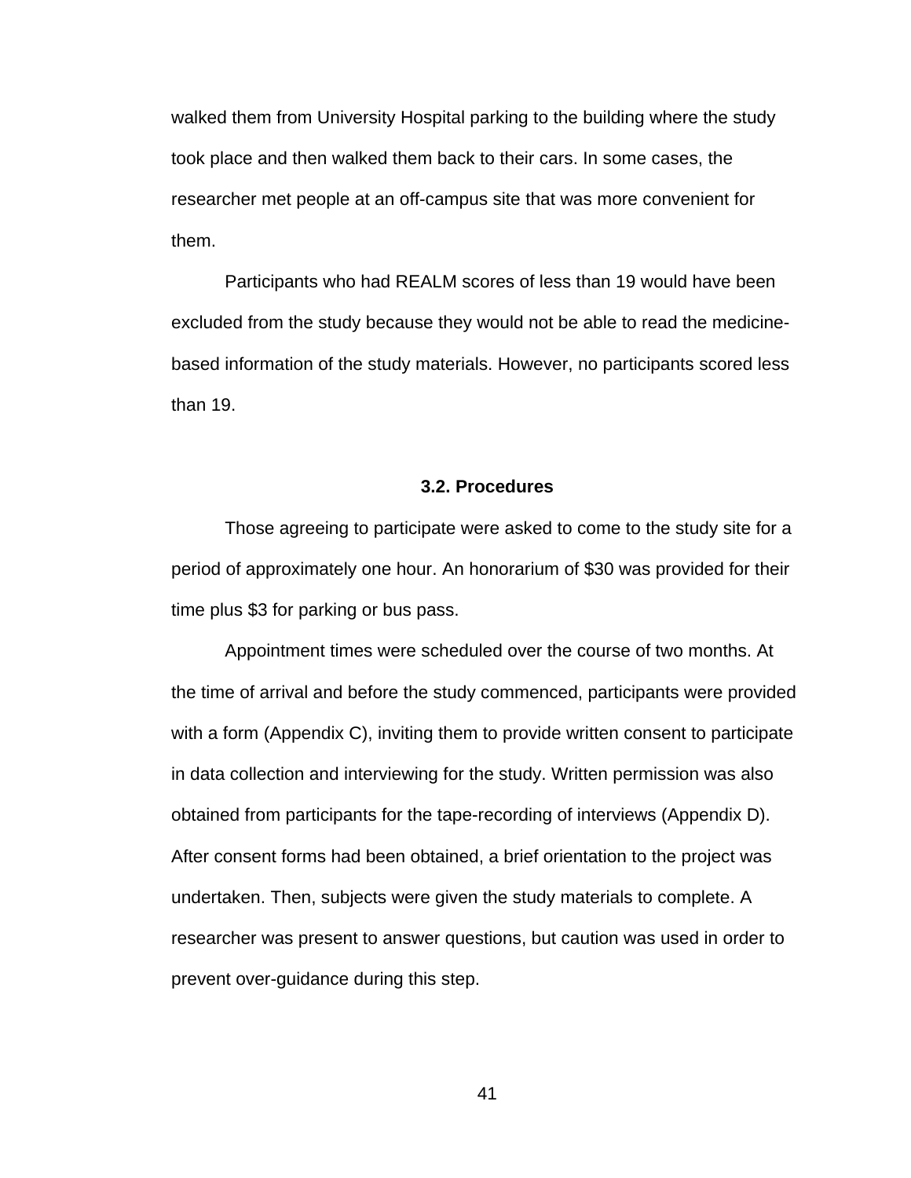walked them from University Hospital parking to the building where the study took place and then walked them back to their cars. In some cases, the researcher met people at an off-campus site that was more convenient for them.

Participants who had REALM scores of less than 19 would have been excluded from the study because they would not be able to read the medicine-based information of the study materials. However, no participants scored less than 19.

### 3.2. Procedures

Those agreeing to participate were asked to come to the study site for a period of approximately one hour. An honorarium of $30 was provided for their time plus $3 for parking or bus pass.

Appointment times were scheduled over the course of two months. At the time of arrival and before the study commenced, participants were provided with a form (Appendix C), inviting them to provide written consent to participate in data collection and interviewing for the study. Written permission was also obtained from participants for the tape-recording of interviews (Appendix D). After consent forms had been obtained, a brief orientation to the project was undertaken. Then, subjects were given the study materials to complete. A researcher was present to answer questions, but caution was used in order to prevent over-guidance during this step.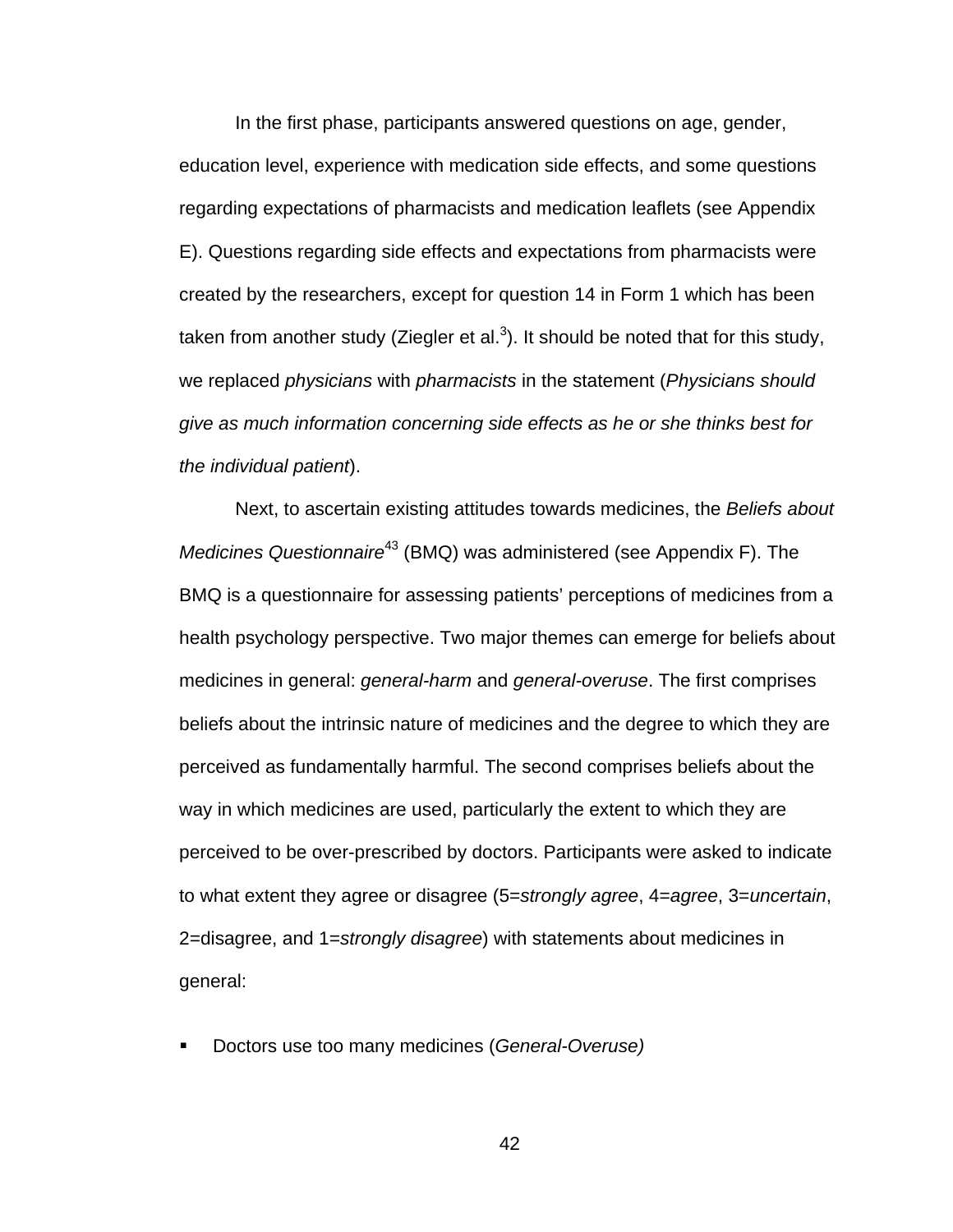In the first phase, participants answered questions on age, gender, education level, experience with medication side effects, and some questions regarding expectations of pharmacists and medication leaflets (see Appendix E). Questions regarding side effects and expectations from pharmacists were created by the researchers, except for question 14 in Form 1 which has been taken from another study (Ziegler et al.[3]). It should be noted that for this study, we replaced *physicians* with *pharmacists* in the statement (*Physicians should give as much information concerning side effects as he or she thinks best for the individual patient*).

Next, to ascertain existing attitudes towards medicines, the *Beliefs about Medicines Questionnaire*[43] (BMQ) was administered (see Appendix F). The BMQ is a questionnaire for assessing patients' perceptions of medicines from a health psychology perspective. Two major themes can emerge for beliefs about medicines in general: *general-harm* and *general-overuse*. The first comprises beliefs about the intrinsic nature of medicines and the degree to which they are perceived as fundamentally harmful. The second comprises beliefs about the way in which medicines are used, particularly the extent to which they are perceived to be over-prescribed by doctors. Participants were asked to indicate to what extent they agree or disagree (5=*strongly agree*, 4=*agree*, 3=*uncertain*, 2=disagree, and 1=*strongly disagree*) with statements about medicines in general:

- Doctors use too many medicines (*General-Overuse)*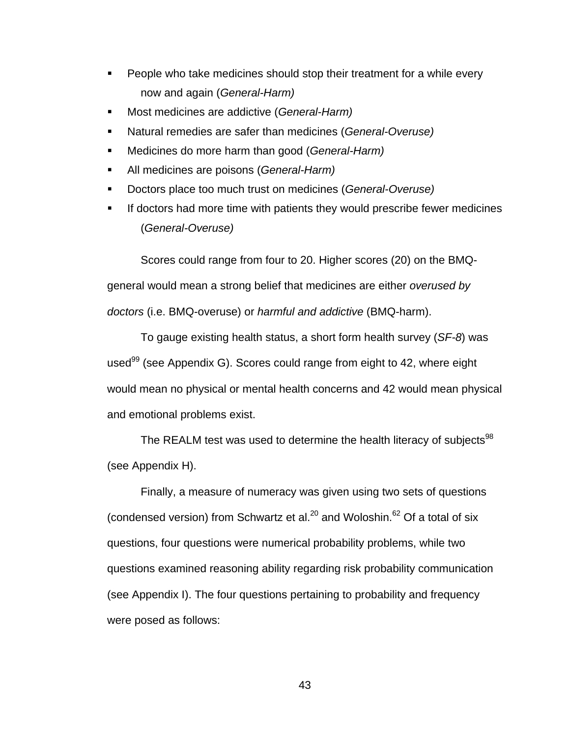- People who take medicines should stop their treatment for a while every now and again (*General-Harm)*
- Most medicines are addictive (*General-Harm)*
- Natural remedies are safer than medicines (*General-Overuse)*
- Medicines do more harm than good (*General-Harm)*
- All medicines are poisons (*General-Harm)*
- Doctors place too much trust on medicines (*General-Overuse)*
- If doctors had more time with patients they would prescribe fewer medicines (*General-Overuse)*

Scores could range from four to 20. Higher scores (20) on the BMQ-general would mean a strong belief that medicines are either *overused by doctors* (i.e. BMQ-overuse) or *harmful and addictive* (BMQ-harm).

To gauge existing health status, a short form health survey (*SF-8*) was used[99] (see Appendix G). Scores could range from eight to 42, where eight would mean no physical or mental health concerns and 42 would mean physical and emotional problems exist.

The REALM test was used to determine the health literacy of subjects[98] (see Appendix H).

Finally, a measure of numeracy was given using two sets of questions (condensed version) from Schwartz et al.[20] and Woloshin.[62] Of a total of six questions, four questions were numerical probability problems, while two questions examined reasoning ability regarding risk probability communication (see Appendix I). The four questions pertaining to probability and frequency were posed as follows: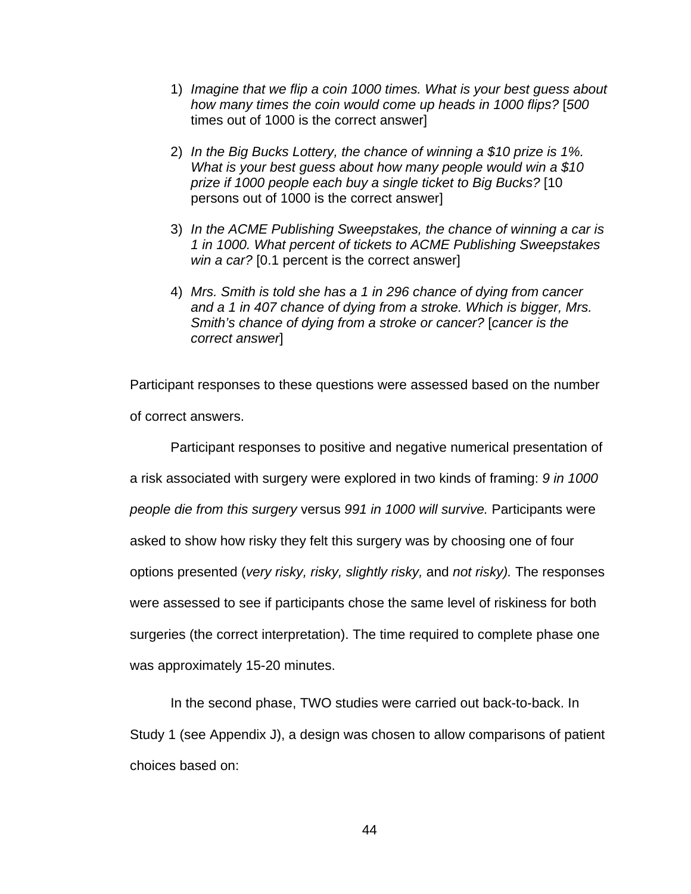1) *Imagine that we flip a coin 1000 times. What is your best guess about how many times the coin would come up heads in 1000 flips?* [*500* times out of 1000 is the correct answer]

2) *In the Big Bucks Lottery, the chance of winning a $10 prize is 1%. What is your best guess about how many people would win a $10 prize if 1000 people each buy a single ticket to Big Bucks?* [10 persons out of 1000 is the correct answer]

3) *In the ACME Publishing Sweepstakes, the chance of winning a car is 1 in 1000. What percent of tickets to ACME Publishing Sweepstakes win a car?* [0.1 percent is the correct answer]

4) *Mrs. Smith is told she has a 1 in 296 chance of dying from cancer and a 1 in 407 chance of dying from a stroke. Which is bigger, Mrs. Smith's chance of dying from a stroke or cancer?* [*cancer is the correct answer*]

Participant responses to these questions were assessed based on the number of correct answers.

Participant responses to positive and negative numerical presentation of a risk associated with surgery were explored in two kinds of framing: *9 in 1000 people die from this surgery* versus *991 in 1000 will survive.* Participants were asked to show how risky they felt this surgery was by choosing one of four options presented (*very risky, risky, slightly risky,* and *not risky).* The responses were assessed to see if participants chose the same level of riskiness for both surgeries (the correct interpretation). The time required to complete phase one was approximately 15-20 minutes.

In the second phase, TWO studies were carried out back-to-back. In Study 1 (see Appendix J), a design was chosen to allow comparisons of patient choices based on: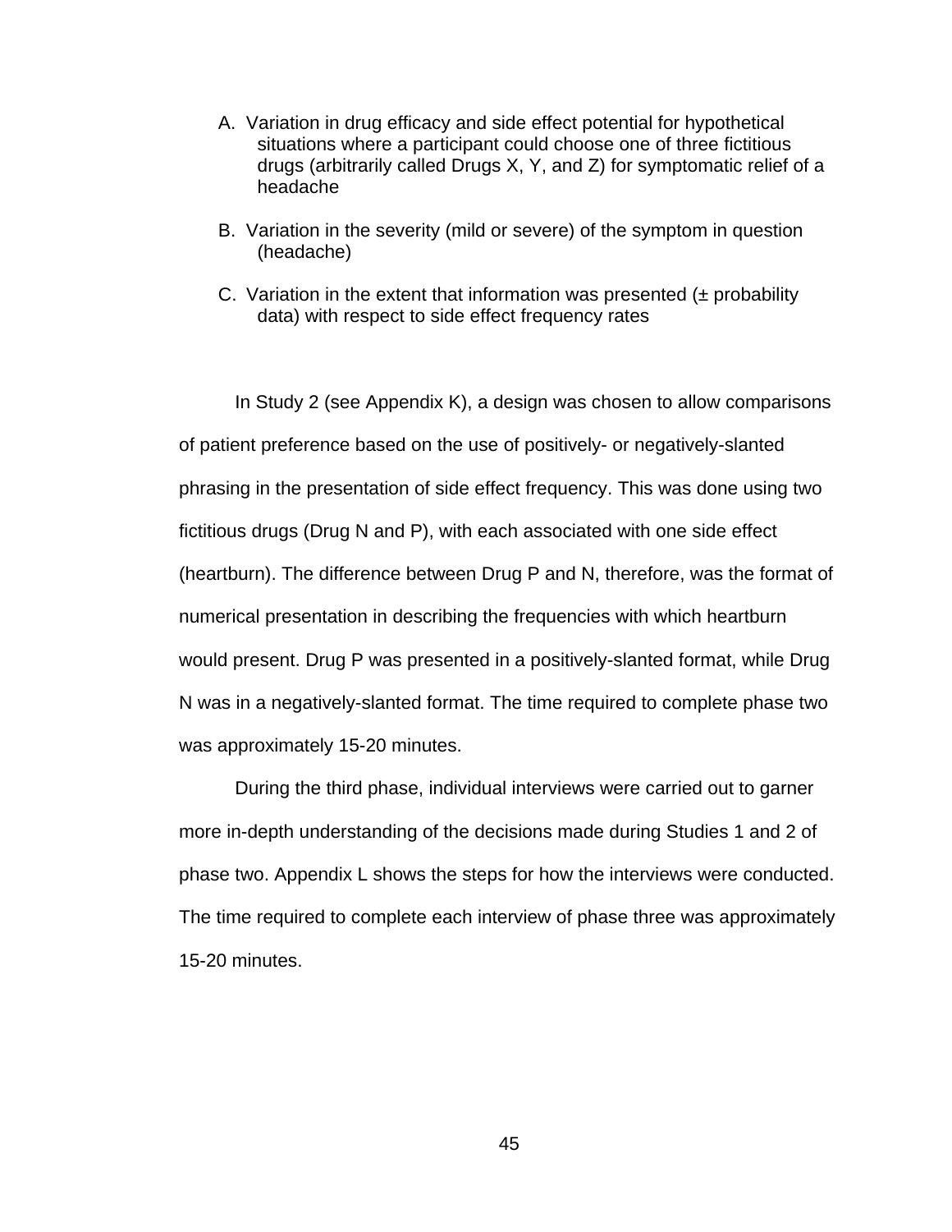A. Variation in drug efficacy and side effect potential for hypothetical situations where a participant could choose one of three fictitious drugs (arbitrarily called Drugs X, Y, and Z) for symptomatic relief of a headache

B. Variation in the severity (mild or severe) of the symptom in question (headache)

C. Variation in the extent that information was presented (± probability data) with respect to side effect frequency rates

In Study 2 (see Appendix K), a design was chosen to allow comparisons of patient preference based on the use of positively- or negatively-slanted phrasing in the presentation of side effect frequency. This was done using two fictitious drugs (Drug N and P), with each associated with one side effect (heartburn). The difference between Drug P and N, therefore, was the format of numerical presentation in describing the frequencies with which heartburn would present. Drug P was presented in a positively-slanted format, while Drug N was in a negatively-slanted format. The time required to complete phase two was approximately 15-20 minutes.

During the third phase, individual interviews were carried out to garner more in-depth understanding of the decisions made during Studies 1 and 2 of phase two. Appendix L shows the steps for how the interviews were conducted. The time required to complete each interview of phase three was approximately 15-20 minutes.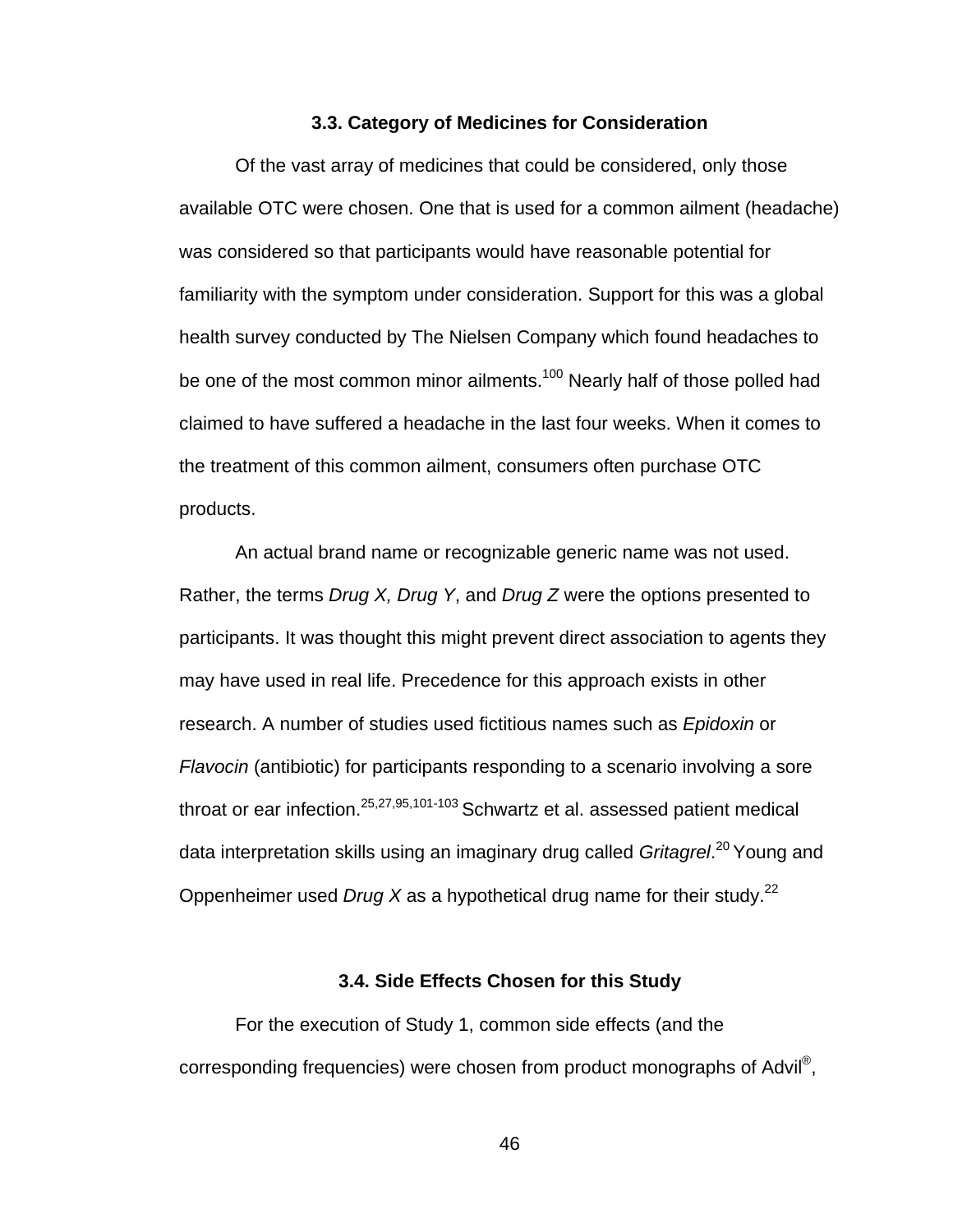### 3.3. Category of Medicines for Consideration

Of the vast array of medicines that could be considered, only those available OTC were chosen. One that is used for a common ailment (headache) was considered so that participants would have reasonable potential for familiarity with the symptom under consideration. Support for this was a global health survey conducted by The Nielsen Company which found headaches to be one of the most common minor ailments.[100] Nearly half of those polled had claimed to have suffered a headache in the last four weeks. When it comes to the treatment of this common ailment, consumers often purchase OTC products.

An actual brand name or recognizable generic name was not used. Rather, the terms *Drug X, Drug Y*, and *Drug Z* were the options presented to participants. It was thought this might prevent direct association to agents they may have used in real life. Precedence for this approach exists in other research. A number of studies used fictitious names such as *Epidoxin* or *Flavocin* (antibiotic) for participants responding to a scenario involving a sore throat or ear infection.[25,27,95,101-103] Schwartz et al. assessed patient medical data interpretation skills using an imaginary drug called *Gritagrel*.[20] Young and Oppenheimer used *Drug X* as a hypothetical drug name for their study.[22]

### 3.4. Side Effects Chosen for this Study

For the execution of Study 1, common side effects (and the corresponding frequencies) were chosen from product monographs of Advil®,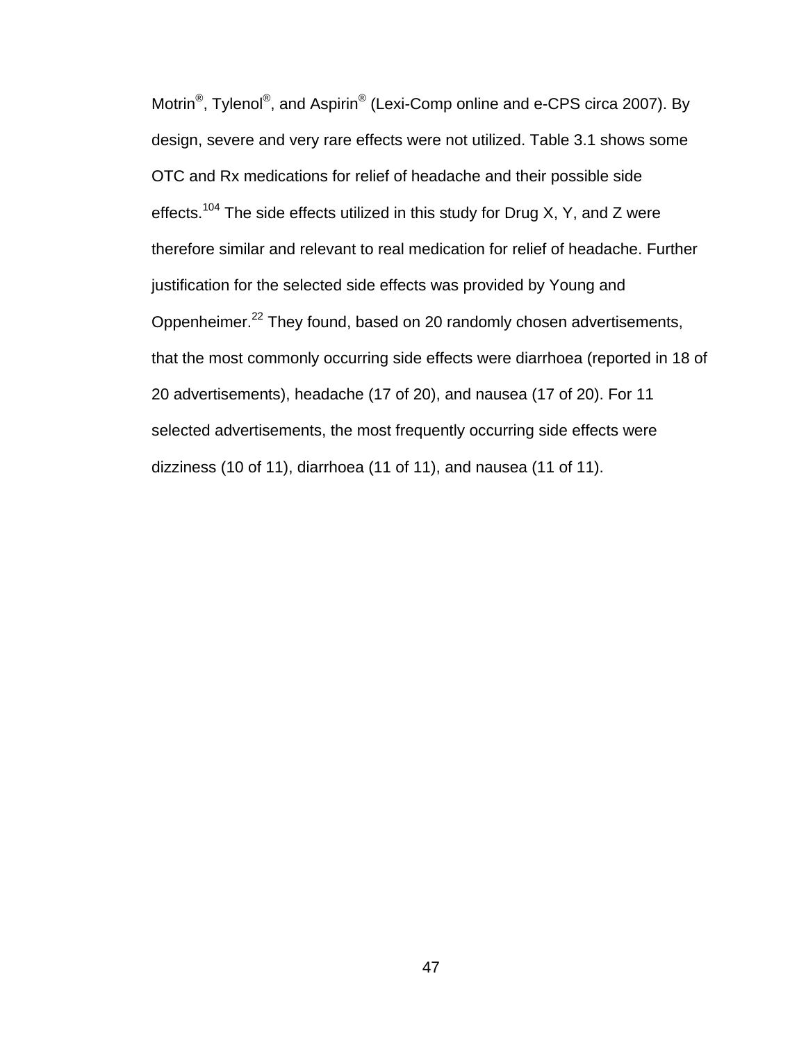Motrin®, Tylenol®, and Aspirin® (Lexi-Comp online and e-CPS circa 2007). By design, severe and very rare effects were not utilized. Table 3.1 shows some OTC and Rx medications for relief of headache and their possible side effects.[104] The side effects utilized in this study for Drug X, Y, and Z were therefore similar and relevant to real medication for relief of headache. Further justification for the selected side effects was provided by Young and Oppenheimer.[22] They found, based on 20 randomly chosen advertisements, that the most commonly occurring side effects were diarrhoea (reported in 18 of 20 advertisements), headache (17 of 20), and nausea (17 of 20). For 11 selected advertisements, the most frequently occurring side effects were dizziness (10 of 11), diarrhoea (11 of 11), and nausea (11 of 11).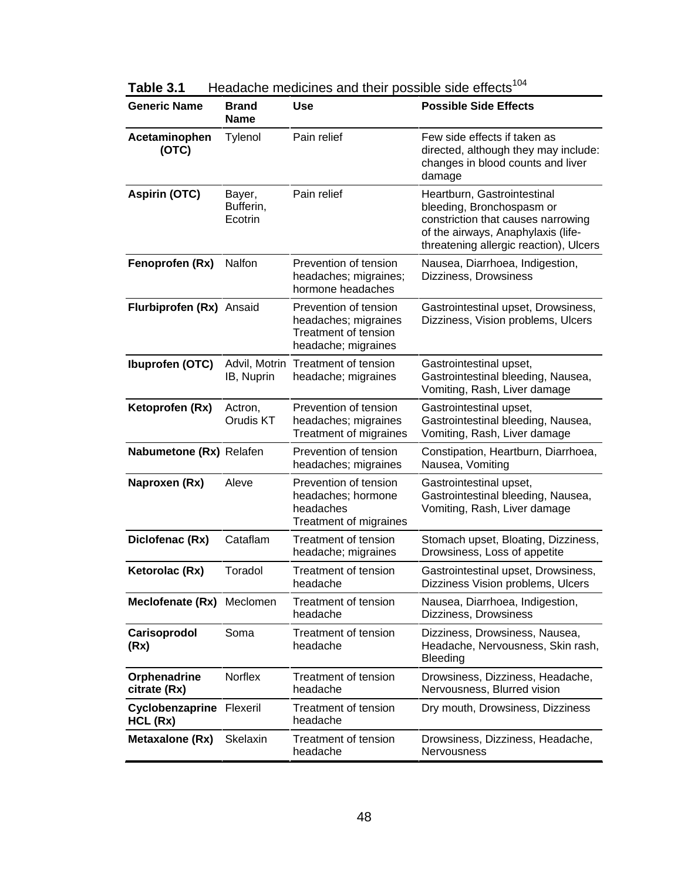**Table 3.1** Headache medicines and their possible side effects[104]

| Generic Name | Brand Name | Use | Possible Side Effects |
|---|---|---|---|
| **Acetaminophen (OTC)** | Tylenol | Pain relief | Few side effects if taken as directed, although they may include: changes in blood counts and liver damage |
| **Aspirin (OTC)** | Bayer, Bufferin, Ecotrin | Pain relief | Heartburn, Gastrointestinal bleeding, Bronchospasm or constriction that causes narrowing of the airways, Anaphylaxis (life-threatening allergic reaction), Ulcers |
| **Fenoprofen (Rx)** | Nalfon | Prevention of tension headaches; migraines; hormone headaches | Nausea, Diarrhoea, Indigestion, Dizziness, Drowsiness |
| **Flurbiprofen (Rx)** | Ansaid | Prevention of tension headaches; migraines Treatment of tension headache; migraines | Gastrointestinal upset, Drowsiness, Dizziness, Vision problems, Ulcers |
| **Ibuprofen (OTC)** | Advil, Motrin IB, Nuprin | Treatment of tension headache; migraines | Gastrointestinal upset, Gastrointestinal bleeding, Nausea, Vomiting, Rash, Liver damage |
| **Ketoprofen (Rx)** | Actron, Orudis KT | Prevention of tension headaches; migraines Treatment of migraines | Gastrointestinal upset, Gastrointestinal bleeding, Nausea, Vomiting, Rash, Liver damage |
| **Nabumetone (Rx)** | Relafen | Prevention of tension headaches; migraines | Constipation, Heartburn, Diarrhoea, Nausea, Vomiting |
| **Naproxen (Rx)** | Aleve | Prevention of tension headaches; hormone headaches Treatment of migraines | Gastrointestinal upset, Gastrointestinal bleeding, Nausea, Vomiting, Rash, Liver damage |
| **Diclofenac (Rx)** | Cataflam | Treatment of tension headache; migraines | Stomach upset, Bloating, Dizziness, Drowsiness, Loss of appetite |
| **Ketorolac (Rx)** | Toradol | Treatment of tension headache | Gastrointestinal upset, Drowsiness, Dizziness Vision problems, Ulcers |
| **Meclofenate (Rx)** | Meclomen | Treatment of tension headache | Nausea, Diarrhoea, Indigestion, Dizziness, Drowsiness |
| **Carisoprodol (Rx)** | Soma | Treatment of tension headache | Dizziness, Drowsiness, Nausea, Headache, Nervousness, Skin rash, Bleeding |
| **Orphenadrine citrate (Rx)** | Norflex | Treatment of tension headache | Drowsiness, Dizziness, Headache, Nervousness, Blurred vision |
| **Cyclobenzaprine HCL (Rx)** | Flexeril | Treatment of tension headache | Dry mouth, Drowsiness, Dizziness |
| **Metaxalone (Rx)** | Skelaxin | Treatment of tension headache | Drowsiness, Dizziness, Headache, Nervousness |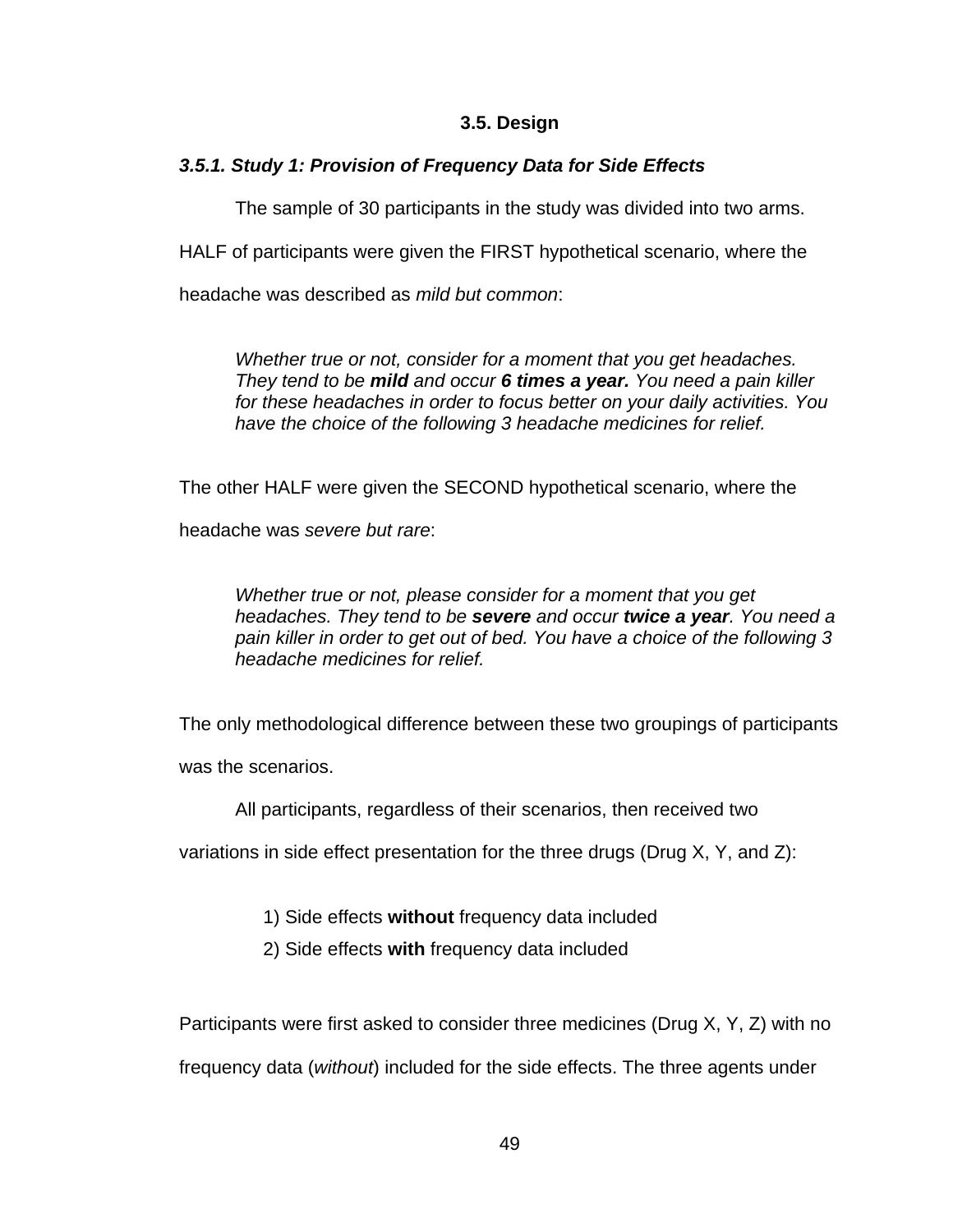## 3.5. Design

### *3.5.1. Study 1: Provision of Frequency Data for Side Effects*

The sample of 30 participants in the study was divided into two arms. HALF of participants were given the FIRST hypothetical scenario, where the headache was described as *mild but common*:

> *Whether true or not, consider for a moment that you get headaches. They tend to be **mild** and occur **6 times a year.** You need a pain killer for these headaches in order to focus better on your daily activities. You have the choice of the following 3 headache medicines for relief.*

The other HALF were given the SECOND hypothetical scenario, where the headache was *severe but rare*:

> *Whether true or not, please consider for a moment that you get headaches. They tend to be **severe** and occur **twice a year**. You need a pain killer in order to get out of bed. You have a choice of the following 3 headache medicines for relief.*

The only methodological difference between these two groupings of participants was the scenarios.

All participants, regardless of their scenarios, then received two variations in side effect presentation for the three drugs (Drug X, Y, and Z):

1) Side effects **without** frequency data included
2) Side effects **with** frequency data included

Participants were first asked to consider three medicines (Drug X, Y, Z) with no frequency data (*without*) included for the side effects. The three agents under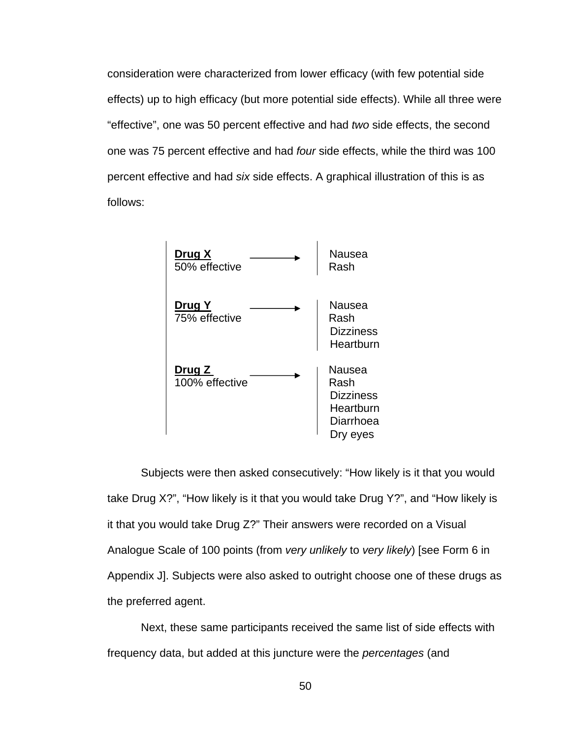consideration were characterized from lower efficacy (with few potential side effects) up to high efficacy (but more potential side effects). While all three were "effective", one was 50 percent effective and had *two* side effects, the second one was 75 percent effective and had *four* side effects, while the third was 100 percent effective and had *six* side effects. A graphical illustration of this is as follows:

| | | |
|---|---|---|
| **Drug X**<br>50% effective | → | Nausea<br>Rash |
| **Drug Y**<br>75% effective | → | Nausea<br>Rash<br>Dizziness<br>Heartburn |
| **Drug Z**<br>100% effective | → | Nausea<br>Rash<br>Dizziness<br>Heartburn<br>Diarrhoea<br>Dry eyes |

Subjects were then asked consecutively: "How likely is it that you would take Drug X?", "How likely is it that you would take Drug Y?", and "How likely is it that you would take Drug Z?" Their answers were recorded on a Visual Analogue Scale of 100 points (from *very unlikely* to *very likely*) [see Form 6 in Appendix J]. Subjects were also asked to outright choose one of these drugs as the preferred agent.

Next, these same participants received the same list of side effects with frequency data, but added at this juncture were the *percentages* (and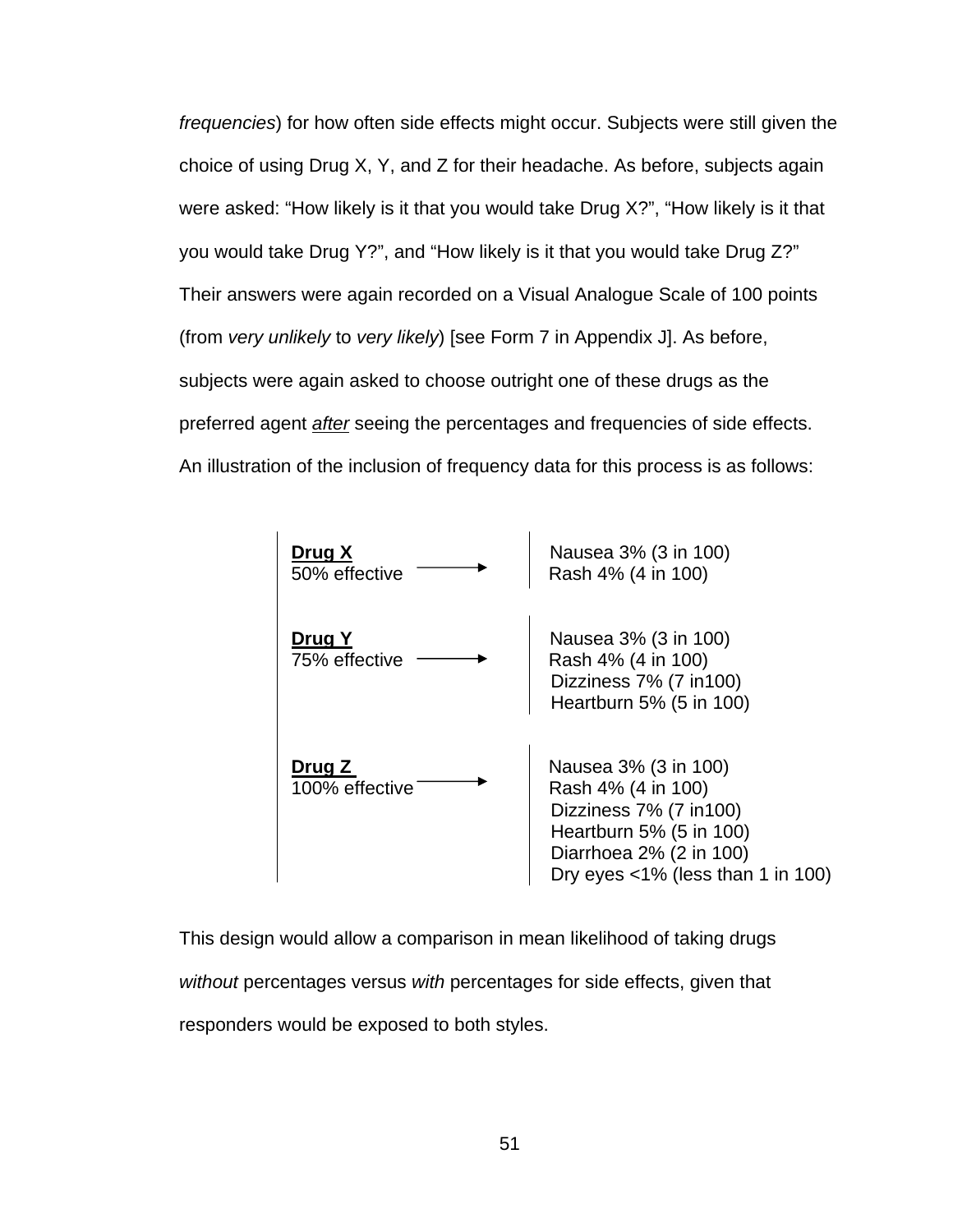*frequencies*) for how often side effects might occur. Subjects were still given the choice of using Drug X, Y, and Z for their headache. As before, subjects again were asked: “How likely is it that you would take Drug X?”, “How likely is it that you would take Drug Y?”, and “How likely is it that you would take Drug Z?” Their answers were again recorded on a Visual Analogue Scale of 100 points (from *very unlikely* to *very likely*) [see Form 7 in Appendix J]. As before, subjects were again asked to choose outright one of these drugs as the preferred agent *after* seeing the percentages and frequencies of side effects. An illustration of the inclusion of frequency data for this process is as follows:

| | | |
|---|---|---|
| **Drug X**<br>50% effective | → | Nausea 3% (3 in 100)<br>Rash 4% (4 in 100) |
| **Drug Y**<br>75% effective | → | Nausea 3% (3 in 100)<br>Rash 4% (4 in 100)<br>Dizziness 7% (7 in100)<br>Heartburn 5% (5 in 100) |
| **Drug Z**<br>100% effective | → | Nausea 3% (3 in 100)<br>Rash 4% (4 in 100)<br>Dizziness 7% (7 in100)<br>Heartburn 5% (5 in 100)<br>Diarrhoea 2% (2 in 100)<br>Dry eyes <1% (less than 1 in 100) |

This design would allow a comparison in mean likelihood of taking drugs *without* percentages versus *with* percentages for side effects, given that responders would be exposed to both styles.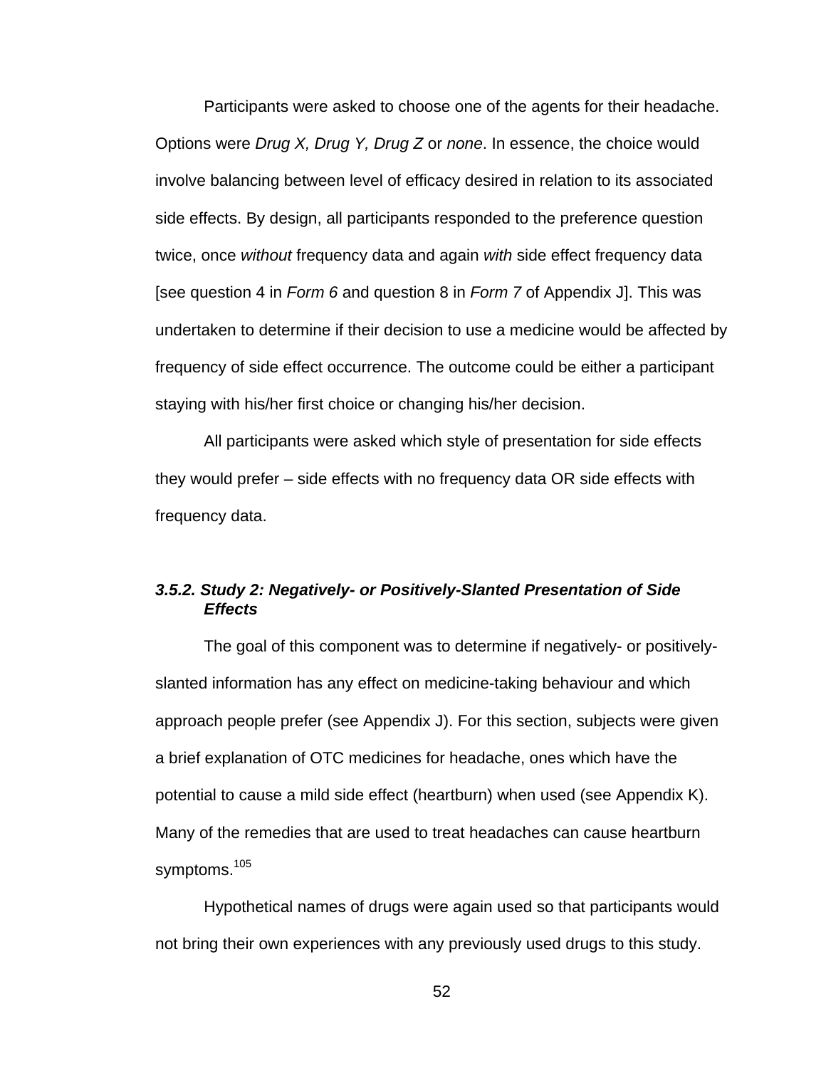Participants were asked to choose one of the agents for their headache. Options were *Drug X, Drug Y, Drug Z* or *none*. In essence, the choice would involve balancing between level of efficacy desired in relation to its associated side effects. By design, all participants responded to the preference question twice, once *without* frequency data and again *with* side effect frequency data [see question 4 in *Form 6* and question 8 in *Form 7* of Appendix J]. This was undertaken to determine if their decision to use a medicine would be affected by frequency of side effect occurrence. The outcome could be either a participant staying with his/her first choice or changing his/her decision.

All participants were asked which style of presentation for side effects they would prefer – side effects with no frequency data OR side effects with frequency data.

### *3.5.2. Study 2: Negatively- or Positively-Slanted Presentation of Side Effects*

The goal of this component was to determine if negatively- or positively-slanted information has any effect on medicine-taking behaviour and which approach people prefer (see Appendix J). For this section, subjects were given a brief explanation of OTC medicines for headache, ones which have the potential to cause a mild side effect (heartburn) when used (see Appendix K). Many of the remedies that are used to treat headaches can cause heartburn symptoms.[105]

Hypothetical names of drugs were again used so that participants would not bring their own experiences with any previously used drugs to this study.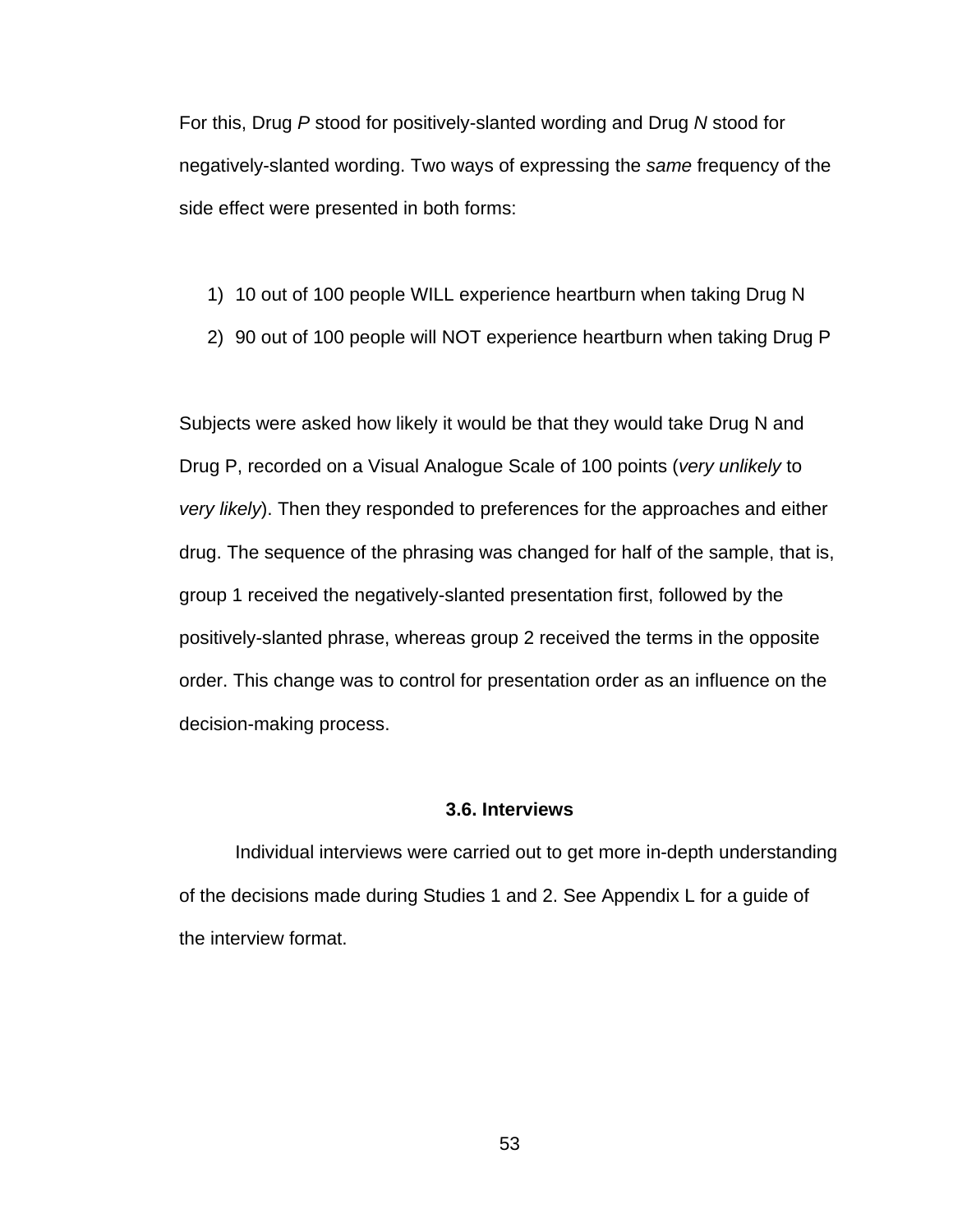For this, Drug *P* stood for positively-slanted wording and Drug *N* stood for negatively-slanted wording. Two ways of expressing the *same* frequency of the side effect were presented in both forms:

1) 10 out of 100 people WILL experience heartburn when taking Drug N
2) 90 out of 100 people will NOT experience heartburn when taking Drug P

Subjects were asked how likely it would be that they would take Drug N and Drug P, recorded on a Visual Analogue Scale of 100 points (*very unlikely* to *very likely*). Then they responded to preferences for the approaches and either drug. The sequence of the phrasing was changed for half of the sample, that is, group 1 received the negatively-slanted presentation first, followed by the positively-slanted phrase, whereas group 2 received the terms in the opposite order. This change was to control for presentation order as an influence on the decision-making process.

### 3.6. Interviews

Individual interviews were carried out to get more in-depth understanding of the decisions made during Studies 1 and 2. See Appendix L for a guide of the interview format.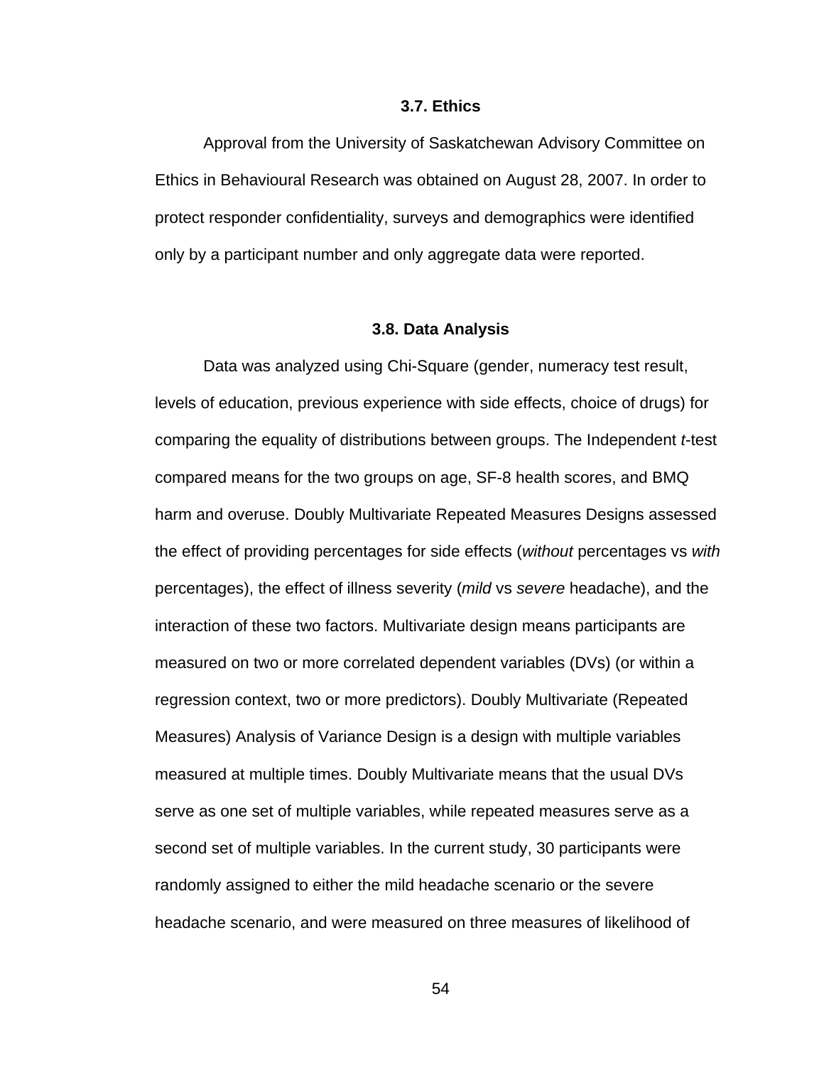### 3.7. Ethics

Approval from the University of Saskatchewan Advisory Committee on Ethics in Behavioural Research was obtained on August 28, 2007. In order to protect responder confidentiality, surveys and demographics were identified only by a participant number and only aggregate data were reported.

### 3.8. Data Analysis

Data was analyzed using Chi-Square (gender, numeracy test result, levels of education, previous experience with side effects, choice of drugs) for comparing the equality of distributions between groups. The Independent *t*-test compared means for the two groups on age, SF-8 health scores, and BMQ harm and overuse. Doubly Multivariate Repeated Measures Designs assessed the effect of providing percentages for side effects (*without* percentages vs *with* percentages), the effect of illness severity (*mild* vs *severe* headache), and the interaction of these two factors. Multivariate design means participants are measured on two or more correlated dependent variables (DVs) (or within a regression context, two or more predictors). Doubly Multivariate (Repeated Measures) Analysis of Variance Design is a design with multiple variables measured at multiple times. Doubly Multivariate means that the usual DVs serve as one set of multiple variables, while repeated measures serve as a second set of multiple variables. In the current study, 30 participants were randomly assigned to either the mild headache scenario or the severe headache scenario, and were measured on three measures of likelihood of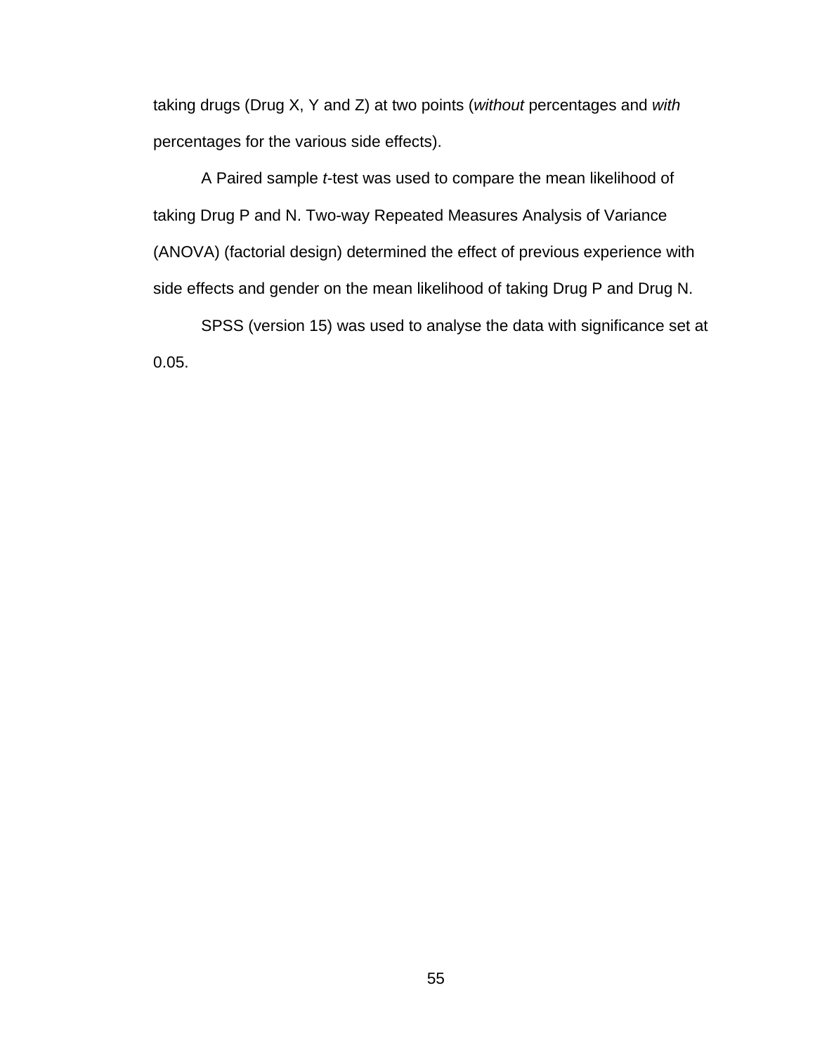taking drugs (Drug X, Y and Z) at two points (*without* percentages and *with* percentages for the various side effects).

A Paired sample *t*-test was used to compare the mean likelihood of taking Drug P and N. Two-way Repeated Measures Analysis of Variance (ANOVA) (factorial design) determined the effect of previous experience with side effects and gender on the mean likelihood of taking Drug P and Drug N.

SPSS (version 15) was used to analyse the data with significance set at 0.05.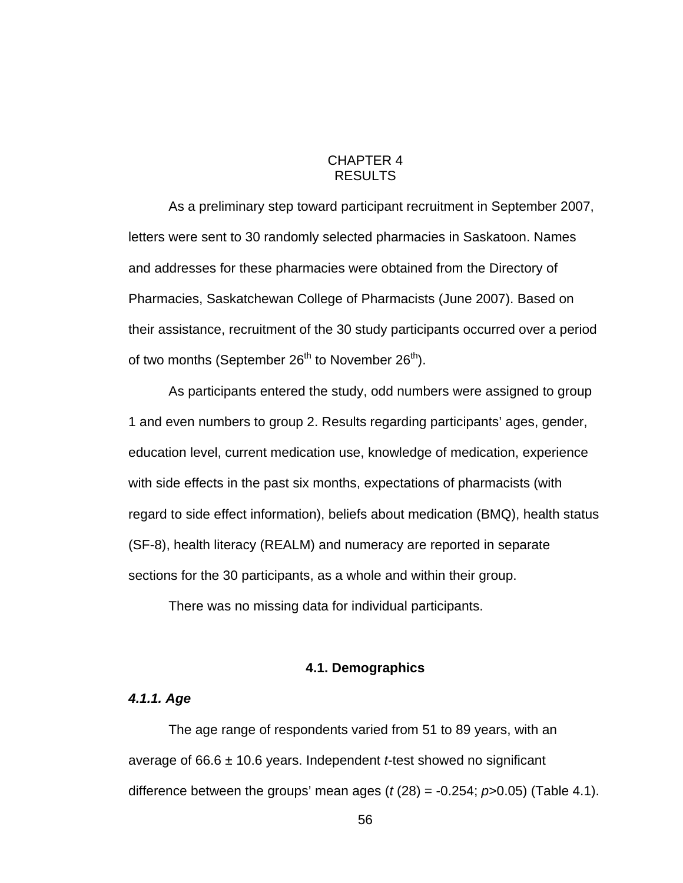# CHAPTER 4
# RESULTS

As a preliminary step toward participant recruitment in September 2007, letters were sent to 30 randomly selected pharmacies in Saskatoon. Names and addresses for these pharmacies were obtained from the Directory of Pharmacies, Saskatchewan College of Pharmacists (June 2007). Based on their assistance, recruitment of the 30 study participants occurred over a period of two months (September 26$^{th}$ to November 26$^{th}$).

As participants entered the study, odd numbers were assigned to group 1 and even numbers to group 2. Results regarding participants' ages, gender, education level, current medication use, knowledge of medication, experience with side effects in the past six months, expectations of pharmacists (with regard to side effect information), beliefs about medication (BMQ), health status (SF-8), health literacy (REALM) and numeracy are reported in separate sections for the 30 participants, as a whole and within their group.

There was no missing data for individual participants.

## 4.1. Demographics

### *4.1.1. Age*

The age range of respondents varied from 51 to 89 years, with an average of 66.6 ± 10.6 years. Independent *t*-test showed no significant difference between the groups' mean ages ($t$ (28) = -0.254; $p$>0.05) (Table 4.1).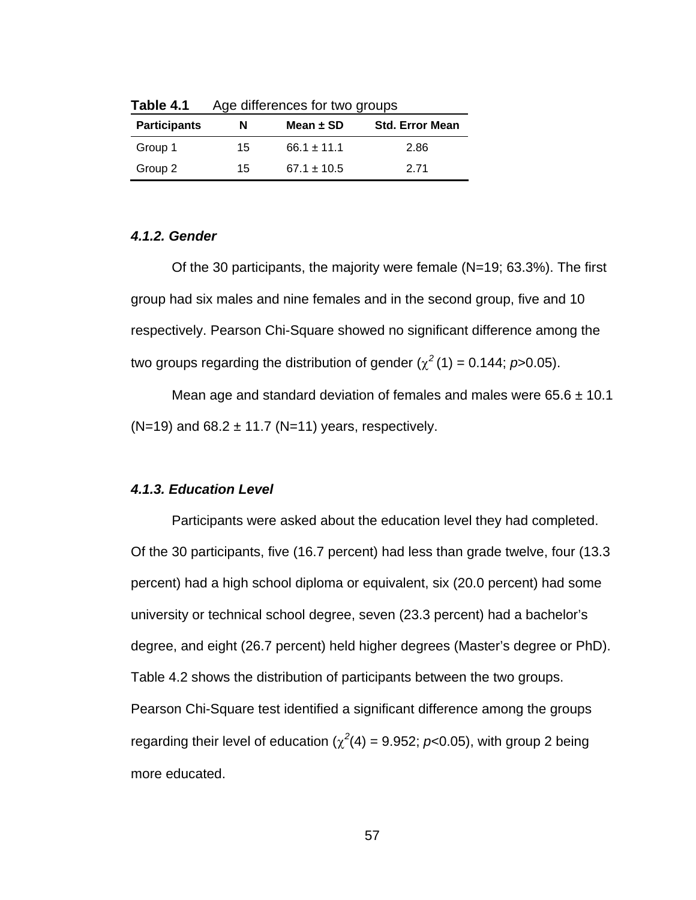**Table 4.1** Age differences for two groups

| Participants | N | Mean ± SD | Std. Error Mean |
|---|---|---|---|
| Group 1 | 15 | 66.1 ± 11.1 | 2.86 |
| Group 2 | 15 | 67.1 ± 10.5 | 2.71 |

#### *4.1.2. Gender*

Of the 30 participants, the majority were female (N=19; 63.3%). The first group had six males and nine females and in the second group, five and 10 respectively. Pearson Chi-Square showed no significant difference among the two groups regarding the distribution of gender ($\chi^2$ (1) = 0.144; $p$>0.05).

Mean age and standard deviation of females and males were 65.6 ± 10.1 (N=19) and 68.2 ± 11.7 (N=11) years, respectively.

#### *4.1.3. Education Level*

Participants were asked about the education level they had completed. Of the 30 participants, five (16.7 percent) had less than grade twelve, four (13.3 percent) had a high school diploma or equivalent, six (20.0 percent) had some university or technical school degree, seven (23.3 percent) had a bachelor's degree, and eight (26.7 percent) held higher degrees (Master's degree or PhD). Table 4.2 shows the distribution of participants between the two groups. Pearson Chi-Square test identified a significant difference among the groups regarding their level of education ($\chi^2$(4) = 9.952; $p$<0.05), with group 2 being more educated.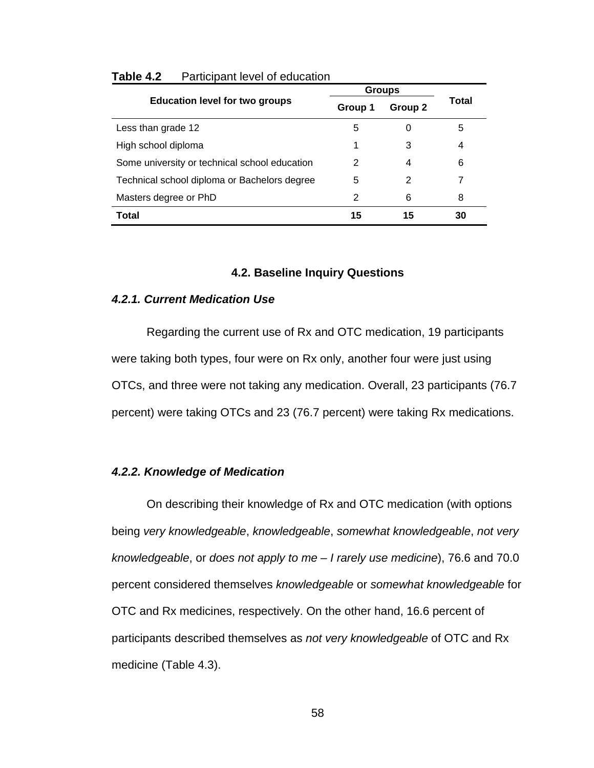**Table 4.2** Participant level of education

| Education level for two groups | Groups | | Total |
|---|---|---|---|
| | Group 1 | Group 2 | |
| Less than grade 12 | 5 | 0 | 5 |
| High school diploma | 1 | 3 | 4 |
| Some university or technical school education | 2 | 4 | 6 |
| Technical school diploma or Bachelors degree | 5 | 2 | 7 |
| Masters degree or PhD | 2 | 6 | 8 |
| **Total** | **15** | **15** | **30** |

## 4.2. Baseline Inquiry Questions

### *4.2.1. Current Medication Use*

Regarding the current use of Rx and OTC medication, 19 participants were taking both types, four were on Rx only, another four were just using OTCs, and three were not taking any medication. Overall, 23 participants (76.7 percent) were taking OTCs and 23 (76.7 percent) were taking Rx medications.

### *4.2.2. Knowledge of Medication*

On describing their knowledge of Rx and OTC medication (with options being *very knowledgeable*, *knowledgeable*, *somewhat knowledgeable*, *not very knowledgeable*, or *does not apply to me – I rarely use medicine*), 76.6 and 70.0 percent considered themselves *knowledgeable* or *somewhat knowledgeable* for OTC and Rx medicines, respectively. On the other hand, 16.6 percent of participants described themselves as *not very knowledgeable* of OTC and Rx medicine (Table 4.3).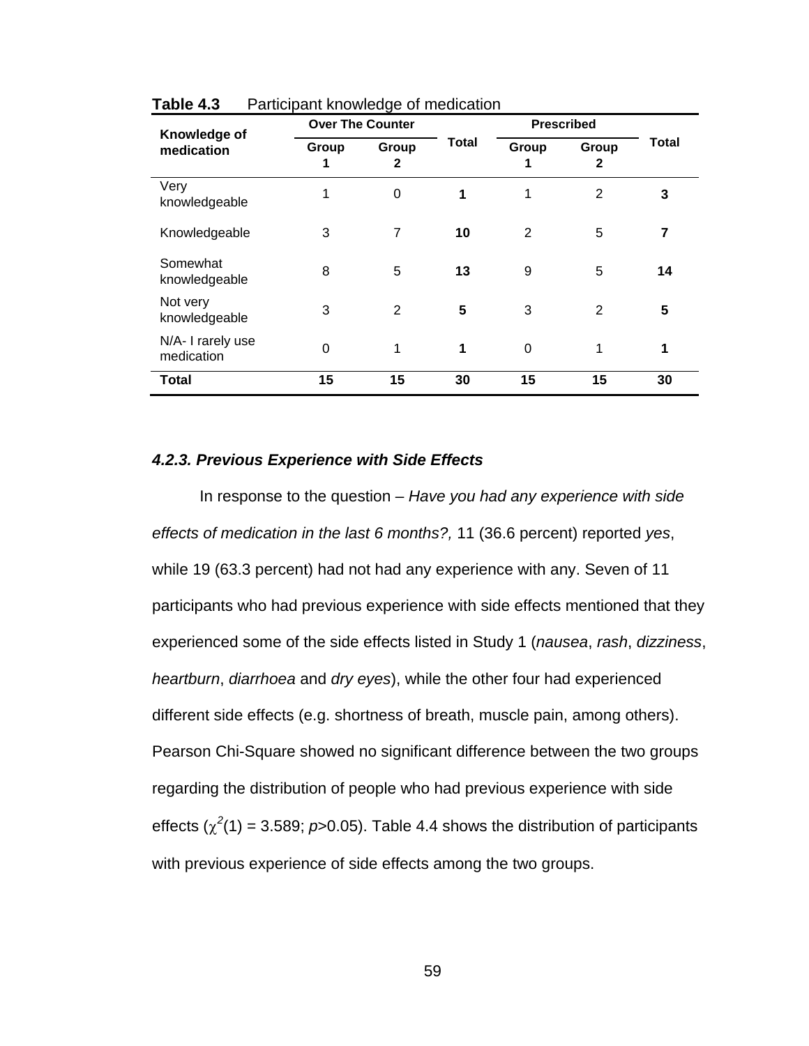**Table 4.3** Participant knowledge of medication

| Knowledge of medication | Over The Counter | | Total | Prescribed | | Total |
|---|---|---|---|---|---|---|
| | Group 1 | Group 2 | | Group 1 | Group 2 | |
| Very knowledgeable | 1 | 0 | **1** | 1 | 2 | **3** |
| Knowledgeable | 3 | 7 | **10** | 2 | 5 | **7** |
| Somewhat knowledgeable | 8 | 5 | **13** | 9 | 5 | **14** |
| Not very knowledgeable | 3 | 2 | **5** | 3 | 2 | **5** |
| N/A- I rarely use medication | 0 | 1 | **1** | 0 | 1 | **1** |
| **Total** | **15** | **15** | **30** | **15** | **15** | **30** |

### *4.2.3. Previous Experience with Side Effects*

In response to the question – *Have you had any experience with side effects of medication in the last 6 months?,* 11 (36.6 percent) reported *yes*, while 19 (63.3 percent) had not had any experience with any. Seven of 11 participants who had previous experience with side effects mentioned that they experienced some of the side effects listed in Study 1 (*nausea*, *rash*, *dizziness*, *heartburn*, *diarrhoea* and *dry eyes*), while the other four had experienced different side effects (e.g. shortness of breath, muscle pain, among others). Pearson Chi-Square showed no significant difference between the two groups regarding the distribution of people who had previous experience with side effects ($\chi^2(1) = 3.589$; $p>0.05$). Table 4.4 shows the distribution of participants with previous experience of side effects among the two groups.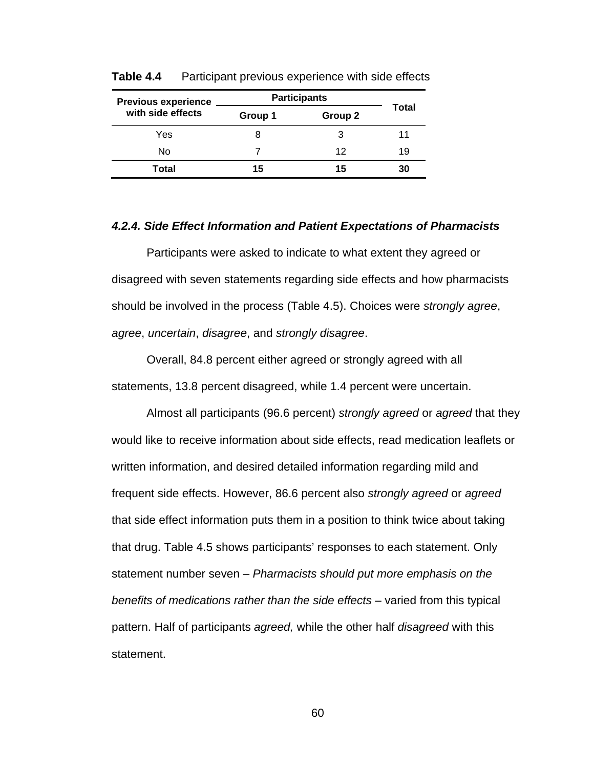**Table 4.4** Participant previous experience with side effects

| Previous experience with side effects | Participants | | Total |
|---|---|---|---|
| | Group 1 | Group 2 | |
| Yes | 8 | 3 | 11 |
| No | 7 | 12 | 19 |
| **Total** | **15** | **15** | **30** |

#### *4.2.4. Side Effect Information and Patient Expectations of Pharmacists*

Participants were asked to indicate to what extent they agreed or disagreed with seven statements regarding side effects and how pharmacists should be involved in the process (Table 4.5). Choices were *strongly agree*, *agree*, *uncertain*, *disagree*, and *strongly disagree*.

Overall, 84.8 percent either agreed or strongly agreed with all statements, 13.8 percent disagreed, while 1.4 percent were uncertain.

Almost all participants (96.6 percent) *strongly agreed* or *agreed* that they would like to receive information about side effects, read medication leaflets or written information, and desired detailed information regarding mild and frequent side effects. However, 86.6 percent also *strongly agreed* or *agreed* that side effect information puts them in a position to think twice about taking that drug. Table 4.5 shows participants' responses to each statement. Only statement number seven – *Pharmacists should put more emphasis on the benefits of medications rather than the side effects* – varied from this typical pattern. Half of participants *agreed,* while the other half *disagreed* with this statement.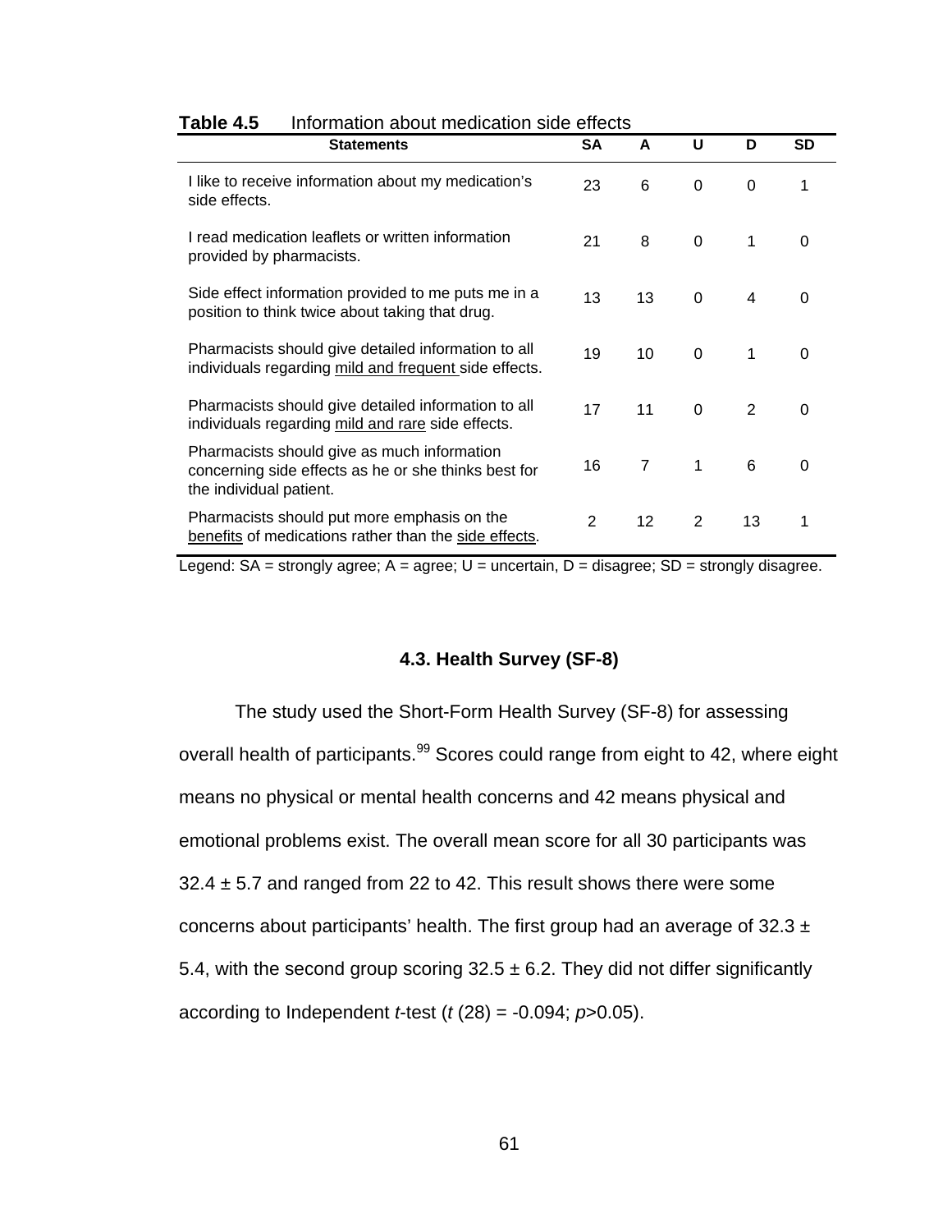**Table 4.5** Information about medication side effects

| Statements | SA | A | U | D | SD |
|---|---|---|---|---|---|
| I like to receive information about my medication's side effects. | 23 | 6 | 0 | 0 | 1 |
| I read medication leaflets or written information provided by pharmacists. | 21 | 8 | 0 | 1 | 0 |
| Side effect information provided to me puts me in a position to think twice about taking that drug. | 13 | 13 | 0 | 4 | 0 |
| Pharmacists should give detailed information to all individuals regarding <u>mild and frequent</u> side effects. | 19 | 10 | 0 | 1 | 0 |
| Pharmacists should give detailed information to all individuals regarding <u>mild and rare</u> side effects. | 17 | 11 | 0 | 2 | 0 |
| Pharmacists should give as much information concerning side effects as he or she thinks best for the individual patient. | 16 | 7 | 1 | 6 | 0 |
| Pharmacists should put more emphasis on the <u>benefits</u> of medications rather than the <u>side effects</u>. | 2 | 12 | 2 | 13 | 1 |

Legend: SA = strongly agree; A = agree; U = uncertain, D = disagree; SD = strongly disagree.

### 4.3. Health Survey (SF-8)

The study used the Short-Form Health Survey (SF-8) for assessing overall health of participants.[99] Scores could range from eight to 42, where eight means no physical or mental health concerns and 42 means physical and emotional problems exist. The overall mean score for all 30 participants was 32.4 ± 5.7 and ranged from 22 to 42. This result shows there were some concerns about participants' health. The first group had an average of 32.3 ± 5.4, with the second group scoring 32.5 ± 6.2. They did not differ significantly according to Independent *t*-test ($t$ (28) = -0.094; $p$>0.05).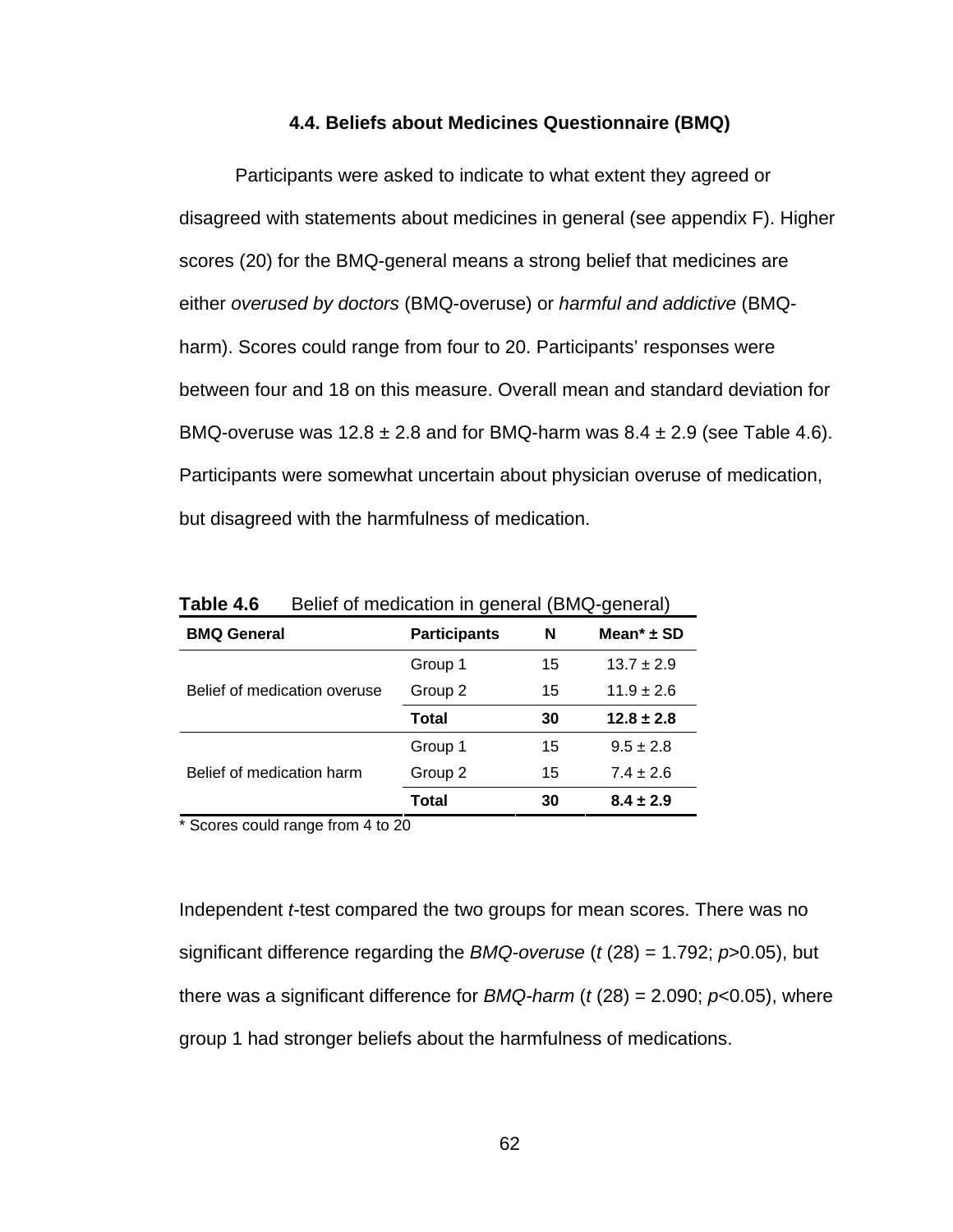### 4.4. Beliefs about Medicines Questionnaire (BMQ)

Participants were asked to indicate to what extent they agreed or disagreed with statements about medicines in general (see appendix F). Higher scores (20) for the BMQ-general means a strong belief that medicines are either *overused by doctors* (BMQ-overuse) or *harmful and addictive* (BMQ-harm). Scores could range from four to 20. Participants' responses were between four and 18 on this measure. Overall mean and standard deviation for BMQ-overuse was 12.8 ± 2.8 and for BMQ-harm was 8.4 ± 2.9 (see Table 4.6). Participants were somewhat uncertain about physician overuse of medication, but disagreed with the harmfulness of medication.

**Table 4.6** Belief of medication in general (BMQ-general)

| BMQ General | Participants | N | Mean* ± SD |
|---|---|---|---|
| Belief of medication overuse | Group 1 | 15 | 13.7 ± 2.9 |
| | Group 2 | 15 | 11.9 ± 2.6 |
| | **Total** | **30** | **12.8 ± 2.8** |
| Belief of medication harm | Group 1 | 15 | 9.5 ± 2.8 |
| | Group 2 | 15 | 7.4 ± 2.6 |
| | **Total** | **30** | **8.4 ± 2.9** |

\* Scores could range from 4 to 20

Independent *t*-test compared the two groups for mean scores. There was no significant difference regarding the *BMQ-overuse* ($t$ (28) = 1.792; $p$>0.05), but there was a significant difference for *BMQ-harm* ($t$ (28) = 2.090; $p$<0.05), where group 1 had stronger beliefs about the harmfulness of medications.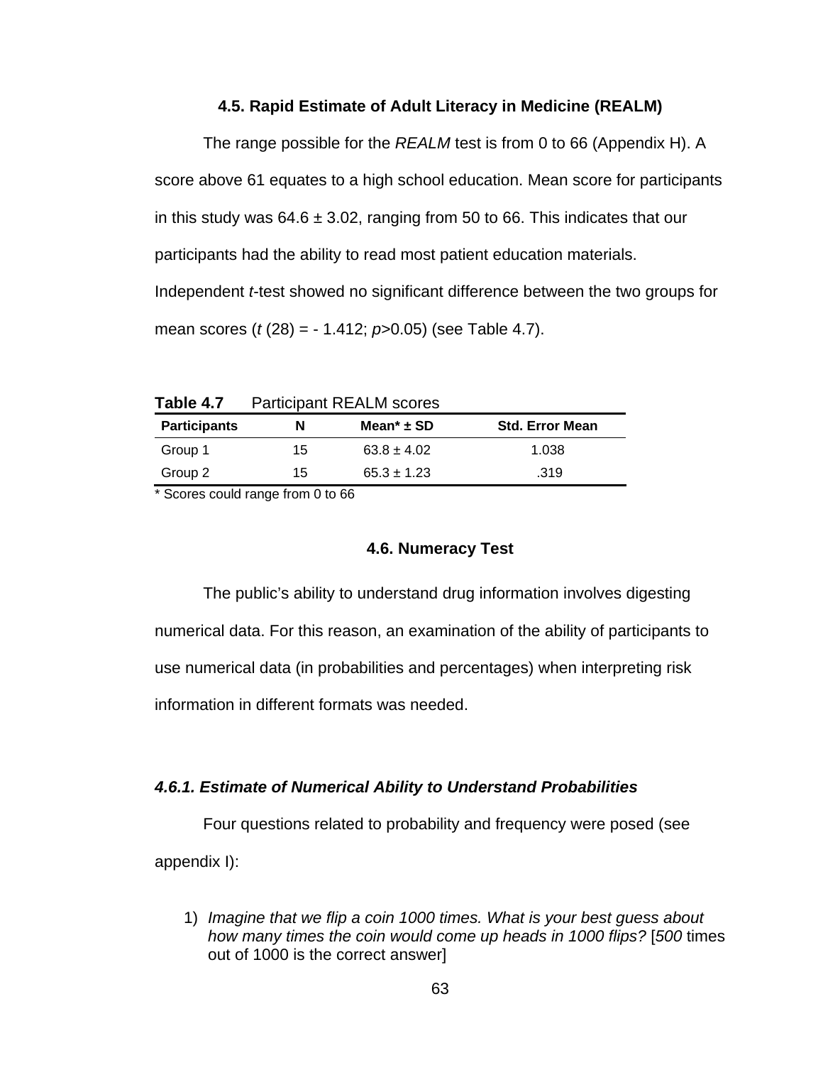## 4.5. Rapid Estimate of Adult Literacy in Medicine (REALM)

The range possible for the *REALM* test is from 0 to 66 (Appendix H). A score above 61 equates to a high school education. Mean score for participants in this study was 64.6 ± 3.02, ranging from 50 to 66. This indicates that our participants had the ability to read most patient education materials. Independent *t*-test showed no significant difference between the two groups for mean scores ($t$ (28) = - 1.412; $p$>0.05) (see Table 4.7).

**Table 4.7** Participant REALM scores

| Participants | N | Mean* ± SD | Std. Error Mean |
|---|---|---|---|
| Group 1 | 15 | 63.8 ± 4.02 | 1.038 |
| Group 2 | 15 | 65.3 ± 1.23 | .319 |

\* Scores could range from 0 to 66

## 4.6. Numeracy Test

The public's ability to understand drug information involves digesting numerical data. For this reason, an examination of the ability of participants to use numerical data (in probabilities and percentages) when interpreting risk information in different formats was needed.

### *4.6.1. Estimate of Numerical Ability to Understand Probabilities*

Four questions related to probability and frequency were posed (see appendix I):

1) *Imagine that we flip a coin 1000 times. What is your best guess about how many times the coin would come up heads in 1000 flips?* [*500* times out of 1000 is the correct answer]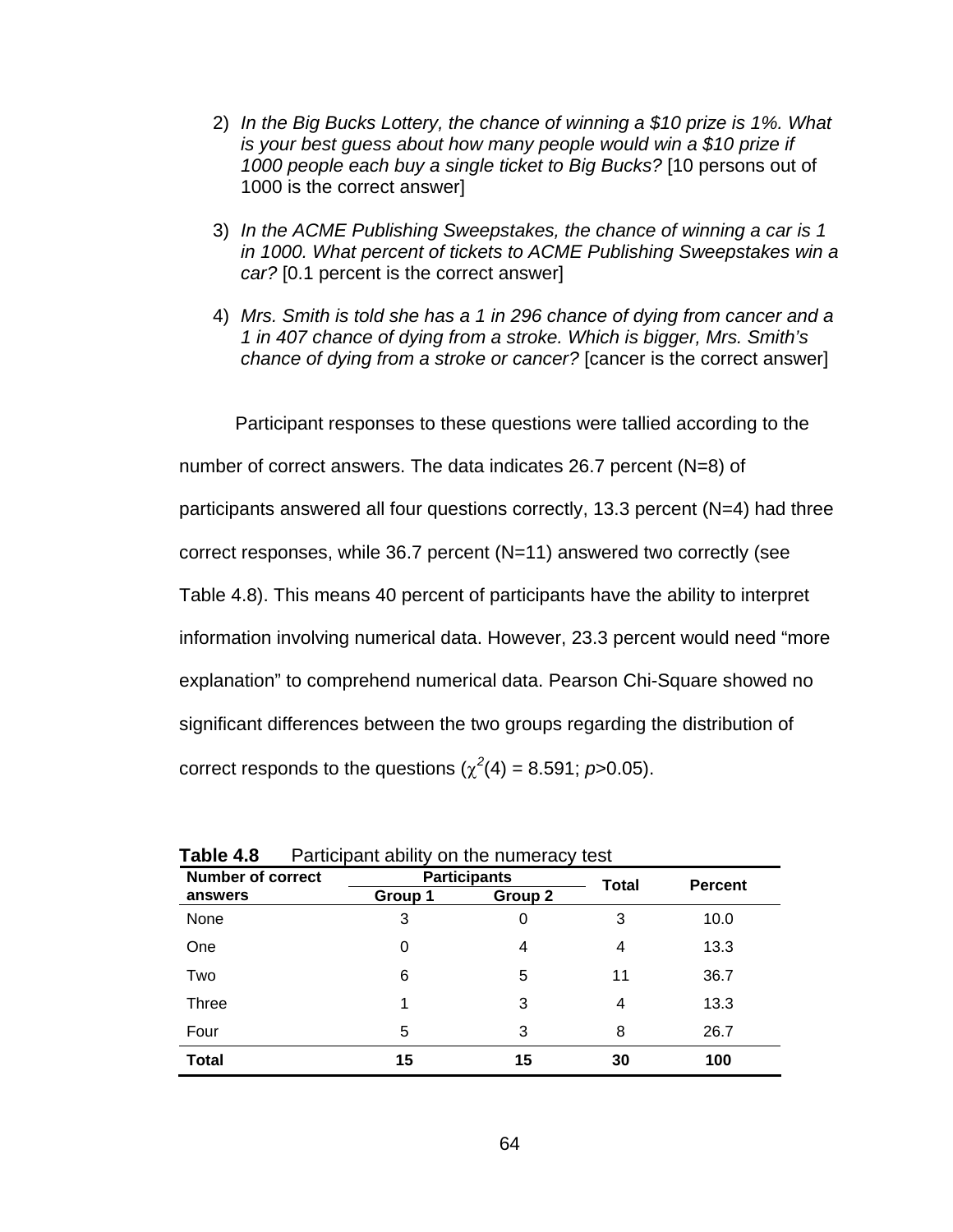2) *In the Big Bucks Lottery, the chance of winning a $10 prize is 1%. What is your best guess about how many people would win a $10 prize if 1000 people each buy a single ticket to Big Bucks?* [10 persons out of 1000 is the correct answer]

3) *In the ACME Publishing Sweepstakes, the chance of winning a car is 1 in 1000. What percent of tickets to ACME Publishing Sweepstakes win a car?* [0.1 percent is the correct answer]

4) *Mrs. Smith is told she has a 1 in 296 chance of dying from cancer and a 1 in 407 chance of dying from a stroke. Which is bigger, Mrs. Smith's chance of dying from a stroke or cancer?* [cancer is the correct answer]

Participant responses to these questions were tallied according to the number of correct answers. The data indicates 26.7 percent (N=8) of participants answered all four questions correctly, 13.3 percent (N=4) had three correct responses, while 36.7 percent (N=11) answered two correctly (see Table 4.8). This means 40 percent of participants have the ability to interpret information involving numerical data. However, 23.3 percent would need "more explanation" to comprehend numerical data. Pearson Chi-Square showed no significant differences between the two groups regarding the distribution of correct responds to the questions ($\chi^2(4) = 8.591$; $p>0.05$).

**Table 4.8** Participant ability on the numeracy test

| Number of correct answers | Participants | | Total | Percent |
|---|---|---|---|---|
| | Group 1 | Group 2 | | |
| None | 3 | 0 | 3 | 10.0 |
| One | 0 | 4 | 4 | 13.3 |
| Two | 6 | 5 | 11 | 36.7 |
| Three | 1 | 3 | 4 | 13.3 |
| Four | 5 | 3 | 8 | 26.7 |
| **Total** | **15** | **15** | **30** | **100** |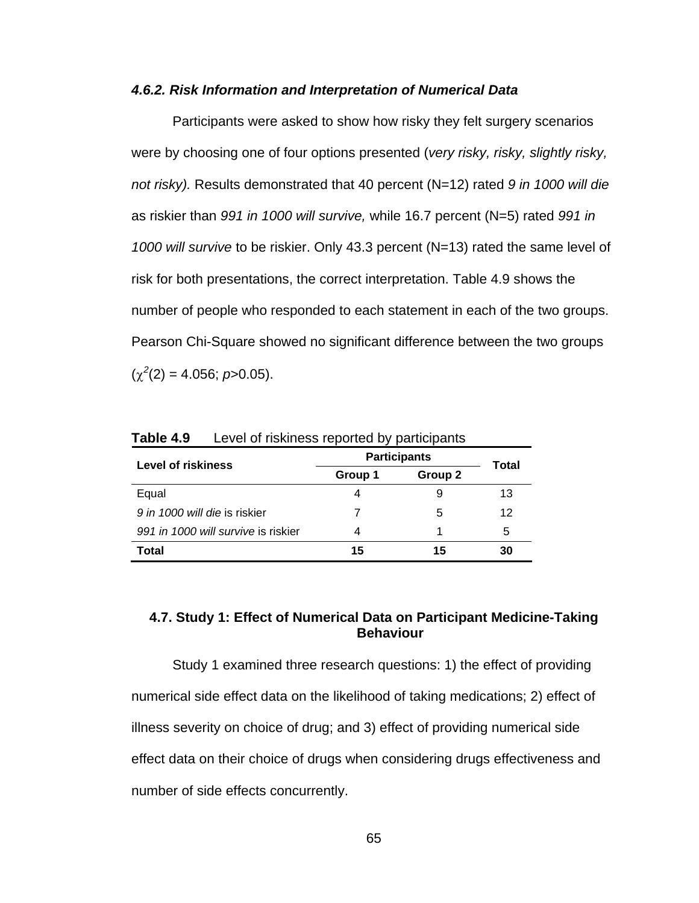#### *4.6.2. Risk Information and Interpretation of Numerical Data*

Participants were asked to show how risky they felt surgery scenarios were by choosing one of four options presented (*very risky, risky, slightly risky, not risky).* Results demonstrated that 40 percent (N=12) rated *9 in 1000 will die* as riskier than *991 in 1000 will survive,* while 16.7 percent (N=5) rated *991 in 1000 will survive* to be riskier. Only 43.3 percent (N=13) rated the same level of risk for both presentations, the correct interpretation. Table 4.9 shows the number of people who responded to each statement in each of the two groups. Pearson Chi-Square showed no significant difference between the two groups ($\chi^2(2) = 4.056$; $p > 0.05$).

**Table 4.9** Level of riskiness reported by participants

| Level of riskiness | Participants | | Total |
|---|---|---|---|
| | Group 1 | Group 2 | |
| Equal | 4 | 9 | 13 |
| *9 in 1000 will die* is riskier | 7 | 5 | 12 |
| *991 in 1000 will survive* is riskier | 4 | 1 | 5 |
| **Total** | **15** | **15** | **30** |

### 4.7. Study 1: Effect of Numerical Data on Participant Medicine-Taking Behaviour

Study 1 examined three research questions: 1) the effect of providing numerical side effect data on the likelihood of taking medications; 2) effect of illness severity on choice of drug; and 3) effect of providing numerical side effect data on their choice of drugs when considering drugs effectiveness and number of side effects concurrently.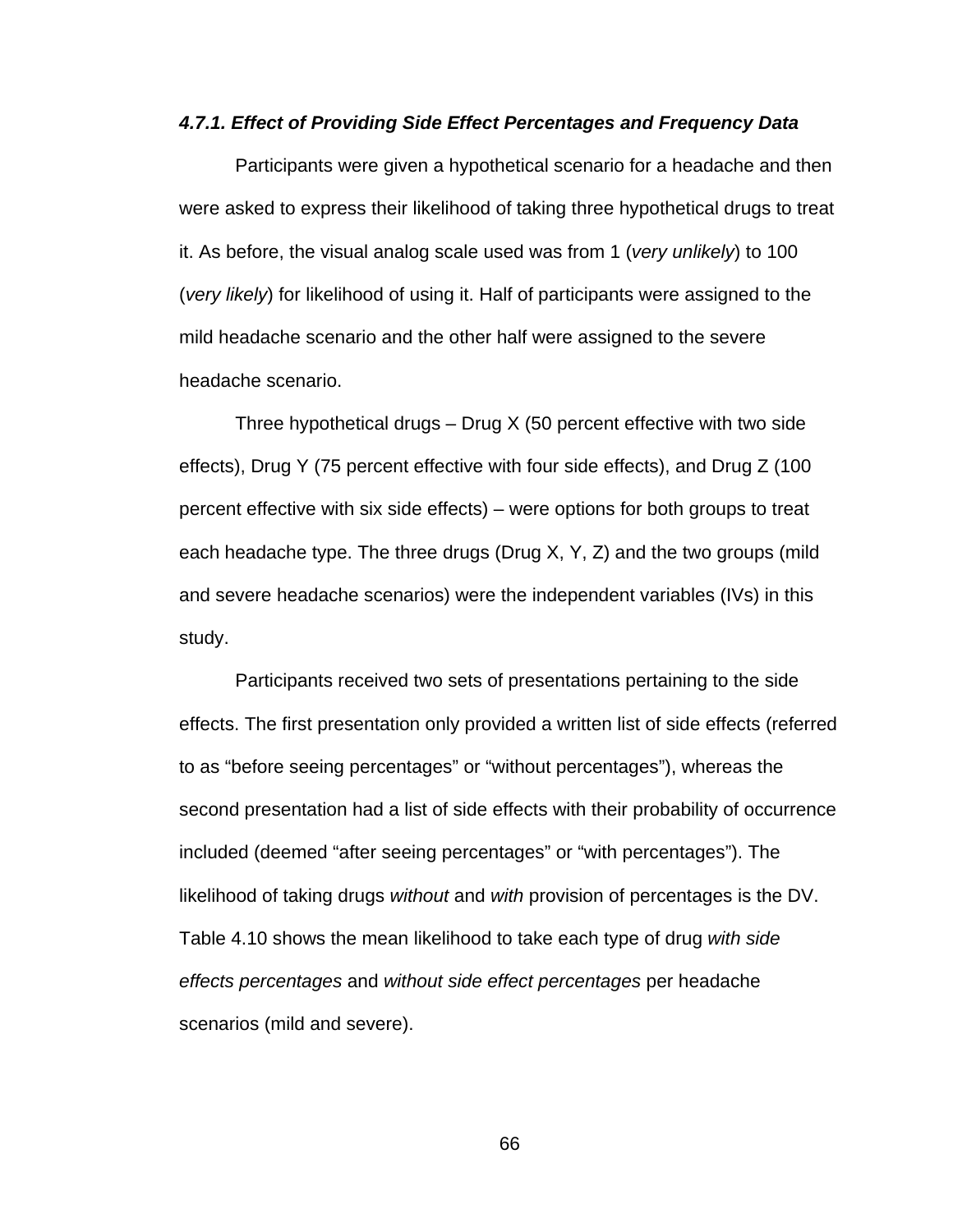#### *4.7.1. Effect of Providing Side Effect Percentages and Frequency Data*

Participants were given a hypothetical scenario for a headache and then were asked to express their likelihood of taking three hypothetical drugs to treat it. As before, the visual analog scale used was from 1 (*very unlikely*) to 100 (*very likely*) for likelihood of using it. Half of participants were assigned to the mild headache scenario and the other half were assigned to the severe headache scenario.

Three hypothetical drugs – Drug X (50 percent effective with two side effects), Drug Y (75 percent effective with four side effects), and Drug Z (100 percent effective with six side effects) – were options for both groups to treat each headache type. The three drugs (Drug X, Y, Z) and the two groups (mild and severe headache scenarios) were the independent variables (IVs) in this study.

Participants received two sets of presentations pertaining to the side effects. The first presentation only provided a written list of side effects (referred to as "before seeing percentages" or "without percentages"), whereas the second presentation had a list of side effects with their probability of occurrence included (deemed "after seeing percentages" or "with percentages"). The likelihood of taking drugs *without* and *with* provision of percentages is the DV. Table 4.10 shows the mean likelihood to take each type of drug *with side effects percentages* and *without side effect percentages* per headache scenarios (mild and severe).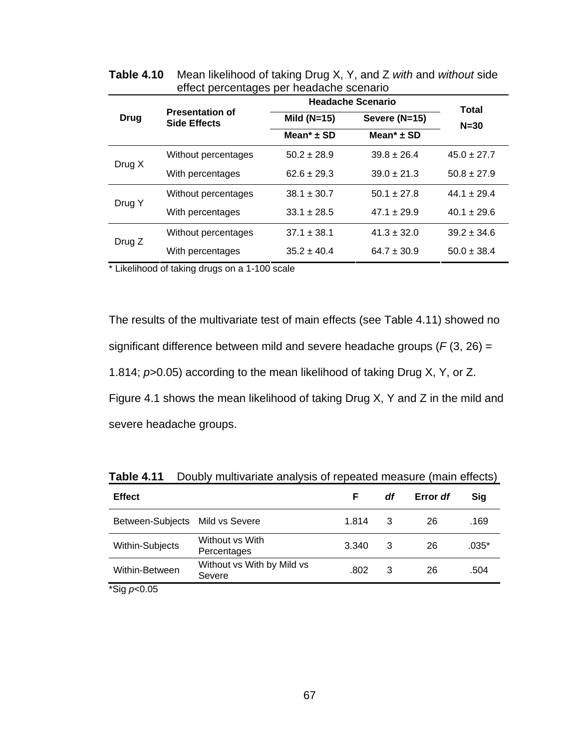**Table 4.10** Mean likelihood of taking Drug X, Y, and Z *with* and *without* side effect percentages per headache scenario

| Drug | Presentation of Side Effects | Headache Scenario | | Total N=30 |
|---|---|---|---|---|
| | | Mild (N=15) | Severe (N=15) | |
| | | Mean* ± SD | Mean* ± SD | |
| Drug X | Without percentages | 50.2 ± 28.9 | 39.8 ± 26.4 | 45.0 ± 27.7 |
| | With percentages | 62.6 ± 29.3 | 39.0 ± 21.3 | 50.8 ± 27.9 |
| Drug Y | Without percentages | 38.1 ± 30.7 | 50.1 ± 27.8 | 44.1 ± 29.4 |
| | With percentages | 33.1 ± 28.5 | 47.1 ± 29.9 | 40.1 ± 29.6 |
| Drug Z | Without percentages | 37.1 ± 38.1 | 41.3 ± 32.0 | 39.2 ± 34.6 |
| | With percentages | 35.2 ± 40.4 | 64.7 ± 30.9 | 50.0 ± 38.4 |

* Likelihood of taking drugs on a 1-100 scale

The results of the multivariate test of main effects (see Table 4.11) showed no significant difference between mild and severe headache groups ($F$ (3, 26) = 1.814; $p$>0.05) according to the mean likelihood of taking Drug X, Y, or Z. Figure 4.1 shows the mean likelihood of taking Drug X, Y and Z in the mild and severe headache groups.

**Table 4.11** Doubly multivariate analysis of repeated measure (main effects)

| Effect | | F | *df* | Error *df* | Sig |
|---|---|---|---|---|---|
| Between-Subjects | Mild vs Severe | 1.814 | 3 | 26 | .169 |
| Within-Subjects | Without vs With Percentages | 3.340 | 3 | 26 | .035* |
| Within-Between | Without vs With by Mild vs Severe | .802 | 3 | 26 | .504 |

*Sig $p$<0.05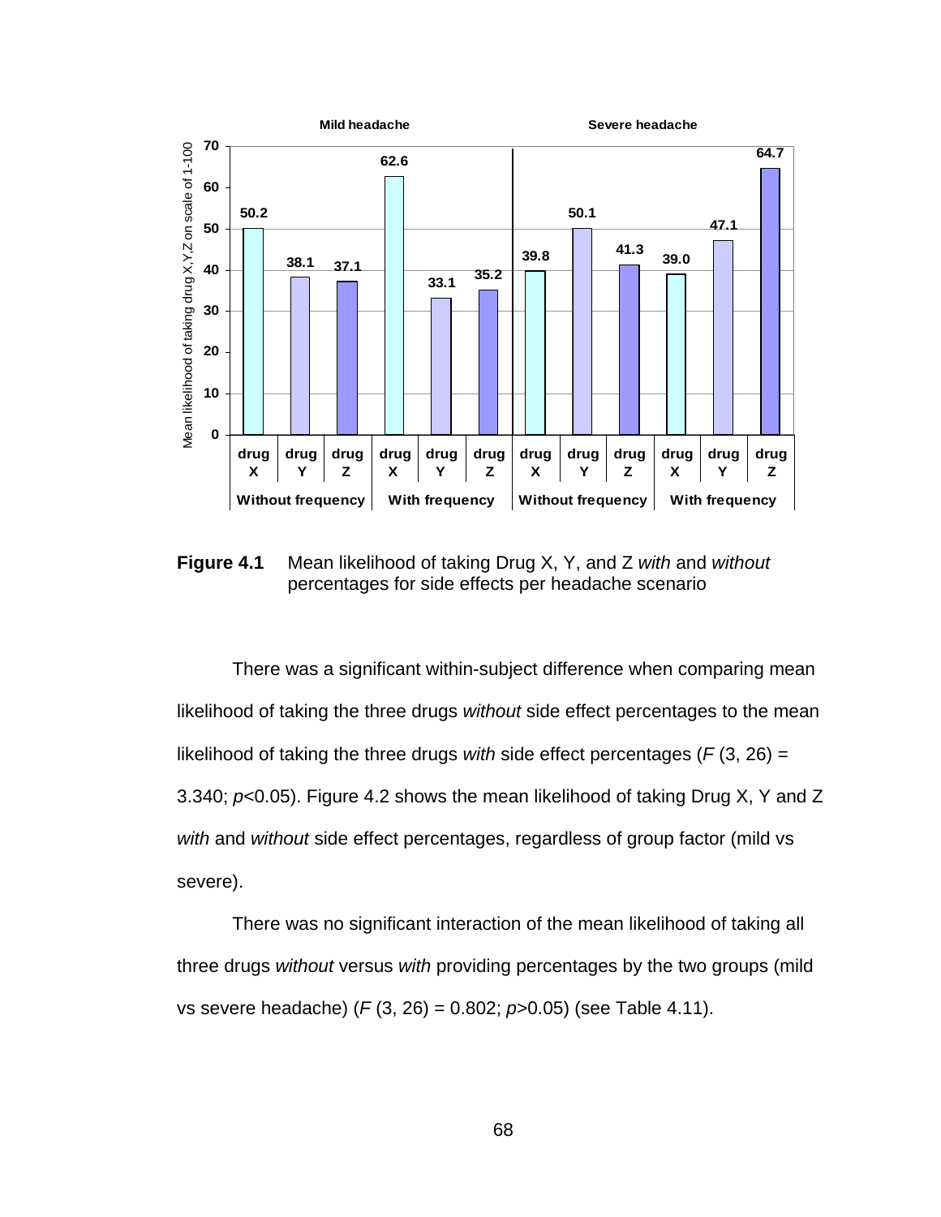**Figure 4.1** Mean likelihood of taking Drug X, Y, and Z *with* and *without* percentages for side effects per headache scenario

There was a significant within-subject difference when comparing mean likelihood of taking the three drugs *without* side effect percentages to the mean likelihood of taking the three drugs *with* side effect percentages ($F$ (3, 26) = 3.340; $p$<0.05). Figure 4.2 shows the mean likelihood of taking Drug X, Y and Z *with* and *without* side effect percentages, regardless of group factor (mild vs severe).

There was no significant interaction of the mean likelihood of taking all three drugs *without* versus *with* providing percentages by the two groups (mild vs severe headache) ($F$ (3, 26) = 0.802; $p$>0.05) (see Table 4.11).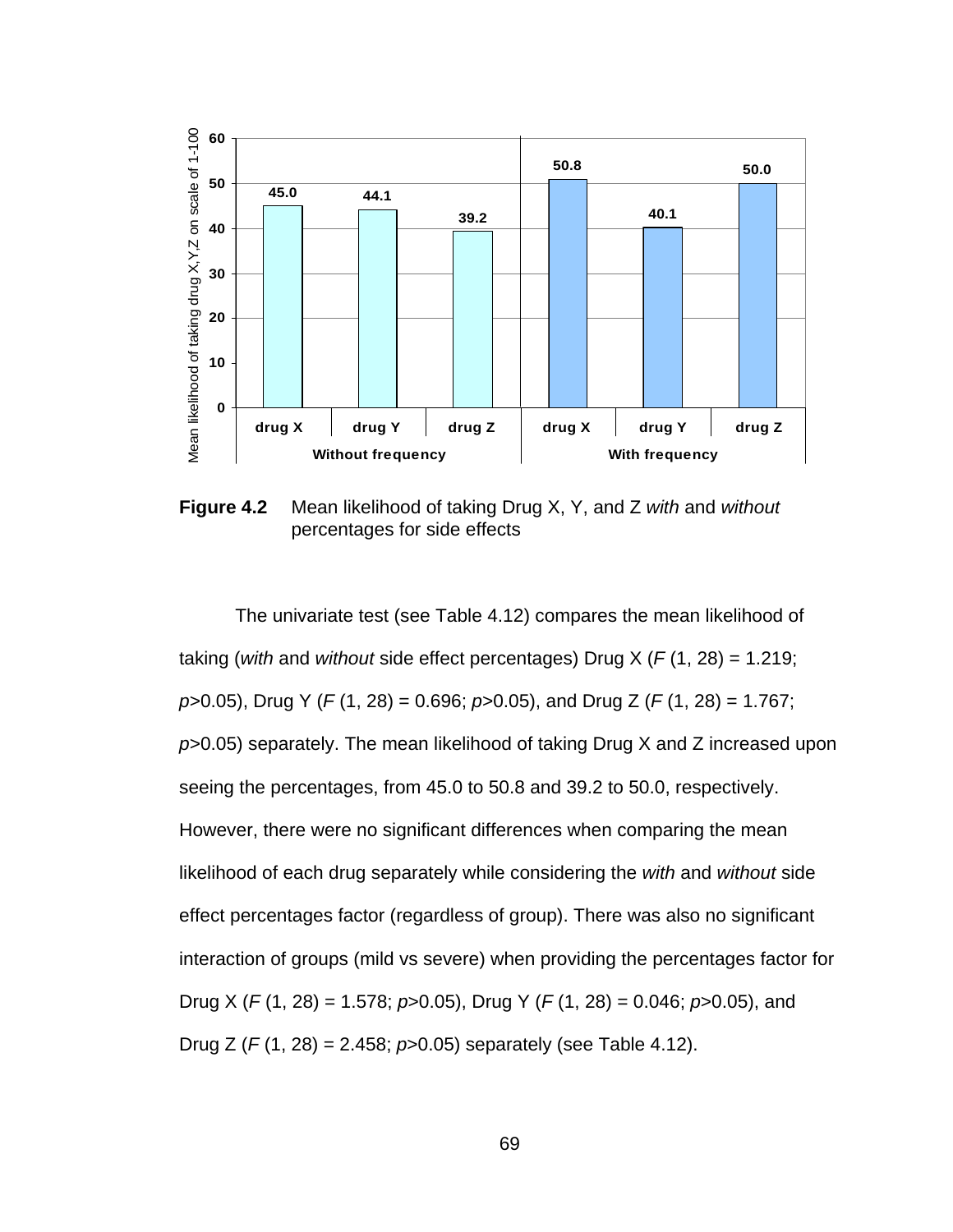**Figure 4.2** Mean likelihood of taking Drug X, Y, and Z *with* and *without* percentages for side effects

The univariate test (see Table 4.12) compares the mean likelihood of taking (*with* and *without* side effect percentages) Drug X ($F$ (1, 28) = 1.219; $p$>0.05), Drug Y ($F$ (1, 28) = 0.696; $p$>0.05), and Drug Z ($F$ (1, 28) = 1.767; $p$>0.05) separately. The mean likelihood of taking Drug X and Z increased upon seeing the percentages, from 45.0 to 50.8 and 39.2 to 50.0, respectively. However, there were no significant differences when comparing the mean likelihood of each drug separately while considering the *with* and *without* side effect percentages factor (regardless of group). There was also no significant interaction of groups (mild vs severe) when providing the percentages factor for Drug X ($F$ (1, 28) = 1.578; $p$>0.05), Drug Y ($F$ (1, 28) = 0.046; $p$>0.05), and Drug Z ($F$ (1, 28) = 2.458; $p$>0.05) separately (see Table 4.12).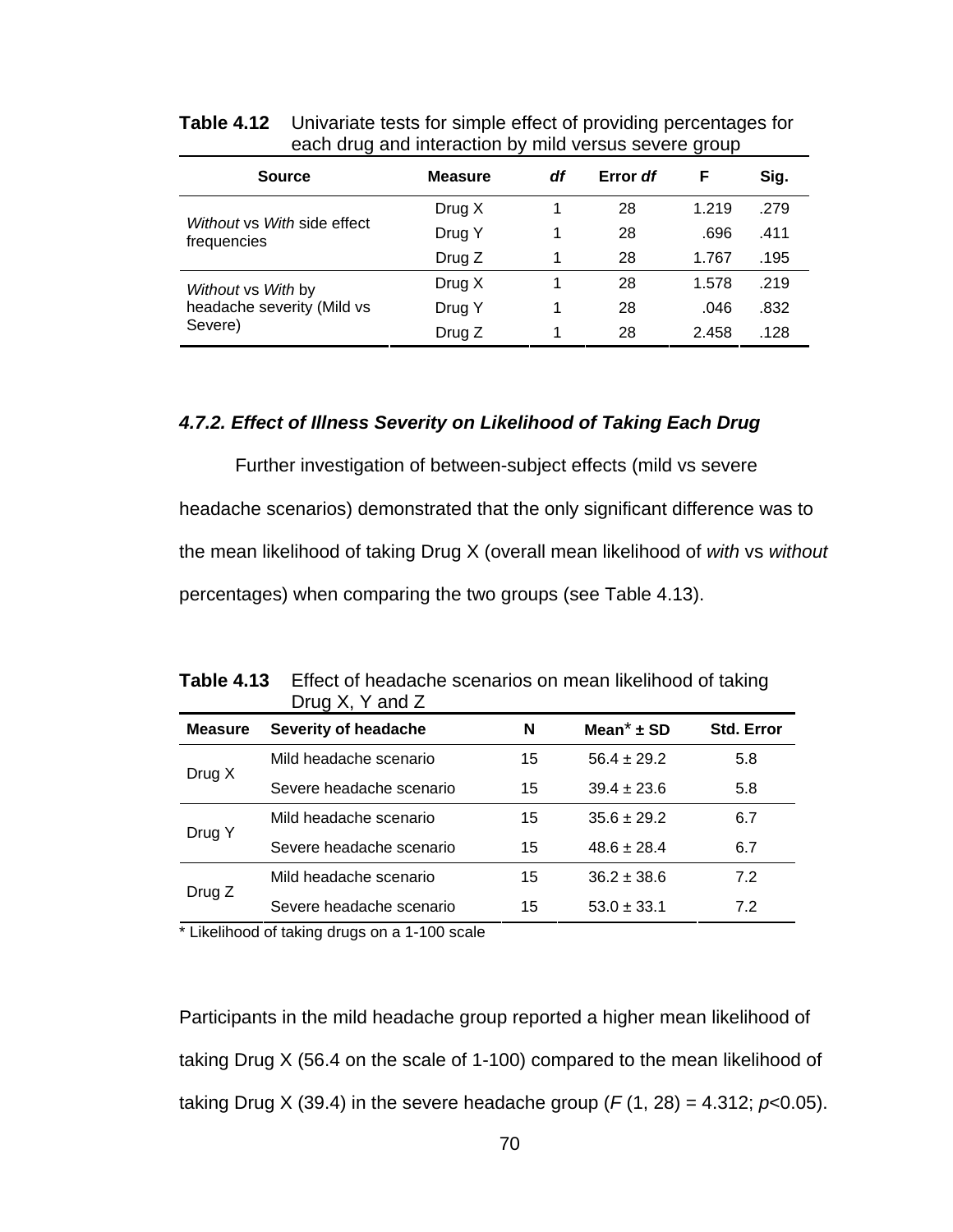**Table 4.12** Univariate tests for simple effect of providing percentages for each drug and interaction by mild versus severe group

| Source | Measure | *df* | Error *df* | F | Sig. |
|---|---|---|---|---|---|
| *Without* vs *With* side effect frequencies | Drug X | 1 | 28 | 1.219 | .279 |
| | Drug Y | 1 | 28 | .696 | .411 |
| | Drug Z | 1 | 28 | 1.767 | .195 |
| *Without* vs *With* by headache severity (Mild vs Severe) | Drug X | 1 | 28 | 1.578 | .219 |
| | Drug Y | 1 | 28 | .046 | .832 |
| | Drug Z | 1 | 28 | 2.458 | .128 |

### *4.7.2. Effect of Illness Severity on Likelihood of Taking Each Drug*

Further investigation of between-subject effects (mild vs severe headache scenarios) demonstrated that the only significant difference was to the mean likelihood of taking Drug X (overall mean likelihood of *with* vs *without* percentages) when comparing the two groups (see Table 4.13).

**Table 4.13** Effect of headache scenarios on mean likelihood of taking Drug X, Y and Z

| Measure | Severity of headache | N | Mean* ± SD | Std. Error |
|---|---|---|---|---|
| Drug X | Mild headache scenario | 15 | 56.4 ± 29.2 | 5.8 |
| | Severe headache scenario | 15 | 39.4 ± 23.6 | 5.8 |
| Drug Y | Mild headache scenario | 15 | 35.6 ± 29.2 | 6.7 |
| | Severe headache scenario | 15 | 48.6 ± 28.4 | 6.7 |
| Drug Z | Mild headache scenario | 15 | 36.2 ± 38.6 | 7.2 |
| | Severe headache scenario | 15 | 53.0 ± 33.1 | 7.2 |

\* Likelihood of taking drugs on a 1-100 scale

Participants in the mild headache group reported a higher mean likelihood of taking Drug X (56.4 on the scale of 1-100) compared to the mean likelihood of taking Drug X (39.4) in the severe headache group ($F$ (1, 28) = 4.312; $p$<0.05).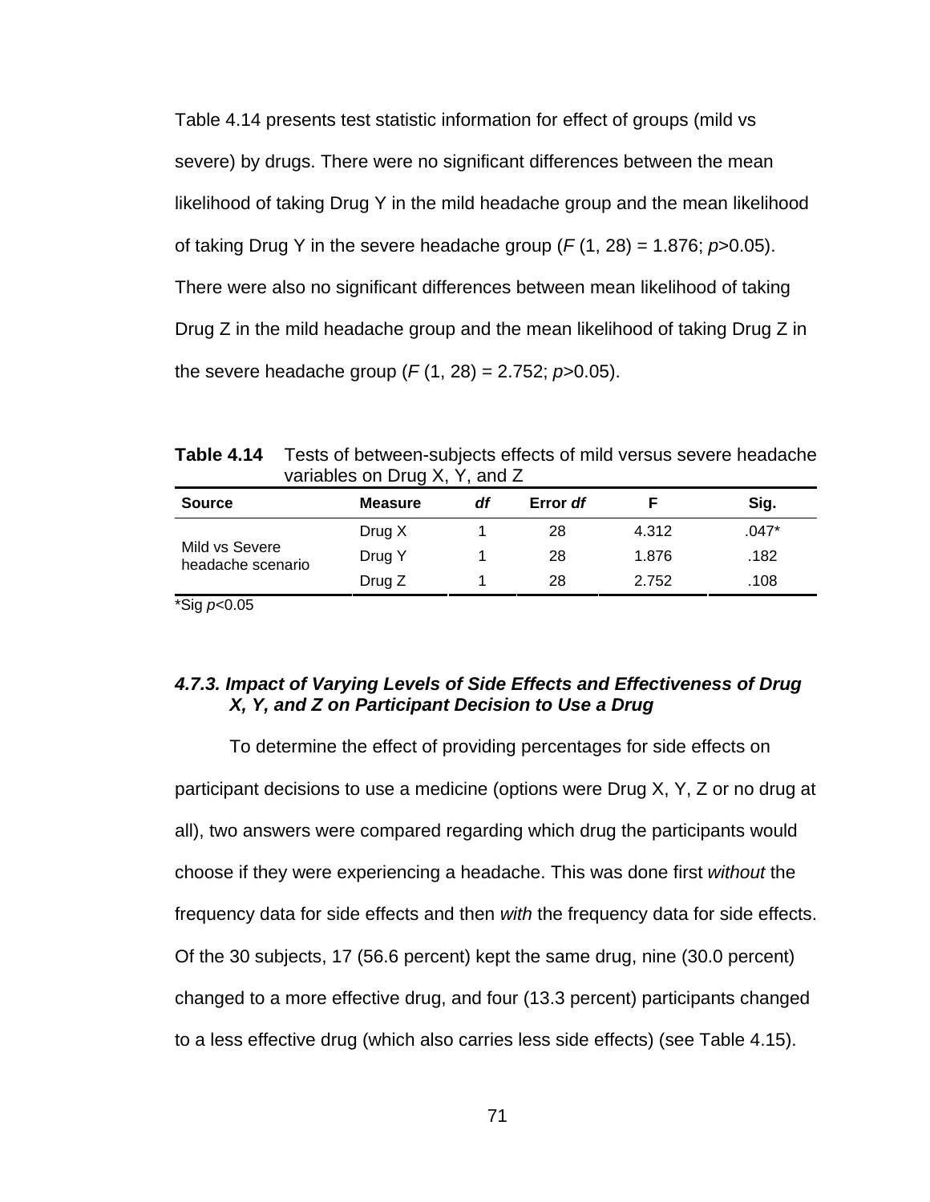Table 4.14 presents test statistic information for effect of groups (mild vs severe) by drugs. There were no significant differences between the mean likelihood of taking Drug Y in the mild headache group and the mean likelihood of taking Drug Y in the severe headache group ($F$ (1, 28) = 1.876; $p$>0.05). There were also no significant differences between mean likelihood of taking Drug Z in the mild headache group and the mean likelihood of taking Drug Z in the severe headache group ($F$ (1, 28) = 2.752; $p$>0.05).

**Table 4.14** Tests of between-subjects effects of mild versus severe headache variables on Drug X, Y, and Z

| Source | Measure | *df* | Error *df* | F | Sig. |
|---|---|---|---|---|---|
| Mild vs Severe headache scenario | Drug X | 1 | 28 | 4.312 | .047* |
| | Drug Y | 1 | 28 | 1.876 | .182 |
| | Drug Z | 1 | 28 | 2.752 | .108 |

*Sig $p$<0.05

#### *4.7.3. Impact of Varying Levels of Side Effects and Effectiveness of Drug X, Y, and Z on Participant Decision to Use a Drug*

To determine the effect of providing percentages for side effects on participant decisions to use a medicine (options were Drug X, Y, Z or no drug at all), two answers were compared regarding which drug the participants would choose if they were experiencing a headache. This was done first *without* the frequency data for side effects and then *with* the frequency data for side effects. Of the 30 subjects, 17 (56.6 percent) kept the same drug, nine (30.0 percent) changed to a more effective drug, and four (13.3 percent) participants changed to a less effective drug (which also carries less side effects) (see Table 4.15).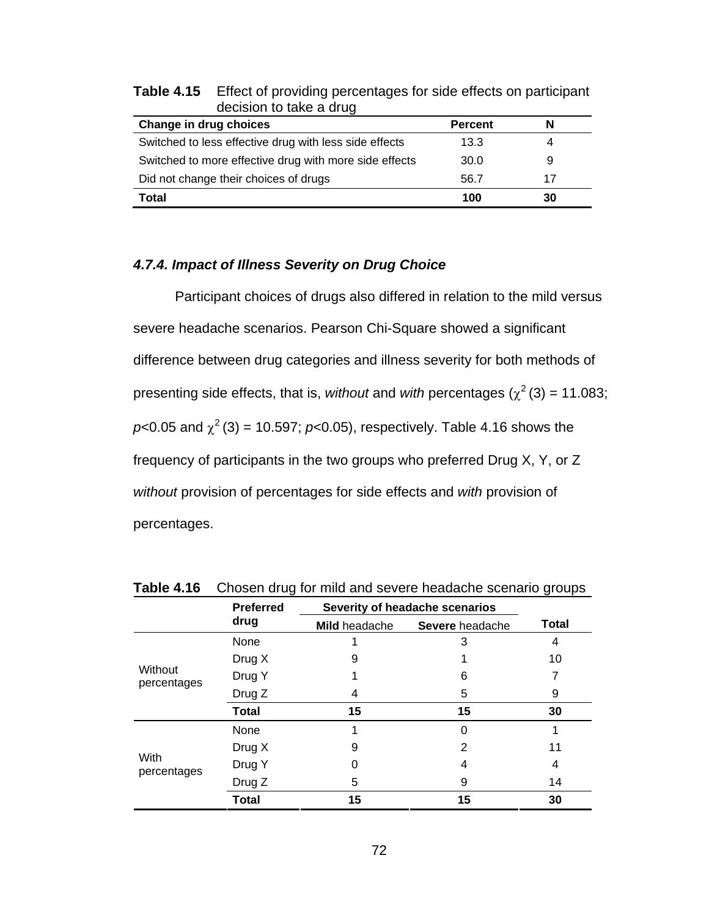**Table 4.15** Effect of providing percentages for side effects on participant decision to take a drug

| Change in drug choices | Percent | N |
|---|---|---|
| Switched to less effective drug with less side effects | 13.3 | 4 |
| Switched to more effective drug with more side effects | 30.0 | 9 |
| Did not change their choices of drugs | 56.7 | 17 |
| **Total** | **100** | **30** |

### *4.7.4. Impact of Illness Severity on Drug Choice*

Participant choices of drugs also differed in relation to the mild versus severe headache scenarios. Pearson Chi-Square showed a significant difference between drug categories and illness severity for both methods of presenting side effects, that is, *without* and *with* percentages ($\chi^2$ (3) = 11.083; $p$<0.05 and $\chi^2$ (3) = 10.597; $p$<0.05), respectively. Table 4.16 shows the frequency of participants in the two groups who preferred Drug X, Y, or Z *without* provision of percentages for side effects and *with* provision of percentages.

**Table 4.16** Chosen drug for mild and severe headache scenario groups

| | **Preferred drug** | **Severity of headache scenarios** | | **Total** |
|---|---|---|---|---|
| | | **Mild** headache | **Severe** headache | |
| Without percentages | None | 1 | 3 | 4 |
| | Drug X | 9 | 1 | 10 |
| | Drug Y | 1 | 6 | 7 |
| | Drug Z | 4 | 5 | 9 |
| | **Total** | **15** | **15** | **30** |
| With percentages | None | 1 | 0 | 1 |
| | Drug X | 9 | 2 | 11 |
| | Drug Y | 0 | 4 | 4 |
| | Drug Z | 5 | 9 | 14 |
| | **Total** | **15** | **15** | **30** |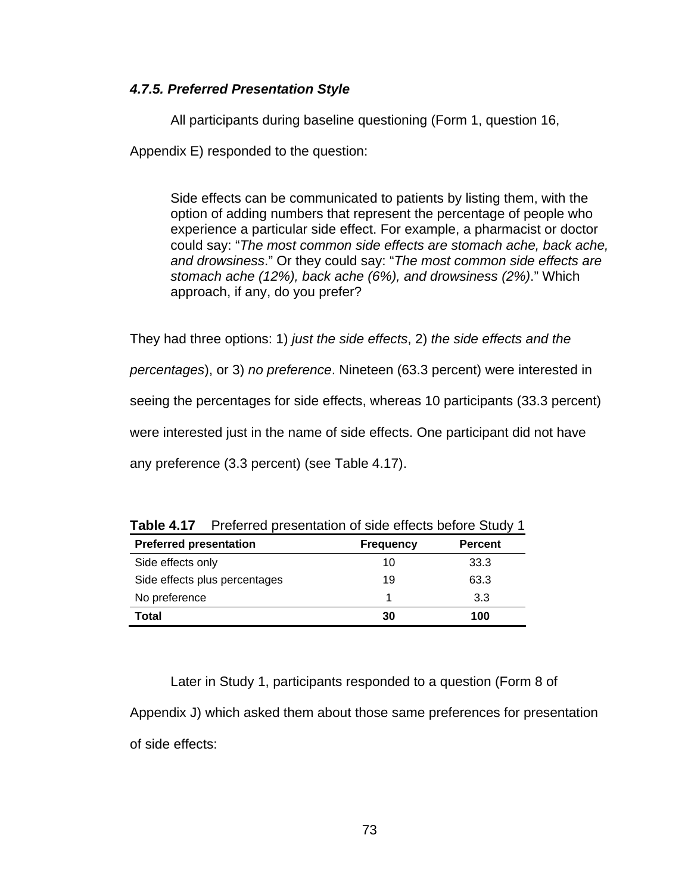#### *4.7.5. Preferred Presentation Style*

All participants during baseline questioning (Form 1, question 16, Appendix E) responded to the question:

> Side effects can be communicated to patients by listing them, with the option of adding numbers that represent the percentage of people who experience a particular side effect. For example, a pharmacist or doctor could say: "*The most common side effects are stomach ache, back ache, and drowsiness*." Or they could say: "*The most common side effects are stomach ache (12%), back ache (6%), and drowsiness (2%)*." Which approach, if any, do you prefer?

They had three options: 1) *just the side effects*, 2) *the side effects and the percentages*), or 3) *no preference*. Nineteen (63.3 percent) were interested in seeing the percentages for side effects, whereas 10 participants (33.3 percent) were interested just in the name of side effects. One participant did not have any preference (3.3 percent) (see Table 4.17).

**Table 4.17** Preferred presentation of side effects before Study 1

| Preferred presentation | Frequency | Percent |
|---|---|---|
| Side effects only | 10 | 33.3 |
| Side effects plus percentages | 19 | 63.3 |
| No preference | 1 | 3.3 |
| **Total** | **30** | **100** |

Later in Study 1, participants responded to a question (Form 8 of Appendix J) which asked them about those same preferences for presentation of side effects: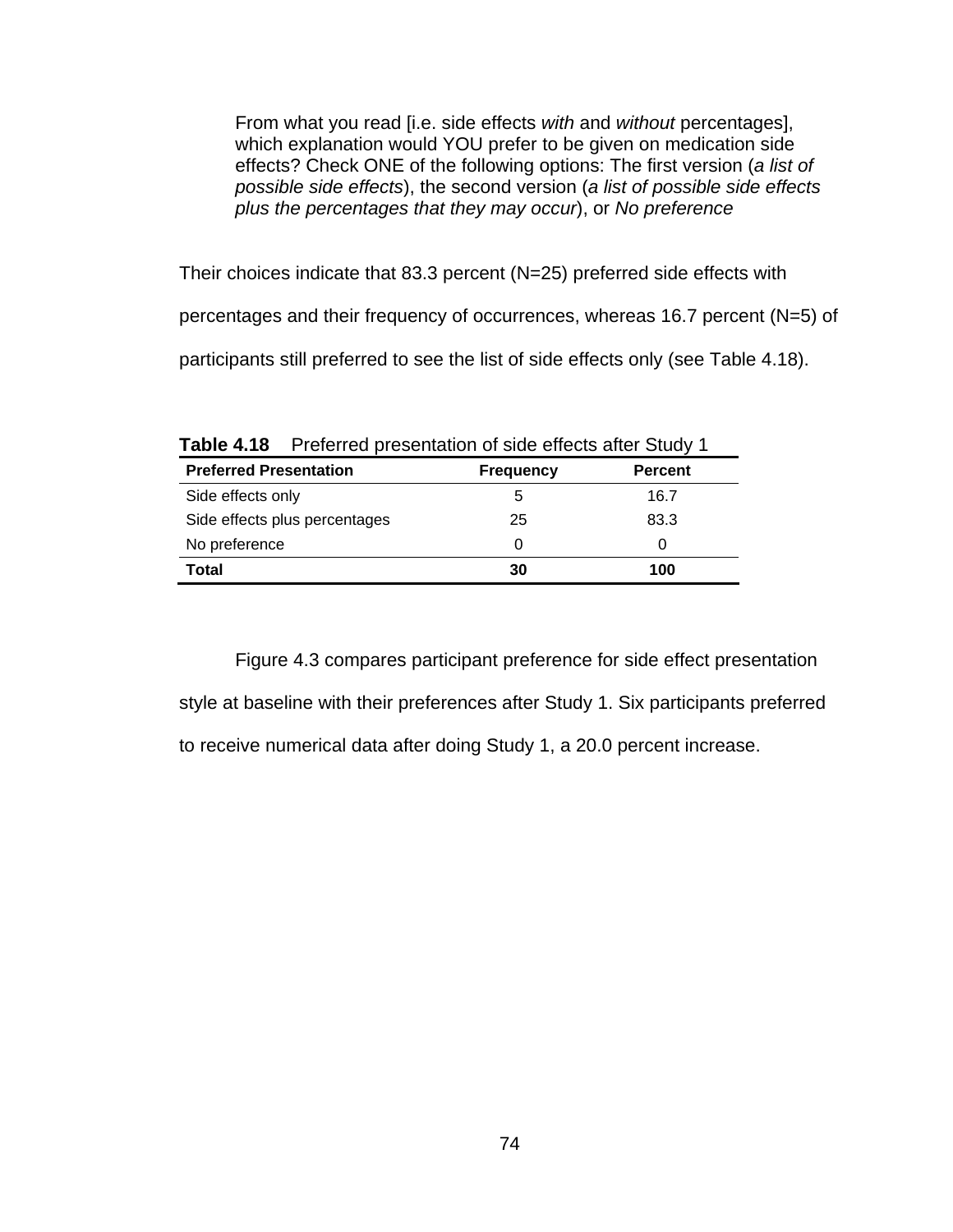> From what you read [i.e. side effects *with* and *without* percentages], which explanation would YOU prefer to be given on medication side effects? Check ONE of the following options: The first version (*a list of possible side effects*), the second version (*a list of possible side effects plus the percentages that they may occur*), or *No preference*

Their choices indicate that 83.3 percent (N=25) preferred side effects with percentages and their frequency of occurrences, whereas 16.7 percent (N=5) of participants still preferred to see the list of side effects only (see Table 4.18).

**Table 4.18** Preferred presentation of side effects after Study 1

| Preferred Presentation | Frequency | Percent |
|---|---|---|
| Side effects only | 5 | 16.7 |
| Side effects plus percentages | 25 | 83.3 |
| No preference | 0 | 0 |
| **Total** | **30** | **100** |

Figure 4.3 compares participant preference for side effect presentation style at baseline with their preferences after Study 1. Six participants preferred to receive numerical data after doing Study 1, a 20.0 percent increase.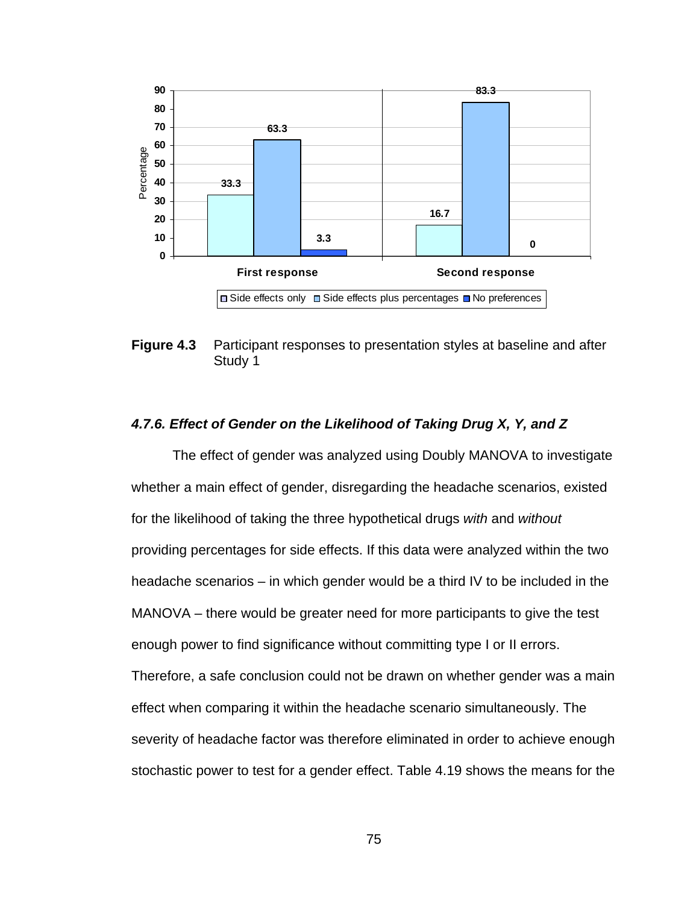**Figure 4.3** Participant responses to presentation styles at baseline and after Study 1

### *4.7.6. Effect of Gender on the Likelihood of Taking Drug X, Y, and Z*

The effect of gender was analyzed using Doubly MANOVA to investigate whether a main effect of gender, disregarding the headache scenarios, existed for the likelihood of taking the three hypothetical drugs *with* and *without* providing percentages for side effects. If this data were analyzed within the two headache scenarios – in which gender would be a third IV to be included in the MANOVA – there would be greater need for more participants to give the test enough power to find significance without committing type I or II errors. Therefore, a safe conclusion could not be drawn on whether gender was a main effect when comparing it within the headache scenario simultaneously. The severity of headache factor was therefore eliminated in order to achieve enough stochastic power to test for a gender effect. Table 4.19 shows the means for the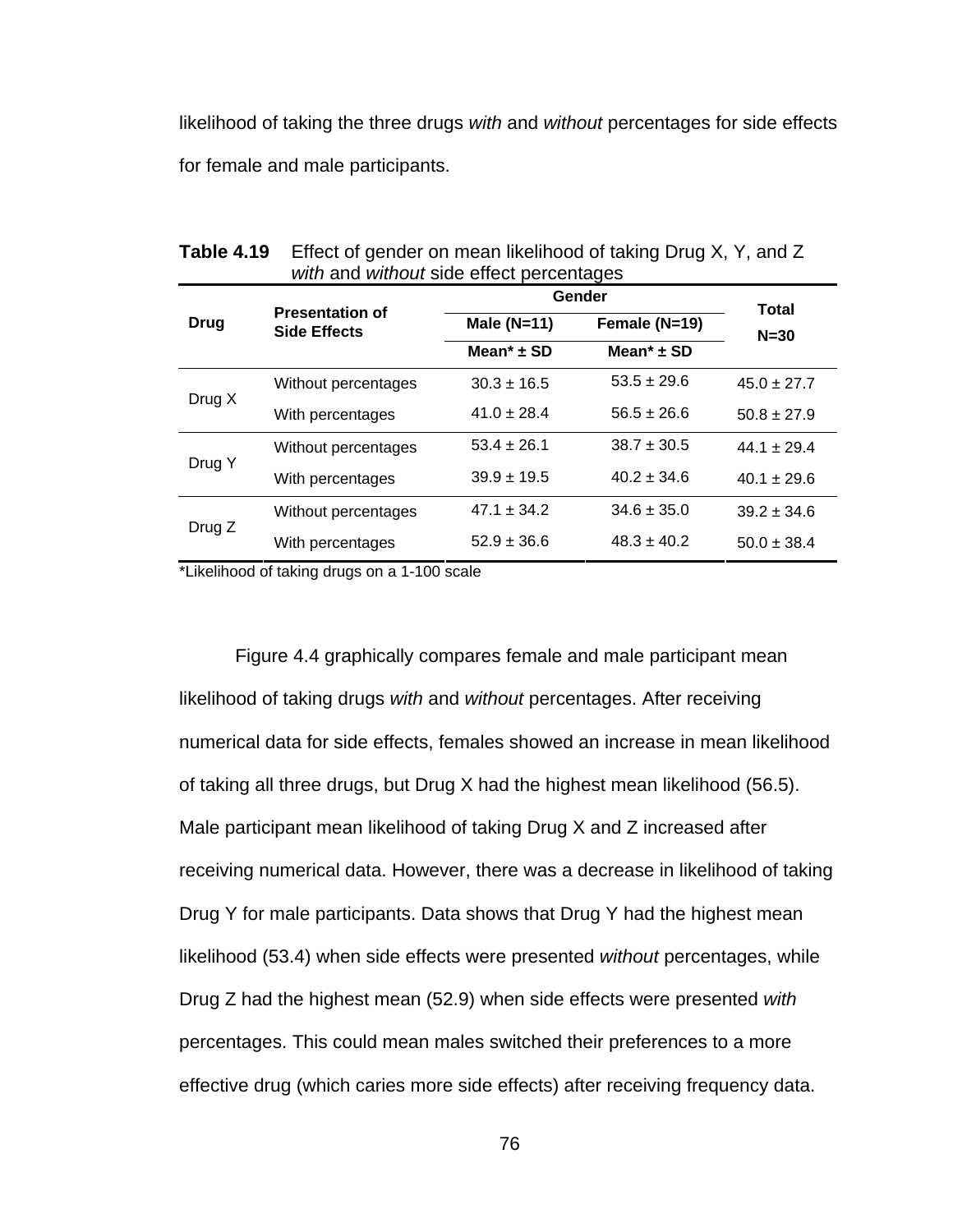likelihood of taking the three drugs *with* and *without* percentages for side effects for female and male participants.

**Table 4.19** Effect of gender on mean likelihood of taking Drug X, Y, and Z *with* and *without* side effect percentages

| Drug | Presentation of Side Effects | Gender | | Total N=30 |
|---|---|---|---|---|
| | | Male (N=11) | Female (N=19) | |
| | | Mean* ± SD | Mean* ± SD | |
| Drug X | Without percentages | 30.3 ± 16.5 | 53.5 ± 29.6 | 45.0 ± 27.7 |
| | With percentages | 41.0 ± 28.4 | 56.5 ± 26.6 | 50.8 ± 27.9 |
| Drug Y | Without percentages | 53.4 ± 26.1 | 38.7 ± 30.5 | 44.1 ± 29.4 |
| | With percentages | 39.9 ± 19.5 | 40.2 ± 34.6 | 40.1 ± 29.6 |
| Drug Z | Without percentages | 47.1 ± 34.2 | 34.6 ± 35.0 | 39.2 ± 34.6 |
| | With percentages | 52.9 ± 36.6 | 48.3 ± 40.2 | 50.0 ± 38.4 |

*Likelihood of taking drugs on a 1-100 scale

Figure 4.4 graphically compares female and male participant mean likelihood of taking drugs *with* and *without* percentages. After receiving numerical data for side effects, females showed an increase in mean likelihood of taking all three drugs, but Drug X had the highest mean likelihood (56.5). Male participant mean likelihood of taking Drug X and Z increased after receiving numerical data. However, there was a decrease in likelihood of taking Drug Y for male participants. Data shows that Drug Y had the highest mean likelihood (53.4) when side effects were presented *without* percentages, while Drug Z had the highest mean (52.9) when side effects were presented *with* percentages. This could mean males switched their preferences to a more effective drug (which caries more side effects) after receiving frequency data.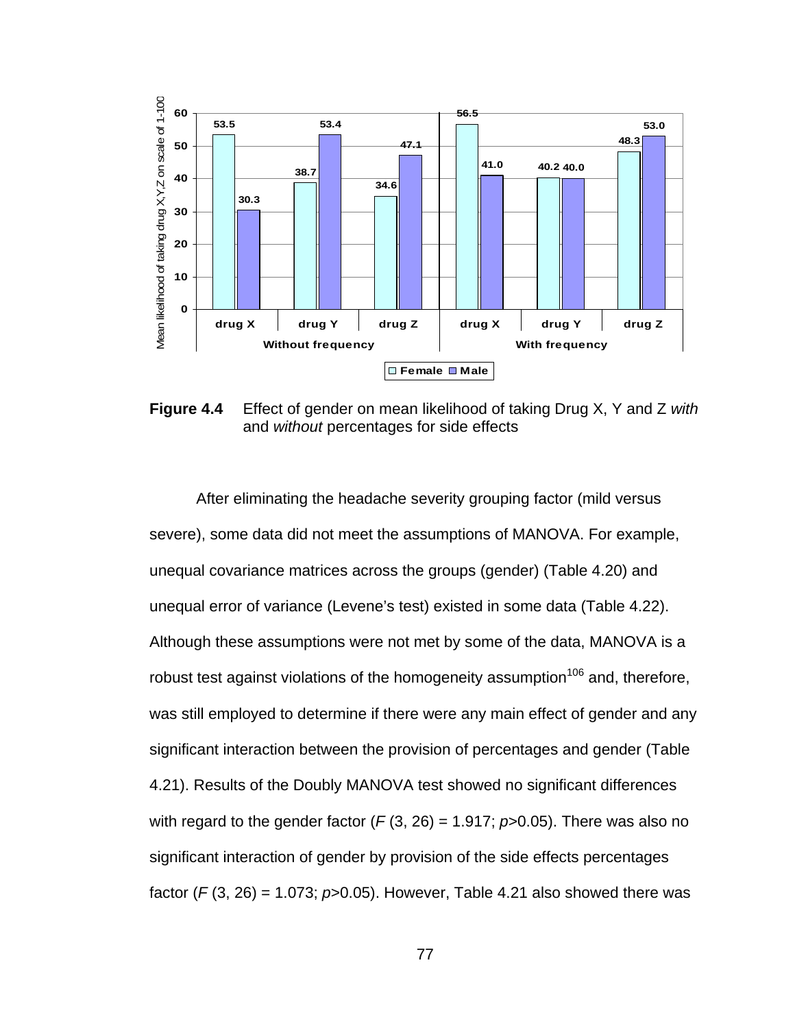**Figure 4.4** Effect of gender on mean likelihood of taking Drug X, Y and Z *with* and *without* percentages for side effects

After eliminating the headache severity grouping factor (mild versus severe), some data did not meet the assumptions of MANOVA. For example, unequal covariance matrices across the groups (gender) (Table 4.20) and unequal error of variance (Levene's test) existed in some data (Table 4.22). Although these assumptions were not met by some of the data, MANOVA is a robust test against violations of the homogeneity assumption[106] and, therefore, was still employed to determine if there were any main effect of gender and any significant interaction between the provision of percentages and gender (Table 4.21). Results of the Doubly MANOVA test showed no significant differences with regard to the gender factor ($F$ (3, 26) = 1.917; $p$>0.05). There was also no significant interaction of gender by provision of the side effects percentages factor ($F$ (3, 26) = 1.073; $p$>0.05). However, Table 4.21 also showed there was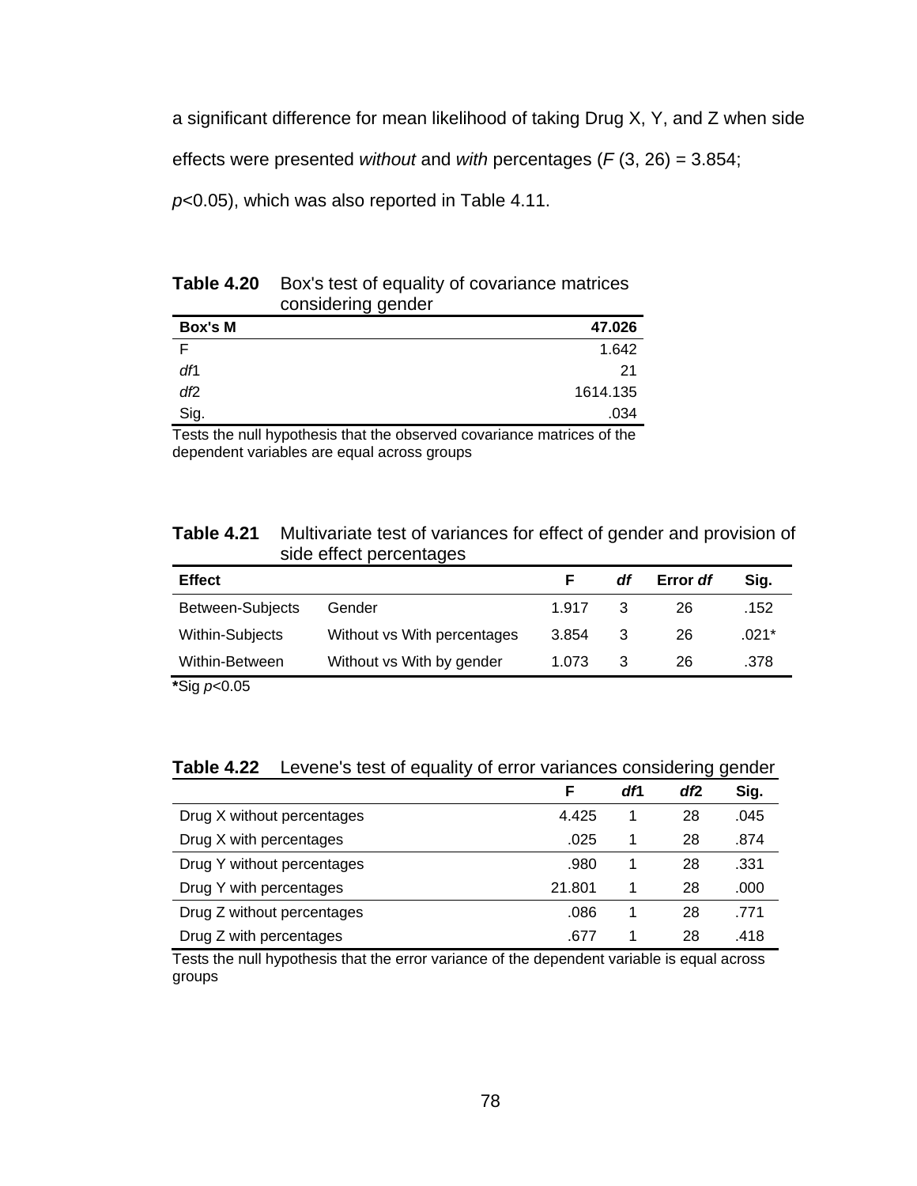a significant difference for mean likelihood of taking Drug X, Y, and Z when side effects were presented *without* and *with* percentages ($F$ (3, 26) = 3.854; $p$<0.05), which was also reported in Table 4.11.

**Table 4.20** Box's test of equality of covariance matrices considering gender

| **Box's M** | **47.026** |
|---|---|
| F | 1.642 |
| *df*1 | 21 |
| *df*2 | 1614.135 |
| Sig. | .034 |

Tests the null hypothesis that the observed covariance matrices of the dependent variables are equal across groups

**Table 4.21** Multivariate test of variances for effect of gender and provision of side effect percentages

| **Effect** | | **F** | ***df*** | **Error *df*** | **Sig.** |
|---|---|---|---|---|---|
| Between-Subjects | Gender | 1.917 | 3 | 26 | .152 |
| Within-Subjects | Without vs With percentages | 3.854 | 3 | 26 | .021* |
| Within-Between | Without vs With by gender | 1.073 | 3 | 26 | .378 |

**\***Sig $p$<0.05

**Table 4.22** Levene's test of equality of error variances considering gender

| | **F** | ***df*1** | ***df*2** | **Sig.** |
|---|---|---|---|---|
| Drug X without percentages | 4.425 | 1 | 28 | .045 |
| Drug X with percentages | .025 | 1 | 28 | .874 |
| Drug Y without percentages | .980 | 1 | 28 | .331 |
| Drug Y with percentages | 21.801 | 1 | 28 | .000 |
| Drug Z without percentages | .086 | 1 | 28 | .771 |
| Drug Z with percentages | .677 | 1 | 28 | .418 |

Tests the null hypothesis that the error variance of the dependent variable is equal across groups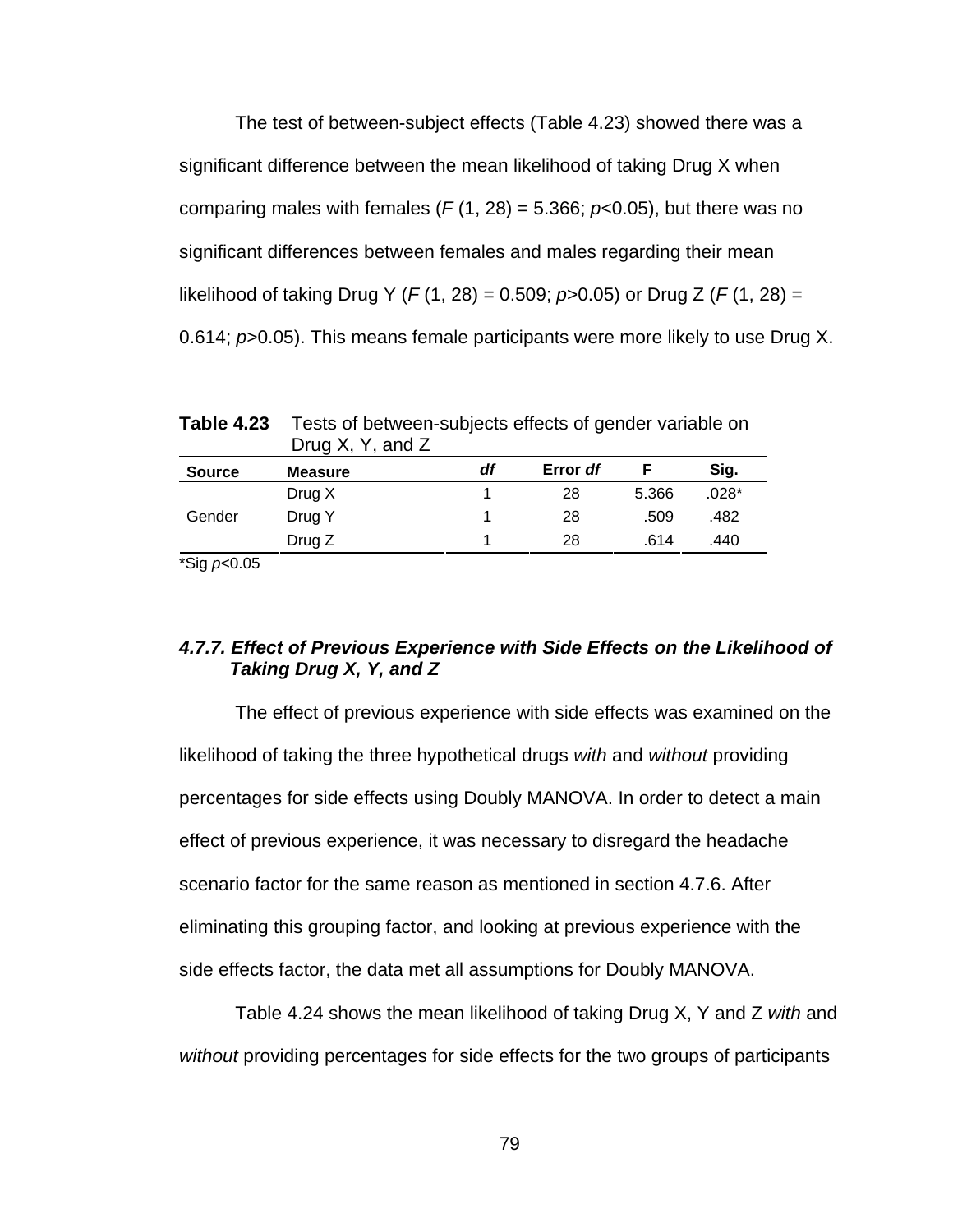The test of between-subject effects (Table 4.23) showed there was a significant difference between the mean likelihood of taking Drug X when comparing males with females ($F$ (1, 28) = 5.366; $p$<0.05), but there was no significant differences between females and males regarding their mean likelihood of taking Drug Y ($F$ (1, 28) = 0.509; $p$>0.05) or Drug Z ($F$ (1, 28) = 0.614; $p$>0.05). This means female participants were more likely to use Drug X.

**Table 4.23** Tests of between-subjects effects of gender variable on Drug X, Y, and Z

| Source | Measure | *df* | Error *df* | F | Sig. |
|---|---|---|---|---|---|
| Gender | Drug X | 1 | 28 | 5.366 | .028* |
| | Drug Y | 1 | 28 | .509 | .482 |
| | Drug Z | 1 | 28 | .614 | .440 |

*Sig $p$<0.05

#### *4.7.7. Effect of Previous Experience with Side Effects on the Likelihood of Taking Drug X, Y, and Z*

The effect of previous experience with side effects was examined on the likelihood of taking the three hypothetical drugs *with* and *without* providing percentages for side effects using Doubly MANOVA. In order to detect a main effect of previous experience, it was necessary to disregard the headache scenario factor for the same reason as mentioned in section 4.7.6. After eliminating this grouping factor, and looking at previous experience with the side effects factor, the data met all assumptions for Doubly MANOVA.

Table 4.24 shows the mean likelihood of taking Drug X, Y and Z *with* and *without* providing percentages for side effects for the two groups of participants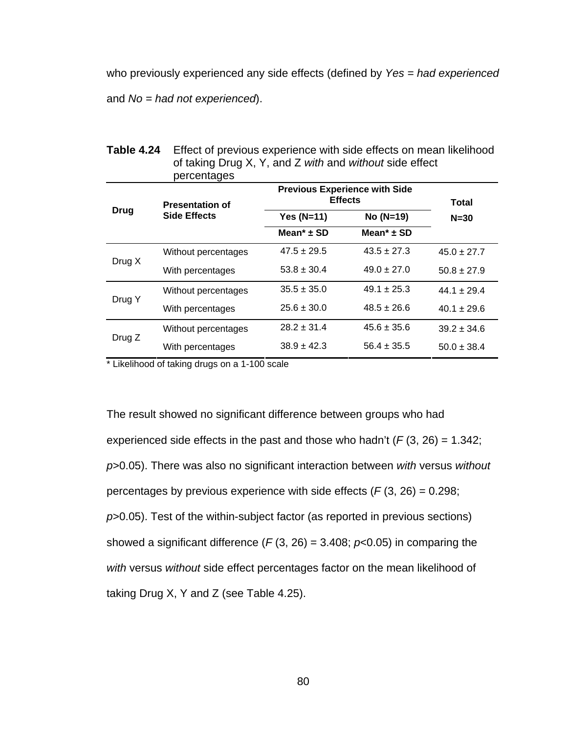who previously experienced any side effects (defined by *Yes* = *had experienced* and *No* = *had not experienced*).

**Table 4.24** Effect of previous experience with side effects on mean likelihood of taking Drug X, Y, and Z *with* and *without* side effect percentages

| Drug | Presentation of Side Effects | Previous Experience with Side Effects | | Total |
|---|---|---|---|---|
| | | Yes (N=11) | No (N=19) | N=30 |
| | | Mean* ± SD | Mean* ± SD | |
| Drug X | Without percentages | 47.5 ± 29.5 | 43.5 ± 27.3 | 45.0 ± 27.7 |
| | With percentages | 53.8 ± 30.4 | 49.0 ± 27.0 | 50.8 ± 27.9 |
| Drug Y | Without percentages | 35.5 ± 35.0 | 49.1 ± 25.3 | 44.1 ± 29.4 |
| | With percentages | 25.6 ± 30.0 | 48.5 ± 26.6 | 40.1 ± 29.6 |
| Drug Z | Without percentages | 28.2 ± 31.4 | 45.6 ± 35.6 | 39.2 ± 34.6 |
| | With percentages | 38.9 ± 42.3 | 56.4 ± 35.5 | 50.0 ± 38.4 |

\* Likelihood of taking drugs on a 1-100 scale

The result showed no significant difference between groups who had experienced side effects in the past and those who hadn't ($F$ (3, 26) = 1.342; $p$>0.05). There was also no significant interaction between *with* versus *without* percentages by previous experience with side effects ($F$ (3, 26) = 0.298; $p$>0.05). Test of the within-subject factor (as reported in previous sections) showed a significant difference ($F$ (3, 26) = 3.408; $p$<0.05) in comparing the *with* versus *without* side effect percentages factor on the mean likelihood of taking Drug X, Y and Z (see Table 4.25).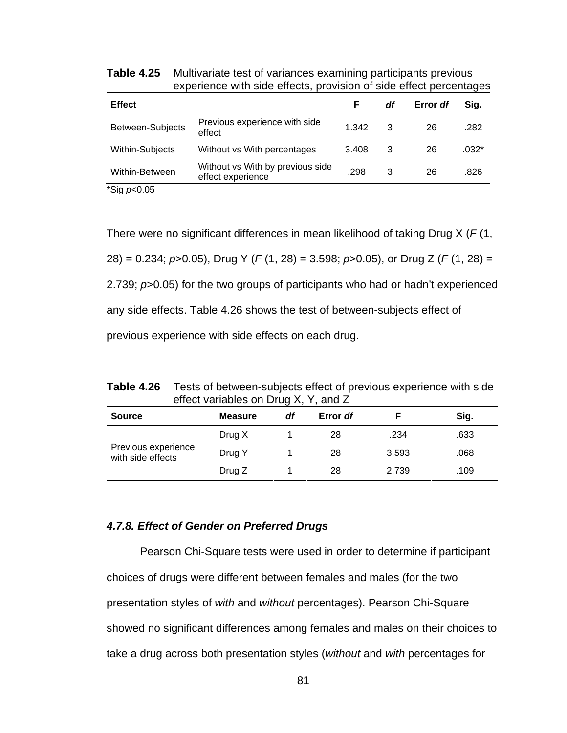**Table 4.25** Multivariate test of variances examining participants previous experience with side effects, provision of side effect percentages

| Effect | | F | *df* | Error *df* | Sig. |
|---|---|---|---|---|---|
| Between-Subjects | Previous experience with side effect | 1.342 | 3 | 26 | .282 |
| Within-Subjects | Without vs With percentages | 3.408 | 3 | 26 | .032* |
| Within-Between | Without vs With by previous side effect experience | .298 | 3 | 26 | .826 |

*Sig $p<0.05$

There were no significant differences in mean likelihood of taking Drug X ($F$ (1, 28) = 0.234; $p>0.05$), Drug Y ($F$ (1, 28) = 3.598; $p>0.05$), or Drug Z ($F$ (1, 28) = 2.739; $p>0.05$) for the two groups of participants who had or hadn't experienced any side effects. Table 4.26 shows the test of between-subjects effect of previous experience with side effects on each drug.

**Table 4.26** Tests of between-subjects effect of previous experience with side effect variables on Drug X, Y, and Z

| Source | Measure | *df* | Error *df* | F | Sig. |
|---|---|---|---|---|---|
| Previous experience with side effects | Drug X | 1 | 28 | .234 | .633 |
| | Drug Y | 1 | 28 | 3.593 | .068 |
| | Drug Z | 1 | 28 | 2.739 | .109 |

#### *4.7.8. Effect of Gender on Preferred Drugs*

Pearson Chi-Square tests were used in order to determine if participant choices of drugs were different between females and males (for the two presentation styles of *with* and *without* percentages). Pearson Chi-Square showed no significant differences among females and males on their choices to take a drug across both presentation styles (*without* and *with* percentages for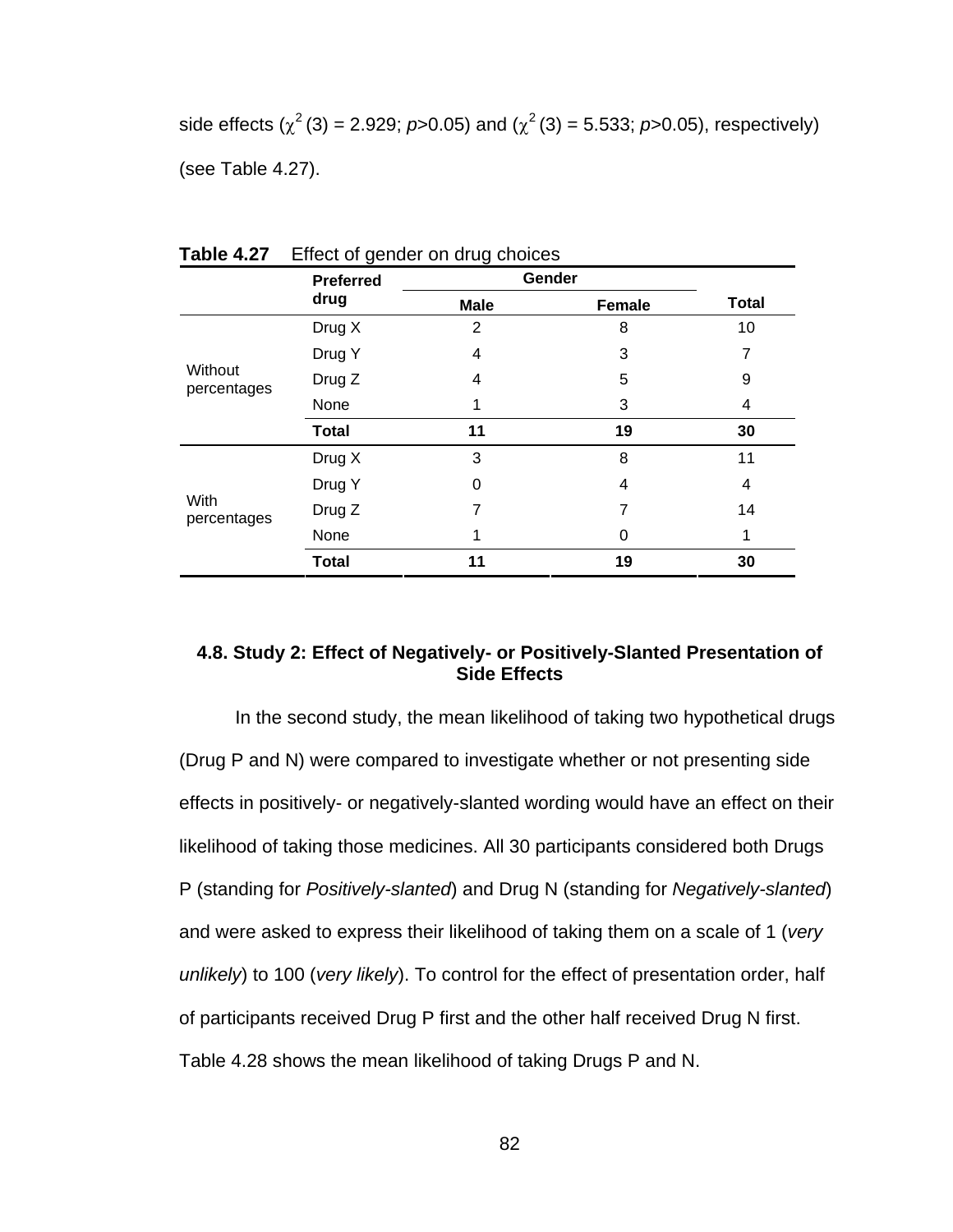side effects ($\chi^2$ (3) = 2.929; $p$>0.05) and ($\chi^2$ (3) = 5.533; $p$>0.05), respectively) (see Table 4.27).

**Table 4.27** Effect of gender on drug choices

| | Preferred drug | Gender | | Total |
|---|---|---|---|---|
| | | Male | Female | |
| Without percentages | Drug X | 2 | 8 | 10 |
| | Drug Y | 4 | 3 | 7 |
| | Drug Z | 4 | 5 | 9 |
| | None | 1 | 3 | 4 |
| | **Total** | **11** | **19** | **30** |
| With percentages | Drug X | 3 | 8 | 11 |
| | Drug Y | 0 | 4 | 4 |
| | Drug Z | 7 | 7 | 14 |
| | None | 1 | 0 | 1 |
| | **Total** | **11** | **19** | **30** |

### 4.8. Study 2: Effect of Negatively- or Positively-Slanted Presentation of Side Effects

In the second study, the mean likelihood of taking two hypothetical drugs (Drug P and N) were compared to investigate whether or not presenting side effects in positively- or negatively-slanted wording would have an effect on their likelihood of taking those medicines. All 30 participants considered both Drugs P (standing for *Positively-slanted*) and Drug N (standing for *Negatively-slanted*) and were asked to express their likelihood of taking them on a scale of 1 (*very unlikely*) to 100 (*very likely*). To control for the effect of presentation order, half of participants received Drug P first and the other half received Drug N first. Table 4.28 shows the mean likelihood of taking Drugs P and N.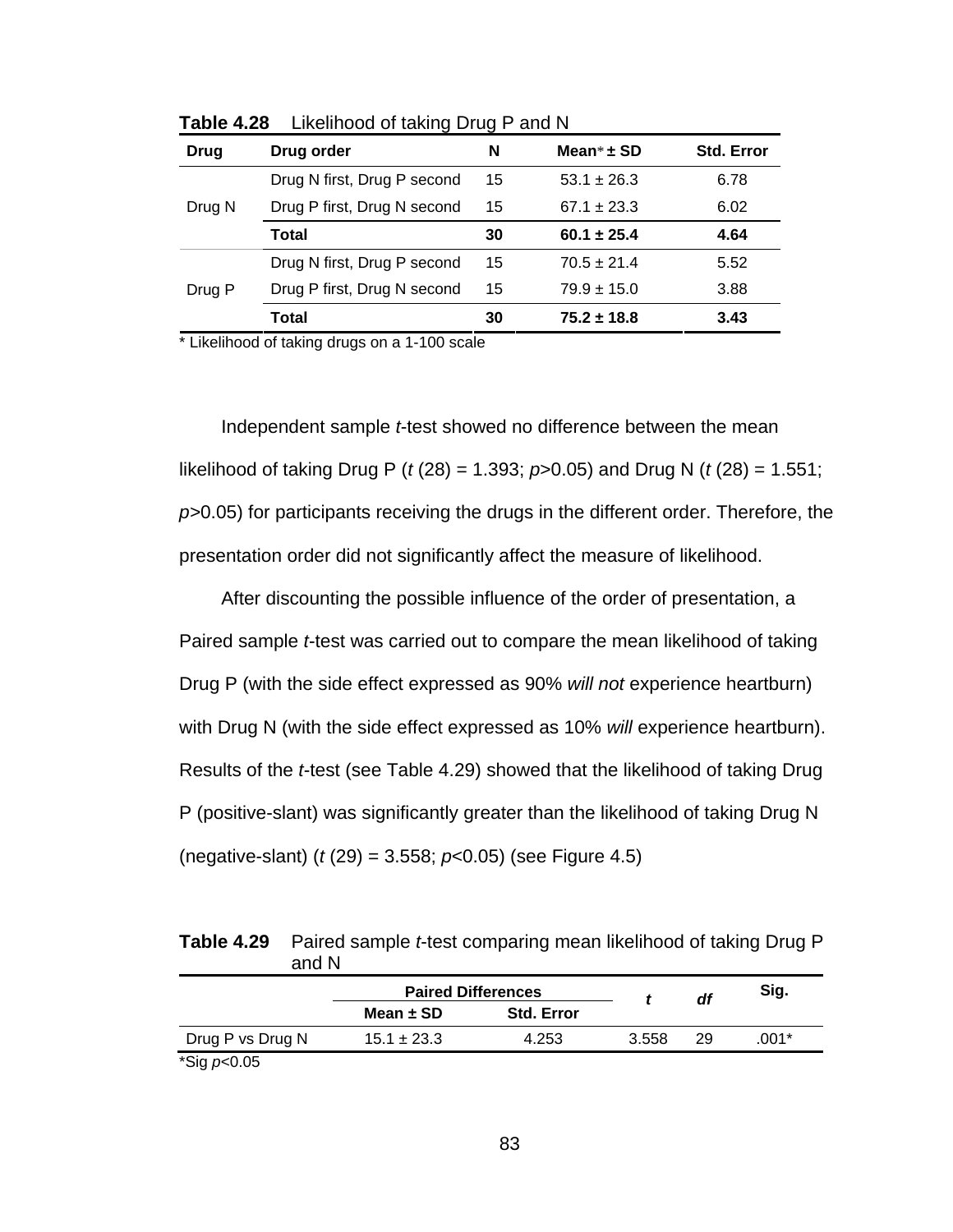**Table 4.28** Likelihood of taking Drug P and N

| Drug | Drug order | N | Mean* ± SD | Std. Error |
|---|---|---|---|---|
| Drug N | Drug N first, Drug P second | 15 | 53.1 ± 26.3 | 6.78 |
| | Drug P first, Drug N second | 15 | 67.1 ± 23.3 | 6.02 |
| | **Total** | **30** | **60.1 ± 25.4** | **4.64** |
| Drug P | Drug N first, Drug P second | 15 | 70.5 ± 21.4 | 5.52 |
| | Drug P first, Drug N second | 15 | 79.9 ± 15.0 | 3.88 |
| | **Total** | **30** | **75.2 ± 18.8** | **3.43** |

* Likelihood of taking drugs on a 1-100 scale

Independent sample *t*-test showed no difference between the mean likelihood of taking Drug P ($t$ (28) = 1.393; $p$>0.05) and Drug N ($t$ (28) = 1.551; $p$>0.05) for participants receiving the drugs in the different order. Therefore, the presentation order did not significantly affect the measure of likelihood.

After discounting the possible influence of the order of presentation, a Paired sample *t*-test was carried out to compare the mean likelihood of taking Drug P (with the side effect expressed as 90% *will not* experience heartburn) with Drug N (with the side effect expressed as 10% *will* experience heartburn). Results of the *t*-test (see Table 4.29) showed that the likelihood of taking Drug P (positive-slant) was significantly greater than the likelihood of taking Drug N (negative-slant) ($t$ (29) = 3.558; $p$<0.05) (see Figure 4.5)

**Table 4.29** Paired sample *t*-test comparing mean likelihood of taking Drug P and N

| | Paired Differences | | *t* | *df* | Sig. |
|---|---|---|---|---|---|
| | Mean ± SD | Std. Error | | | |
| Drug P vs Drug N | 15.1 ± 23.3 | 4.253 | 3.558 | 29 | .001* |

*Sig $p$<0.05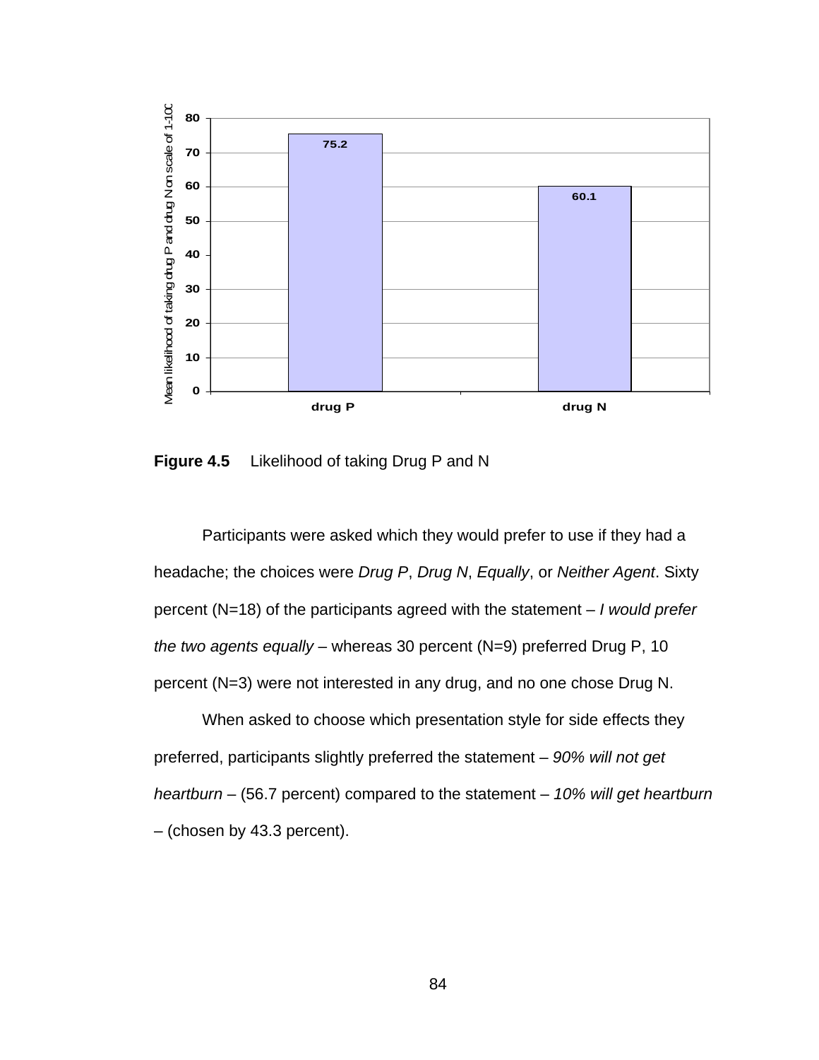**Figure 4.5** Likelihood of taking Drug P and N

Participants were asked which they would prefer to use if they had a headache; the choices were *Drug P*, *Drug N*, *Equally*, or *Neither Agent*. Sixty percent (N=18) of the participants agreed with the statement – *I would prefer the two agents equally* – whereas 30 percent (N=9) preferred Drug P, 10 percent (N=3) were not interested in any drug, and no one chose Drug N.

When asked to choose which presentation style for side effects they preferred, participants slightly preferred the statement – *90% will not get heartburn* – (56.7 percent) compared to the statement – *10% will get heartburn* – (chosen by 43.3 percent).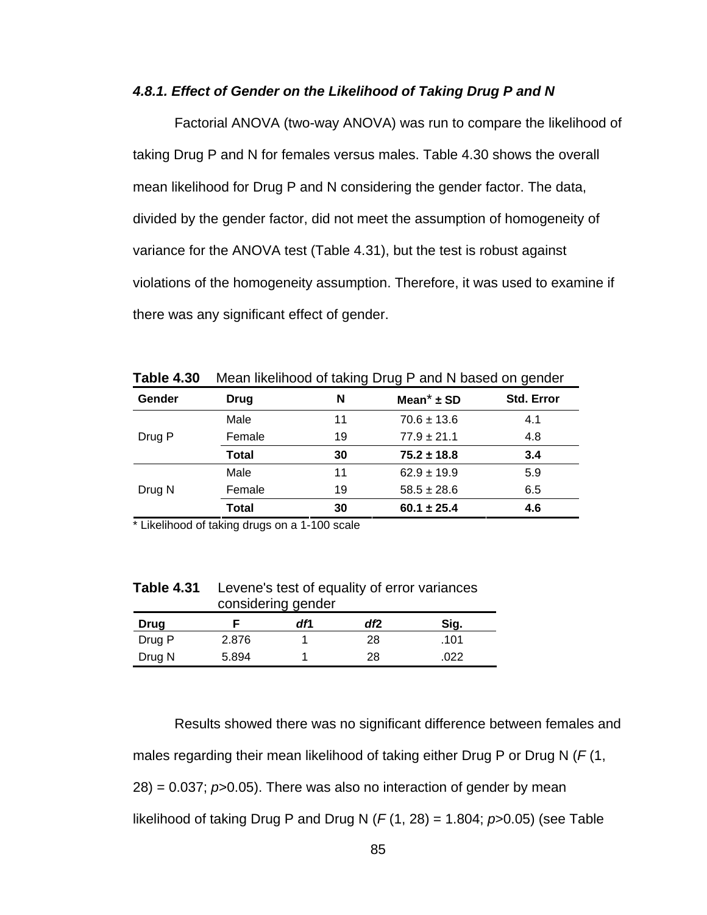#### *4.8.1. Effect of Gender on the Likelihood of Taking Drug P and N*

Factorial ANOVA (two-way ANOVA) was run to compare the likelihood of taking Drug P and N for females versus males. Table 4.30 shows the overall mean likelihood for Drug P and N considering the gender factor. The data, divided by the gender factor, did not meet the assumption of homogeneity of variance for the ANOVA test (Table 4.31), but the test is robust against violations of the homogeneity assumption. Therefore, it was used to examine if there was any significant effect of gender.

**Table 4.30** Mean likelihood of taking Drug P and N based on gender

| Gender | Drug | N | Mean* ± SD | Std. Error |
|---|---|---|---|---|
| Drug P | Male | 11 | 70.6 ± 13.6 | 4.1 |
| | Female | 19 | 77.9 ± 21.1 | 4.8 |
| | **Total** | **30** | **75.2 ± 18.8** | **3.4** |
| Drug N | Male | 11 | 62.9 ± 19.9 | 5.9 |
| | Female | 19 | 58.5 ± 28.6 | 6.5 |
| | **Total** | **30** | **60.1 ± 25.4** | **4.6** |

\* Likelihood of taking drugs on a 1-100 scale

**Table 4.31** Levene's test of equality of error variances considering gender

| Drug | F | *df*1 | *df*2 | Sig. |
|---|---|---|---|---|
| Drug P | 2.876 | 1 | 28 | .101 |
| Drug N | 5.894 | 1 | 28 | .022 |

Results showed there was no significant difference between females and males regarding their mean likelihood of taking either Drug P or Drug N ($F$ (1, 28) = 0.037; $p>0.05$). There was also no interaction of gender by mean likelihood of taking Drug P and Drug N ($F$ (1, 28) = 1.804; $p>0.05$) (see Table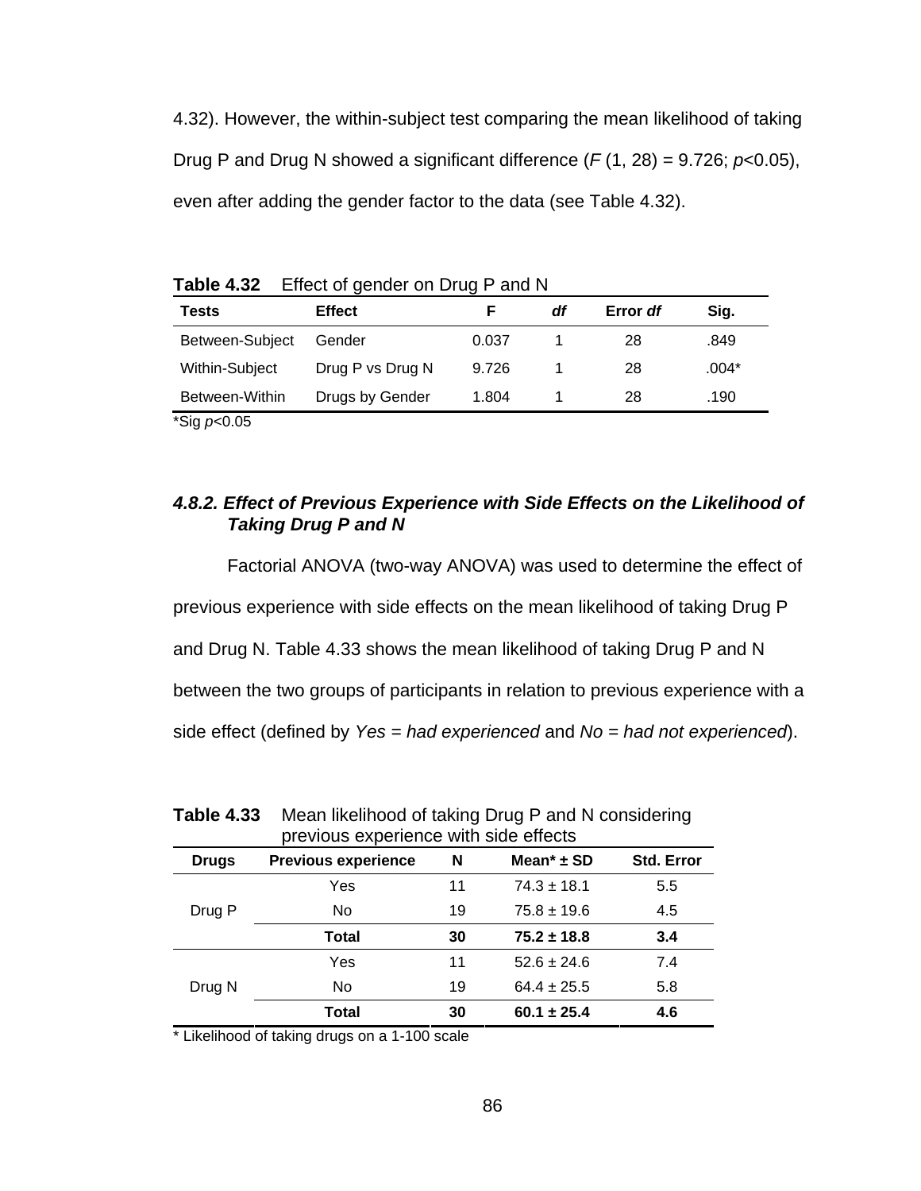4.32). However, the within-subject test comparing the mean likelihood of taking Drug P and Drug N showed a significant difference ($F$ (1, 28) = 9.726; $p<0.05$), even after adding the gender factor to the data (see Table 4.32).

**Table 4.32** Effect of gender on Drug P and N

| Tests | Effect | F | *df* | Error *df* | Sig. |
|---|---|---|---|---|---|
| Between-Subject | Gender | 0.037 | 1 | 28 | .849 |
| Within-Subject | Drug P vs Drug N | 9.726 | 1 | 28 | .004* |
| Between-Within | Drugs by Gender | 1.804 | 1 | 28 | .190 |

*Sig $p<0.05$

#### *4.8.2. Effect of Previous Experience with Side Effects on the Likelihood of Taking Drug P and N*

Factorial ANOVA (two-way ANOVA) was used to determine the effect of previous experience with side effects on the mean likelihood of taking Drug P and Drug N. Table 4.33 shows the mean likelihood of taking Drug P and N between the two groups of participants in relation to previous experience with a side effect (defined by *Yes = had experienced* and *No = had not experienced*).

**Table 4.33** Mean likelihood of taking Drug P and N considering previous experience with side effects

| Drugs | Previous experience | N | Mean* ± SD | Std. Error |
|---|---|---|---|---|
| Drug P | Yes | 11 | 74.3 ± 18.1 | 5.5 |
| | No | 19 | 75.8 ± 19.6 | 4.5 |
| | **Total** | **30** | **75.2 ± 18.8** | **3.4** |
| Drug N | Yes | 11 | 52.6 ± 24.6 | 7.4 |
| | No | 19 | 64.4 ± 25.5 | 5.8 |
| | **Total** | **30** | **60.1 ± 25.4** | **4.6** |

\* Likelihood of taking drugs on a 1-100 scale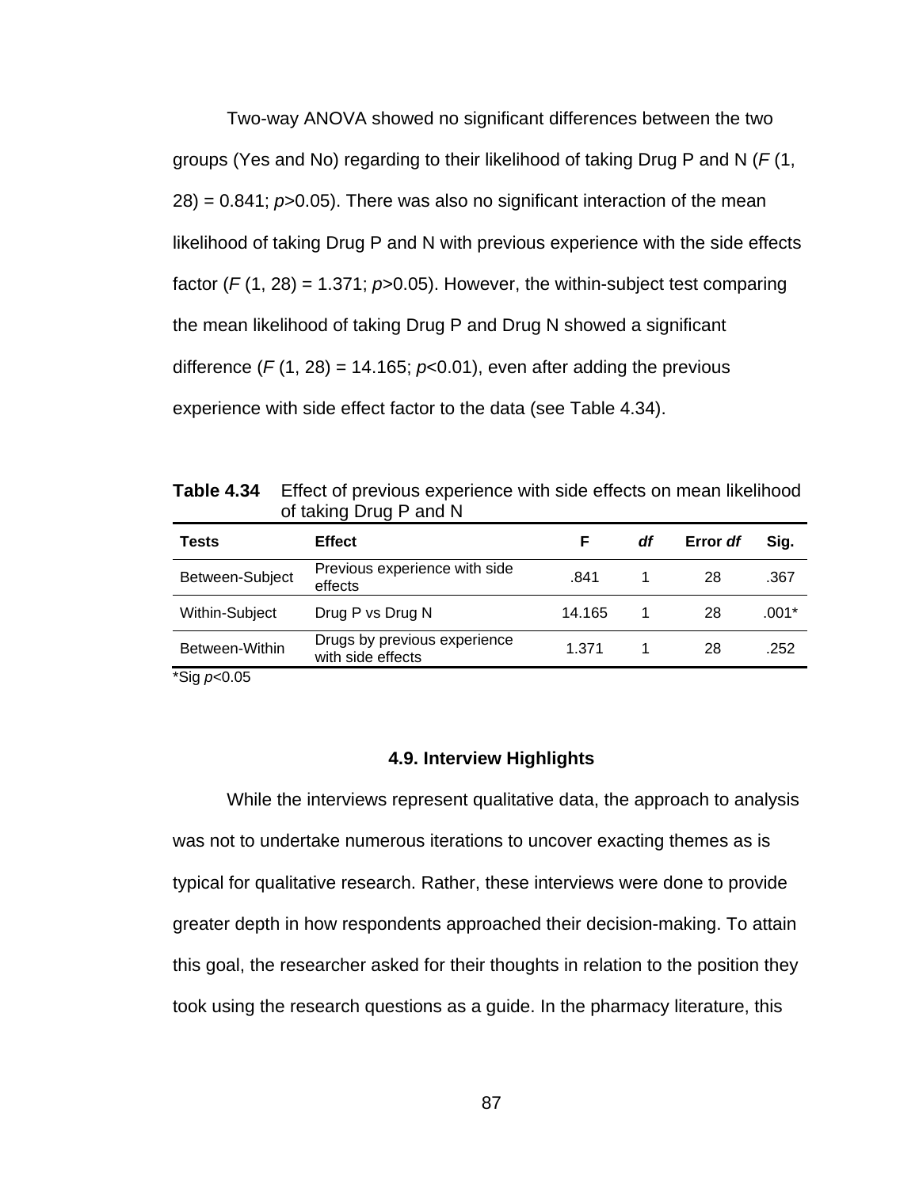Two-way ANOVA showed no significant differences between the two groups (Yes and No) regarding to their likelihood of taking Drug P and N ($F$ (1, 28) = 0.841; $p$>0.05). There was also no significant interaction of the mean likelihood of taking Drug P and N with previous experience with the side effects factor ($F$ (1, 28) = 1.371; $p$>0.05). However, the within-subject test comparing the mean likelihood of taking Drug P and Drug N showed a significant difference ($F$ (1, 28) = 14.165; $p$<0.01), even after adding the previous experience with side effect factor to the data (see Table 4.34).

**Table 4.34** Effect of previous experience with side effects on mean likelihood of taking Drug P and N

| Tests | Effect | F | *df* | Error *df* | Sig. |
|---|---|---|---|---|---|
| Between-Subject | Previous experience with side effects | .841 | 1 | 28 | .367 |
| Within-Subject | Drug P vs Drug N | 14.165 | 1 | 28 | .001* |
| Between-Within | Drugs by previous experience with side effects | 1.371 | 1 | 28 | .252 |

*Sig $p$<0.05

### 4.9. Interview Highlights

While the interviews represent qualitative data, the approach to analysis was not to undertake numerous iterations to uncover exacting themes as is typical for qualitative research. Rather, these interviews were done to provide greater depth in how respondents approached their decision-making. To attain this goal, the researcher asked for their thoughts in relation to the position they took using the research questions as a guide. In the pharmacy literature, this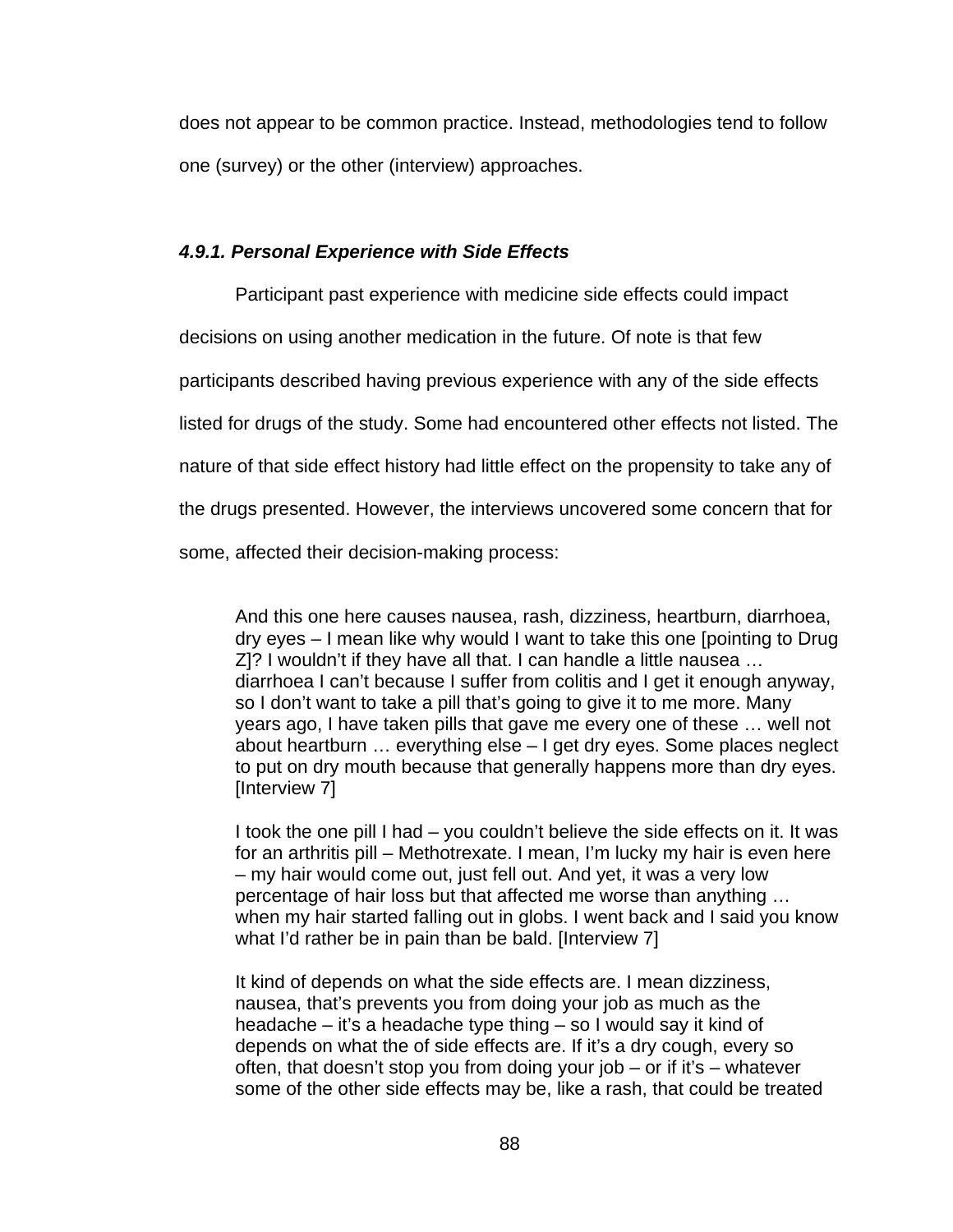does not appear to be common practice. Instead, methodologies tend to follow one (survey) or the other (interview) approaches.

#### *4.9.1. Personal Experience with Side Effects*

Participant past experience with medicine side effects could impact decisions on using another medication in the future. Of note is that few participants described having previous experience with any of the side effects listed for drugs of the study. Some had encountered other effects not listed. The nature of that side effect history had little effect on the propensity to take any of the drugs presented. However, the interviews uncovered some concern that for some, affected their decision-making process:

> And this one here causes nausea, rash, dizziness, heartburn, diarrhoea, dry eyes – I mean like why would I want to take this one [pointing to Drug Z]? I wouldn't if they have all that. I can handle a little nausea … diarrhoea I can't because I suffer from colitis and I get it enough anyway, so I don't want to take a pill that's going to give it to me more. Many years ago, I have taken pills that gave me every one of these … well not about heartburn … everything else – I get dry eyes. Some places neglect to put on dry mouth because that generally happens more than dry eyes. [Interview 7]

> I took the one pill I had – you couldn't believe the side effects on it. It was for an arthritis pill – Methotrexate. I mean, I'm lucky my hair is even here – my hair would come out, just fell out. And yet, it was a very low percentage of hair loss but that affected me worse than anything … when my hair started falling out in globs. I went back and I said you know what I'd rather be in pain than be bald. [Interview 7]

> It kind of depends on what the side effects are. I mean dizziness, nausea, that's prevents you from doing your job as much as the headache – it's a headache type thing – so I would say it kind of depends on what the of side effects are. If it's a dry cough, every so often, that doesn't stop you from doing your job – or if it's – whatever some of the other side effects may be, like a rash, that could be treated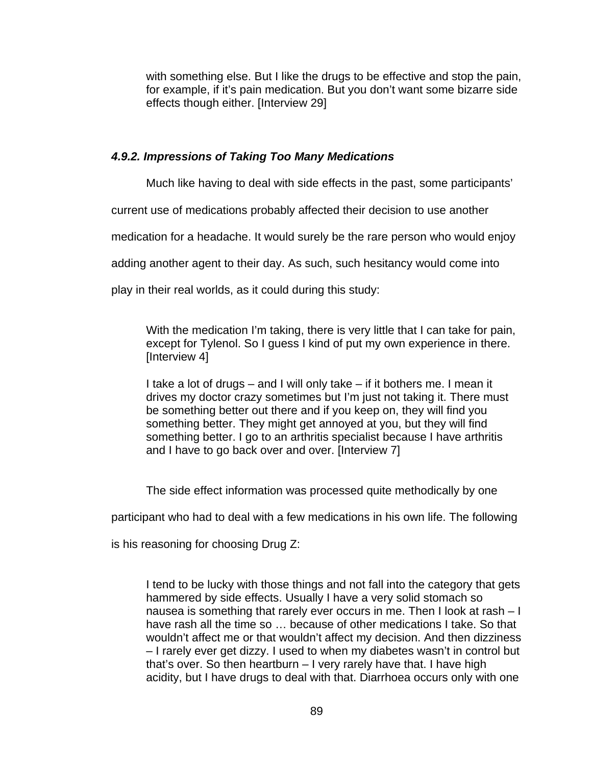> with something else. But I like the drugs to be effective and stop the pain, for example, if it's pain medication. But you don't want some bizarre side effects though either. [Interview 29]

#### *4.9.2. Impressions of Taking Too Many Medications*

Much like having to deal with side effects in the past, some participants' current use of medications probably affected their decision to use another medication for a headache. It would surely be the rare person who would enjoy adding another agent to their day. As such, such hesitancy would come into play in their real worlds, as it could during this study:

> With the medication I'm taking, there is very little that I can take for pain, except for Tylenol. So I guess I kind of put my own experience in there. [Interview 4]

> I take a lot of drugs – and I will only take – if it bothers me. I mean it drives my doctor crazy sometimes but I'm just not taking it. There must be something better out there and if you keep on, they will find you something better. They might get annoyed at you, but they will find something better. I go to an arthritis specialist because I have arthritis and I have to go back over and over. [Interview 7]

The side effect information was processed quite methodically by one participant who had to deal with a few medications in his own life. The following is his reasoning for choosing Drug Z:

> I tend to be lucky with those things and not fall into the category that gets hammered by side effects. Usually I have a very solid stomach so nausea is something that rarely ever occurs in me. Then I look at rash – I have rash all the time so … because of other medications I take. So that wouldn't affect me or that wouldn't affect my decision. And then dizziness – I rarely ever get dizzy. I used to when my diabetes wasn't in control but that's over. So then heartburn – I very rarely have that. I have high acidity, but I have drugs to deal with that. Diarrhoea occurs only with one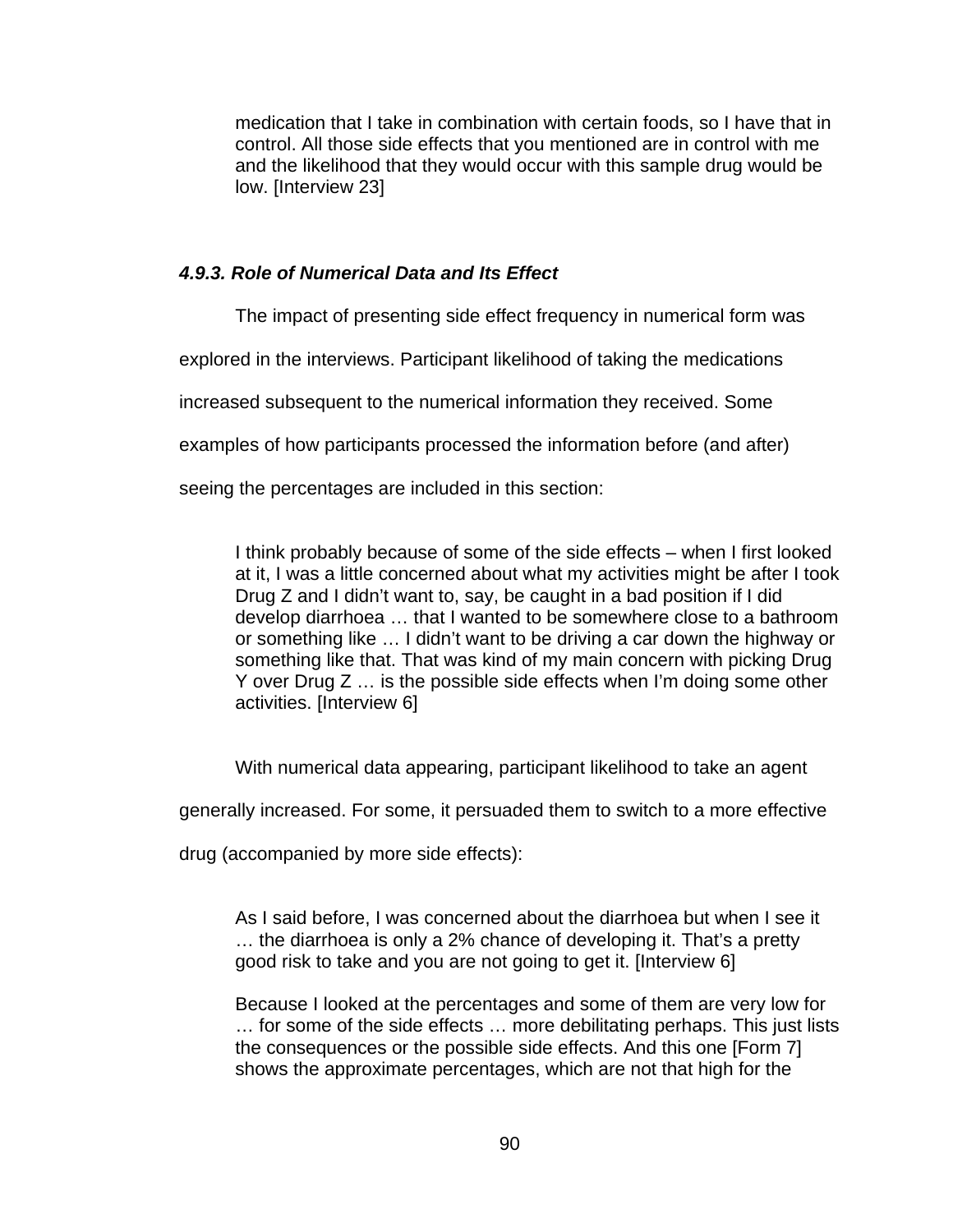> medication that I take in combination with certain foods, so I have that in control. All those side effects that you mentioned are in control with me and the likelihood that they would occur with this sample drug would be low. [Interview 23]

#### *4.9.3. Role of Numerical Data and Its Effect*

The impact of presenting side effect frequency in numerical form was explored in the interviews. Participant likelihood of taking the medications increased subsequent to the numerical information they received. Some examples of how participants processed the information before (and after) seeing the percentages are included in this section:

> I think probably because of some of the side effects – when I first looked at it, I was a little concerned about what my activities might be after I took Drug Z and I didn't want to, say, be caught in a bad position if I did develop diarrhoea … that I wanted to be somewhere close to a bathroom or something like … I didn't want to be driving a car down the highway or something like that. That was kind of my main concern with picking Drug Y over Drug Z … is the possible side effects when I'm doing some other activities. [Interview 6]

With numerical data appearing, participant likelihood to take an agent generally increased. For some, it persuaded them to switch to a more effective drug (accompanied by more side effects):

> As I said before, I was concerned about the diarrhoea but when I see it … the diarrhoea is only a 2% chance of developing it. That's a pretty good risk to take and you are not going to get it. [Interview 6]

> Because I looked at the percentages and some of them are very low for … for some of the side effects … more debilitating perhaps. This just lists the consequences or the possible side effects. And this one [Form 7] shows the approximate percentages, which are not that high for the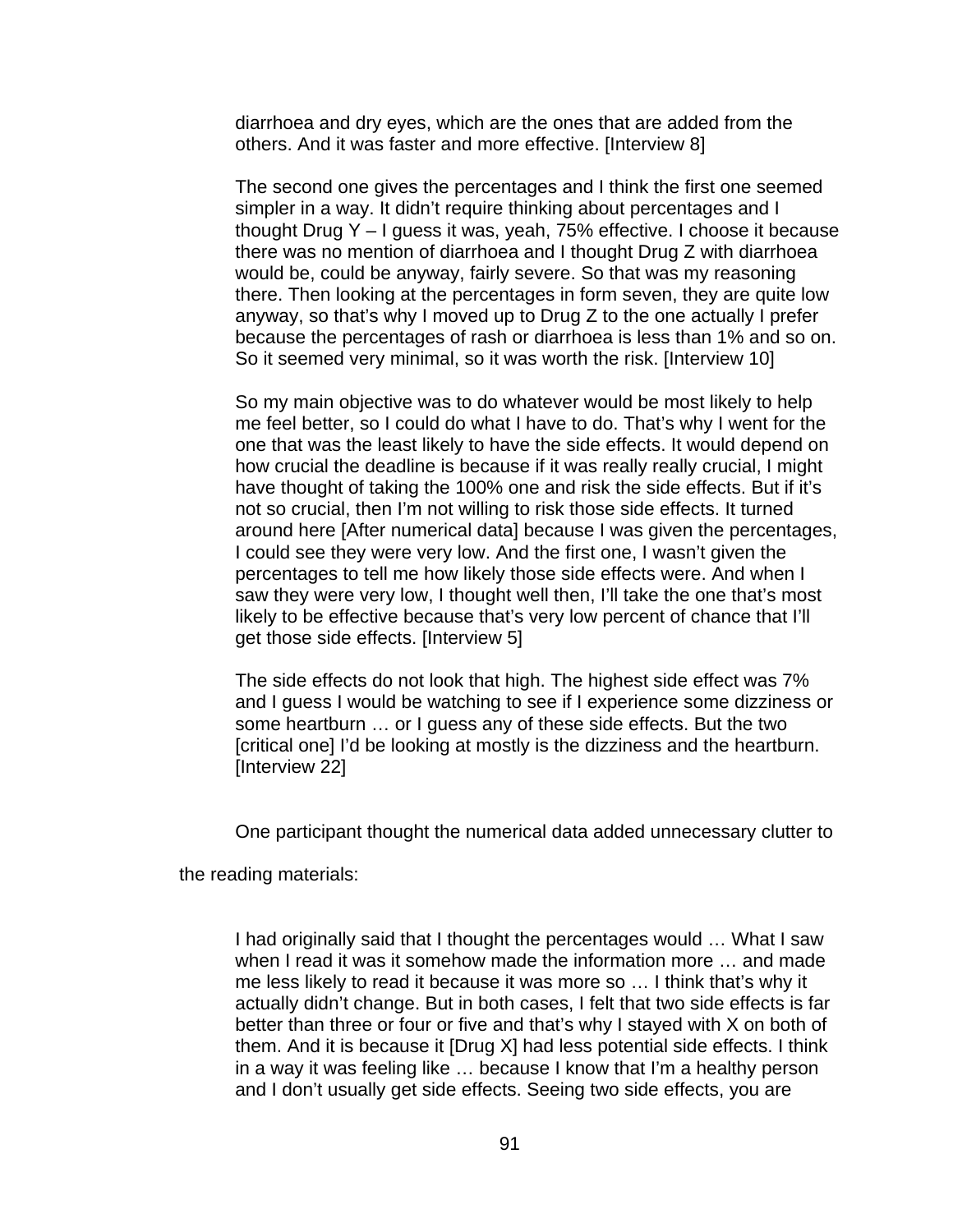> diarrhoea and dry eyes, which are the ones that are added from the others. And it was faster and more effective. [Interview 8]

> The second one gives the percentages and I think the first one seemed simpler in a way. It didn't require thinking about percentages and I thought Drug Y – I guess it was, yeah, 75% effective. I choose it because there was no mention of diarrhoea and I thought Drug Z with diarrhoea would be, could be anyway, fairly severe. So that was my reasoning there. Then looking at the percentages in form seven, they are quite low anyway, so that's why I moved up to Drug Z to the one actually I prefer because the percentages of rash or diarrhoea is less than 1% and so on. So it seemed very minimal, so it was worth the risk. [Interview 10]

> So my main objective was to do whatever would be most likely to help me feel better, so I could do what I have to do. That's why I went for the one that was the least likely to have the side effects. It would depend on how crucial the deadline is because if it was really really crucial, I might have thought of taking the 100% one and risk the side effects. But if it's not so crucial, then I'm not willing to risk those side effects. It turned around here [After numerical data] because I was given the percentages, I could see they were very low. And the first one, I wasn't given the percentages to tell me how likely those side effects were. And when I saw they were very low, I thought well then, I'll take the one that's most likely to be effective because that's very low percent of chance that I'll get those side effects. [Interview 5]

> The side effects do not look that high. The highest side effect was 7% and I guess I would be watching to see if I experience some dizziness or some heartburn … or I guess any of these side effects. But the two [critical one] I'd be looking at mostly is the dizziness and the heartburn. [Interview 22]

One participant thought the numerical data added unnecessary clutter to the reading materials:

> I had originally said that I thought the percentages would … What I saw when I read it was it somehow made the information more … and made me less likely to read it because it was more so … I think that's why it actually didn't change. But in both cases, I felt that two side effects is far better than three or four or five and that's why I stayed with X on both of them. And it is because it [Drug X] had less potential side effects. I think in a way it was feeling like … because I know that I'm a healthy person and I don't usually get side effects. Seeing two side effects, you are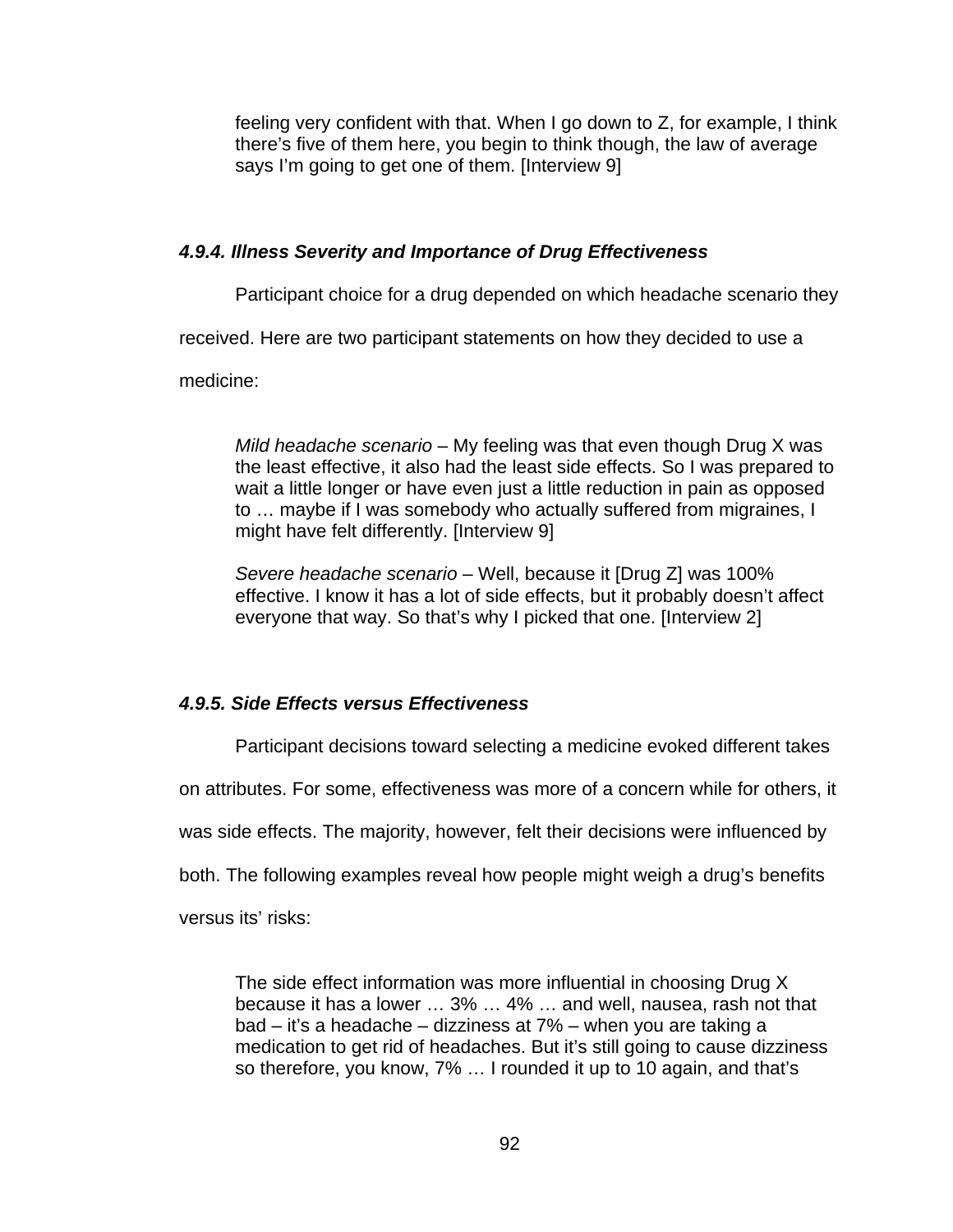> feeling very confident with that. When I go down to Z, for example, I think there's five of them here, you begin to think though, the law of average says I'm going to get one of them. [Interview 9]

#### *4.9.4. Illness Severity and Importance of Drug Effectiveness*

Participant choice for a drug depended on which headache scenario they received. Here are two participant statements on how they decided to use a medicine:

> *Mild headache scenario* – My feeling was that even though Drug X was the least effective, it also had the least side effects. So I was prepared to wait a little longer or have even just a little reduction in pain as opposed to … maybe if I was somebody who actually suffered from migraines, I might have felt differently. [Interview 9]
>
> *Severe headache scenario* – Well, because it [Drug Z] was 100% effective. I know it has a lot of side effects, but it probably doesn't affect everyone that way. So that's why I picked that one. [Interview 2]

#### *4.9.5. Side Effects versus Effectiveness*

Participant decisions toward selecting a medicine evoked different takes on attributes. For some, effectiveness was more of a concern while for others, it was side effects. The majority, however, felt their decisions were influenced by both. The following examples reveal how people might weigh a drug's benefits versus its' risks:

> The side effect information was more influential in choosing Drug X because it has a lower … 3% … 4% … and well, nausea, rash not that bad – it's a headache – dizziness at 7% – when you are taking a medication to get rid of headaches. But it's still going to cause dizziness so therefore, you know, 7% … I rounded it up to 10 again, and that's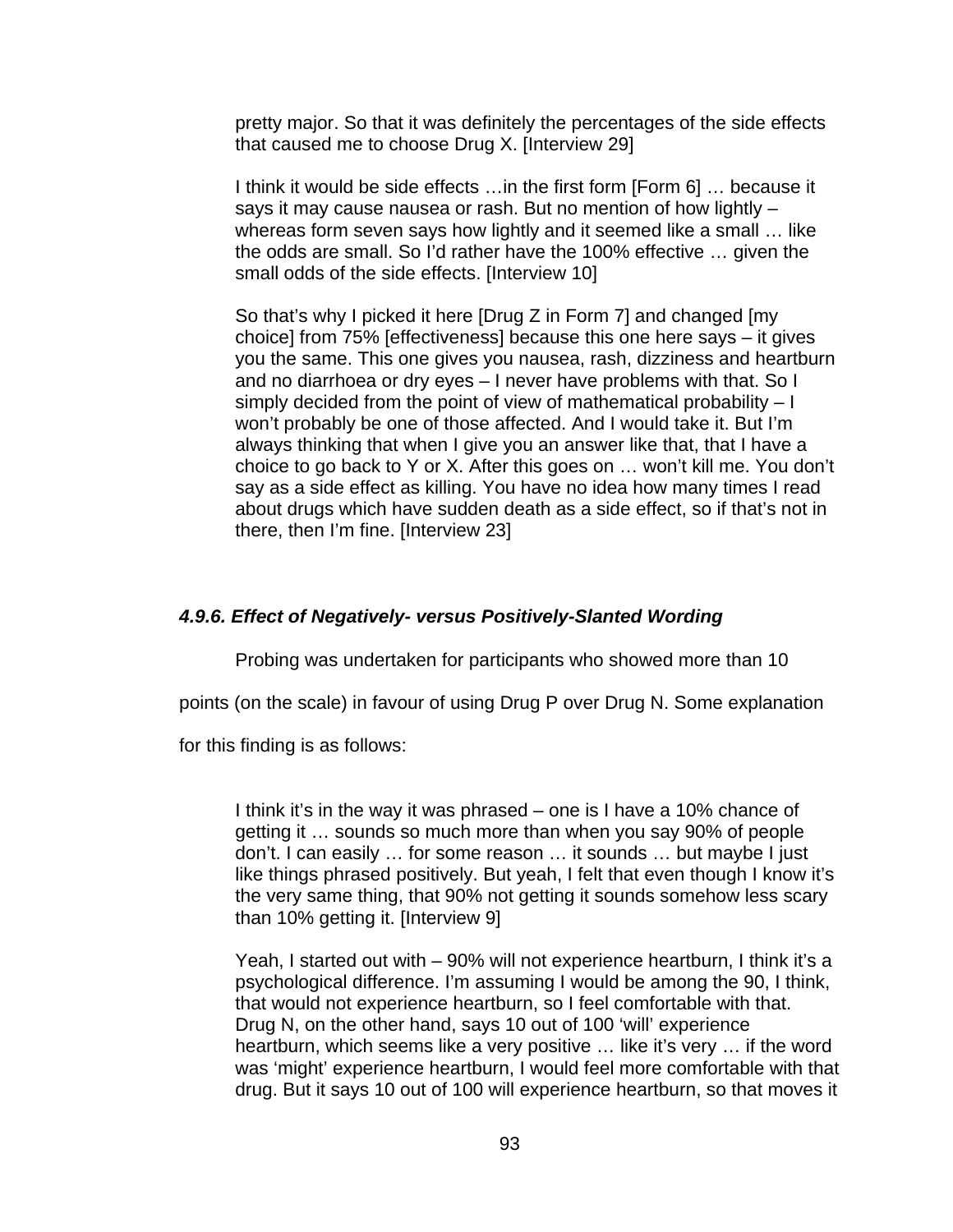pretty major. So that it was definitely the percentages of the side effects that caused me to choose Drug X. [Interview 29]

> I think it would be side effects …in the first form [Form 6] … because it says it may cause nausea or rash. But no mention of how lightly – whereas form seven says how lightly and it seemed like a small … like the odds are small. So I'd rather have the 100% effective … given the small odds of the side effects. [Interview 10]

> So that's why I picked it here [Drug Z in Form 7] and changed [my choice] from 75% [effectiveness] because this one here says – it gives you the same. This one gives you nausea, rash, dizziness and heartburn and no diarrhoea or dry eyes – I never have problems with that. So I simply decided from the point of view of mathematical probability – I won't probably be one of those affected. And I would take it. But I'm always thinking that when I give you an answer like that, that I have a choice to go back to Y or X. After this goes on … won't kill me. You don't say as a side effect as killing. You have no idea how many times I read about drugs which have sudden death as a side effect, so if that's not in there, then I'm fine. [Interview 23]

#### *4.9.6. Effect of Negatively- versus Positively-Slanted Wording*

Probing was undertaken for participants who showed more than 10 points (on the scale) in favour of using Drug P over Drug N. Some explanation for this finding is as follows:

> I think it's in the way it was phrased – one is I have a 10% chance of getting it … sounds so much more than when you say 90% of people don't. I can easily … for some reason … it sounds … but maybe I just like things phrased positively. But yeah, I felt that even though I know it's the very same thing, that 90% not getting it sounds somehow less scary than 10% getting it. [Interview 9]

> Yeah, I started out with – 90% will not experience heartburn, I think it's a psychological difference. I'm assuming I would be among the 90, I think, that would not experience heartburn, so I feel comfortable with that. Drug N, on the other hand, says 10 out of 100 'will' experience heartburn, which seems like a very positive … like it's very … if the word was 'might' experience heartburn, I would feel more comfortable with that drug. But it says 10 out of 100 will experience heartburn, so that moves it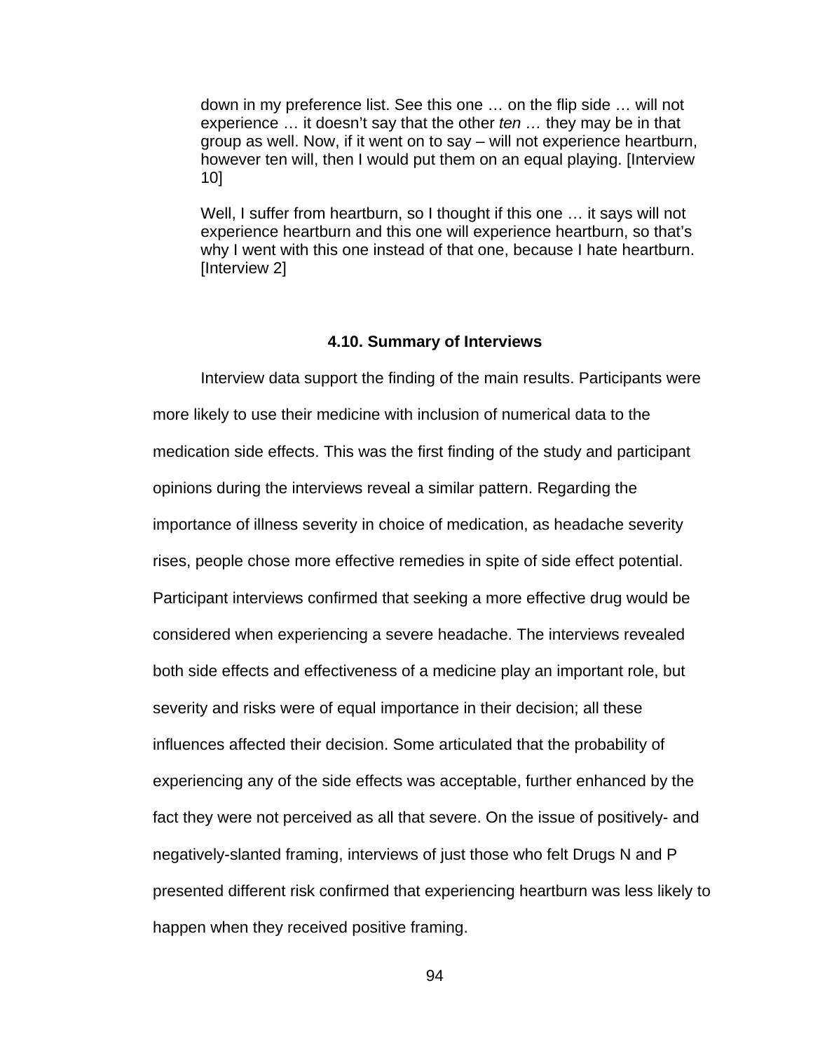> down in my preference list. See this one … on the flip side … will not experience … it doesn't say that the other *ten …* they may be in that group as well. Now, if it went on to say – will not experience heartburn, however ten will, then I would put them on an equal playing. [Interview 10]

> Well, I suffer from heartburn, so I thought if this one … it says will not experience heartburn and this one will experience heartburn, so that's why I went with this one instead of that one, because I hate heartburn. [Interview 2]

## 4.10. Summary of Interviews

Interview data support the finding of the main results. Participants were more likely to use their medicine with inclusion of numerical data to the medication side effects. This was the first finding of the study and participant opinions during the interviews reveal a similar pattern. Regarding the importance of illness severity in choice of medication, as headache severity rises, people chose more effective remedies in spite of side effect potential. Participant interviews confirmed that seeking a more effective drug would be considered when experiencing a severe headache. The interviews revealed both side effects and effectiveness of a medicine play an important role, but severity and risks were of equal importance in their decision; all these influences affected their decision. Some articulated that the probability of experiencing any of the side effects was acceptable, further enhanced by the fact they were not perceived as all that severe. On the issue of positively- and negatively-slanted framing, interviews of just those who felt Drugs N and P presented different risk confirmed that experiencing heartburn was less likely to happen when they received positive framing.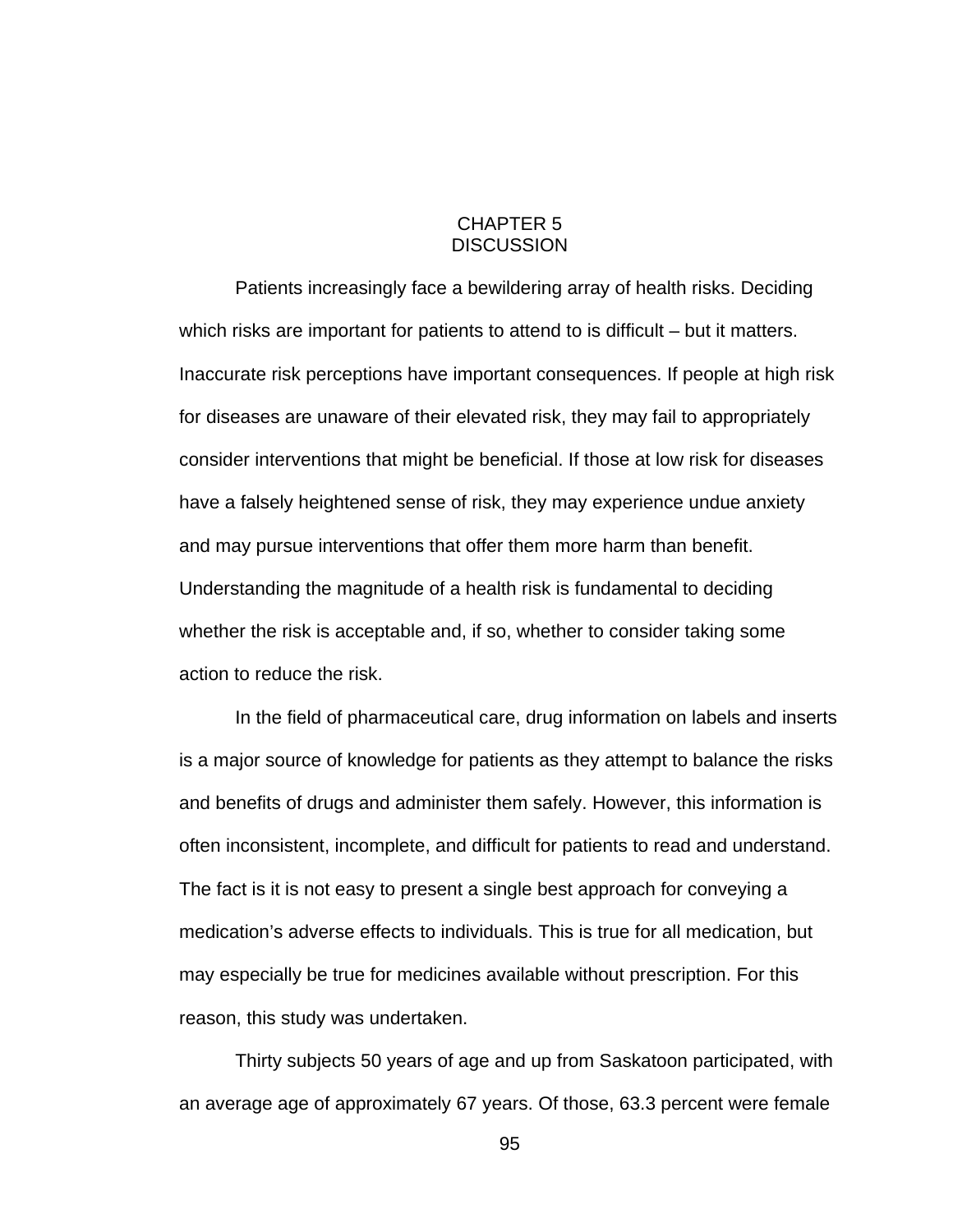# CHAPTER 5
# DISCUSSION

Patients increasingly face a bewildering array of health risks. Deciding which risks are important for patients to attend to is difficult – but it matters. Inaccurate risk perceptions have important consequences. If people at high risk for diseases are unaware of their elevated risk, they may fail to appropriately consider interventions that might be beneficial. If those at low risk for diseases have a falsely heightened sense of risk, they may experience undue anxiety and may pursue interventions that offer them more harm than benefit. Understanding the magnitude of a health risk is fundamental to deciding whether the risk is acceptable and, if so, whether to consider taking some action to reduce the risk.

In the field of pharmaceutical care, drug information on labels and inserts is a major source of knowledge for patients as they attempt to balance the risks and benefits of drugs and administer them safely. However, this information is often inconsistent, incomplete, and difficult for patients to read and understand. The fact is it is not easy to present a single best approach for conveying a medication's adverse effects to individuals. This is true for all medication, but may especially be true for medicines available without prescription. For this reason, this study was undertaken.

Thirty subjects 50 years of age and up from Saskatoon participated, with an average age of approximately 67 years. Of those, 63.3 percent were female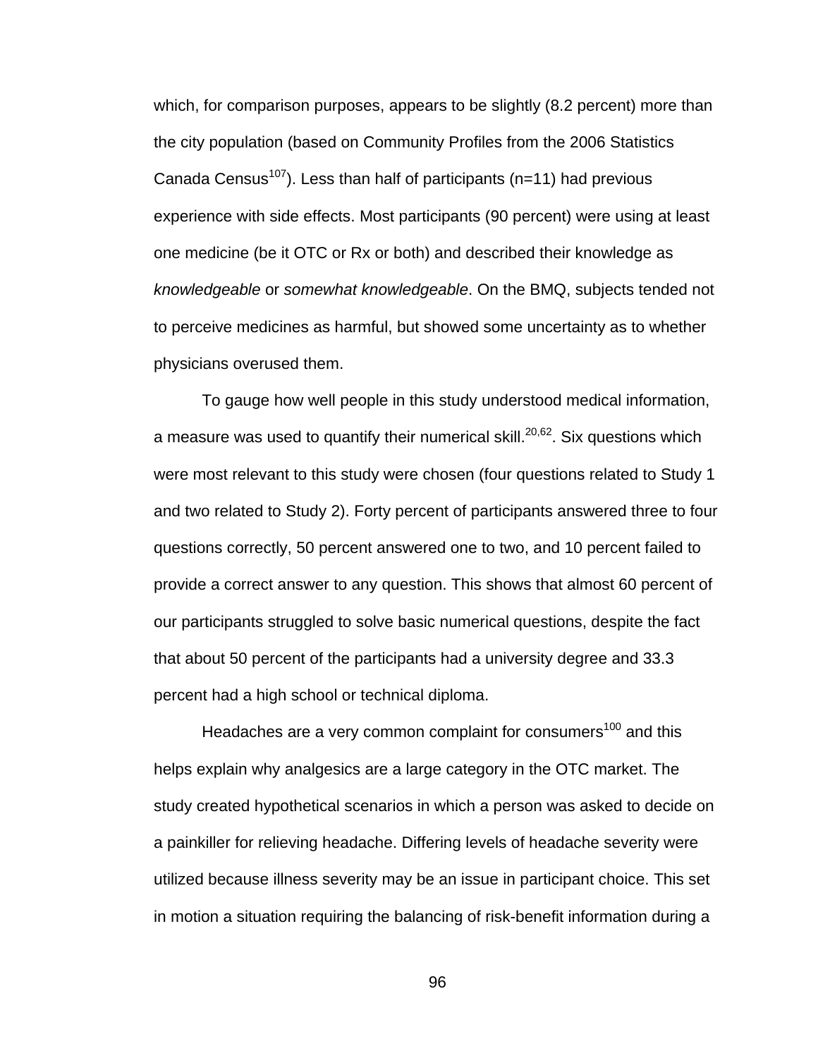which, for comparison purposes, appears to be slightly (8.2 percent) more than the city population (based on Community Profiles from the 2006 Statistics Canada Census[107]). Less than half of participants (n=11) had previous experience with side effects. Most participants (90 percent) were using at least one medicine (be it OTC or Rx or both) and described their knowledge as *knowledgeable* or *somewhat knowledgeable*. On the BMQ, subjects tended not to perceive medicines as harmful, but showed some uncertainty as to whether physicians overused them.

To gauge how well people in this study understood medical information, a measure was used to quantify their numerical skill.[20,62]. Six questions which were most relevant to this study were chosen (four questions related to Study 1 and two related to Study 2). Forty percent of participants answered three to four questions correctly, 50 percent answered one to two, and 10 percent failed to provide a correct answer to any question. This shows that almost 60 percent of our participants struggled to solve basic numerical questions, despite the fact that about 50 percent of the participants had a university degree and 33.3 percent had a high school or technical diploma.

Headaches are a very common complaint for consumers[100] and this helps explain why analgesics are a large category in the OTC market. The study created hypothetical scenarios in which a person was asked to decide on a painkiller for relieving headache. Differing levels of headache severity were utilized because illness severity may be an issue in participant choice. This set in motion a situation requiring the balancing of risk-benefit information during a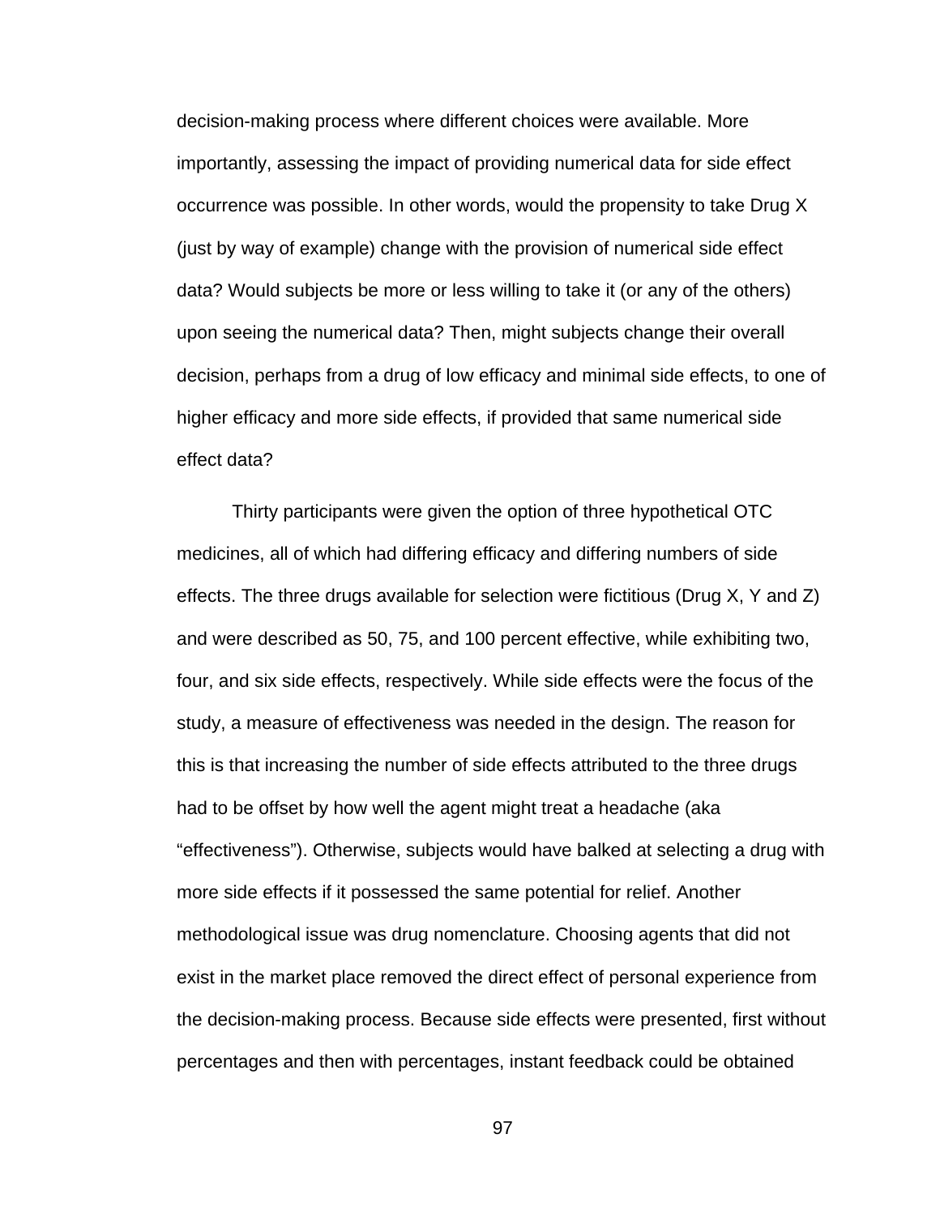decision-making process where different choices were available. More importantly, assessing the impact of providing numerical data for side effect occurrence was possible. In other words, would the propensity to take Drug X (just by way of example) change with the provision of numerical side effect data? Would subjects be more or less willing to take it (or any of the others) upon seeing the numerical data? Then, might subjects change their overall decision, perhaps from a drug of low efficacy and minimal side effects, to one of higher efficacy and more side effects, if provided that same numerical side effect data?

Thirty participants were given the option of three hypothetical OTC medicines, all of which had differing efficacy and differing numbers of side effects. The three drugs available for selection were fictitious (Drug X, Y and Z) and were described as 50, 75, and 100 percent effective, while exhibiting two, four, and six side effects, respectively. While side effects were the focus of the study, a measure of effectiveness was needed in the design. The reason for this is that increasing the number of side effects attributed to the three drugs had to be offset by how well the agent might treat a headache (aka "effectiveness"). Otherwise, subjects would have balked at selecting a drug with more side effects if it possessed the same potential for relief. Another methodological issue was drug nomenclature. Choosing agents that did not exist in the market place removed the direct effect of personal experience from the decision-making process. Because side effects were presented, first without percentages and then with percentages, instant feedback could be obtained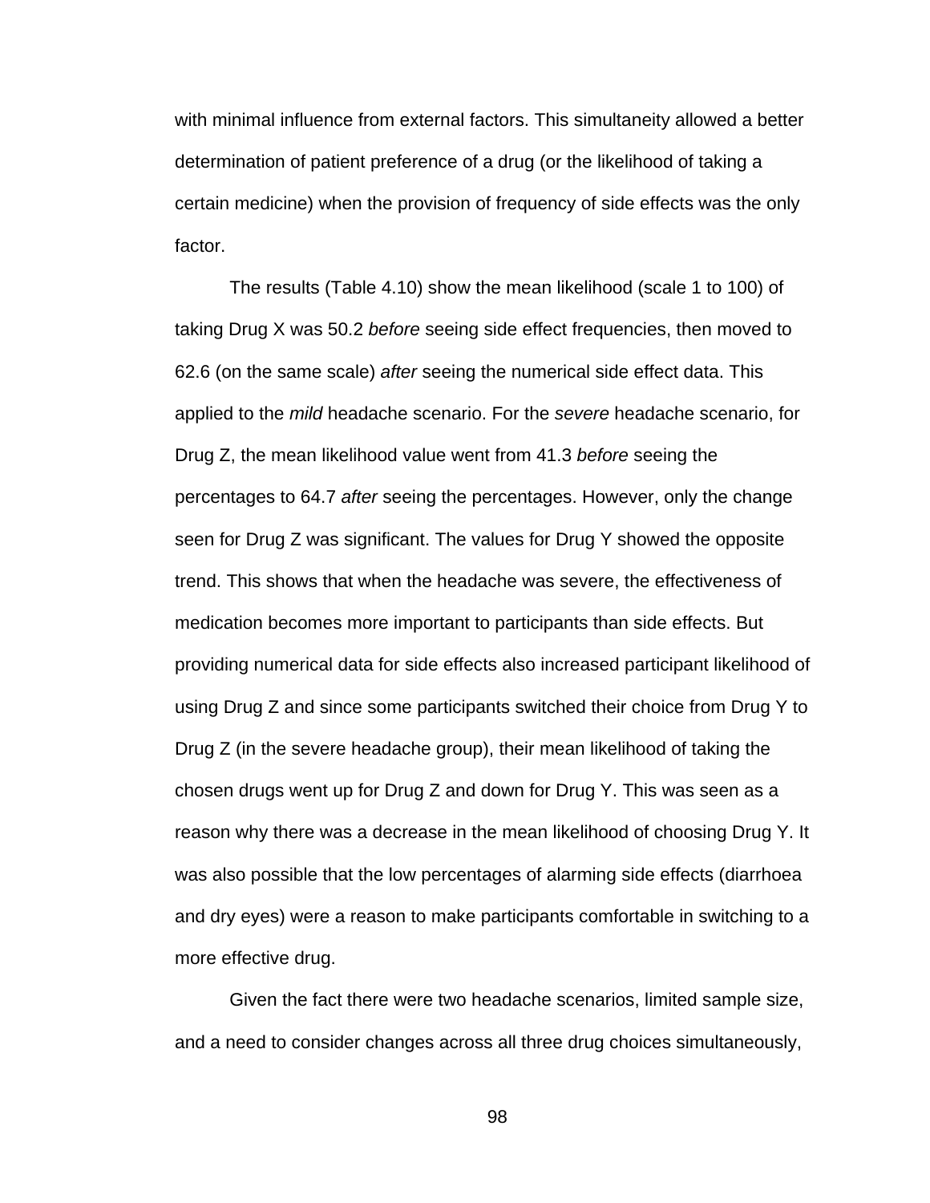with minimal influence from external factors. This simultaneity allowed a better determination of patient preference of a drug (or the likelihood of taking a certain medicine) when the provision of frequency of side effects was the only factor.

The results (Table 4.10) show the mean likelihood (scale 1 to 100) of taking Drug X was 50.2 *before* seeing side effect frequencies, then moved to 62.6 (on the same scale) *after* seeing the numerical side effect data. This applied to the *mild* headache scenario. For the *severe* headache scenario, for Drug Z, the mean likelihood value went from 41.3 *before* seeing the percentages to 64.7 *after* seeing the percentages. However, only the change seen for Drug Z was significant. The values for Drug Y showed the opposite trend. This shows that when the headache was severe, the effectiveness of medication becomes more important to participants than side effects. But providing numerical data for side effects also increased participant likelihood of using Drug Z and since some participants switched their choice from Drug Y to Drug Z (in the severe headache group), their mean likelihood of taking the chosen drugs went up for Drug Z and down for Drug Y. This was seen as a reason why there was a decrease in the mean likelihood of choosing Drug Y. It was also possible that the low percentages of alarming side effects (diarrhoea and dry eyes) were a reason to make participants comfortable in switching to a more effective drug.

Given the fact there were two headache scenarios, limited sample size, and a need to consider changes across all three drug choices simultaneously,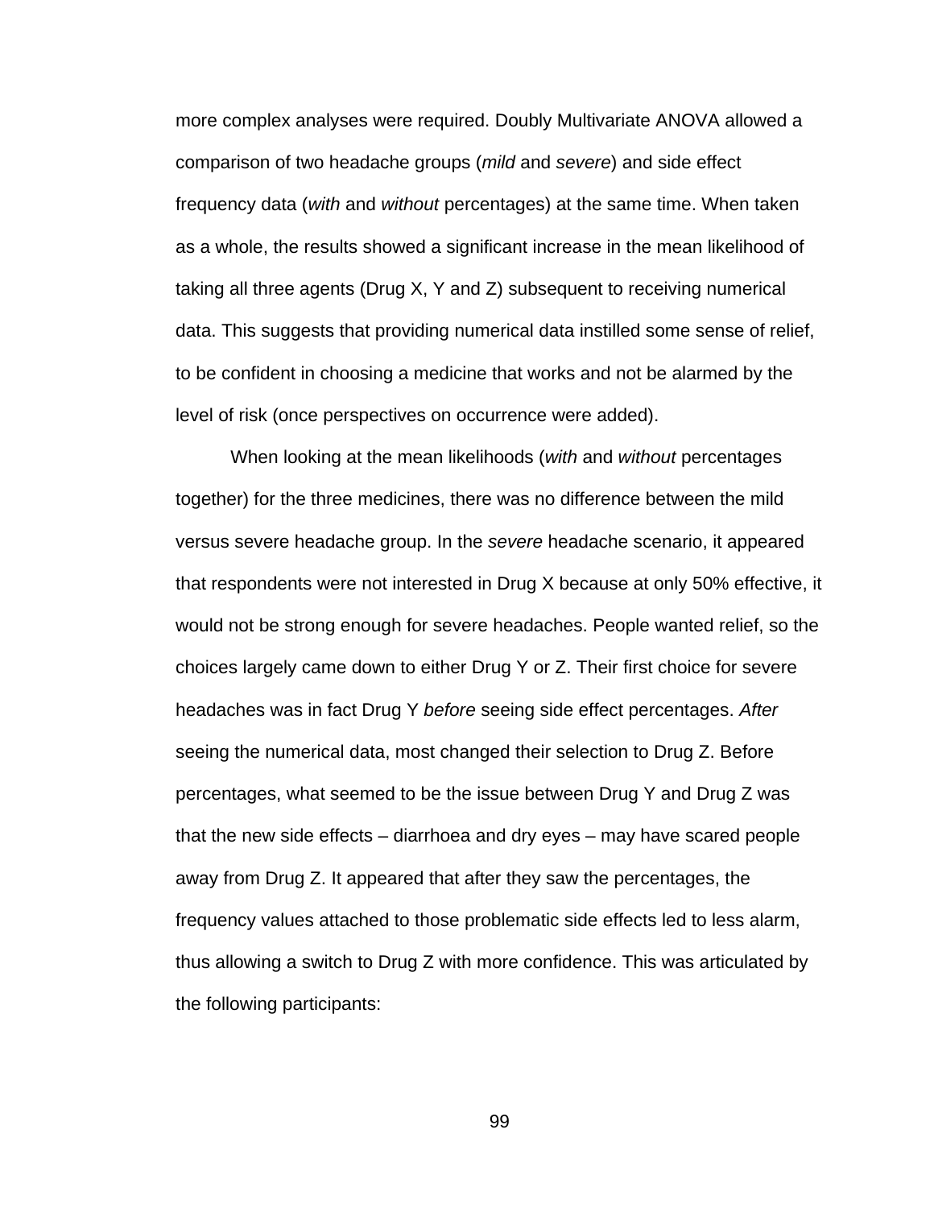more complex analyses were required. Doubly Multivariate ANOVA allowed a comparison of two headache groups (*mild* and *severe*) and side effect frequency data (*with* and *without* percentages) at the same time. When taken as a whole, the results showed a significant increase in the mean likelihood of taking all three agents (Drug X, Y and Z) subsequent to receiving numerical data. This suggests that providing numerical data instilled some sense of relief, to be confident in choosing a medicine that works and not be alarmed by the level of risk (once perspectives on occurrence were added).

When looking at the mean likelihoods (*with* and *without* percentages together) for the three medicines, there was no difference between the mild versus severe headache group. In the *severe* headache scenario, it appeared that respondents were not interested in Drug X because at only 50% effective, it would not be strong enough for severe headaches. People wanted relief, so the choices largely came down to either Drug Y or Z. Their first choice for severe headaches was in fact Drug Y *before* seeing side effect percentages. *After* seeing the numerical data, most changed their selection to Drug Z. Before percentages, what seemed to be the issue between Drug Y and Drug Z was that the new side effects – diarrhoea and dry eyes – may have scared people away from Drug Z. It appeared that after they saw the percentages, the frequency values attached to those problematic side effects led to less alarm, thus allowing a switch to Drug Z with more confidence. This was articulated by the following participants: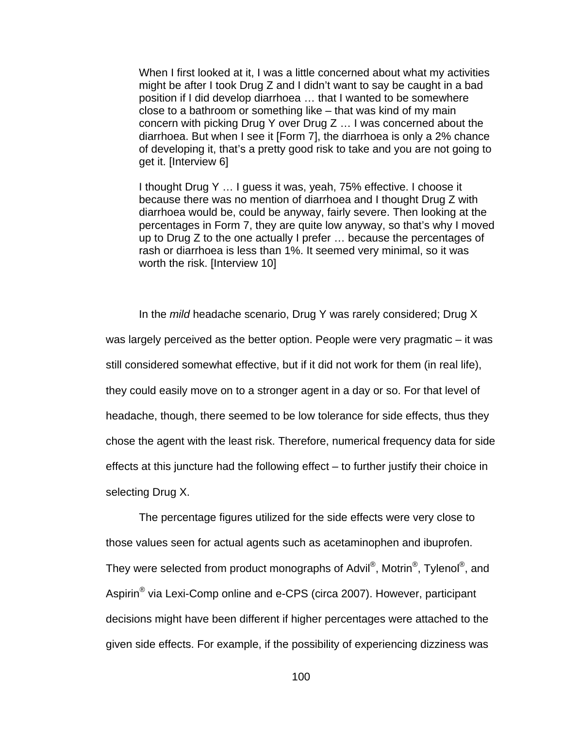> When I first looked at it, I was a little concerned about what my activities might be after I took Drug Z and I didn't want to say be caught in a bad position if I did develop diarrhoea … that I wanted to be somewhere close to a bathroom or something like – that was kind of my main concern with picking Drug Y over Drug Z … I was concerned about the diarrhoea. But when I see it [Form 7], the diarrhoea is only a 2% chance of developing it, that's a pretty good risk to take and you are not going to get it. [Interview 6]

> I thought Drug Y … I guess it was, yeah, 75% effective. I choose it because there was no mention of diarrhoea and I thought Drug Z with diarrhoea would be, could be anyway, fairly severe. Then looking at the percentages in Form 7, they are quite low anyway, so that's why I moved up to Drug Z to the one actually I prefer … because the percentages of rash or diarrhoea is less than 1%. It seemed very minimal, so it was worth the risk. [Interview 10]

In the *mild* headache scenario, Drug Y was rarely considered; Drug X was largely perceived as the better option. People were very pragmatic – it was still considered somewhat effective, but if it did not work for them (in real life), they could easily move on to a stronger agent in a day or so. For that level of headache, though, there seemed to be low tolerance for side effects, thus they chose the agent with the least risk. Therefore, numerical frequency data for side effects at this juncture had the following effect – to further justify their choice in selecting Drug X.

The percentage figures utilized for the side effects were very close to those values seen for actual agents such as acetaminophen and ibuprofen. They were selected from product monographs of Advil®, Motrin®, Tylenol®, and Aspirin® via Lexi-Comp online and e-CPS (circa 2007). However, participant decisions might have been different if higher percentages were attached to the given side effects. For example, if the possibility of experiencing dizziness was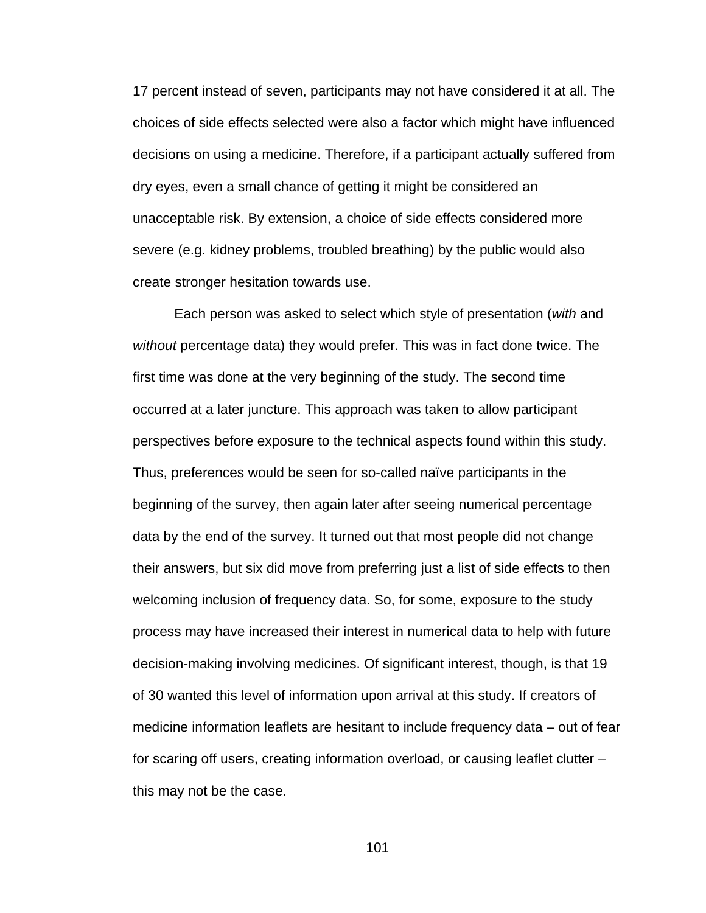17 percent instead of seven, participants may not have considered it at all. The choices of side effects selected were also a factor which might have influenced decisions on using a medicine. Therefore, if a participant actually suffered from dry eyes, even a small chance of getting it might be considered an unacceptable risk. By extension, a choice of side effects considered more severe (e.g. kidney problems, troubled breathing) by the public would also create stronger hesitation towards use.

Each person was asked to select which style of presentation (*with* and *without* percentage data) they would prefer. This was in fact done twice. The first time was done at the very beginning of the study. The second time occurred at a later juncture. This approach was taken to allow participant perspectives before exposure to the technical aspects found within this study. Thus, preferences would be seen for so-called naïve participants in the beginning of the survey, then again later after seeing numerical percentage data by the end of the survey. It turned out that most people did not change their answers, but six did move from preferring just a list of side effects to then welcoming inclusion of frequency data. So, for some, exposure to the study process may have increased their interest in numerical data to help with future decision-making involving medicines. Of significant interest, though, is that 19 of 30 wanted this level of information upon arrival at this study. If creators of medicine information leaflets are hesitant to include frequency data – out of fear for scaring off users, creating information overload, or causing leaflet clutter – this may not be the case.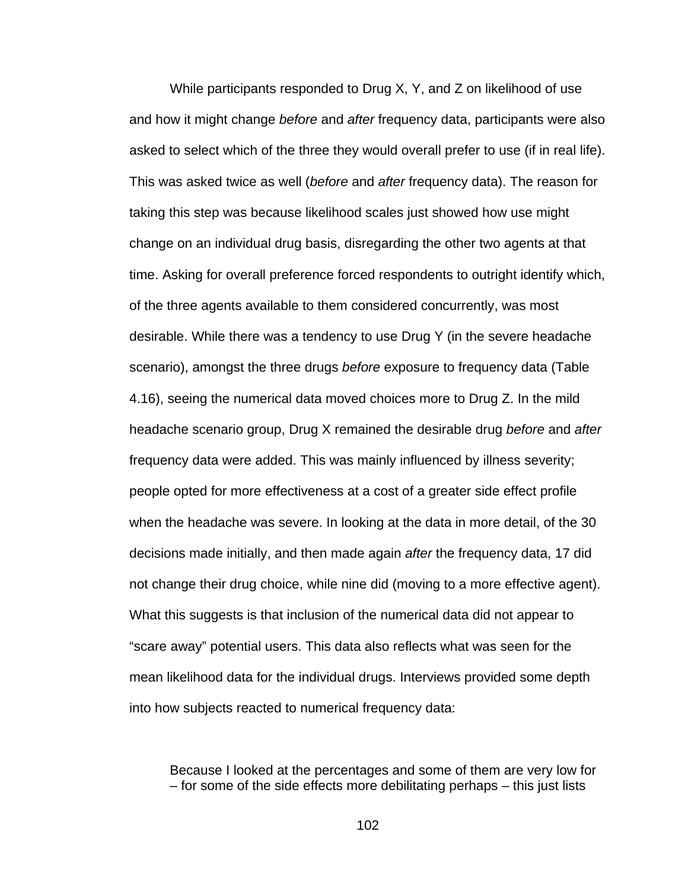While participants responded to Drug X, Y, and Z on likelihood of use and how it might change *before* and *after* frequency data, participants were also asked to select which of the three they would overall prefer to use (if in real life). This was asked twice as well (*before* and *after* frequency data). The reason for taking this step was because likelihood scales just showed how use might change on an individual drug basis, disregarding the other two agents at that time. Asking for overall preference forced respondents to outright identify which, of the three agents available to them considered concurrently, was most desirable. While there was a tendency to use Drug Y (in the severe headache scenario), amongst the three drugs *before* exposure to frequency data (Table 4.16), seeing the numerical data moved choices more to Drug Z. In the mild headache scenario group, Drug X remained the desirable drug *before* and *after* frequency data were added. This was mainly influenced by illness severity; people opted for more effectiveness at a cost of a greater side effect profile when the headache was severe. In looking at the data in more detail, of the 30 decisions made initially, and then made again *after* the frequency data, 17 did not change their drug choice, while nine did (moving to a more effective agent). What this suggests is that inclusion of the numerical data did not appear to "scare away" potential users. This data also reflects what was seen for the mean likelihood data for the individual drugs. Interviews provided some depth into how subjects reacted to numerical frequency data:

> Because I looked at the percentages and some of them are very low for – for some of the side effects more debilitating perhaps – this just lists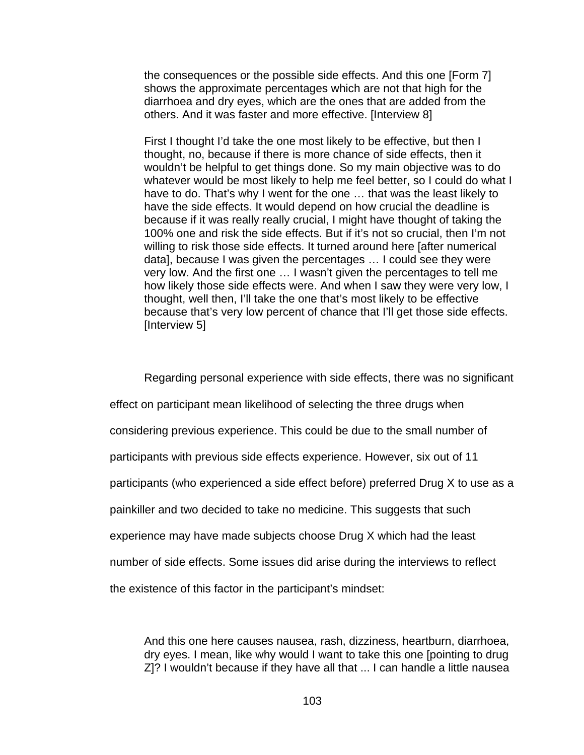> the consequences or the possible side effects. And this one [Form 7] shows the approximate percentages which are not that high for the diarrhoea and dry eyes, which are the ones that are added from the others. And it was faster and more effective. [Interview 8]

> First I thought I'd take the one most likely to be effective, but then I thought, no, because if there is more chance of side effects, then it wouldn't be helpful to get things done. So my main objective was to do whatever would be most likely to help me feel better, so I could do what I have to do. That's why I went for the one … that was the least likely to have the side effects. It would depend on how crucial the deadline is because if it was really really crucial, I might have thought of taking the 100% one and risk the side effects. But if it's not so crucial, then I'm not willing to risk those side effects. It turned around here [after numerical data], because I was given the percentages … I could see they were very low. And the first one … I wasn't given the percentages to tell me how likely those side effects were. And when I saw they were very low, I thought, well then, I'll take the one that's most likely to be effective because that's very low percent of chance that I'll get those side effects. [Interview 5]

Regarding personal experience with side effects, there was no significant effect on participant mean likelihood of selecting the three drugs when considering previous experience. This could be due to the small number of participants with previous side effects experience. However, six out of 11 participants (who experienced a side effect before) preferred Drug X to use as a painkiller and two decided to take no medicine. This suggests that such experience may have made subjects choose Drug X which had the least number of side effects. Some issues did arise during the interviews to reflect the existence of this factor in the participant's mindset:

> And this one here causes nausea, rash, dizziness, heartburn, diarrhoea, dry eyes. I mean, like why would I want to take this one [pointing to drug Z]? I wouldn't because if they have all that ... I can handle a little nausea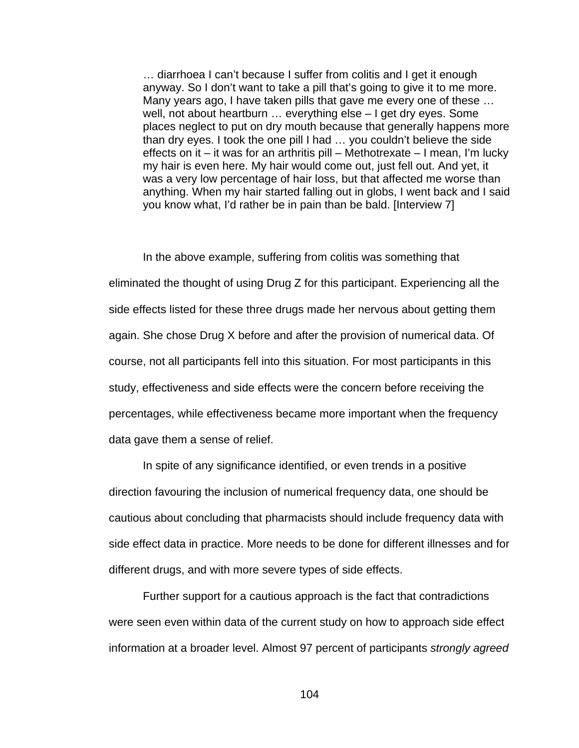> … diarrhoea I can't because I suffer from colitis and I get it enough anyway. So I don't want to take a pill that's going to give it to me more. Many years ago, I have taken pills that gave me every one of these … well, not about heartburn … everything else – I get dry eyes. Some places neglect to put on dry mouth because that generally happens more than dry eyes. I took the one pill I had … you couldn't believe the side effects on it – it was for an arthritis pill – Methotrexate – I mean, I'm lucky my hair is even here. My hair would come out, just fell out. And yet, it was a very low percentage of hair loss, but that affected me worse than anything. When my hair started falling out in globs, I went back and I said you know what, I'd rather be in pain than be bald. [Interview 7]

In the above example, suffering from colitis was something that eliminated the thought of using Drug Z for this participant. Experiencing all the side effects listed for these three drugs made her nervous about getting them again. She chose Drug X before and after the provision of numerical data. Of course, not all participants fell into this situation. For most participants in this study, effectiveness and side effects were the concern before receiving the percentages, while effectiveness became more important when the frequency data gave them a sense of relief.

In spite of any significance identified, or even trends in a positive direction favouring the inclusion of numerical frequency data, one should be cautious about concluding that pharmacists should include frequency data with side effect data in practice. More needs to be done for different illnesses and for different drugs, and with more severe types of side effects.

Further support for a cautious approach is the fact that contradictions were seen even within data of the current study on how to approach side effect information at a broader level. Almost 97 percent of participants *strongly agreed*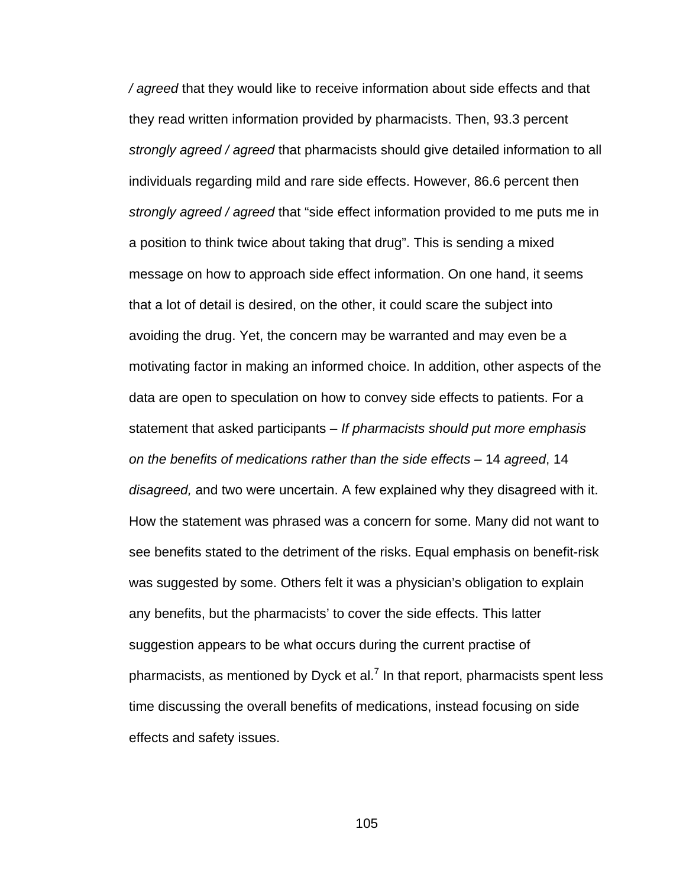*/ agreed* that they would like to receive information about side effects and that they read written information provided by pharmacists. Then, 93.3 percent *strongly agreed / agreed* that pharmacists should give detailed information to all individuals regarding mild and rare side effects. However, 86.6 percent then *strongly agreed / agreed* that "side effect information provided to me puts me in a position to think twice about taking that drug". This is sending a mixed message on how to approach side effect information. On one hand, it seems that a lot of detail is desired, on the other, it could scare the subject into avoiding the drug. Yet, the concern may be warranted and may even be a motivating factor in making an informed choice. In addition, other aspects of the data are open to speculation on how to convey side effects to patients. For a statement that asked participants – *If pharmacists should put more emphasis on the benefits of medications rather than the side effects* – 14 *agreed*, 14 *disagreed,* and two were uncertain. A few explained why they disagreed with it. How the statement was phrased was a concern for some. Many did not want to see benefits stated to the detriment of the risks. Equal emphasis on benefit-risk was suggested by some. Others felt it was a physician's obligation to explain any benefits, but the pharmacists' to cover the side effects. This latter suggestion appears to be what occurs during the current practise of pharmacists, as mentioned by Dyck et al.[7] In that report, pharmacists spent less time discussing the overall benefits of medications, instead focusing on side effects and safety issues.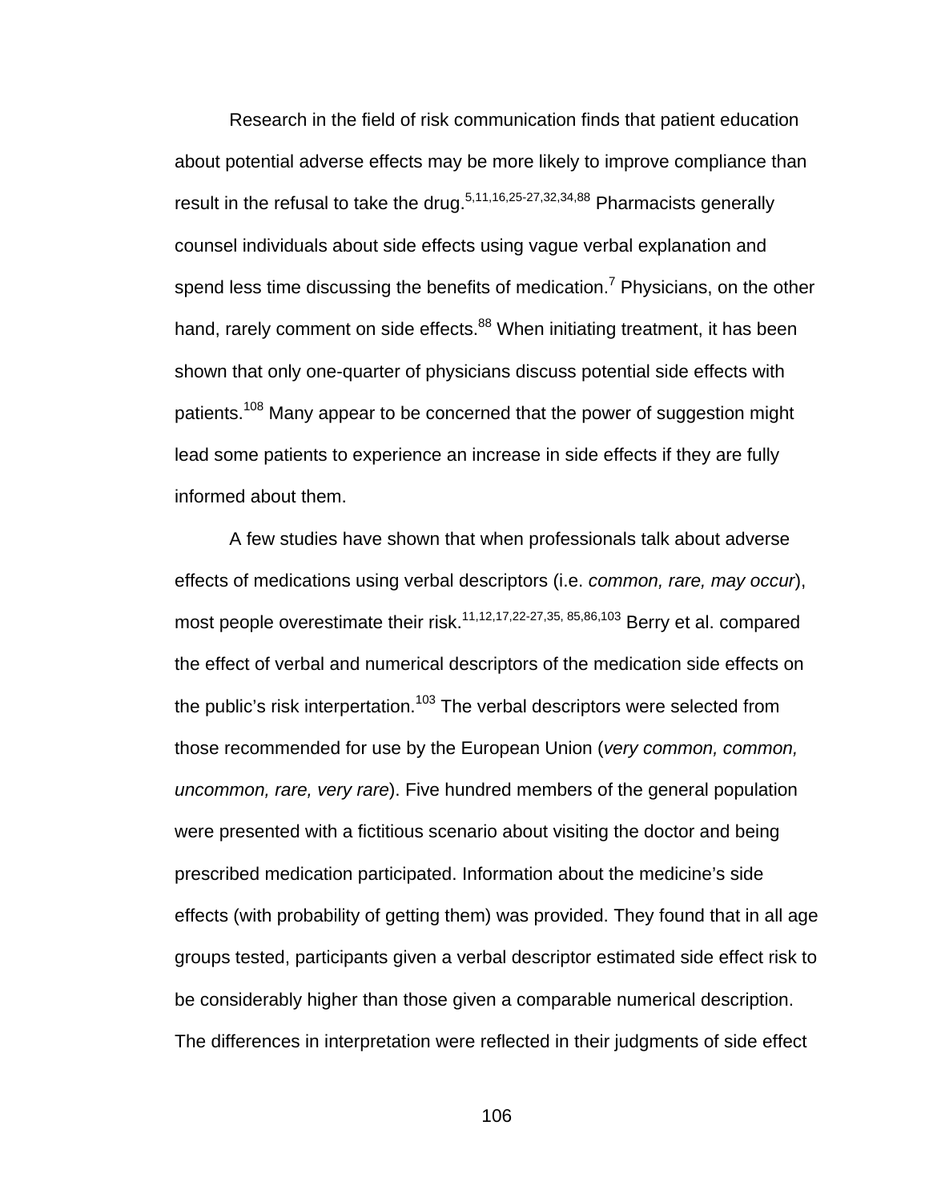Research in the field of risk communication finds that patient education about potential adverse effects may be more likely to improve compliance than result in the refusal to take the drug.[5,11,16,25-27,32,34,88] Pharmacists generally counsel individuals about side effects using vague verbal explanation and spend less time discussing the benefits of medication.[7] Physicians, on the other hand, rarely comment on side effects.[88] When initiating treatment, it has been shown that only one-quarter of physicians discuss potential side effects with patients.[108] Many appear to be concerned that the power of suggestion might lead some patients to experience an increase in side effects if they are fully informed about them.

A few studies have shown that when professionals talk about adverse effects of medications using verbal descriptors (i.e. *common, rare, may occur*), most people overestimate their risk.[11,12,17,22-27,35, 85,86,103] Berry et al. compared the effect of verbal and numerical descriptors of the medication side effects on the public's risk interpertation.[103] The verbal descriptors were selected from those recommended for use by the European Union (*very common, common, uncommon, rare, very rare*). Five hundred members of the general population were presented with a fictitious scenario about visiting the doctor and being prescribed medication participated. Information about the medicine's side effects (with probability of getting them) was provided. They found that in all age groups tested, participants given a verbal descriptor estimated side effect risk to be considerably higher than those given a comparable numerical description. The differences in interpretation were reflected in their judgments of side effect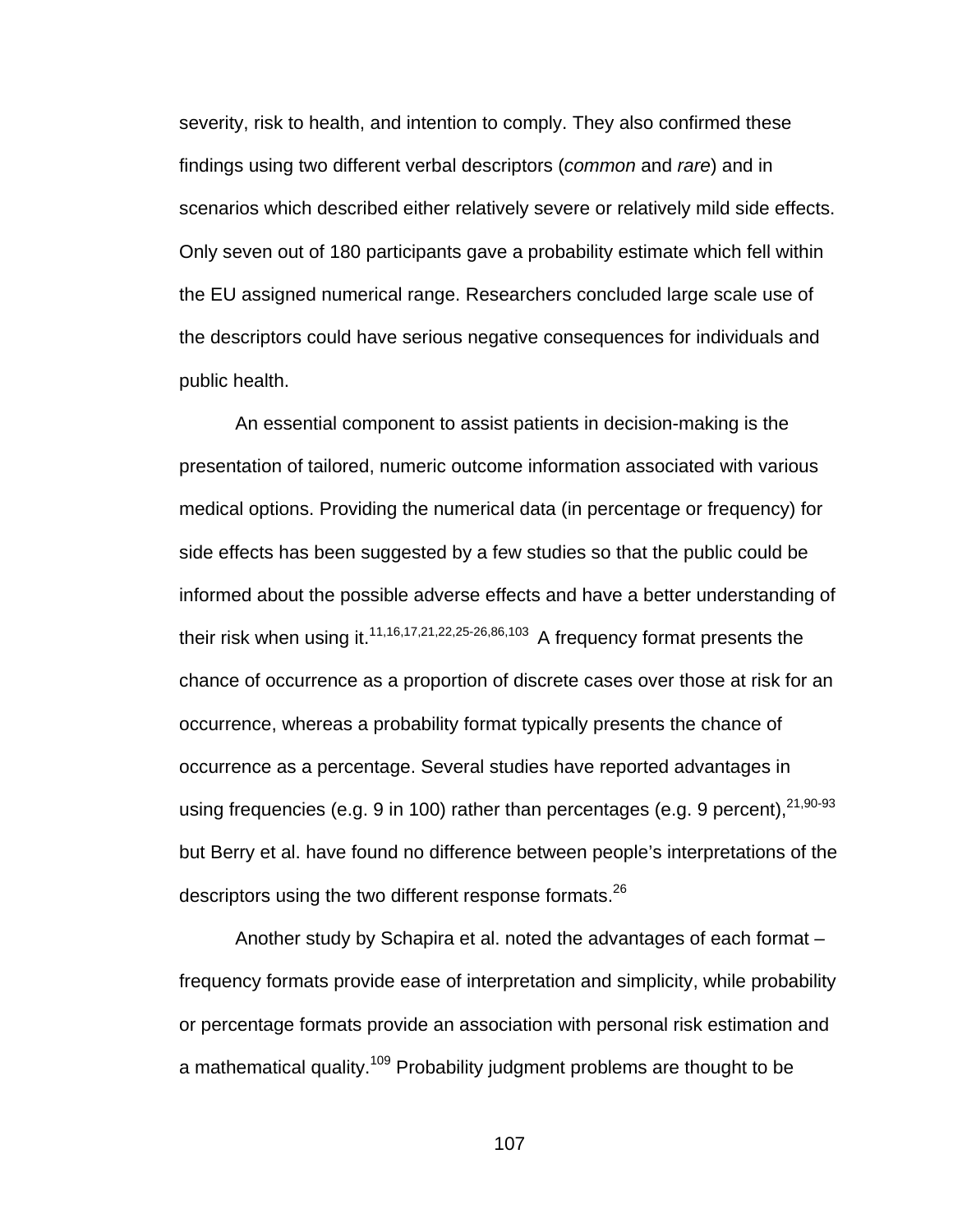severity, risk to health, and intention to comply. They also confirmed these findings using two different verbal descriptors (*common* and *rare*) and in scenarios which described either relatively severe or relatively mild side effects. Only seven out of 180 participants gave a probability estimate which fell within the EU assigned numerical range. Researchers concluded large scale use of the descriptors could have serious negative consequences for individuals and public health.

An essential component to assist patients in decision-making is the presentation of tailored, numeric outcome information associated with various medical options. Providing the numerical data (in percentage or frequency) for side effects has been suggested by a few studies so that the public could be informed about the possible adverse effects and have a better understanding of their risk when using it.[11,16,17,21,22,25-26,86,103] A frequency format presents the chance of occurrence as a proportion of discrete cases over those at risk for an occurrence, whereas a probability format typically presents the chance of occurrence as a percentage. Several studies have reported advantages in using frequencies (e.g. 9 in 100) rather than percentages (e.g. 9 percent),[21,90-93] but Berry et al. have found no difference between people's interpretations of the descriptors using the two different response formats.[26]

Another study by Schapira et al. noted the advantages of each format – frequency formats provide ease of interpretation and simplicity, while probability or percentage formats provide an association with personal risk estimation and a mathematical quality.[109] Probability judgment problems are thought to be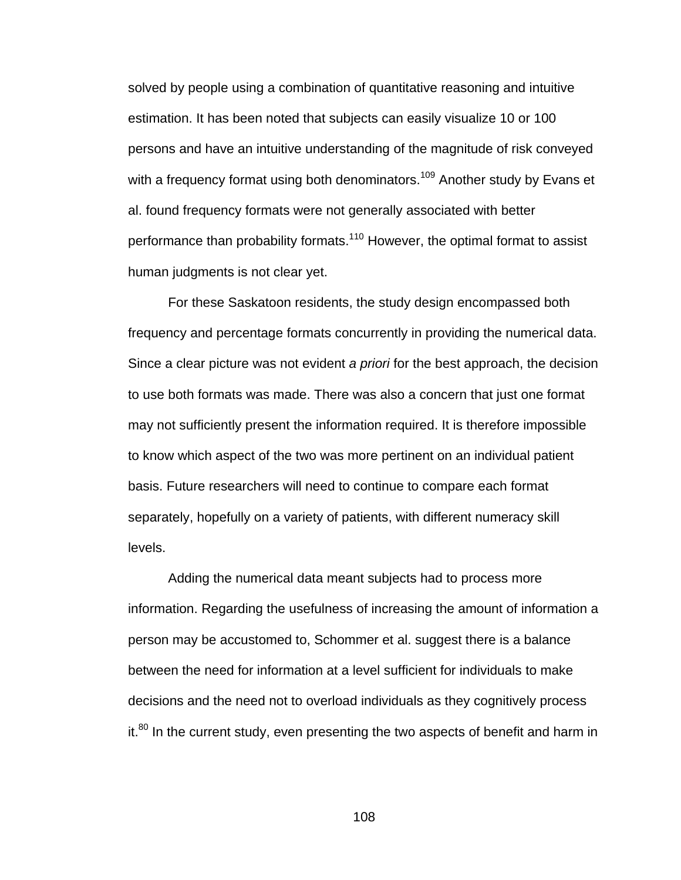solved by people using a combination of quantitative reasoning and intuitive estimation. It has been noted that subjects can easily visualize 10 or 100 persons and have an intuitive understanding of the magnitude of risk conveyed with a frequency format using both denominators.[109] Another study by Evans et al. found frequency formats were not generally associated with better performance than probability formats.[110] However, the optimal format to assist human judgments is not clear yet.

For these Saskatoon residents, the study design encompassed both frequency and percentage formats concurrently in providing the numerical data. Since a clear picture was not evident *a priori* for the best approach, the decision to use both formats was made. There was also a concern that just one format may not sufficiently present the information required. It is therefore impossible to know which aspect of the two was more pertinent on an individual patient basis. Future researchers will need to continue to compare each format separately, hopefully on a variety of patients, with different numeracy skill levels.

Adding the numerical data meant subjects had to process more information. Regarding the usefulness of increasing the amount of information a person may be accustomed to, Schommer et al. suggest there is a balance between the need for information at a level sufficient for individuals to make decisions and the need not to overload individuals as they cognitively process it.[80] In the current study, even presenting the two aspects of benefit and harm in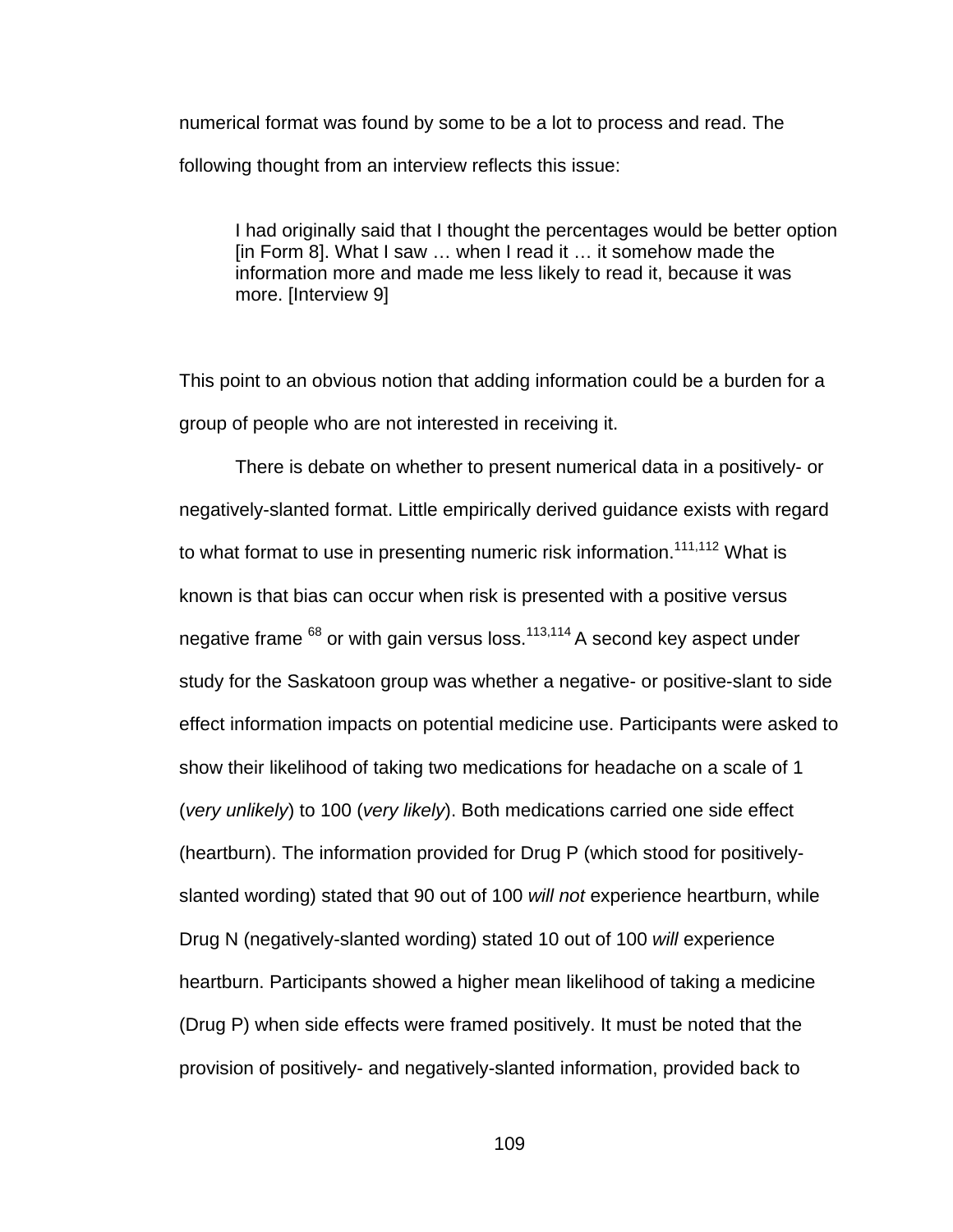numerical format was found by some to be a lot to process and read. The following thought from an interview reflects this issue:

> I had originally said that I thought the percentages would be better option [in Form 8]. What I saw … when I read it … it somehow made the information more and made me less likely to read it, because it was more. [Interview 9]

This point to an obvious notion that adding information could be a burden for a group of people who are not interested in receiving it.

There is debate on whether to present numerical data in a positively- or negatively-slanted format. Little empirically derived guidance exists with regard to what format to use in presenting numeric risk information.[111,112] What is known is that bias can occur when risk is presented with a positive versus negative frame [68] or with gain versus loss.[113,114] A second key aspect under study for the Saskatoon group was whether a negative- or positive-slant to side effect information impacts on potential medicine use. Participants were asked to show their likelihood of taking two medications for headache on a scale of 1 (*very unlikely*) to 100 (*very likely*). Both medications carried one side effect (heartburn). The information provided for Drug P (which stood for positively-slanted wording) stated that 90 out of 100 *will not* experience heartburn, while Drug N (negatively-slanted wording) stated 10 out of 100 *will* experience heartburn. Participants showed a higher mean likelihood of taking a medicine (Drug P) when side effects were framed positively. It must be noted that the provision of positively- and negatively-slanted information, provided back to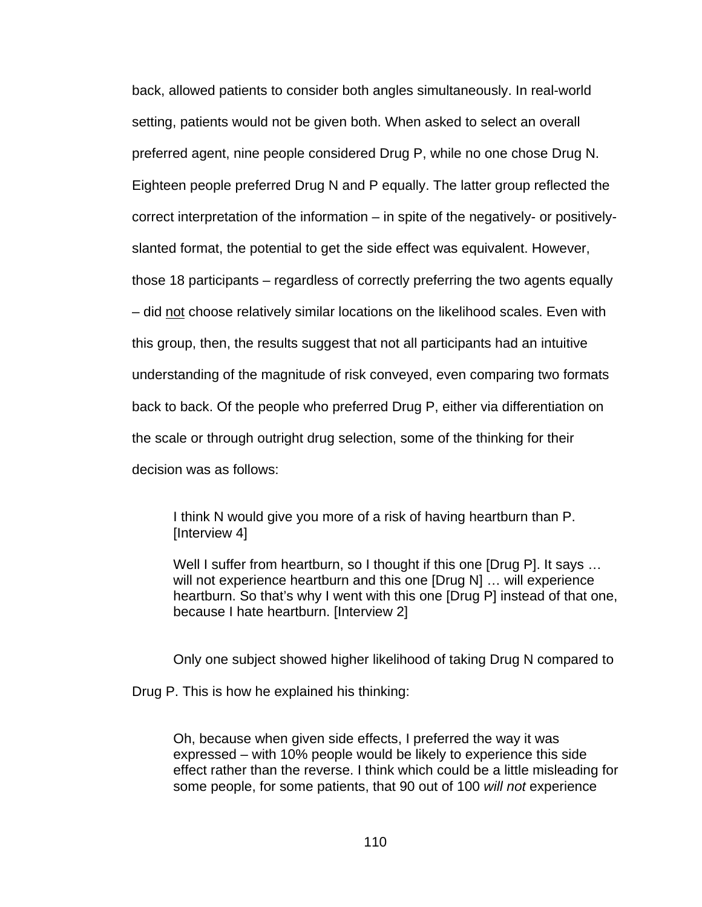back, allowed patients to consider both angles simultaneously. In real-world setting, patients would not be given both. When asked to select an overall preferred agent, nine people considered Drug P, while no one chose Drug N. Eighteen people preferred Drug N and P equally. The latter group reflected the correct interpretation of the information – in spite of the negatively- or positively-slanted format, the potential to get the side effect was equivalent. However, those 18 participants – regardless of correctly preferring the two agents equally – did <u>not</u> choose relatively similar locations on the likelihood scales. Even with this group, then, the results suggest that not all participants had an intuitive understanding of the magnitude of risk conveyed, even comparing two formats back to back. Of the people who preferred Drug P, either via differentiation on the scale or through outright drug selection, some of the thinking for their decision was as follows:

> I think N would give you more of a risk of having heartburn than P. [Interview 4]
>
> Well I suffer from heartburn, so I thought if this one [Drug P]. It says … will not experience heartburn and this one [Drug N] … will experience heartburn. So that's why I went with this one [Drug P] instead of that one, because I hate heartburn. [Interview 2]

Only one subject showed higher likelihood of taking Drug N compared to Drug P. This is how he explained his thinking:

> Oh, because when given side effects, I preferred the way it was expressed – with 10% people would be likely to experience this side effect rather than the reverse. I think which could be a little misleading for some people, for some patients, that 90 out of 100 *will not* experience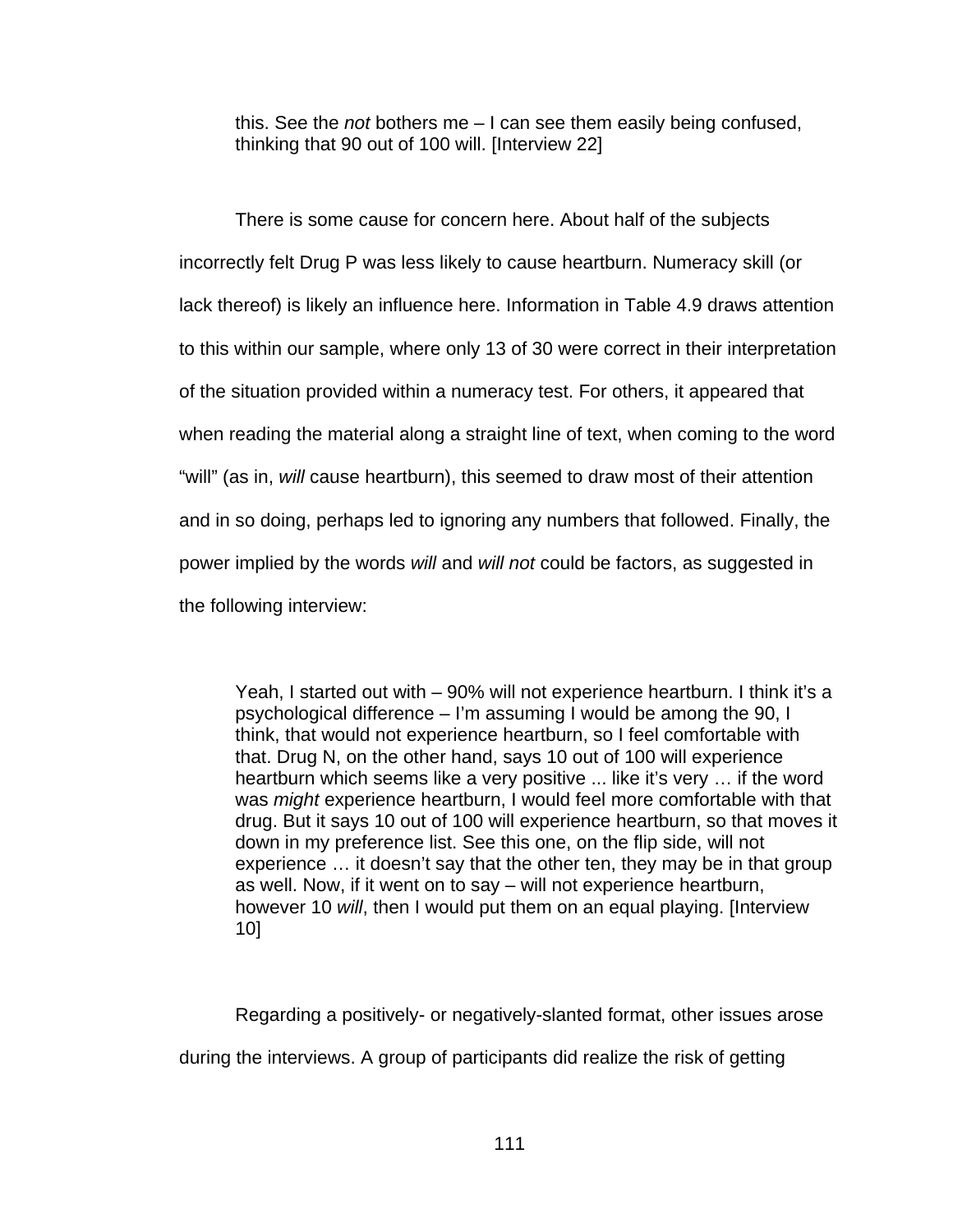> this. See the *not* bothers me – I can see them easily being confused, thinking that 90 out of 100 will. [Interview 22]

There is some cause for concern here. About half of the subjects incorrectly felt Drug P was less likely to cause heartburn. Numeracy skill (or lack thereof) is likely an influence here. Information in Table 4.9 draws attention to this within our sample, where only 13 of 30 were correct in their interpretation of the situation provided within a numeracy test. For others, it appeared that when reading the material along a straight line of text, when coming to the word "will" (as in, *will* cause heartburn), this seemed to draw most of their attention and in so doing, perhaps led to ignoring any numbers that followed. Finally, the power implied by the words *will* and *will not* could be factors, as suggested in the following interview:

> Yeah, I started out with – 90% will not experience heartburn. I think it's a psychological difference – I'm assuming I would be among the 90, I think, that would not experience heartburn, so I feel comfortable with that. Drug N, on the other hand, says 10 out of 100 will experience heartburn which seems like a very positive ... like it's very … if the word was *might* experience heartburn, I would feel more comfortable with that drug. But it says 10 out of 100 will experience heartburn, so that moves it down in my preference list. See this one, on the flip side, will not experience … it doesn't say that the other ten, they may be in that group as well. Now, if it went on to say – will not experience heartburn, however 10 *will*, then I would put them on an equal playing. [Interview 10]

Regarding a positively- or negatively-slanted format, other issues arose during the interviews. A group of participants did realize the risk of getting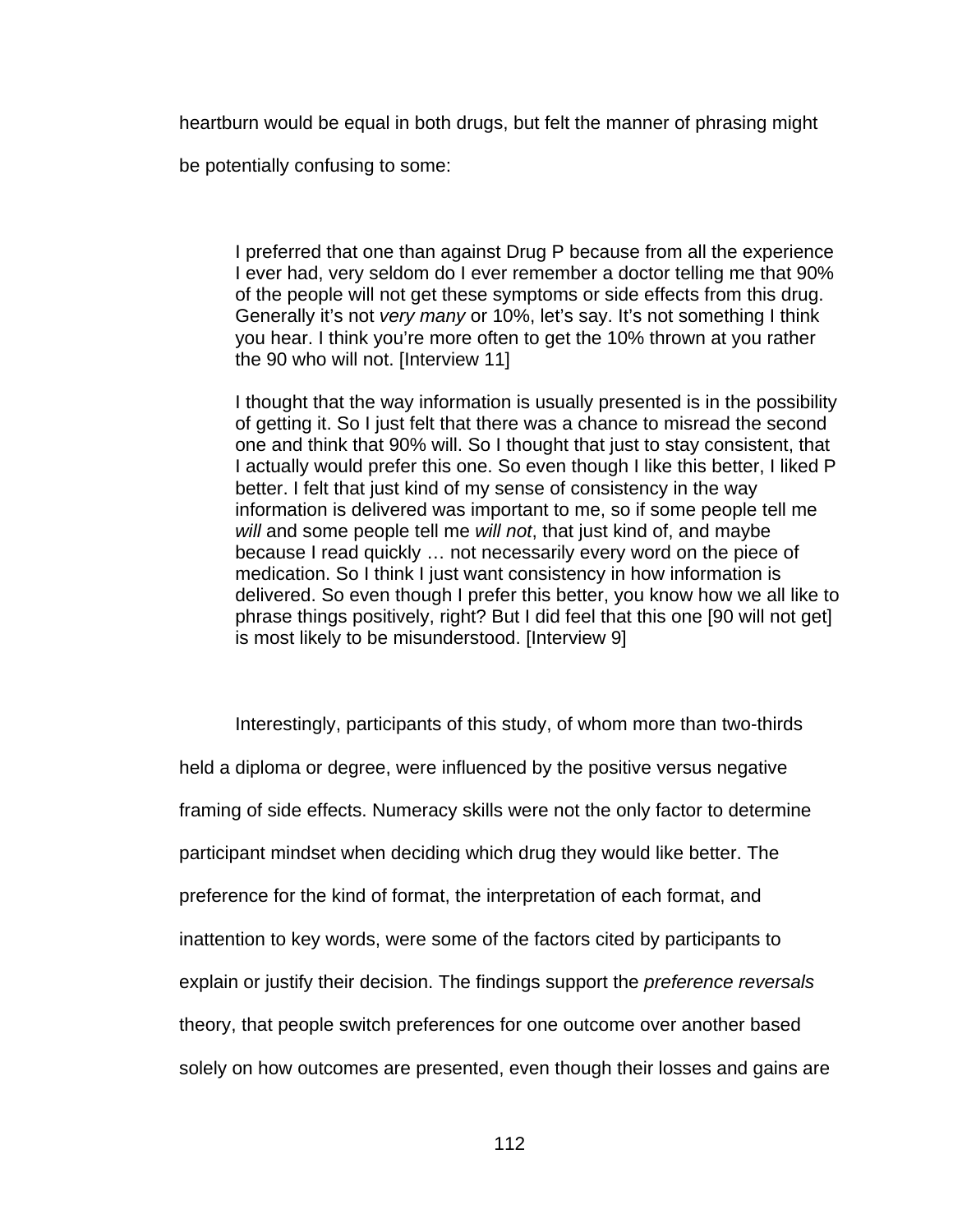heartburn would be equal in both drugs, but felt the manner of phrasing might be potentially confusing to some:

> I preferred that one than against Drug P because from all the experience I ever had, very seldom do I ever remember a doctor telling me that 90% of the people will not get these symptoms or side effects from this drug. Generally it's not *very many* or 10%, let's say. It's not something I think you hear. I think you're more often to get the 10% thrown at you rather the 90 who will not. [Interview 11]
>
> I thought that the way information is usually presented is in the possibility of getting it. So I just felt that there was a chance to misread the second one and think that 90% will. So I thought that just to stay consistent, that I actually would prefer this one. So even though I like this better, I liked P better. I felt that just kind of my sense of consistency in the way information is delivered was important to me, so if some people tell me *will* and some people tell me *will not*, that just kind of, and maybe because I read quickly … not necessarily every word on the piece of medication. So I think I just want consistency in how information is delivered. So even though I prefer this better, you know how we all like to phrase things positively, right? But I did feel that this one [90 will not get] is most likely to be misunderstood. [Interview 9]

Interestingly, participants of this study, of whom more than two-thirds held a diploma or degree, were influenced by the positive versus negative framing of side effects. Numeracy skills were not the only factor to determine participant mindset when deciding which drug they would like better. The preference for the kind of format, the interpretation of each format, and inattention to key words, were some of the factors cited by participants to explain or justify their decision. The findings support the *preference reversals* theory, that people switch preferences for one outcome over another based solely on how outcomes are presented, even though their losses and gains are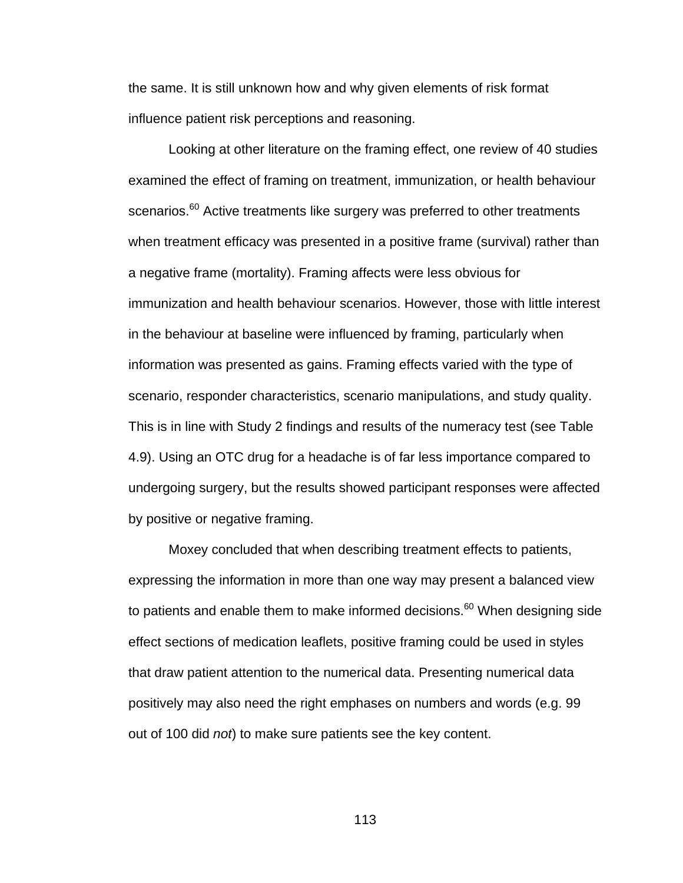the same. It is still unknown how and why given elements of risk format influence patient risk perceptions and reasoning.

Looking at other literature on the framing effect, one review of 40 studies examined the effect of framing on treatment, immunization, or health behaviour scenarios.[60] Active treatments like surgery was preferred to other treatments when treatment efficacy was presented in a positive frame (survival) rather than a negative frame (mortality). Framing affects were less obvious for immunization and health behaviour scenarios. However, those with little interest in the behaviour at baseline were influenced by framing, particularly when information was presented as gains. Framing effects varied with the type of scenario, responder characteristics, scenario manipulations, and study quality. This is in line with Study 2 findings and results of the numeracy test (see Table 4.9). Using an OTC drug for a headache is of far less importance compared to undergoing surgery, but the results showed participant responses were affected by positive or negative framing.

Moxey concluded that when describing treatment effects to patients, expressing the information in more than one way may present a balanced view to patients and enable them to make informed decisions.[60] When designing side effect sections of medication leaflets, positive framing could be used in styles that draw patient attention to the numerical data. Presenting numerical data positively may also need the right emphases on numbers and words (e.g. 99 out of 100 did *not*) to make sure patients see the key content.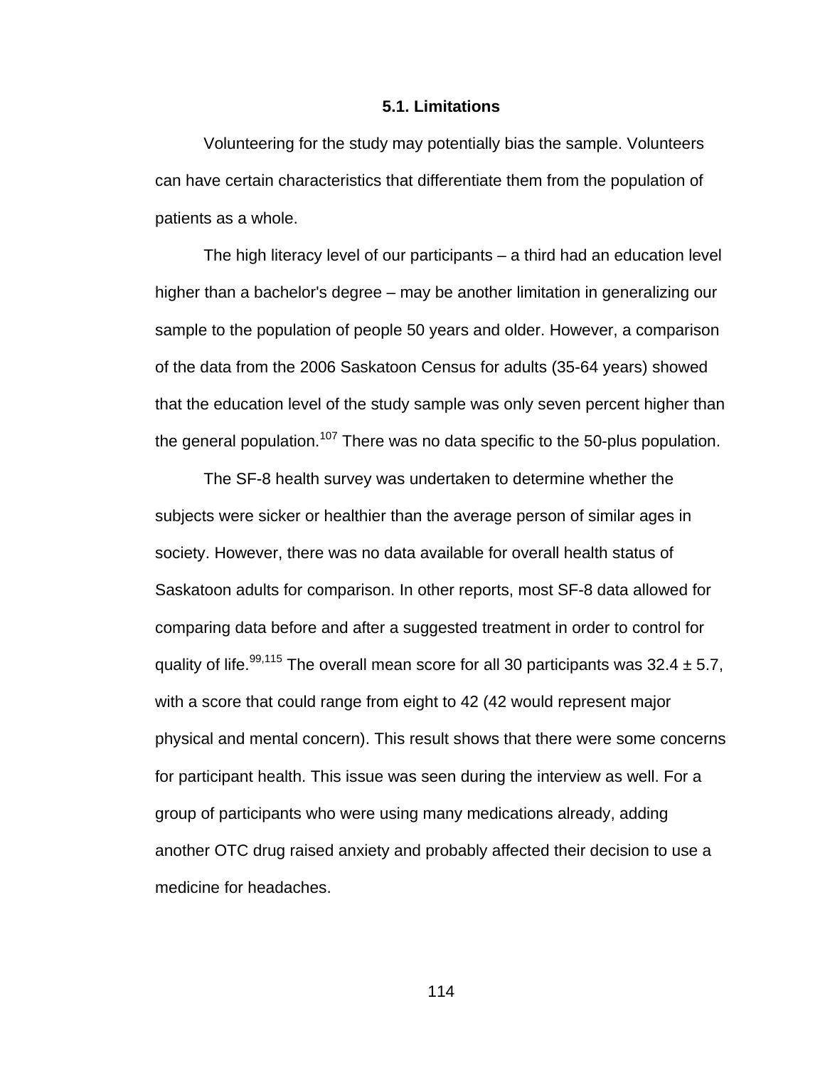### 5.1. Limitations

Volunteering for the study may potentially bias the sample. Volunteers can have certain characteristics that differentiate them from the population of patients as a whole.

The high literacy level of our participants – a third had an education level higher than a bachelor's degree – may be another limitation in generalizing our sample to the population of people 50 years and older. However, a comparison of the data from the 2006 Saskatoon Census for adults (35-64 years) showed that the education level of the study sample was only seven percent higher than the general population.[107] There was no data specific to the 50-plus population.

The SF-8 health survey was undertaken to determine whether the subjects were sicker or healthier than the average person of similar ages in society. However, there was no data available for overall health status of Saskatoon adults for comparison. In other reports, most SF-8 data allowed for comparing data before and after a suggested treatment in order to control for quality of life.[99,115] The overall mean score for all 30 participants was $32.4 \pm 5.7$, with a score that could range from eight to 42 (42 would represent major physical and mental concern). This result shows that there were some concerns for participant health. This issue was seen during the interview as well. For a group of participants who were using many medications already, adding another OTC drug raised anxiety and probably affected their decision to use a medicine for headaches.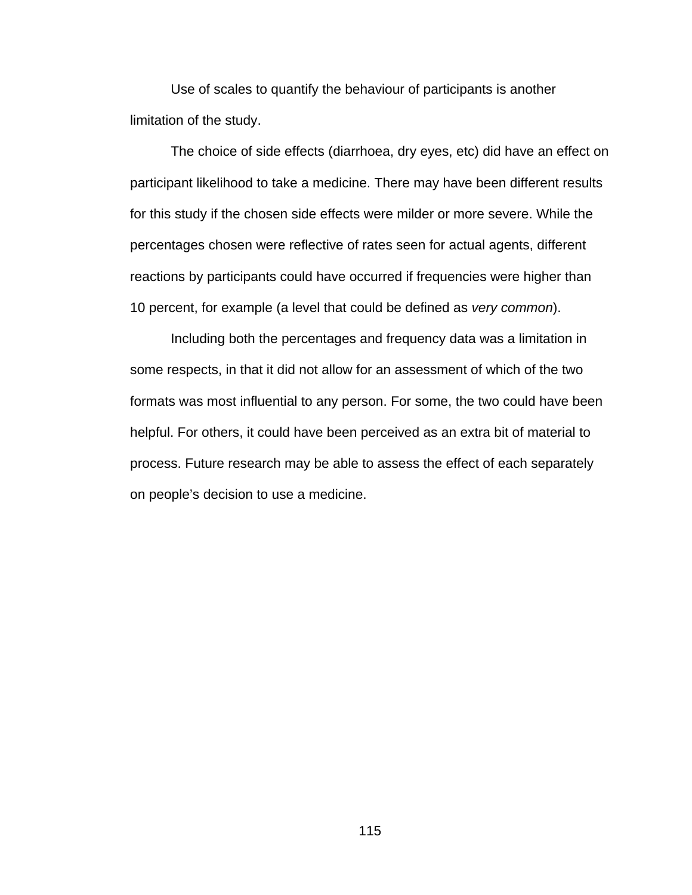Use of scales to quantify the behaviour of participants is another limitation of the study.

The choice of side effects (diarrhoea, dry eyes, etc) did have an effect on participant likelihood to take a medicine. There may have been different results for this study if the chosen side effects were milder or more severe. While the percentages chosen were reflective of rates seen for actual agents, different reactions by participants could have occurred if frequencies were higher than 10 percent, for example (a level that could be defined as *very common*).

Including both the percentages and frequency data was a limitation in some respects, in that it did not allow for an assessment of which of the two formats was most influential to any person. For some, the two could have been helpful. For others, it could have been perceived as an extra bit of material to process. Future research may be able to assess the effect of each separately on people's decision to use a medicine.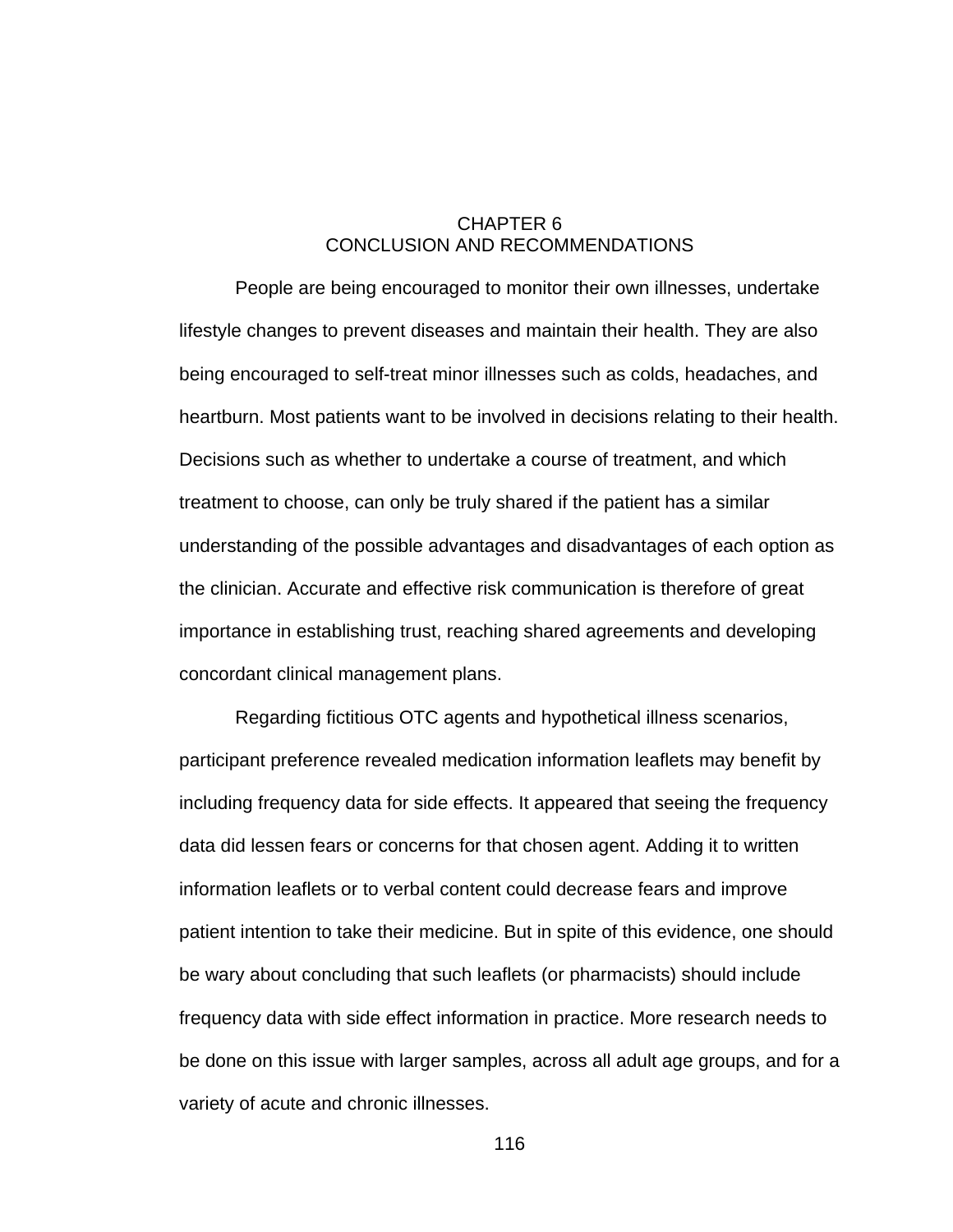# CHAPTER 6
# CONCLUSION AND RECOMMENDATIONS

People are being encouraged to monitor their own illnesses, undertake lifestyle changes to prevent diseases and maintain their health. They are also being encouraged to self-treat minor illnesses such as colds, headaches, and heartburn. Most patients want to be involved in decisions relating to their health. Decisions such as whether to undertake a course of treatment, and which treatment to choose, can only be truly shared if the patient has a similar understanding of the possible advantages and disadvantages of each option as the clinician. Accurate and effective risk communication is therefore of great importance in establishing trust, reaching shared agreements and developing concordant clinical management plans.

Regarding fictitious OTC agents and hypothetical illness scenarios, participant preference revealed medication information leaflets may benefit by including frequency data for side effects. It appeared that seeing the frequency data did lessen fears or concerns for that chosen agent. Adding it to written information leaflets or to verbal content could decrease fears and improve patient intention to take their medicine. But in spite of this evidence, one should be wary about concluding that such leaflets (or pharmacists) should include frequency data with side effect information in practice. More research needs to be done on this issue with larger samples, across all adult age groups, and for a variety of acute and chronic illnesses.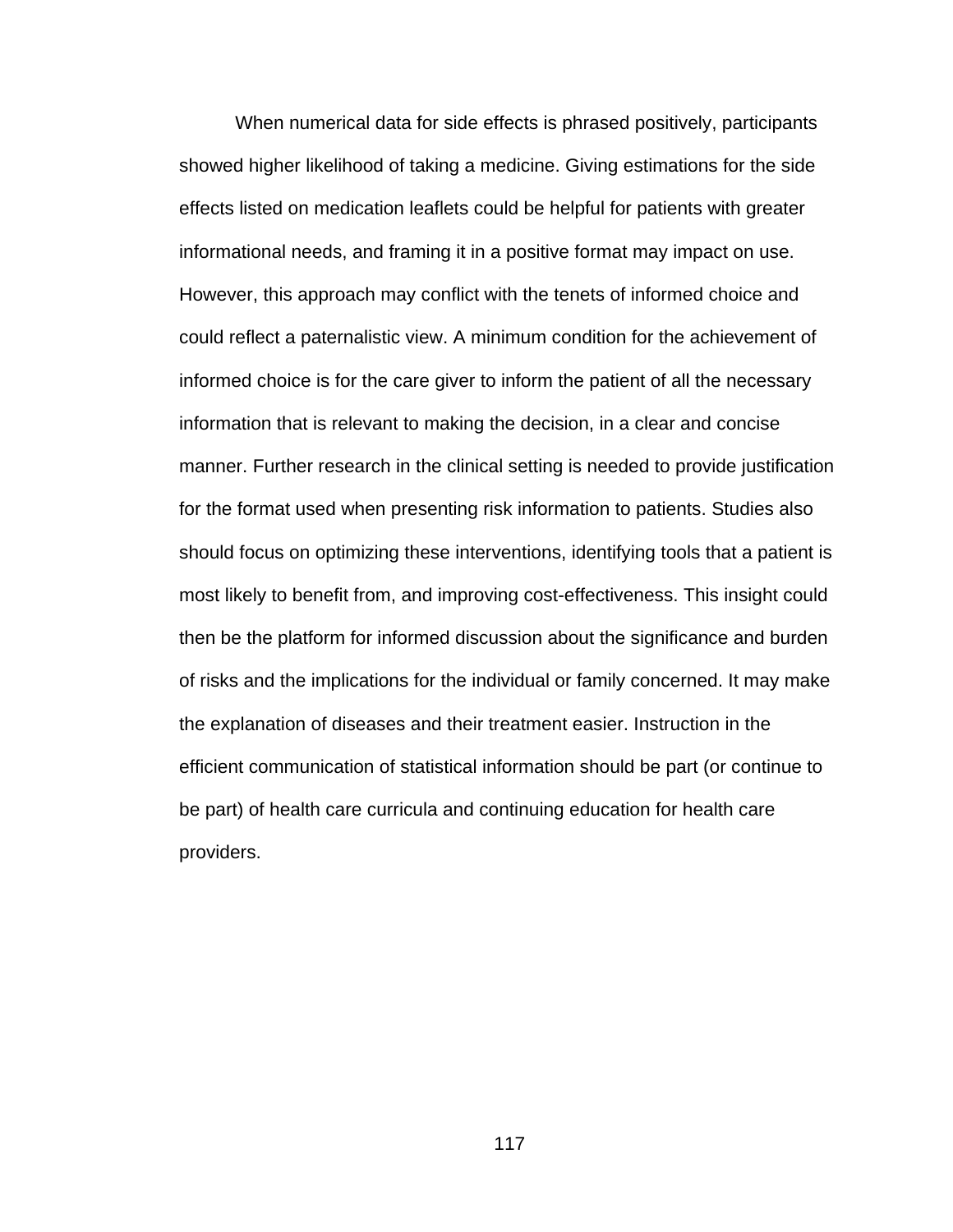When numerical data for side effects is phrased positively, participants showed higher likelihood of taking a medicine. Giving estimations for the side effects listed on medication leaflets could be helpful for patients with greater informational needs, and framing it in a positive format may impact on use. However, this approach may conflict with the tenets of informed choice and could reflect a paternalistic view. A minimum condition for the achievement of informed choice is for the care giver to inform the patient of all the necessary information that is relevant to making the decision, in a clear and concise manner. Further research in the clinical setting is needed to provide justification for the format used when presenting risk information to patients. Studies also should focus on optimizing these interventions, identifying tools that a patient is most likely to benefit from, and improving cost-effectiveness. This insight could then be the platform for informed discussion about the significance and burden of risks and the implications for the individual or family concerned. It may make the explanation of diseases and their treatment easier. Instruction in the efficient communication of statistical information should be part (or continue to be part) of health care curricula and continuing education for health care providers.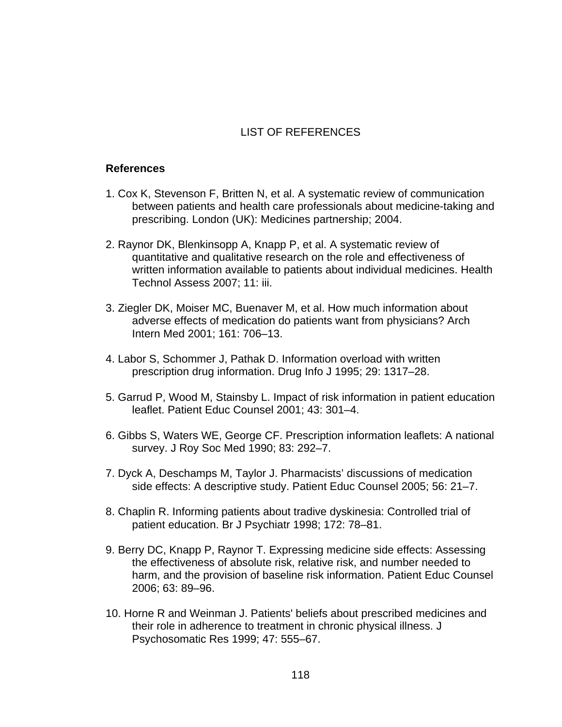# LIST OF REFERENCES

## References

1. Cox K, Stevenson F, Britten N, et al. A systematic review of communication between patients and health care professionals about medicine-taking and prescribing. London (UK): Medicines partnership; 2004.

2. Raynor DK, Blenkinsopp A, Knapp P, et al. A systematic review of quantitative and qualitative research on the role and effectiveness of written information available to patients about individual medicines. Health Technol Assess 2007; 11: iii.

3. Ziegler DK, Moiser MC, Buenaver M, et al. How much information about adverse effects of medication do patients want from physicians? Arch Intern Med 2001; 161: 706–13.

4. Labor S, Schommer J, Pathak D. Information overload with written prescription drug information. Drug Info J 1995; 29: 1317–28.

5. Garrud P, Wood M, Stainsby L. Impact of risk information in patient education leaflet. Patient Educ Counsel 2001; 43: 301–4.

6. Gibbs S, Waters WE, George CF. Prescription information leaflets: A national survey. J Roy Soc Med 1990; 83: 292–7.

7. Dyck A, Deschamps M, Taylor J. Pharmacists' discussions of medication side effects: A descriptive study. Patient Educ Counsel 2005; 56: 21–7.

8. Chaplin R. Informing patients about tradive dyskinesia: Controlled trial of patient education. Br J Psychiatr 1998; 172: 78–81.

9. Berry DC, Knapp P, Raynor T. Expressing medicine side effects: Assessing the effectiveness of absolute risk, relative risk, and number needed to harm, and the provision of baseline risk information. Patient Educ Counsel 2006; 63: 89–96.

10. Horne R and Weinman J. Patients' beliefs about prescribed medicines and their role in adherence to treatment in chronic physical illness. J Psychosomatic Res 1999; 47: 555–67.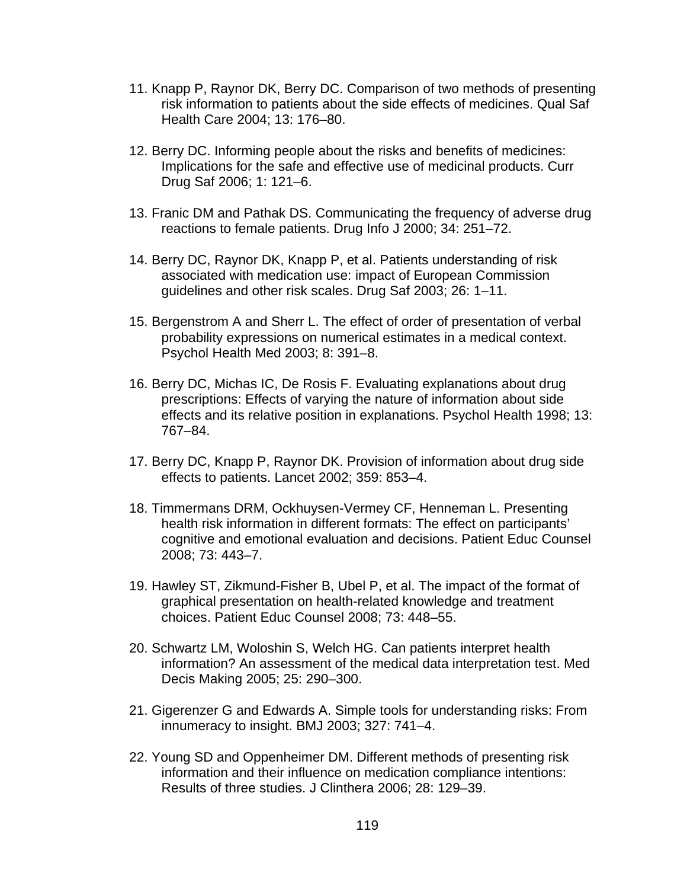11. Knapp P, Raynor DK, Berry DC. Comparison of two methods of presenting risk information to patients about the side effects of medicines. Qual Saf Health Care 2004; 13: 176–80.

12. Berry DC. Informing people about the risks and benefits of medicines: Implications for the safe and effective use of medicinal products. Curr Drug Saf 2006; 1: 121–6.

13. Franic DM and Pathak DS. Communicating the frequency of adverse drug reactions to female patients. Drug Info J 2000; 34: 251–72.

14. Berry DC, Raynor DK, Knapp P, et al. Patients understanding of risk associated with medication use: impact of European Commission guidelines and other risk scales. Drug Saf 2003; 26: 1–11.

15. Bergenstrom A and Sherr L. The effect of order of presentation of verbal probability expressions on numerical estimates in a medical context. Psychol Health Med 2003; 8: 391–8.

16. Berry DC, Michas IC, De Rosis F. Evaluating explanations about drug prescriptions: Effects of varying the nature of information about side effects and its relative position in explanations. Psychol Health 1998; 13: 767–84.

17. Berry DC, Knapp P, Raynor DK. Provision of information about drug side effects to patients. Lancet 2002; 359: 853–4.

18. Timmermans DRM, Ockhuysen-Vermey CF, Henneman L. Presenting health risk information in different formats: The effect on participants' cognitive and emotional evaluation and decisions. Patient Educ Counsel 2008; 73: 443–7.

19. Hawley ST, Zikmund-Fisher B, Ubel P, et al. The impact of the format of graphical presentation on health-related knowledge and treatment choices. Patient Educ Counsel 2008; 73: 448–55.

20. Schwartz LM, Woloshin S, Welch HG. Can patients interpret health information? An assessment of the medical data interpretation test. Med Decis Making 2005; 25: 290–300.

21. Gigerenzer G and Edwards A. Simple tools for understanding risks: From innumeracy to insight. BMJ 2003; 327: 741–4.

22. Young SD and Oppenheimer DM. Different methods of presenting risk information and their influence on medication compliance intentions: Results of three studies. J Clinthera 2006; 28: 129–39.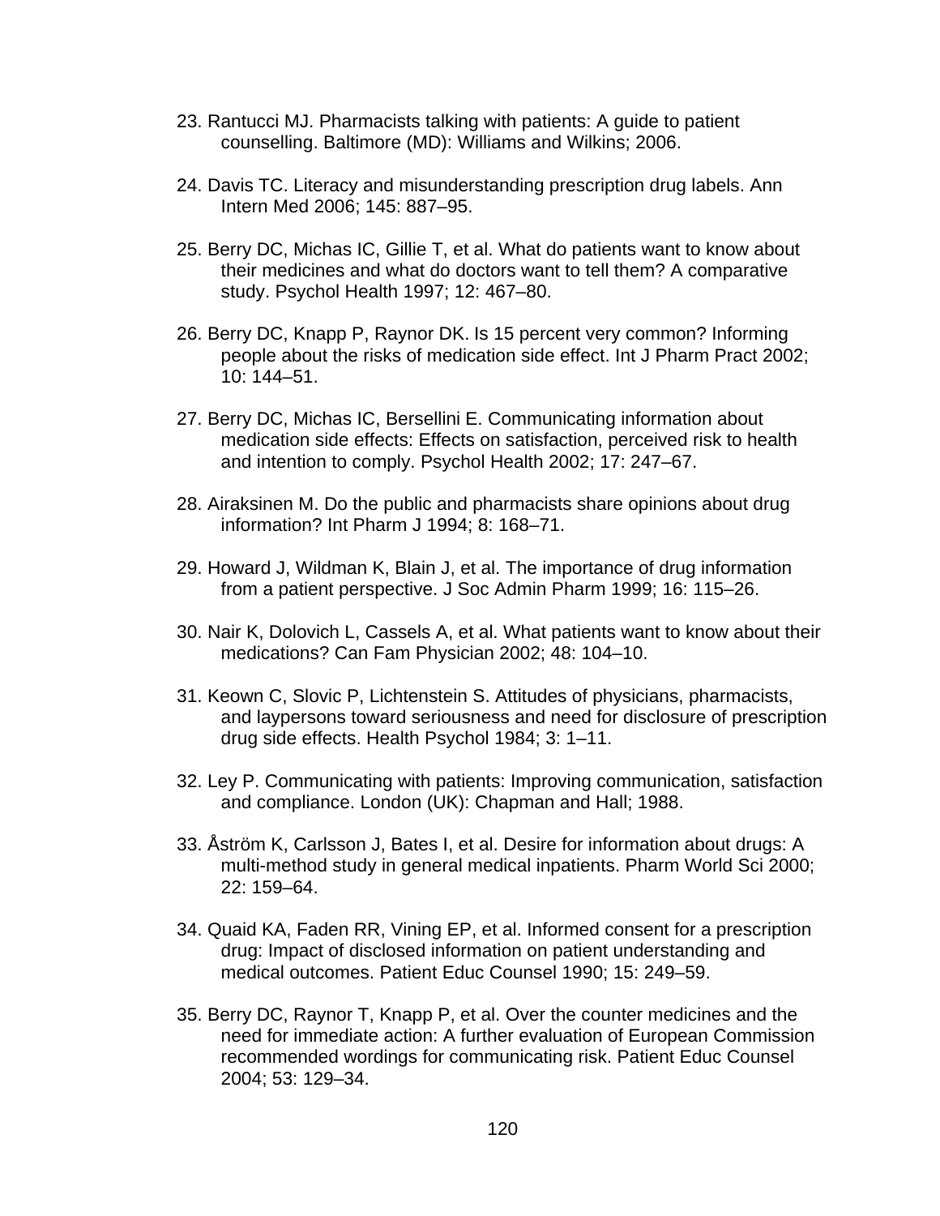23. Rantucci MJ. Pharmacists talking with patients: A guide to patient counselling. Baltimore (MD): Williams and Wilkins; 2006.

24. Davis TC. Literacy and misunderstanding prescription drug labels. Ann Intern Med 2006; 145: 887–95.

25. Berry DC, Michas IC, Gillie T, et al. What do patients want to know about their medicines and what do doctors want to tell them? A comparative study. Psychol Health 1997; 12: 467–80.

26. Berry DC, Knapp P, Raynor DK. Is 15 percent very common? Informing people about the risks of medication side effect. Int J Pharm Pract 2002; 10: 144–51.

27. Berry DC, Michas IC, Bersellini E. Communicating information about medication side effects: Effects on satisfaction, perceived risk to health and intention to comply. Psychol Health 2002; 17: 247–67.

28. Airaksinen M. Do the public and pharmacists share opinions about drug information? Int Pharm J 1994; 8: 168–71.

29. Howard J, Wildman K, Blain J, et al. The importance of drug information from a patient perspective. J Soc Admin Pharm 1999; 16: 115–26.

30. Nair K, Dolovich L, Cassels A, et al. What patients want to know about their medications? Can Fam Physician 2002; 48: 104–10.

31. Keown C, Slovic P, Lichtenstein S. Attitudes of physicians, pharmacists, and laypersons toward seriousness and need for disclosure of prescription drug side effects. Health Psychol 1984; 3: 1–11.

32. Ley P. Communicating with patients: Improving communication, satisfaction and compliance. London (UK): Chapman and Hall; 1988.

33. Åström K, Carlsson J, Bates I, et al. Desire for information about drugs: A multi-method study in general medical inpatients. Pharm World Sci 2000; 22: 159–64.

34. Quaid KA, Faden RR, Vining EP, et al. Informed consent for a prescription drug: Impact of disclosed information on patient understanding and medical outcomes. Patient Educ Counsel 1990; 15: 249–59.

35. Berry DC, Raynor T, Knapp P, et al. Over the counter medicines and the need for immediate action: A further evaluation of European Commission recommended wordings for communicating risk. Patient Educ Counsel 2004; 53: 129–34.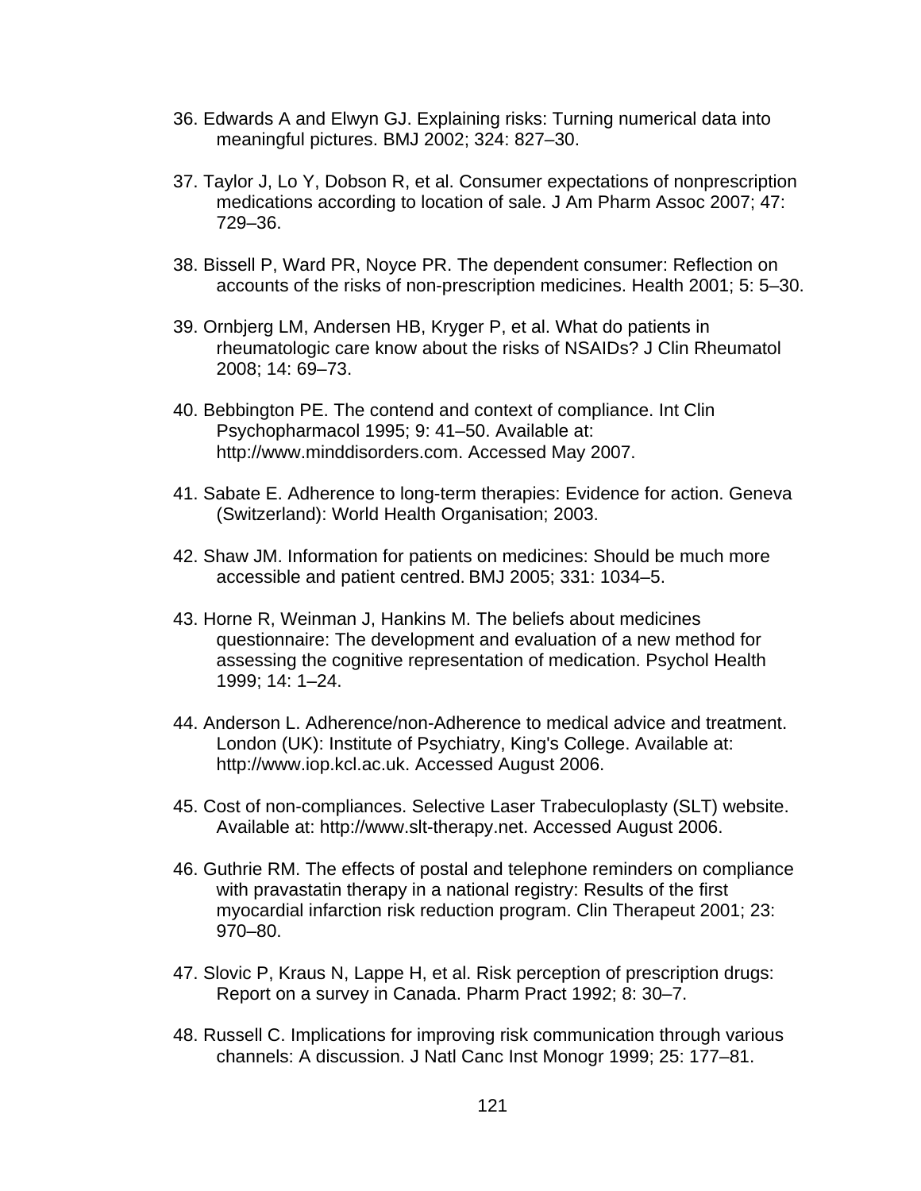36. Edwards A and Elwyn GJ. Explaining risks: Turning numerical data into meaningful pictures. BMJ 2002; 324: 827–30.

37. Taylor J, Lo Y, Dobson R, et al. Consumer expectations of nonprescription medications according to location of sale. J Am Pharm Assoc 2007; 47: 729–36.

38. Bissell P, Ward PR, Noyce PR. The dependent consumer: Reflection on accounts of the risks of non-prescription medicines. Health 2001; 5: 5–30.

39. Ornbjerg LM, Andersen HB, Kryger P, et al. What do patients in rheumatologic care know about the risks of NSAIDs? J Clin Rheumatol 2008; 14: 69–73.

40. Bebbington PE. The contend and context of compliance. Int Clin Psychopharmacol 1995; 9: 41–50. Available at: http://www.minddisorders.com. Accessed May 2007.

41. Sabate E. Adherence to long-term therapies: Evidence for action. Geneva (Switzerland): World Health Organisation; 2003.

42. Shaw JM. Information for patients on medicines: Should be much more accessible and patient centred. BMJ 2005; 331: 1034–5.

43. Horne R, Weinman J, Hankins M. The beliefs about medicines questionnaire: The development and evaluation of a new method for assessing the cognitive representation of medication. Psychol Health 1999; 14: 1–24.

44. Anderson L. Adherence/non-Adherence to medical advice and treatment. London (UK): Institute of Psychiatry, King's College. Available at: http://www.iop.kcl.ac.uk. Accessed August 2006.

45. Cost of non-compliances. Selective Laser Trabeculoplasty (SLT) website. Available at: http://www.slt-therapy.net. Accessed August 2006.

46. Guthrie RM. The effects of postal and telephone reminders on compliance with pravastatin therapy in a national registry: Results of the first myocardial infarction risk reduction program. Clin Therapeut 2001; 23: 970–80.

47. Slovic P, Kraus N, Lappe H, et al. Risk perception of prescription drugs: Report on a survey in Canada. Pharm Pract 1992; 8: 30–7.

48. Russell C. Implications for improving risk communication through various channels: A discussion. J Natl Canc Inst Monogr 1999; 25: 177–81.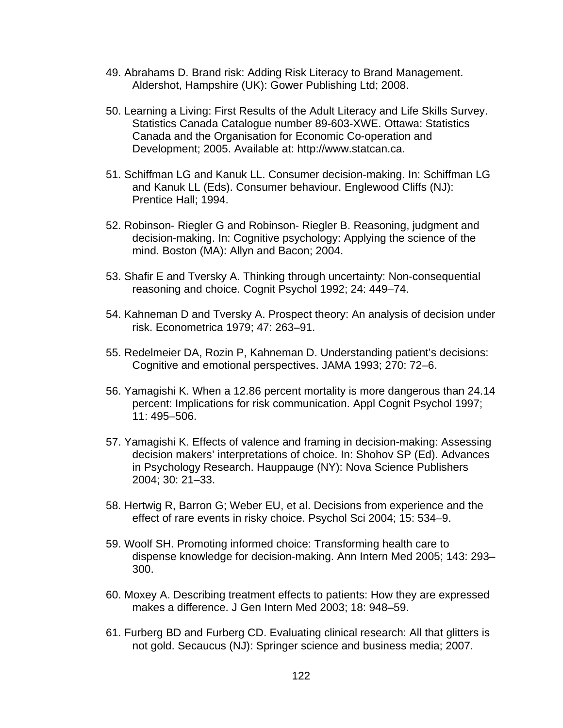49. Abrahams D. Brand risk: Adding Risk Literacy to Brand Management. Aldershot, Hampshire (UK): Gower Publishing Ltd; 2008.

50. Learning a Living: First Results of the Adult Literacy and Life Skills Survey. Statistics Canada Catalogue number 89-603-XWE. Ottawa: Statistics Canada and the Organisation for Economic Co-operation and Development; 2005. Available at: http://www.statcan.ca.

51. Schiffman LG and Kanuk LL. Consumer decision-making. In: Schiffman LG and Kanuk LL (Eds). Consumer behaviour. Englewood Cliffs (NJ): Prentice Hall; 1994.

52. Robinson- Riegler G and Robinson- Riegler B. Reasoning, judgment and decision-making. In: Cognitive psychology: Applying the science of the mind. Boston (MA): Allyn and Bacon; 2004.

53. Shafir E and Tversky A. Thinking through uncertainty: Non-consequential reasoning and choice. Cognit Psychol 1992; 24: 449–74.

54. Kahneman D and Tversky A. Prospect theory: An analysis of decision under risk. Econometrica 1979; 47: 263–91.

55. Redelmeier DA, Rozin P, Kahneman D. Understanding patient's decisions: Cognitive and emotional perspectives. JAMA 1993; 270: 72–6.

56. Yamagishi K. When a 12.86 percent mortality is more dangerous than 24.14 percent: Implications for risk communication. Appl Cognit Psychol 1997; 11: 495–506.

57. Yamagishi K. Effects of valence and framing in decision-making: Assessing decision makers' interpretations of choice. In: Shohov SP (Ed). Advances in Psychology Research. Hauppauge (NY): Nova Science Publishers 2004; 30: 21–33.

58. Hertwig R, Barron G; Weber EU, et al. Decisions from experience and the effect of rare events in risky choice. Psychol Sci 2004; 15: 534–9.

59. Woolf SH. Promoting informed choice: Transforming health care to dispense knowledge for decision-making. Ann Intern Med 2005; 143: 293–300.

60. Moxey A. Describing treatment effects to patients: How they are expressed makes a difference. J Gen Intern Med 2003; 18: 948–59.

61. Furberg BD and Furberg CD. Evaluating clinical research: All that glitters is not gold. Secaucus (NJ): Springer science and business media; 2007.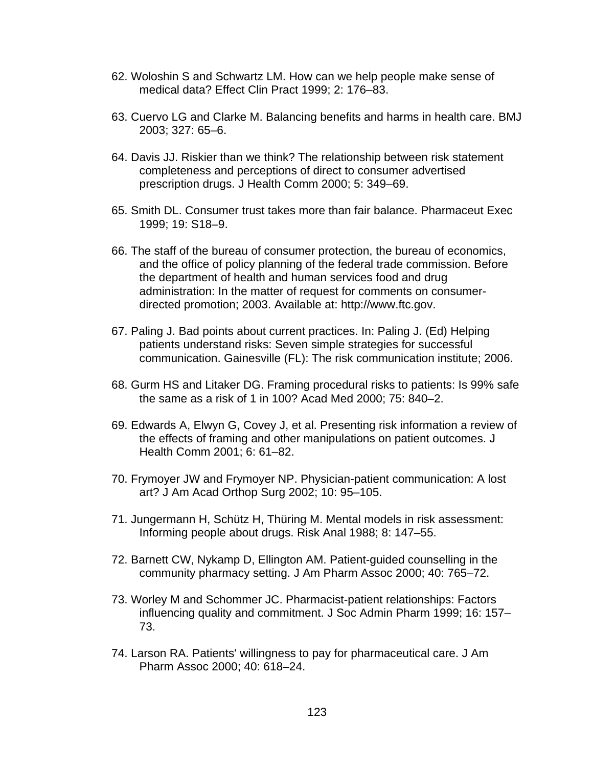62. Woloshin S and Schwartz LM. How can we help people make sense of medical data? Effect Clin Pract 1999; 2: 176–83.

63. Cuervo LG and Clarke M. Balancing benefits and harms in health care. BMJ 2003; 327: 65–6.

64. Davis JJ. Riskier than we think? The relationship between risk statement completeness and perceptions of direct to consumer advertised prescription drugs. J Health Comm 2000; 5: 349–69.

65. Smith DL. Consumer trust takes more than fair balance. Pharmaceut Exec 1999; 19: S18–9.

66. The staff of the bureau of consumer protection, the bureau of economics, and the office of policy planning of the federal trade commission. Before the department of health and human services food and drug administration: In the matter of request for comments on consumer-directed promotion; 2003. Available at: http://www.ftc.gov.

67. Paling J. Bad points about current practices. In: Paling J. (Ed) Helping patients understand risks: Seven simple strategies for successful communication. Gainesville (FL): The risk communication institute; 2006.

68. Gurm HS and Litaker DG. Framing procedural risks to patients: Is 99% safe the same as a risk of 1 in 100? Acad Med 2000; 75: 840–2.

69. Edwards A, Elwyn G, Covey J, et al. Presenting risk information a review of the effects of framing and other manipulations on patient outcomes. J Health Comm 2001; 6: 61–82.

70. Frymoyer JW and Frymoyer NP. Physician-patient communication: A lost art? J Am Acad Orthop Surg 2002; 10: 95–105.

71. Jungermann H, Schütz H, Thüring M. Mental models in risk assessment: Informing people about drugs. Risk Anal 1988; 8: 147–55.

72. Barnett CW, Nykamp D, Ellington AM. Patient-guided counselling in the community pharmacy setting. J Am Pharm Assoc 2000; 40: 765–72.

73. Worley M and Schommer JC. Pharmacist-patient relationships: Factors influencing quality and commitment. J Soc Admin Pharm 1999; 16: 157–73.

74. Larson RA. Patients' willingness to pay for pharmaceutical care. J Am Pharm Assoc 2000; 40: 618–24.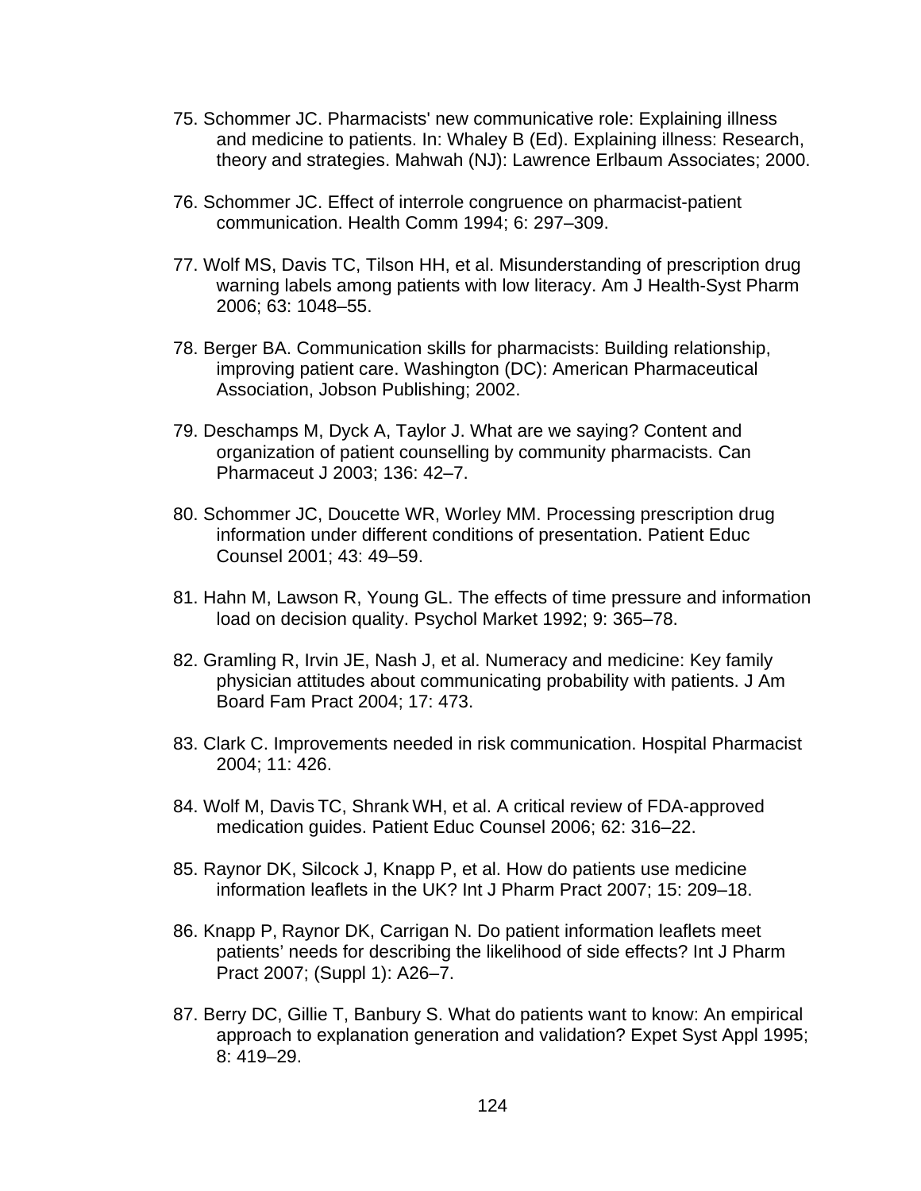75. Schommer JC. Pharmacists' new communicative role: Explaining illness and medicine to patients. In: Whaley B (Ed). Explaining illness: Research, theory and strategies. Mahwah (NJ): Lawrence Erlbaum Associates; 2000.

76. Schommer JC. Effect of interrole congruence on pharmacist-patient communication. Health Comm 1994; 6: 297–309.

77. Wolf MS, Davis TC, Tilson HH, et al. Misunderstanding of prescription drug warning labels among patients with low literacy. Am J Health-Syst Pharm 2006; 63: 1048–55.

78. Berger BA. Communication skills for pharmacists: Building relationship, improving patient care. Washington (DC): American Pharmaceutical Association, Jobson Publishing; 2002.

79. Deschamps M, Dyck A, Taylor J. What are we saying? Content and organization of patient counselling by community pharmacists. Can Pharmaceut J 2003; 136: 42–7.

80. Schommer JC, Doucette WR, Worley MM. Processing prescription drug information under different conditions of presentation. Patient Educ Counsel 2001; 43: 49–59.

81. Hahn M, Lawson R, Young GL. The effects of time pressure and information load on decision quality. Psychol Market 1992; 9: 365–78.

82. Gramling R, Irvin JE, Nash J, et al. Numeracy and medicine: Key family physician attitudes about communicating probability with patients. J Am Board Fam Pract 2004; 17: 473.

83. Clark C. Improvements needed in risk communication. Hospital Pharmacist 2004; 11: 426.

84. Wolf M, Davis TC, Shrank WH, et al. A critical review of FDA-approved medication guides. Patient Educ Counsel 2006; 62: 316–22.

85. Raynor DK, Silcock J, Knapp P, et al. How do patients use medicine information leaflets in the UK? Int J Pharm Pract 2007; 15: 209–18.

86. Knapp P, Raynor DK, Carrigan N. Do patient information leaflets meet patients' needs for describing the likelihood of side effects? Int J Pharm Pract 2007; (Suppl 1): A26–7.

87. Berry DC, Gillie T, Banbury S. What do patients want to know: An empirical approach to explanation generation and validation? Expet Syst Appl 1995; 8: 419–29.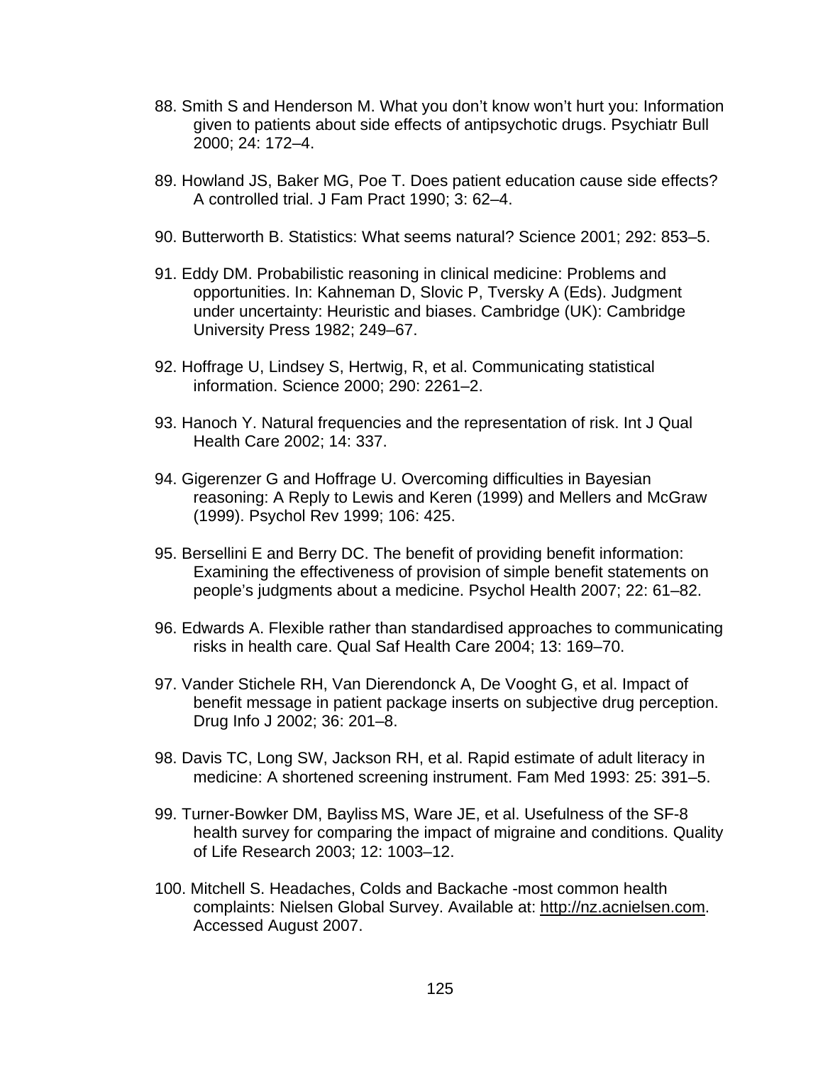88. Smith S and Henderson M. What you don't know won't hurt you: Information given to patients about side effects of antipsychotic drugs. Psychiatr Bull 2000; 24: 172–4.

89. Howland JS, Baker MG, Poe T. Does patient education cause side effects? A controlled trial. J Fam Pract 1990; 3: 62–4.

90. Butterworth B. Statistics: What seems natural? Science 2001; 292: 853–5.

91. Eddy DM. Probabilistic reasoning in clinical medicine: Problems and opportunities. In: Kahneman D, Slovic P, Tversky A (Eds). Judgment under uncertainty: Heuristic and biases. Cambridge (UK): Cambridge University Press 1982; 249–67.

92. Hoffrage U, Lindsey S, Hertwig, R, et al. Communicating statistical information. Science 2000; 290: 2261–2.

93. Hanoch Y. Natural frequencies and the representation of risk. Int J Qual Health Care 2002; 14: 337.

94. Gigerenzer G and Hoffrage U. Overcoming difficulties in Bayesian reasoning: A Reply to Lewis and Keren (1999) and Mellers and McGraw (1999). Psychol Rev 1999; 106: 425.

95. Bersellini E and Berry DC. The benefit of providing benefit information: Examining the effectiveness of provision of simple benefit statements on people's judgments about a medicine. Psychol Health 2007; 22: 61–82.

96. Edwards A. Flexible rather than standardised approaches to communicating risks in health care. Qual Saf Health Care 2004; 13: 169–70.

97. Vander Stichele RH, Van Dierendonck A, De Vooght G, et al. Impact of benefit message in patient package inserts on subjective drug perception. Drug Info J 2002; 36: 201–8.

98. Davis TC, Long SW, Jackson RH, et al. Rapid estimate of adult literacy in medicine: A shortened screening instrument. Fam Med 1993: 25: 391–5.

99. Turner-Bowker DM, Bayliss MS, Ware JE, et al. Usefulness of the SF-8 health survey for comparing the impact of migraine and conditions. Quality of Life Research 2003; 12: 1003–12.

100. Mitchell S. Headaches, Colds and Backache -most common health complaints: Nielsen Global Survey. Available at: http://nz.acnielsen.com. Accessed August 2007.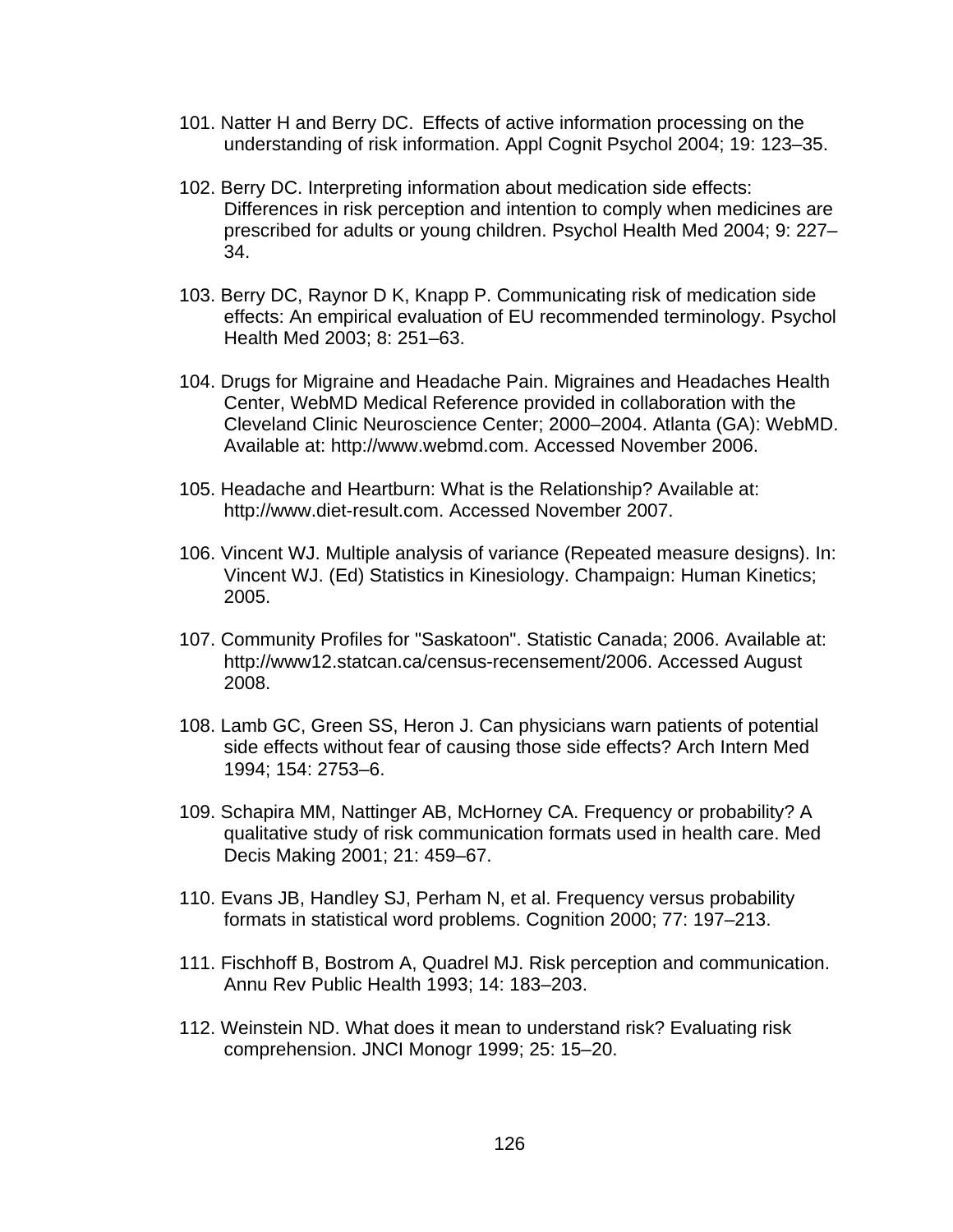101. Natter H and Berry DC. Effects of active information processing on the understanding of risk information. Appl Cognit Psychol 2004; 19: 123–35.

102. Berry DC. Interpreting information about medication side effects: Differences in risk perception and intention to comply when medicines are prescribed for adults or young children. Psychol Health Med 2004; 9: 227–34.

103. Berry DC, Raynor D K, Knapp P. Communicating risk of medication side effects: An empirical evaluation of EU recommended terminology. Psychol Health Med 2003; 8: 251–63.

104. Drugs for Migraine and Headache Pain. Migraines and Headaches Health Center, WebMD Medical Reference provided in collaboration with the Cleveland Clinic Neuroscience Center; 2000–2004. Atlanta (GA): WebMD. Available at: http://www.webmd.com. Accessed November 2006.

105. Headache and Heartburn: What is the Relationship? Available at: http://www.diet-result.com. Accessed November 2007.

106. Vincent WJ. Multiple analysis of variance (Repeated measure designs). In: Vincent WJ. (Ed) Statistics in Kinesiology. Champaign: Human Kinetics; 2005.

107. Community Profiles for "Saskatoon". Statistic Canada; 2006. Available at: http://www12.statcan.ca/census-recensement/2006. Accessed August 2008.

108. Lamb GC, Green SS, Heron J. Can physicians warn patients of potential side effects without fear of causing those side effects? Arch Intern Med 1994; 154: 2753–6.

109. Schapira MM, Nattinger AB, McHorney CA. Frequency or probability? A qualitative study of risk communication formats used in health care. Med Decis Making 2001; 21: 459–67.

110. Evans JB, Handley SJ, Perham N, et al. Frequency versus probability formats in statistical word problems. Cognition 2000; 77: 197–213.

111. Fischhoff B, Bostrom A, Quadrel MJ. Risk perception and communication. Annu Rev Public Health 1993; 14: 183–203.

112. Weinstein ND. What does it mean to understand risk? Evaluating risk comprehension. JNCI Monogr 1999; 25: 15–20.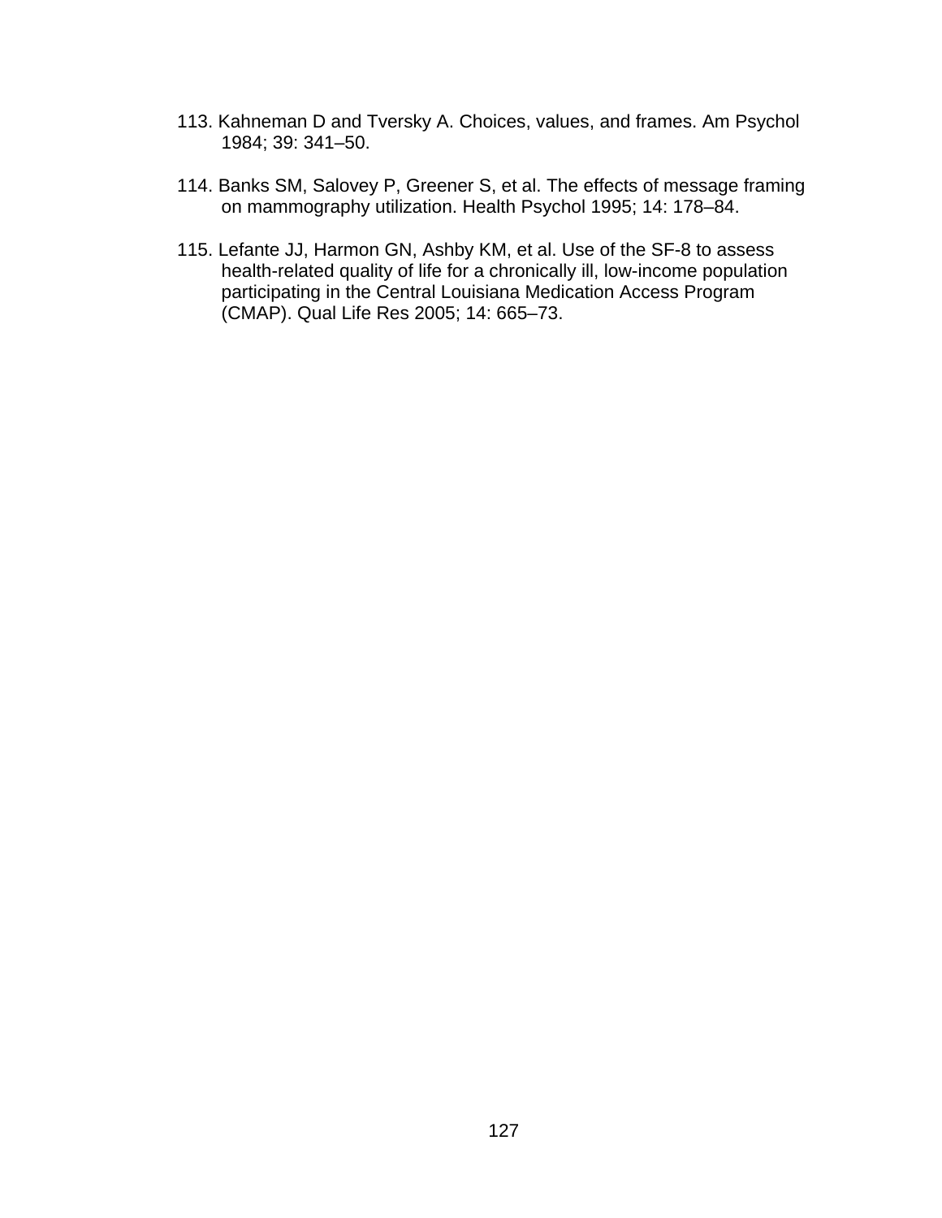113. Kahneman D and Tversky A. Choices, values, and frames. Am Psychol 1984; 39: 341–50.

114. Banks SM, Salovey P, Greener S, et al. The effects of message framing on mammography utilization. Health Psychol 1995; 14: 178–84.

115. Lefante JJ, Harmon GN, Ashby KM, et al. Use of the SF-8 to assess health-related quality of life for a chronically ill, low-income population participating in the Central Louisiana Medication Access Program (CMAP). Qual Life Res 2005; 14: 665–73.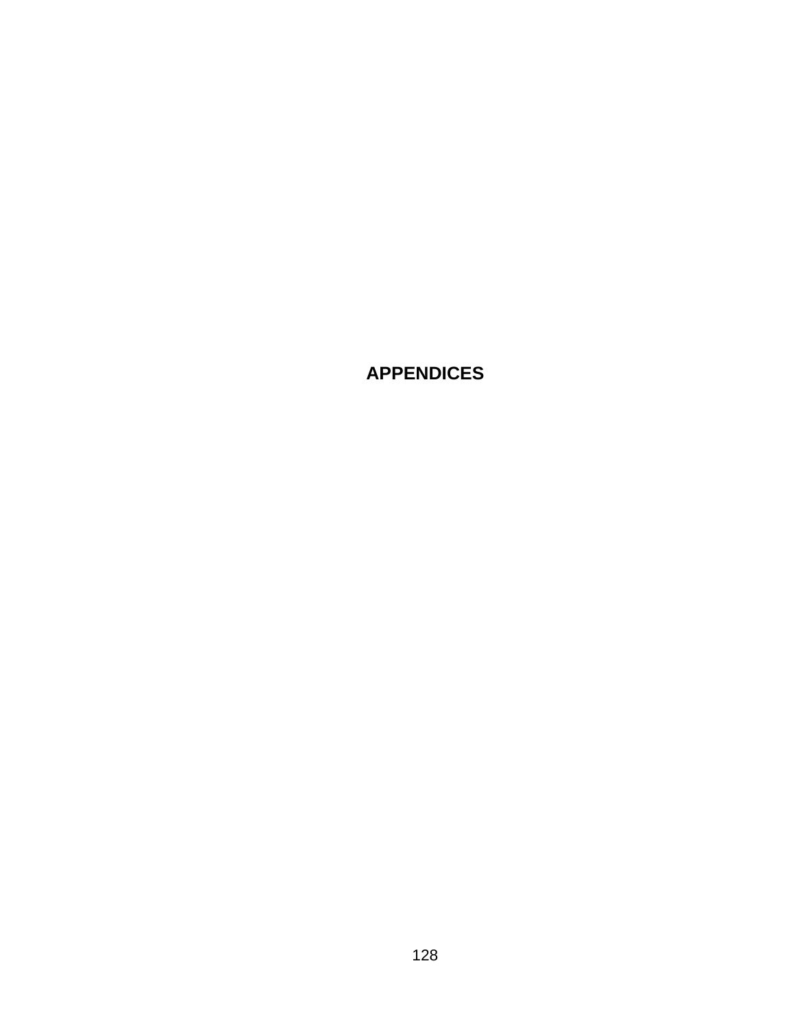# APPENDICES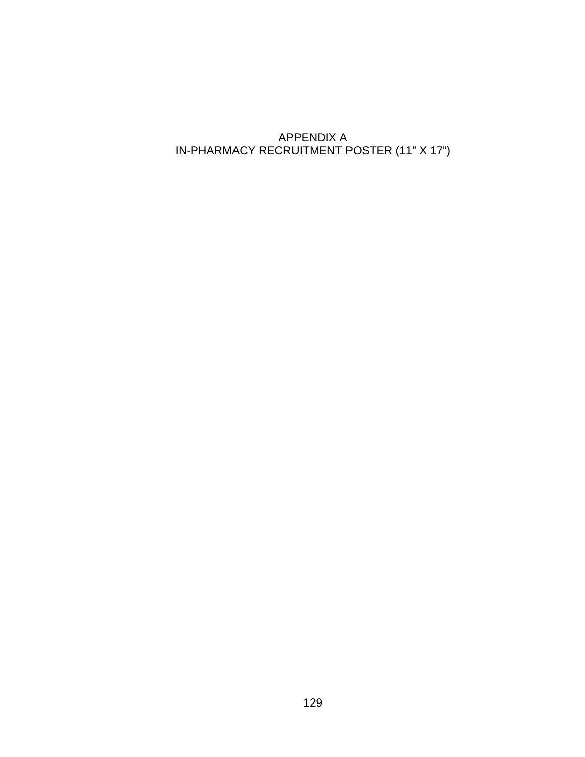# APPENDIX A

## IN-PHARMACY RECRUITMENT POSTER (11” X 17”)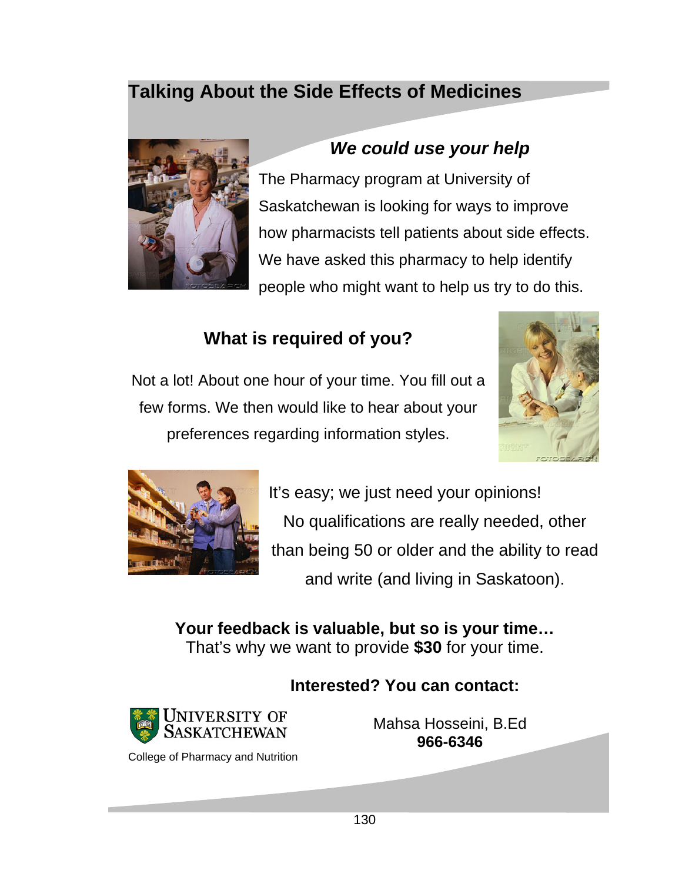# Talking About the Side Effects of Medicines

## *We could use your help*

The Pharmacy program at University of Saskatchewan is looking for ways to improve how pharmacists tell patients about side effects. We have asked this pharmacy to help identify people who might want to help us try to do this.

## What is required of you?

Not a lot! About one hour of your time. You fill out a few forms. We then would like to hear about your preferences regarding information styles.

It's easy; we just need your opinions! No qualifications are really needed, other than being 50 or older and the ability to read and write (and living in Saskatoon).

**Your feedback is valuable, but so is your time…**
That's why we want to provide **$30** for your time.

**Interested? You can contact:**

University of Saskatchewan
College of Pharmacy and Nutrition

Mahsa Hosseini, B.Ed
**966-6346**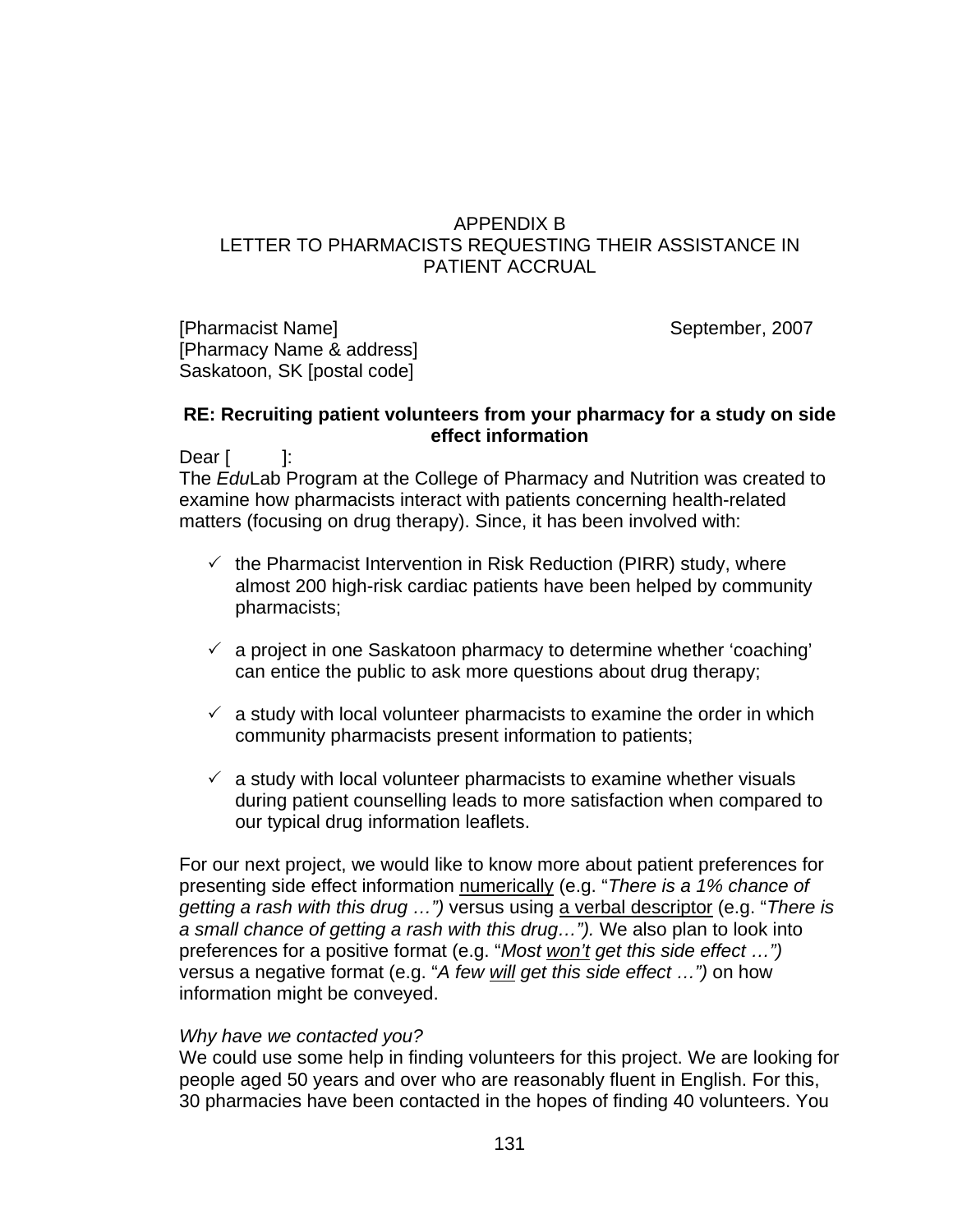# APPENDIX B
# LETTER TO PHARMACISTS REQUESTING THEIR ASSISTANCE IN PATIENT ACCRUAL

[Pharmacist Name] September, 2007
[Pharmacy Name & address]
Saskatoon, SK [postal code]

**RE: Recruiting patient volunteers from your pharmacy for a study on side effect information**

Dear [ ]:

The *Edu*Lab Program at the College of Pharmacy and Nutrition was created to examine how pharmacists interact with patients concerning health-related matters (focusing on drug therapy). Since, it has been involved with:

- ✓ the Pharmacist Intervention in Risk Reduction (PIRR) study, where almost 200 high-risk cardiac patients have been helped by community pharmacists;
- ✓ a project in one Saskatoon pharmacy to determine whether 'coaching' can entice the public to ask more questions about drug therapy;
- ✓ a study with local volunteer pharmacists to examine the order in which community pharmacists present information to patients;
- ✓ a study with local volunteer pharmacists to examine whether visuals during patient counselling leads to more satisfaction when compared to our typical drug information leaflets.

For our next project, we would like to know more about patient preferences for presenting side effect information <u>numerically</u> (e.g. "*There is a 1% chance of getting a rash with this drug …")* versus using <u>a verbal descriptor</u> (e.g. "*There is a small chance of getting a rash with this drug…").* We also plan to look into preferences for a positive format (e.g. "*Most <u>won't</u> get this side effect …")* versus a negative format (e.g. "*A few <u>will</u> get this side effect …")* on how information might be conveyed.

*Why have we contacted you?*

We could use some help in finding volunteers for this project. We are looking for people aged 50 years and over who are reasonably fluent in English. For this, 30 pharmacies have been contacted in the hopes of finding 40 volunteers. You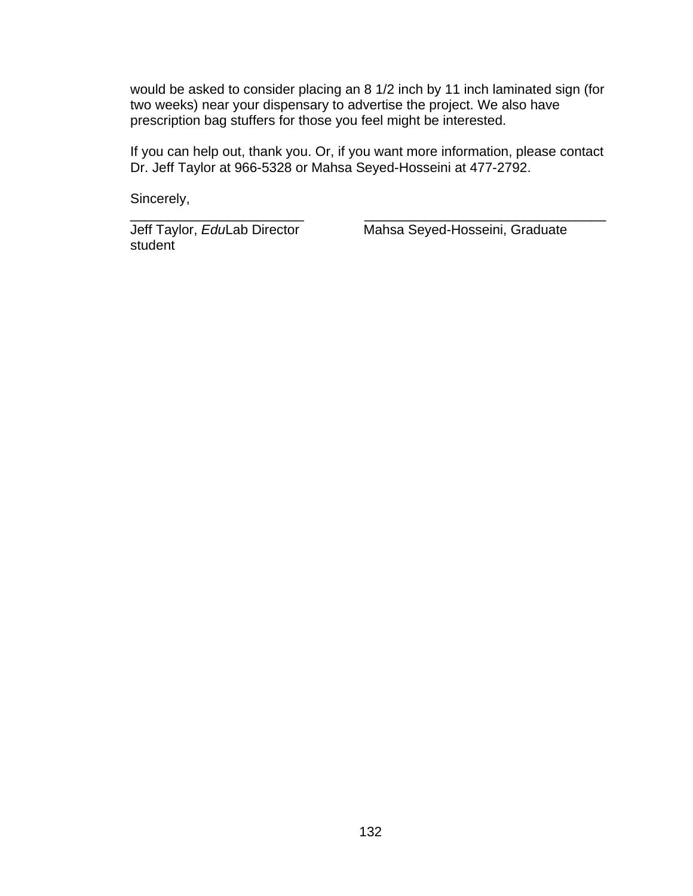would be asked to consider placing an 8 1/2 inch by 11 inch laminated sign (for two weeks) near your dispensary to advertise the project. We also have prescription bag stuffers for those you feel might be interested.

If you can help out, thank you. Or, if you want more information, please contact Dr. Jeff Taylor at 966-5328 or Mahsa Seyed-Hosseini at 477-2792.

Sincerely,

______________________ ______________________________

Jeff Taylor, *Edu*Lab Director Mahsa Seyed-Hosseini, Graduate student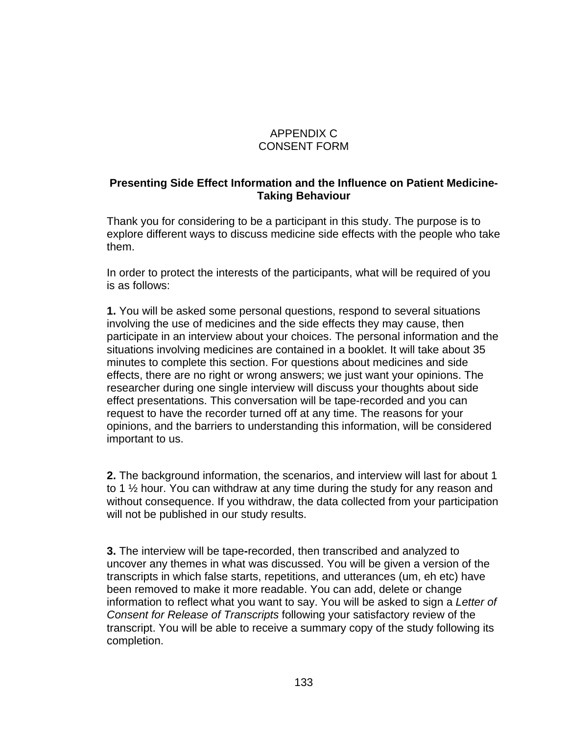# APPENDIX C
# CONSENT FORM

## Presenting Side Effect Information and the Influence on Patient Medicine-Taking Behaviour

Thank you for considering to be a participant in this study. The purpose is to explore different ways to discuss medicine side effects with the people who take them.

In order to protect the interests of the participants, what will be required of you is as follows:

**1.** You will be asked some personal questions, respond to several situations involving the use of medicines and the side effects they may cause, then participate in an interview about your choices. The personal information and the situations involving medicines are contained in a booklet. It will take about 35 minutes to complete this section. For questions about medicines and side effects, there are no right or wrong answers; we just want your opinions. The researcher during one single interview will discuss your thoughts about side effect presentations. This conversation will be tape-recorded and you can request to have the recorder turned off at any time. The reasons for your opinions, and the barriers to understanding this information, will be considered important to us.

**2.** The background information, the scenarios, and interview will last for about 1 to 1 ½ hour. You can withdraw at any time during the study for any reason and without consequence. If you withdraw, the data collected from your participation will not be published in our study results.

**3.** The interview will be tape-recorded, then transcribed and analyzed to uncover any themes in what was discussed. You will be given a version of the transcripts in which false starts, repetitions, and utterances (um, eh etc) have been removed to make it more readable. You can add, delete or change information to reflect what you want to say. You will be asked to sign a *Letter of Consent for Release of Transcripts* following your satisfactory review of the transcript. You will be able to receive a summary copy of the study following its completion.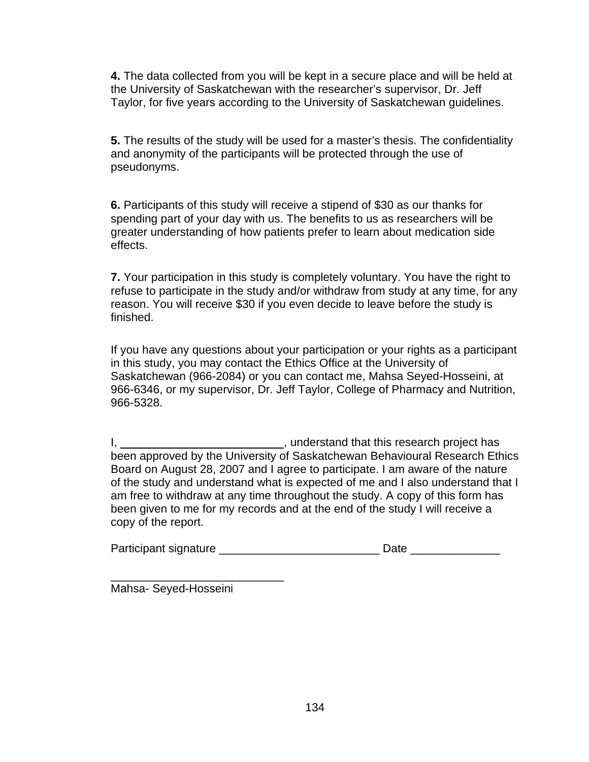**4.** The data collected from you will be kept in a secure place and will be held at the University of Saskatchewan with the researcher's supervisor, Dr. Jeff Taylor, for five years according to the University of Saskatchewan guidelines.

**5.** The results of the study will be used for a master's thesis. The confidentiality and anonymity of the participants will be protected through the use of pseudonyms.

**6.** Participants of this study will receive a stipend of $30 as our thanks for spending part of your day with us. The benefits to us as researchers will be greater understanding of how patients prefer to learn about medication side effects.

**7.** Your participation in this study is completely voluntary. You have the right to refuse to participate in the study and/or withdraw from study at any time, for any reason. You will receive $30 if you even decide to leave before the study is finished.

If you have any questions about your participation or your rights as a participant in this study, you may contact the Ethics Office at the University of Saskatchewan (966-2084) or you can contact me, Mahsa Seyed-Hosseini, at 966-6346, or my supervisor, Dr. Jeff Taylor, College of Pharmacy and Nutrition, 966-5328.

I, _________________________, understand that this research project has been approved by the University of Saskatchewan Behavioural Research Ethics Board on August 28, 2007 and I agree to participate. I am aware of the nature of the study and understand what is expected of me and I also understand that I am free to withdraw at any time throughout the study. A copy of this form has been given to me for my records and at the end of the study I will receive a copy of the report.

Participant signature _________________________ Date ______________

___________________________
Mahsa- Seyed-Hosseini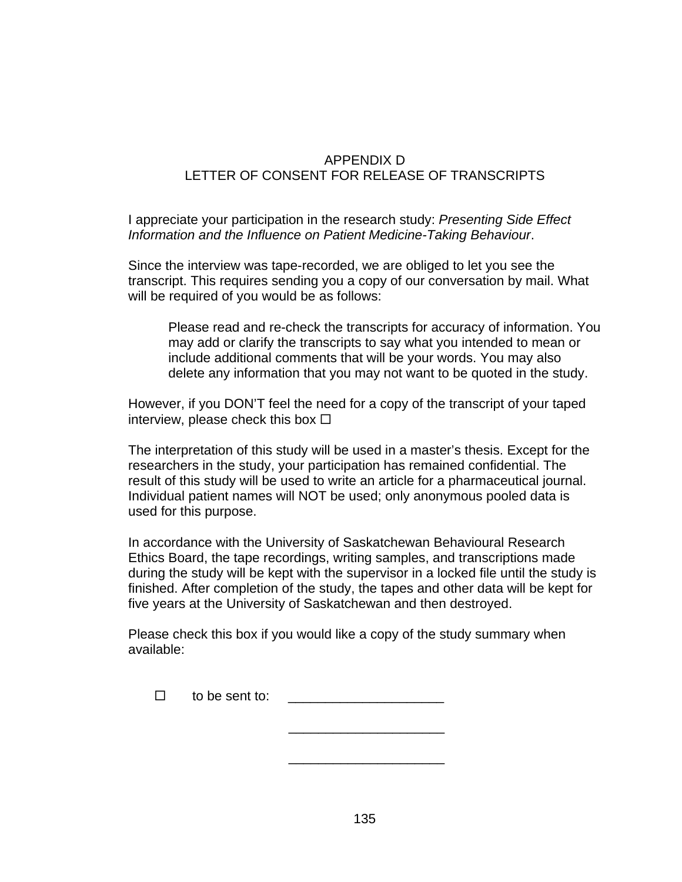# APPENDIX D
# LETTER OF CONSENT FOR RELEASE OF TRANSCRIPTS

I appreciate your participation in the research study: *Presenting Side Effect Information and the Influence on Patient Medicine-Taking Behaviour*.

Since the interview was tape-recorded, we are obliged to let you see the transcript. This requires sending you a copy of our conversation by mail. What will be required of you would be as follows:

> Please read and re-check the transcripts for accuracy of information. You may add or clarify the transcripts to say what you intended to mean or include additional comments that will be your words. You may also delete any information that you may not want to be quoted in the study.

However, if you DON'T feel the need for a copy of the transcript of your taped interview, please check this box ☐

The interpretation of this study will be used in a master's thesis. Except for the researchers in the study, your participation has remained confidential. The result of this study will be used to write an article for a pharmaceutical journal. Individual patient names will NOT be used; only anonymous pooled data is used for this purpose.

In accordance with the University of Saskatchewan Behavioural Research Ethics Board, the tape recordings, writing samples, and transcriptions made during the study will be kept with the supervisor in a locked file until the study is finished. After completion of the study, the tapes and other data will be kept for five years at the University of Saskatchewan and then destroyed.

Please check this box if you would like a copy of the study summary when available:

☐ to be sent to: ____________________

____________________

____________________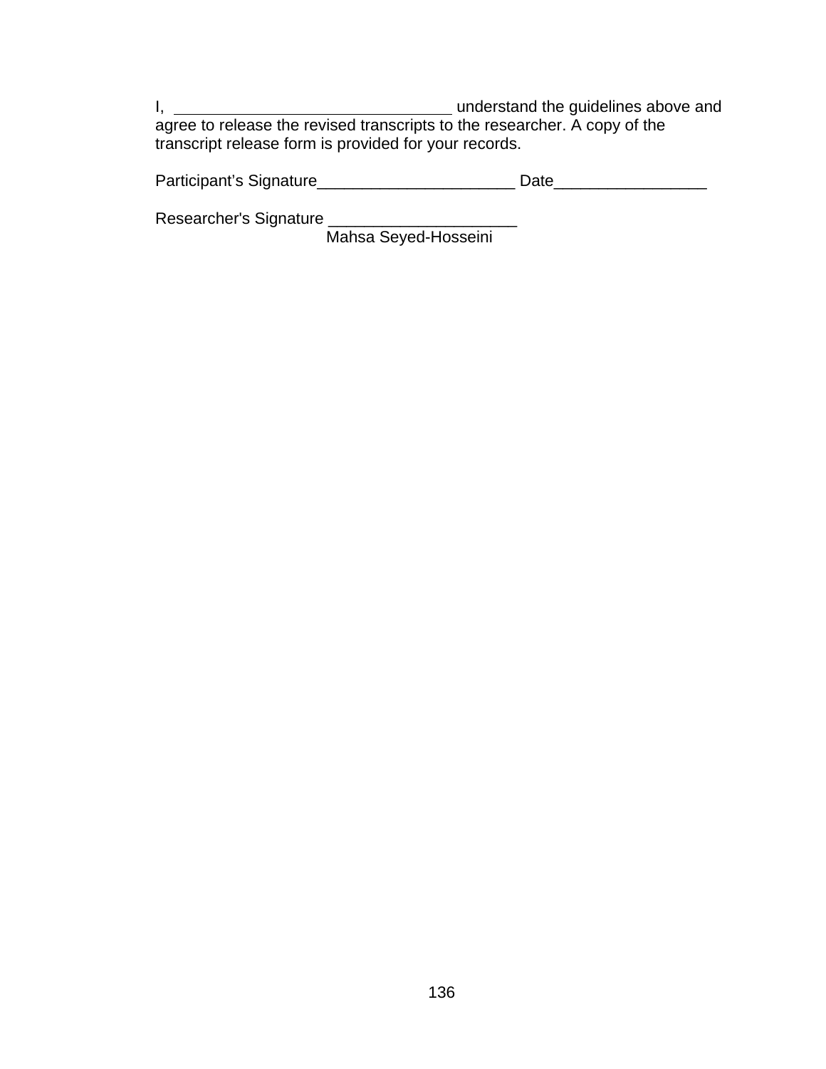I, _______________________________ understand the guidelines above and agree to release the revised transcripts to the researcher. A copy of the transcript release form is provided for your records.

Participant's Signature______________________ Date_________________

Researcher's Signature _____________________
Mahsa Seyed-Hosseini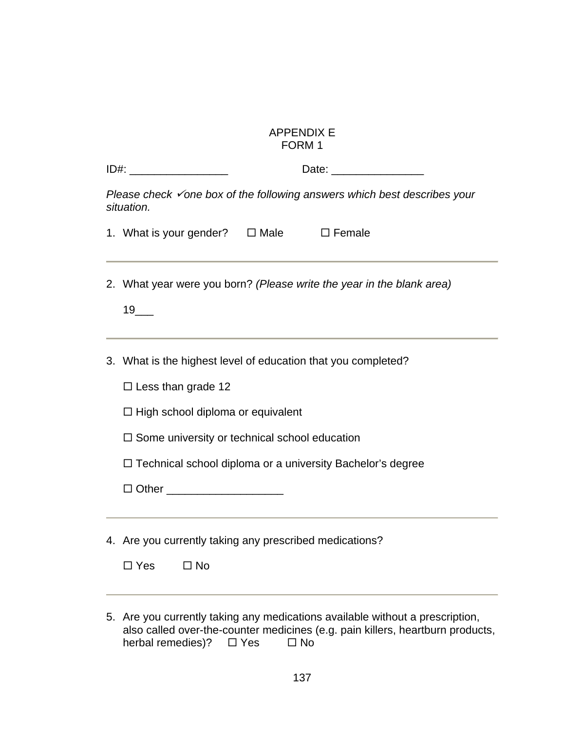APPENDIX E
FORM 1

ID#: ________________ Date: _______________

*Please check ✓one box of the following answers which best describes your situation.*

1. What is your gender? ☐ Male ☐ Female

---

2. What year were you born? *(Please write the year in the blank area)*

   19___

---

3. What is the highest level of education that you completed?

   ☐ Less than grade 12

   ☐ High school diploma or equivalent

   ☐ Some university or technical school education

   ☐ Technical school diploma or a university Bachelor's degree

   ☐ Other ___________________

---

4. Are you currently taking any prescribed medications?

   ☐ Yes ☐ No

---

5. Are you currently taking any medications available without a prescription, also called over-the-counter medicines (e.g. pain killers, heartburn products, herbal remedies)? ☐ Yes ☐ No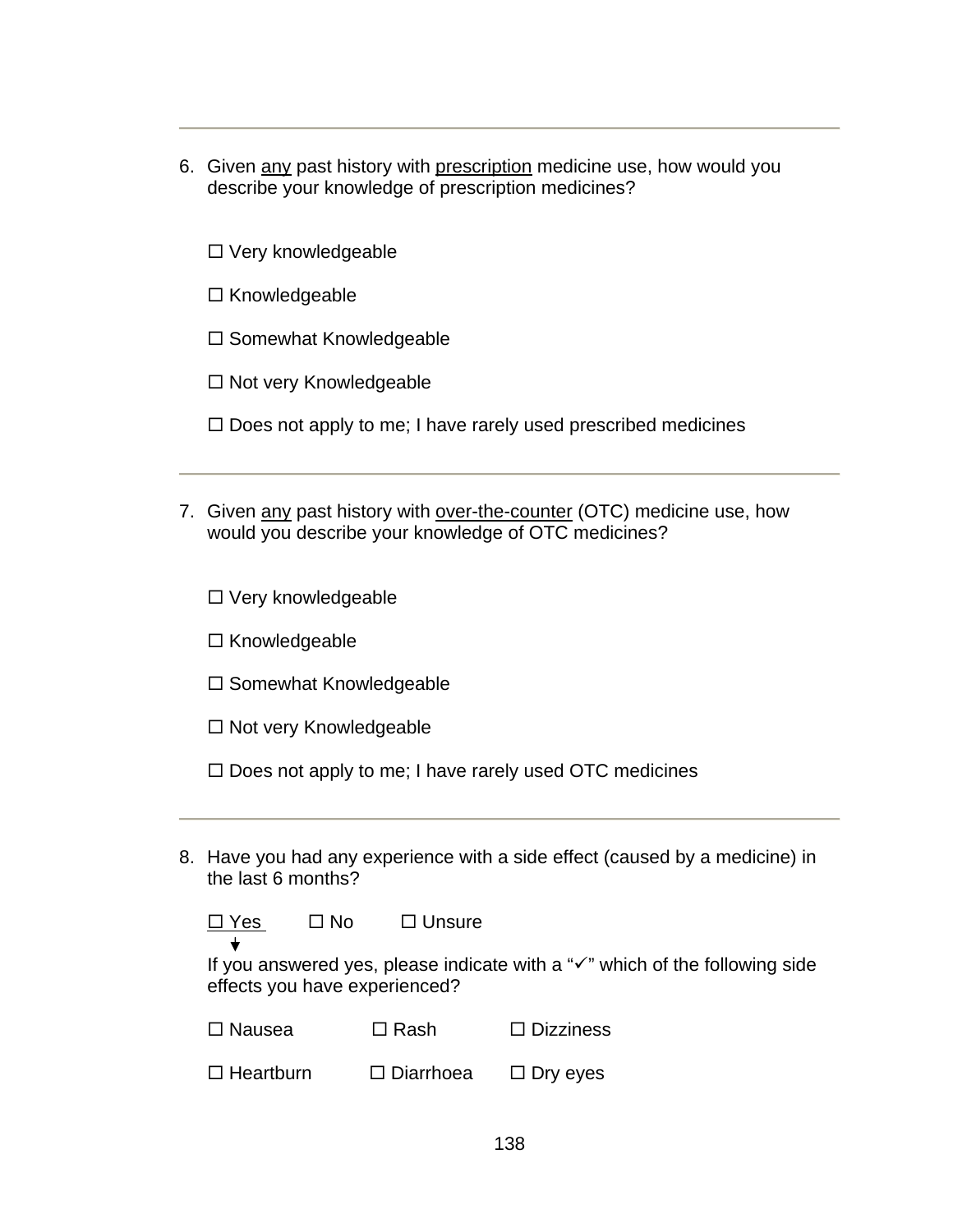---

6. Given <u>any</u> past history with <u>prescription</u> medicine use, how would you describe your knowledge of prescription medicines?

   ☐ Very knowledgeable

   ☐ Knowledgeable

   ☐ Somewhat Knowledgeable

   ☐ Not very Knowledgeable

   ☐ Does not apply to me; I have rarely used prescribed medicines

---

7. Given <u>any</u> past history with <u>over-the-counter</u> (OTC) medicine use, how would you describe your knowledge of OTC medicines?

   ☐ Very knowledgeable

   ☐ Knowledgeable

   ☐ Somewhat Knowledgeable

   ☐ Not very Knowledgeable

   ☐ Does not apply to me; I have rarely used OTC medicines

---

8. Have you had any experience with a side effect (caused by a medicine) in the last 6 months?

   ☐ Yes ☐ No ☐ Unsure

   If you answered yes, please indicate with a "✓" which of the following side effects you have experienced?

   ☐ Nausea ☐ Rash ☐ Dizziness

   ☐ Heartburn ☐ Diarrhoea ☐ Dry eyes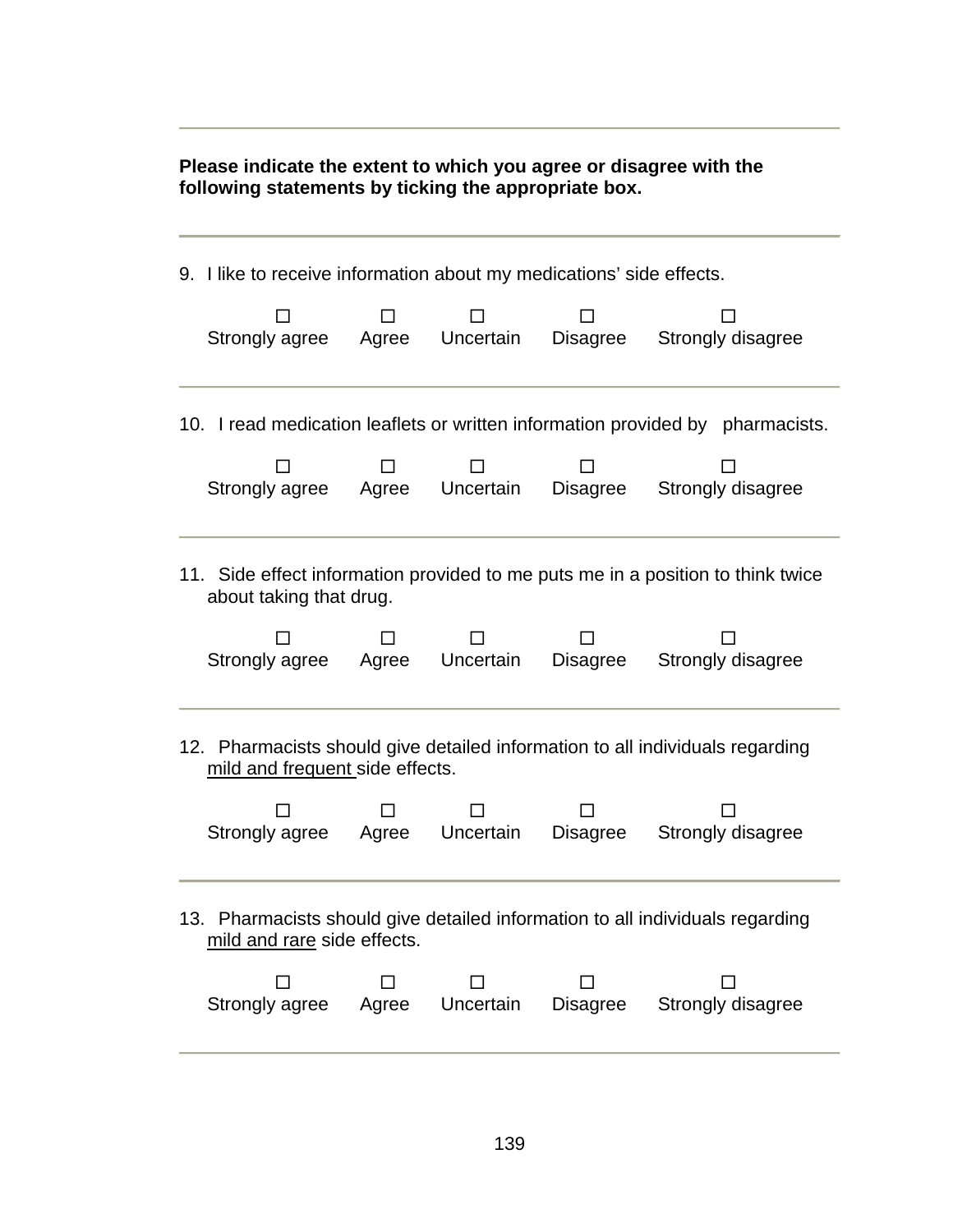**Please indicate the extent to which you agree or disagree with the following statements by ticking the appropriate box.**

---

9. I like to receive information about my medications' side effects.

☐ Strongly agree ☐ Agree ☐ Uncertain ☐ Disagree ☐ Strongly disagree

---

10. I read medication leaflets or written information provided by pharmacists.

☐ Strongly agree ☐ Agree ☐ Uncertain ☐ Disagree ☐ Strongly disagree

---

11. Side effect information provided to me puts me in a position to think twice about taking that drug.

☐ Strongly agree ☐ Agree ☐ Uncertain ☐ Disagree ☐ Strongly disagree

---

12. Pharmacists should give detailed information to all individuals regarding <u>mild and frequent</u> side effects.

☐ Strongly agree ☐ Agree ☐ Uncertain ☐ Disagree ☐ Strongly disagree

---

13. Pharmacists should give detailed information to all individuals regarding <u>mild and rare</u> side effects.

☐ Strongly agree ☐ Agree ☐ Uncertain ☐ Disagree ☐ Strongly disagree

---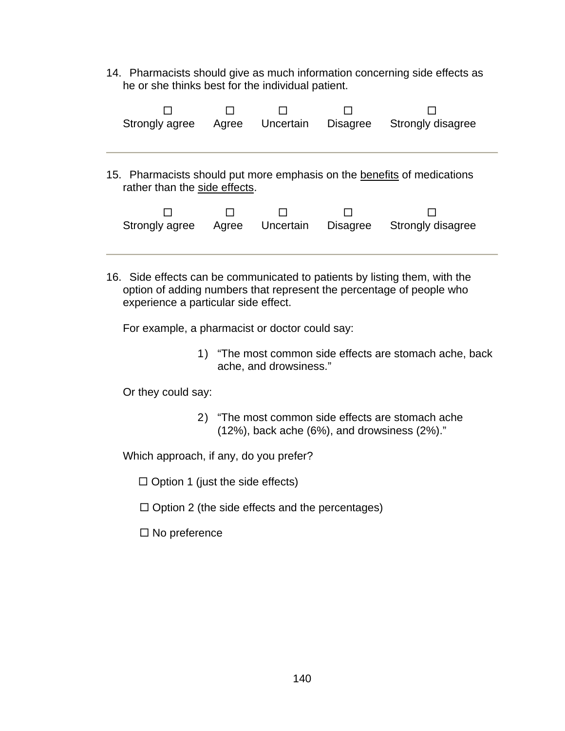14. Pharmacists should give as much information concerning side effects as he or she thinks best for the individual patient.

| ☐ | ☐ | ☐ | ☐ | ☐ |
|---|---|---|---|---|
| Strongly agree | Agree | Uncertain | Disagree | Strongly disagree |

---

15. Pharmacists should put more emphasis on the <u>benefits</u> of medications rather than the <u>side effects</u>.

| ☐ | ☐ | ☐ | ☐ | ☐ |
|---|---|---|---|---|
| Strongly agree | Agree | Uncertain | Disagree | Strongly disagree |

---

16. Side effects can be communicated to patients by listing them, with the option of adding numbers that represent the percentage of people who experience a particular side effect.

For example, a pharmacist or doctor could say:

1) "The most common side effects are stomach ache, back ache, and drowsiness."

Or they could say:

2) "The most common side effects are stomach ache (12%), back ache (6%), and drowsiness (2%)."

Which approach, if any, do you prefer?

☐ Option 1 (just the side effects)

☐ Option 2 (the side effects and the percentages)

☐ No preference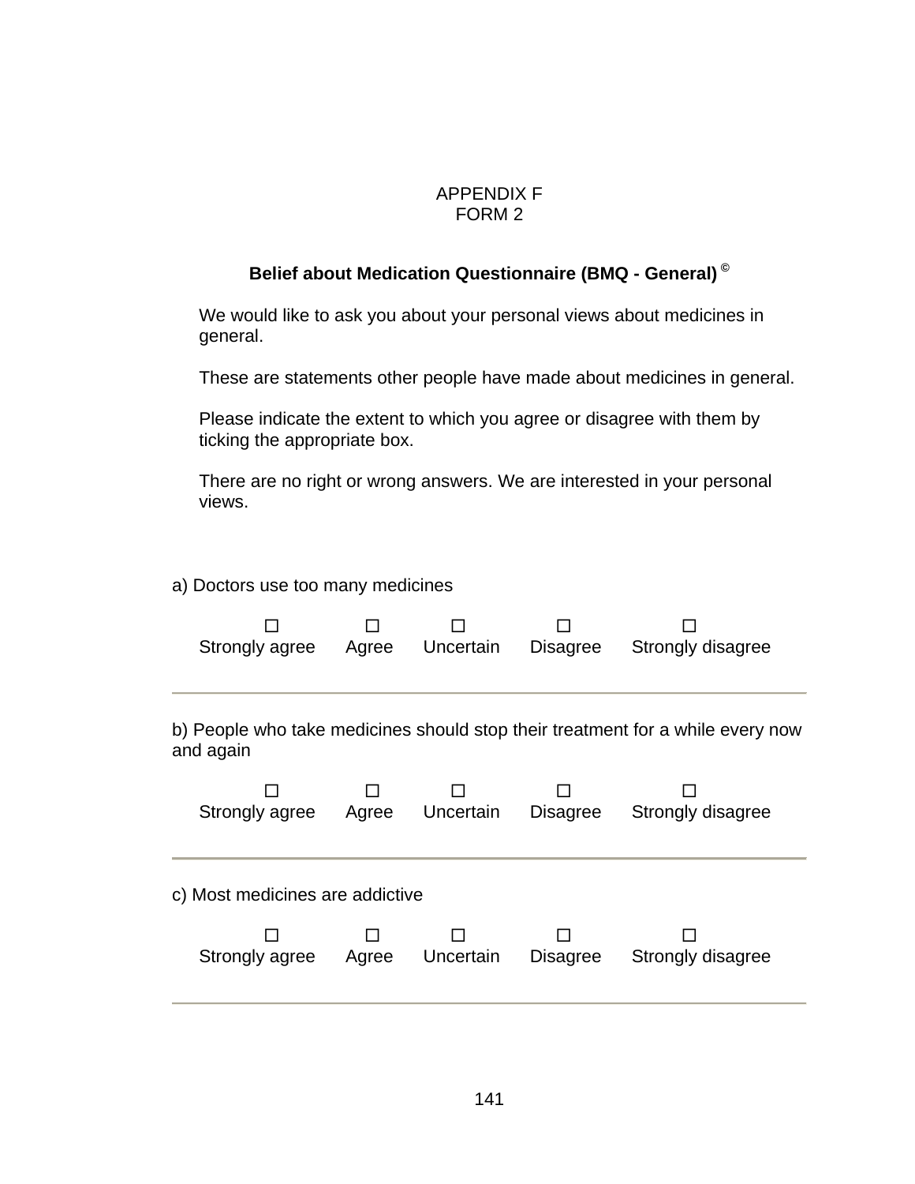APPENDIX F
FORM 2

**Belief about Medication Questionnaire (BMQ - General) ©**

We would like to ask you about your personal views about medicines in general.

These are statements other people have made about medicines in general.

Please indicate the extent to which you agree or disagree with them by ticking the appropriate box.

There are no right or wrong answers. We are interested in your personal views.

a) Doctors use too many medicines

| ☐ | ☐ | ☐ | ☐ | ☐ |
|---|---|---|---|---|
| Strongly agree | Agree | Uncertain | Disagree | Strongly disagree |

---

b) People who take medicines should stop their treatment for a while every now and again

| ☐ | ☐ | ☐ | ☐ | ☐ |
|---|---|---|---|---|
| Strongly agree | Agree | Uncertain | Disagree | Strongly disagree |

---

c) Most medicines are addictive

| ☐ | ☐ | ☐ | ☐ | ☐ |
|---|---|---|---|---|
| Strongly agree | Agree | Uncertain | Disagree | Strongly disagree |

---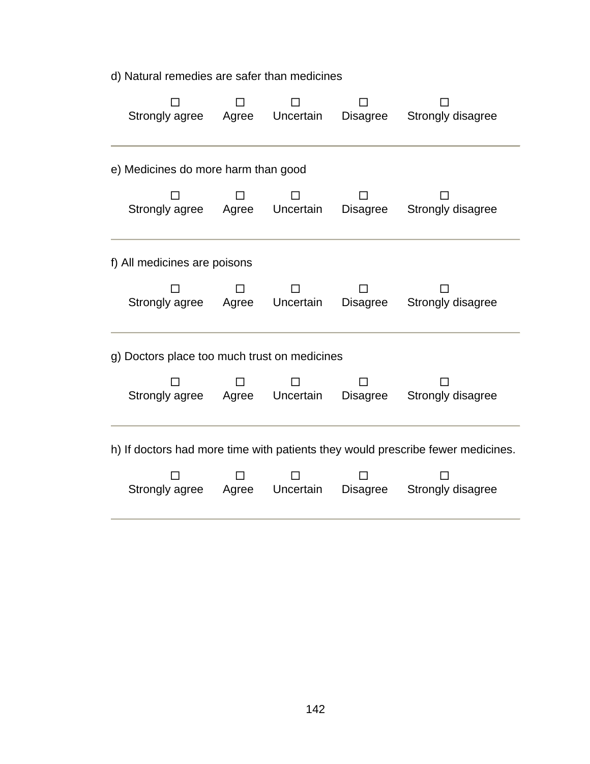d) Natural remedies are safer than medicines

| ☐ | ☐ | ☐ | ☐ | ☐ |
|---|---|---|---|---|
| Strongly agree | Agree | Uncertain | Disagree | Strongly disagree |

---

e) Medicines do more harm than good

| ☐ | ☐ | ☐ | ☐ | ☐ |
|---|---|---|---|---|
| Strongly agree | Agree | Uncertain | Disagree | Strongly disagree |

---

f) All medicines are poisons

| ☐ | ☐ | ☐ | ☐ | ☐ |
|---|---|---|---|---|
| Strongly agree | Agree | Uncertain | Disagree | Strongly disagree |

---

g) Doctors place too much trust on medicines

| ☐ | ☐ | ☐ | ☐ | ☐ |
|---|---|---|---|---|
| Strongly agree | Agree | Uncertain | Disagree | Strongly disagree |

---

h) If doctors had more time with patients they would prescribe fewer medicines.

| ☐ | ☐ | ☐ | ☐ | ☐ |
|---|---|---|---|---|
| Strongly agree | Agree | Uncertain | Disagree | Strongly disagree |

---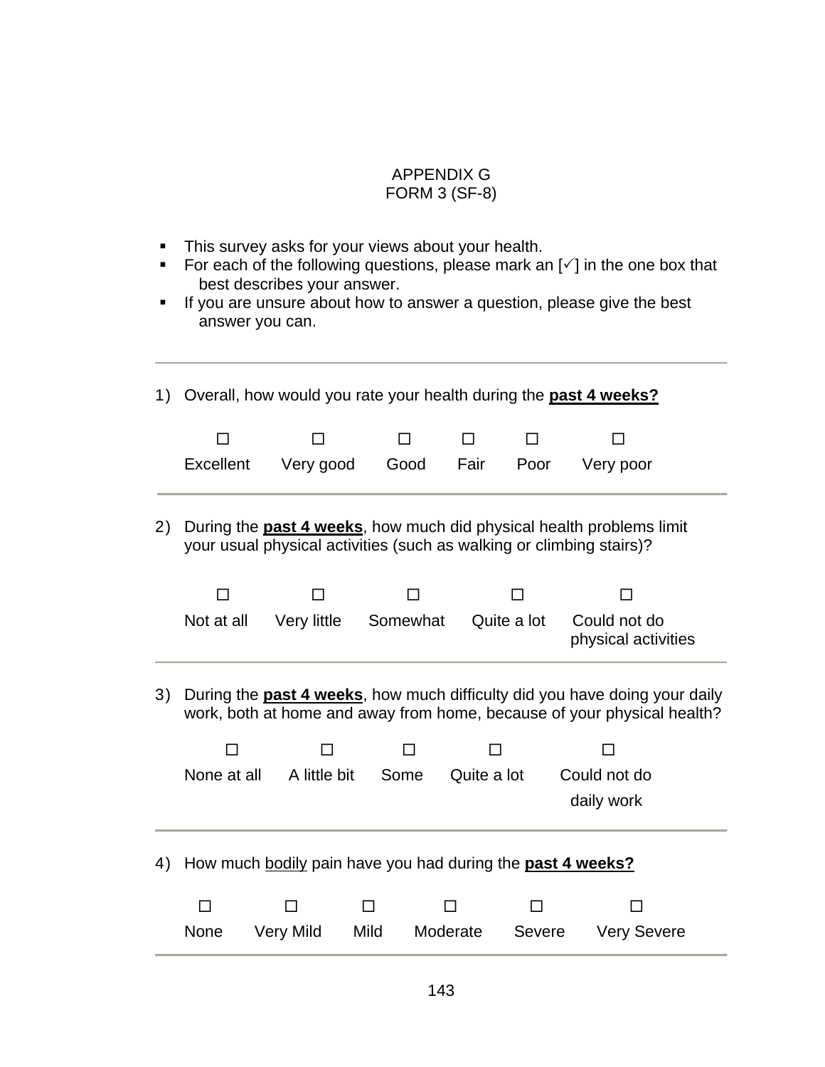APPENDIX G
FORM 3 (SF-8)

- This survey asks for your views about your health.
- For each of the following questions, please mark an [✓] in the one box that best describes your answer.
- If you are unsure about how to answer a question, please give the best answer you can.

---

1) Overall, how would you rate your health during the **past 4 weeks?**

| ☐ | ☐ | ☐ | ☐ | ☐ | ☐ |
|---|---|---|---|---|---|
| Excellent | Very good | Good | Fair | Poor | Very poor |

---

2) During the **past 4 weeks**, how much did physical health problems limit your usual physical activities (such as walking or climbing stairs)?

| ☐ | ☐ | ☐ | ☐ | ☐ |
|---|---|---|---|---|
| Not at all | Very little | Somewhat | Quite a lot | Could not do physical activities |

---

3) During the **past 4 weeks**, how much difficulty did you have doing your daily work, both at home and away from home, because of your physical health?

| ☐ | ☐ | ☐ | ☐ | ☐ |
|---|---|---|---|---|
| None at all | A little bit | Some | Quite a lot | Could not do daily work |

---

4) How much bodily pain have you had during the **past 4 weeks?**

| ☐ | ☐ | ☐ | ☐ | ☐ | ☐ |
|---|---|---|---|---|---|
| None | Very Mild | Mild | Moderate | Severe | Very Severe |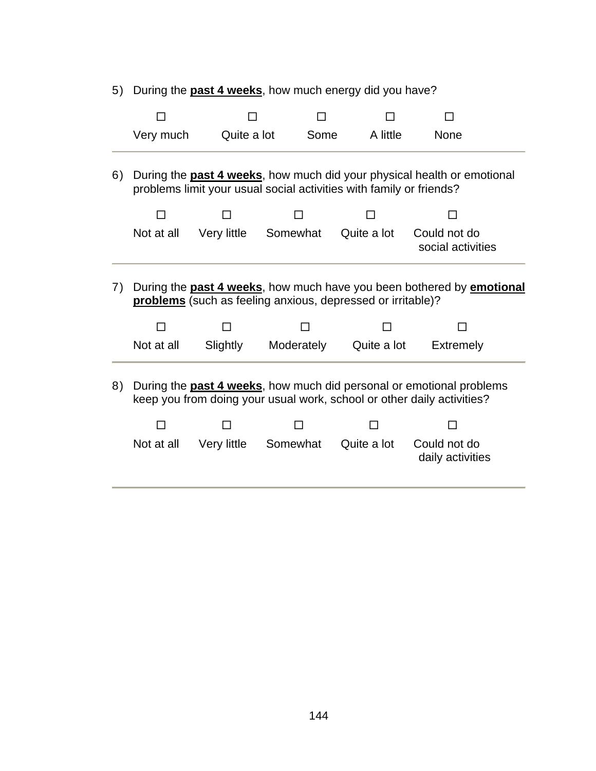5) During the **past 4 weeks**, how much energy did you have?

| ☐ | ☐ | ☐ | ☐ | ☐ |
|---|---|---|---|---|
| Very much | Quite a lot | Some | A little | None |

---

6) During the **past 4 weeks**, how much did your physical health or emotional problems limit your usual social activities with family or friends?

| ☐ | ☐ | ☐ | ☐ | ☐ |
|---|---|---|---|---|
| Not at all | Very little | Somewhat | Quite a lot | Could not do social activities |

---

7) During the **past 4 weeks**, how much have you been bothered by **emotional problems** (such as feeling anxious, depressed or irritable)?

| ☐ | ☐ | ☐ | ☐ | ☐ |
|---|---|---|---|---|
| Not at all | Slightly | Moderately | Quite a lot | Extremely |

---

8) During the **past 4 weeks**, how much did personal or emotional problems keep you from doing your usual work, school or other daily activities?

| ☐ | ☐ | ☐ | ☐ | ☐ |
|---|---|---|---|---|
| Not at all | Very little | Somewhat | Quite a lot | Could not do daily activities |

---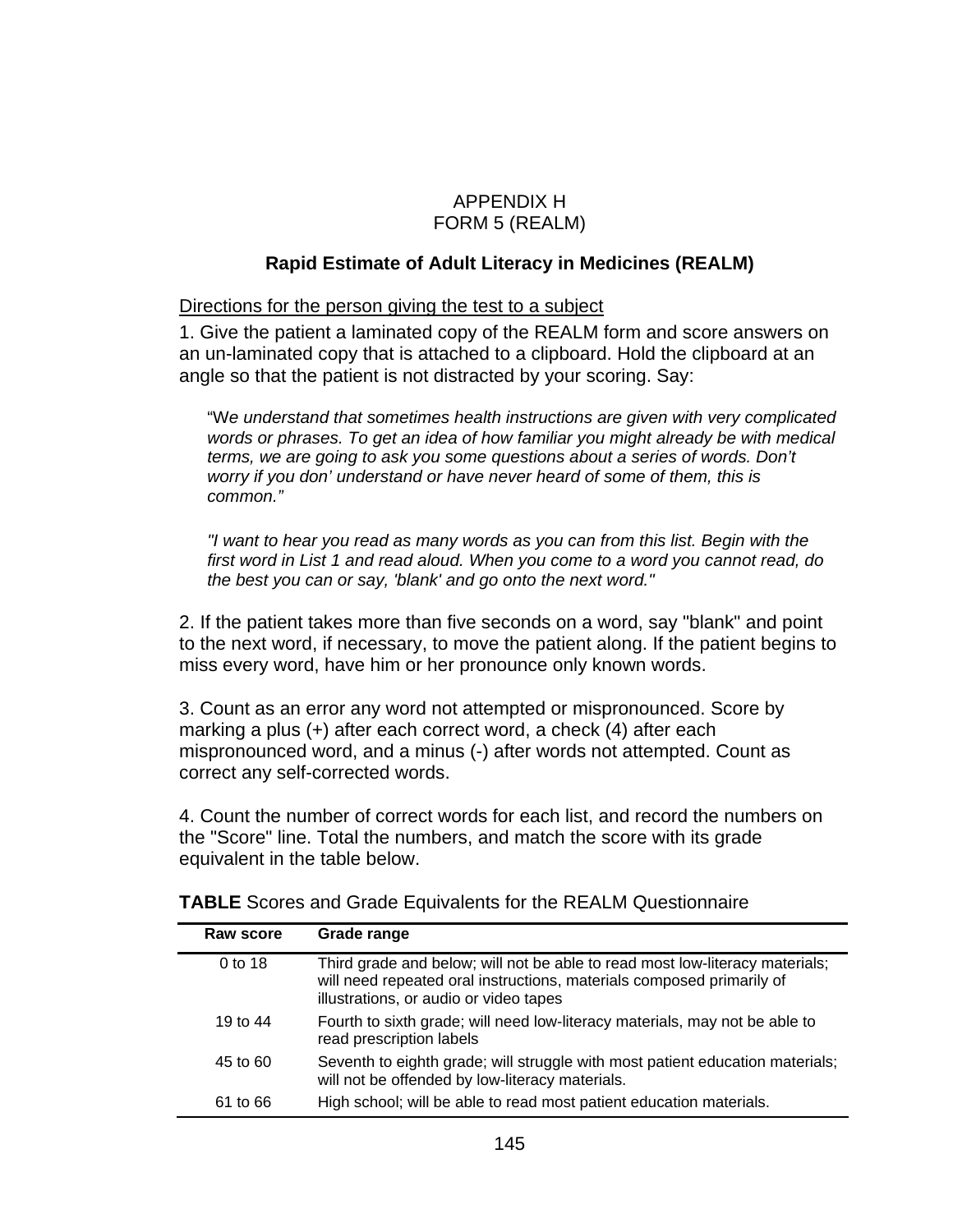APPENDIX H
FORM 5 (REALM)

## Rapid Estimate of Adult Literacy in Medicines (REALM)

Directions for the person giving the test to a subject

1. Give the patient a laminated copy of the REALM form and score answers on an un-laminated copy that is attached to a clipboard. Hold the clipboard at an angle so that the patient is not distracted by your scoring. Say:

> "W*e understand that sometimes health instructions are given with very complicated words or phrases. To get an idea of how familiar you might already be with medical terms, we are going to ask you some questions about a series of words. Don't worry if you don' understand or have never heard of some of them, this is common."*
>
> *"I want to hear you read as many words as you can from this list. Begin with the first word in List 1 and read aloud. When you come to a word you cannot read, do the best you can or say, 'blank' and go onto the next word."*

2. If the patient takes more than five seconds on a word, say "blank" and point to the next word, if necessary, to move the patient along. If the patient begins to miss every word, have him or her pronounce only known words.

3. Count as an error any word not attempted or mispronounced. Score by marking a plus (+) after each correct word, a check (4) after each mispronounced word, and a minus (-) after words not attempted. Count as correct any self-corrected words.

4. Count the number of correct words for each list, and record the numbers on the "Score" line. Total the numbers, and match the score with its grade equivalent in the table below.

**TABLE** Scores and Grade Equivalents for the REALM Questionnaire

| Raw score | Grade range |
|---|---|
| 0 to 18 | Third grade and below; will not be able to read most low-literacy materials; will need repeated oral instructions, materials composed primarily of illustrations, or audio or video tapes |
| 19 to 44 | Fourth to sixth grade; will need low-literacy materials, may not be able to read prescription labels |
| 45 to 60 | Seventh to eighth grade; will struggle with most patient education materials; will not be offended by low-literacy materials. |
| 61 to 66 | High school; will be able to read most patient education materials. |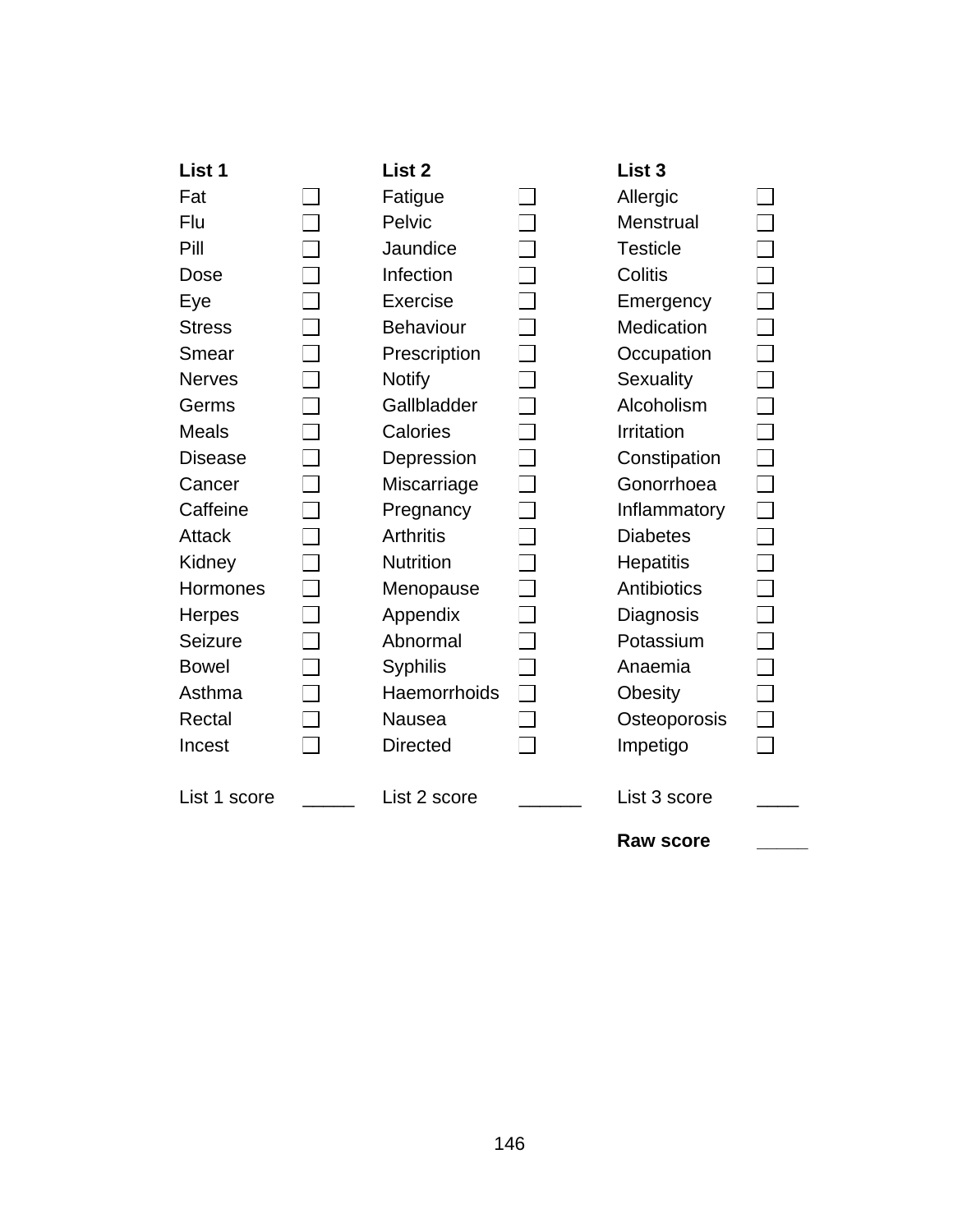| List 1 | | List 2 | | List 3 | |
|---|---|---|---|---|---|
| Fat | ☐ | Fatigue | ☐ | Allergic | ☐ |
| Flu | ☐ | Pelvic | ☐ | Menstrual | ☐ |
| Pill | ☐ | Jaundice | ☐ | Testicle | ☐ |
| Dose | ☐ | Infection | ☐ | Colitis | ☐ |
| Eye | ☐ | Exercise | ☐ | Emergency | ☐ |
| Stress | ☐ | Behaviour | ☐ | Medication | ☐ |
| Smear | ☐ | Prescription | ☐ | Occupation | ☐ |
| Nerves | ☐ | Notify | ☐ | Sexuality | ☐ |
| Germs | ☐ | Gallbladder | ☐ | Alcoholism | ☐ |
| Meals | ☐ | Calories | ☐ | Irritation | ☐ |
| Disease | ☐ | Depression | ☐ | Constipation | ☐ |
| Cancer | ☐ | Miscarriage | ☐ | Gonorrhoea | ☐ |
| Caffeine | ☐ | Pregnancy | ☐ | Inflammatory | ☐ |
| Attack | ☐ | Arthritis | ☐ | Diabetes | ☐ |
| Kidney | ☐ | Nutrition | ☐ | Hepatitis | ☐ |
| Hormones | ☐ | Menopause | ☐ | Antibiotics | ☐ |
| Herpes | ☐ | Appendix | ☐ | Diagnosis | ☐ |
| Seizure | ☐ | Abnormal | ☐ | Potassium | ☐ |
| Bowel | ☐ | Syphilis | ☐ | Anaemia | ☐ |
| Asthma | ☐ | Haemorrhoids | ☐ | Obesity | ☐ |
| Rectal | ☐ | Nausea | ☐ | Osteoporosis | ☐ |
| Incest | ☐ | Directed | ☐ | Impetigo | ☐ |
| List 1 score | _____ | List 2 score | ______ | List 3 score | ____ |
| | | | | **Raw score** | _____ |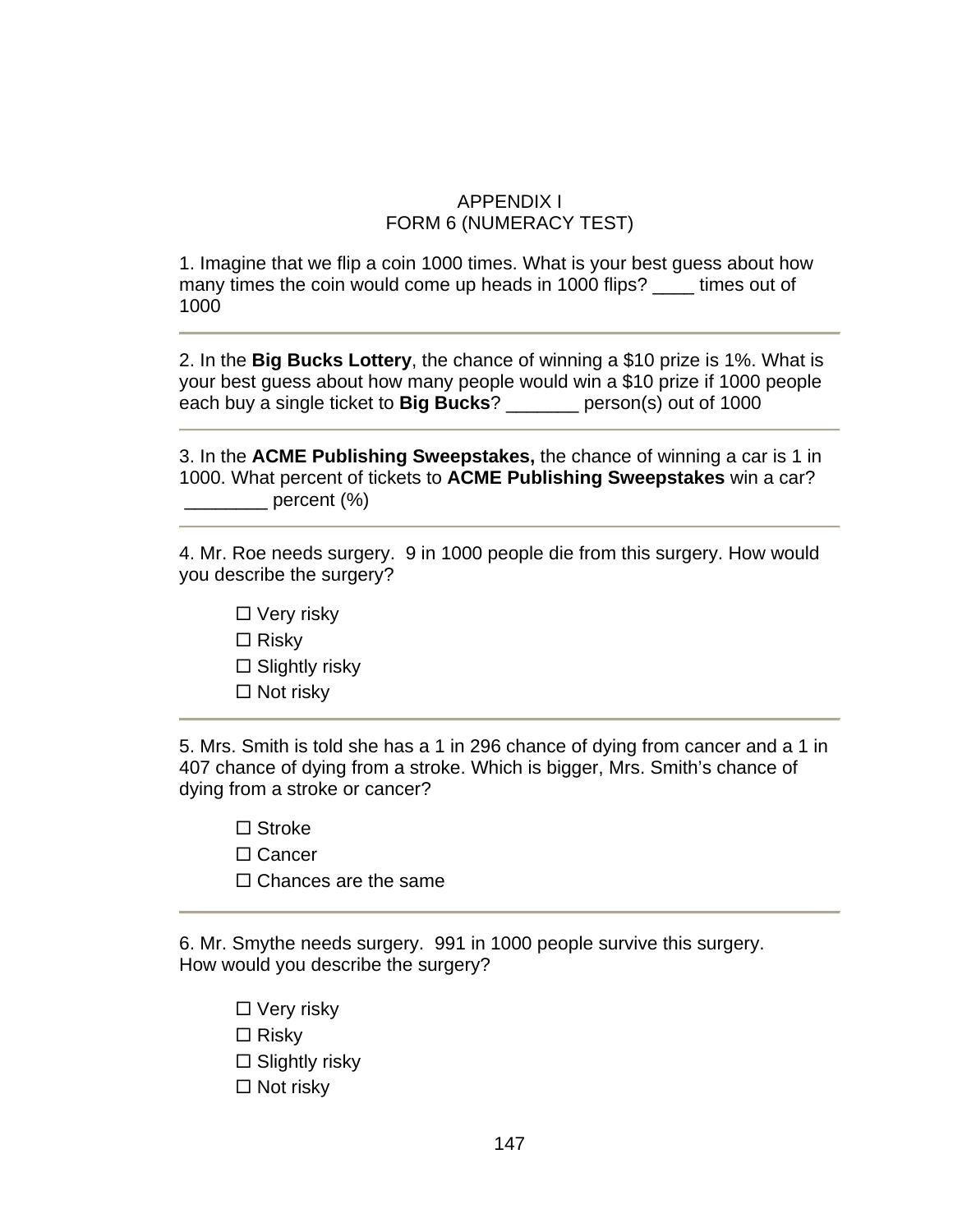## APPENDIX I
## FORM 6 (NUMERACY TEST)

1. Imagine that we flip a coin 1000 times. What is your best guess about how many times the coin would come up heads in 1000 flips? ____ times out of 1000

---

2. In the **Big Bucks Lottery**, the chance of winning a $10 prize is 1%. What is your best guess about how many people would win a $10 prize if 1000 people each buy a single ticket to **Big Bucks**? _______ person(s) out of 1000

---

3. In the **ACME Publishing Sweepstakes,** the chance of winning a car is 1 in 1000. What percent of tickets to **ACME Publishing Sweepstakes** win a car? ________ percent (%)

---

4. Mr. Roe needs surgery. 9 in 1000 people die from this surgery. How would you describe the surgery?

- ☐ Very risky
- ☐ Risky
- ☐ Slightly risky
- ☐ Not risky

---

5. Mrs. Smith is told she has a 1 in 296 chance of dying from cancer and a 1 in 407 chance of dying from a stroke. Which is bigger, Mrs. Smith's chance of dying from a stroke or cancer?

- ☐ Stroke
- ☐ Cancer
- ☐ Chances are the same

---

6. Mr. Smythe needs surgery. 991 in 1000 people survive this surgery. How would you describe the surgery?

- ☐ Very risky
- ☐ Risky
- ☐ Slightly risky
- ☐ Not risky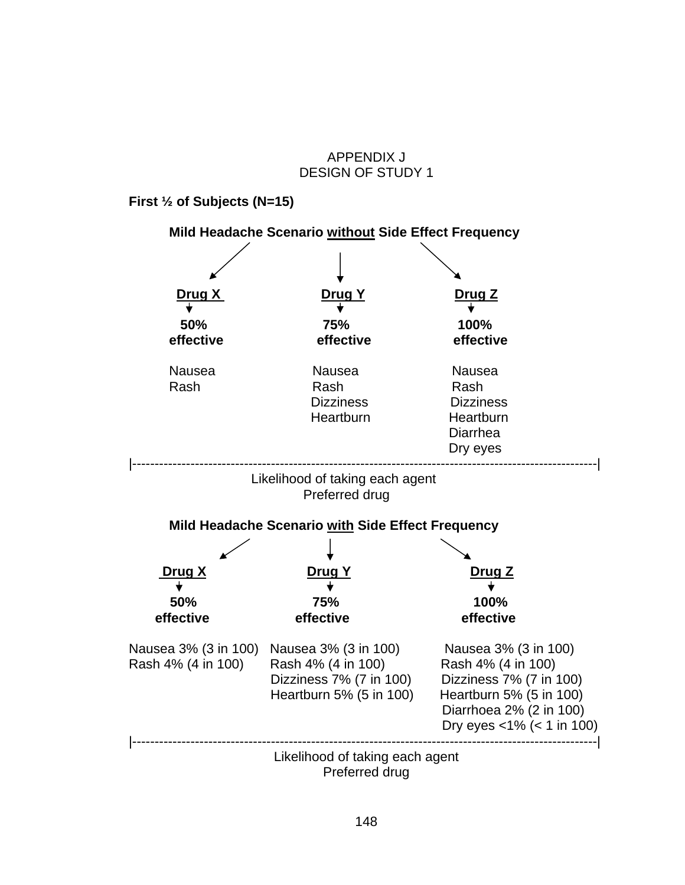APPENDIX J
DESIGN OF STUDY 1

**First ½ of Subjects (N=15)**

**Mild Headache Scenario <u>without</u> Side Effect Frequency**

| **Drug X** | **Drug Y** | **Drug Z** |
|---|---|---|
| **50% effective** | **75% effective** | **100% effective** |
| Nausea | Nausea | Nausea |
| Rash | Rash | Rash |
| | Dizziness | Dizziness |
| | Heartburn | Heartburn |
| | | Diarrhea |
| | | Dry eyes |

|------------------------------------------------------------------------------------------------|

Likelihood of taking each agent
Preferred drug

**Mild Headache Scenario <u>with</u> Side Effect Frequency**

| **Drug X** | **Drug Y** | **Drug Z** |
|---|---|---|
| **50% effective** | **75% effective** | **100% effective** |
| Nausea 3% (3 in 100) | Nausea 3% (3 in 100) | Nausea 3% (3 in 100) |
| Rash 4% (4 in 100) | Rash 4% (4 in 100) | Rash 4% (4 in 100) |
| | Dizziness 7% (7 in 100) | Dizziness 7% (7 in 100) |
| | Heartburn 5% (5 in 100) | Heartburn 5% (5 in 100) |
| | | Diarrhoea 2% (2 in 100) |
| | | Dry eyes <1% (< 1 in 100) |

|------------------------------------------------------------------------------------------------|

Likelihood of taking each agent
Preferred drug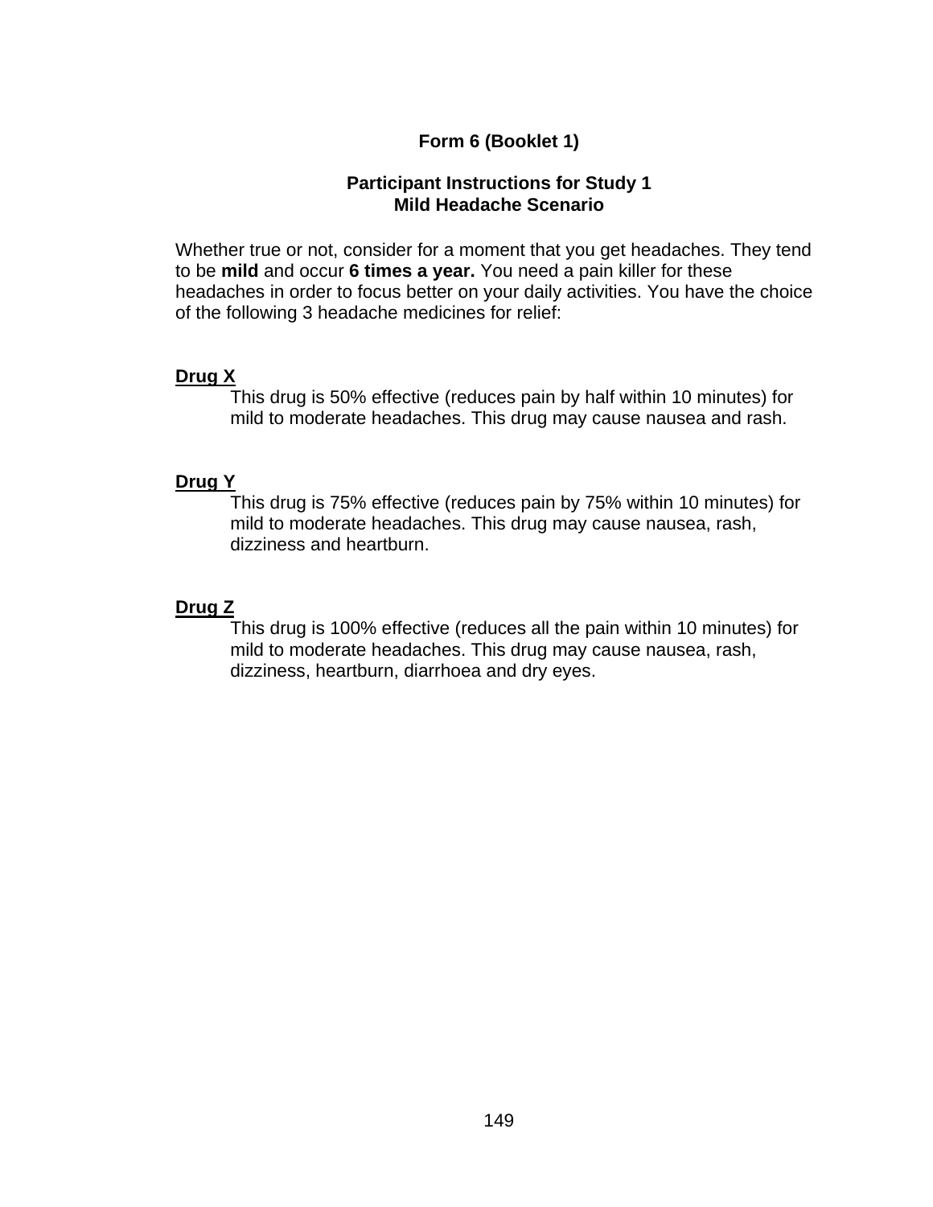**Form 6 (Booklet 1)**

**Participant Instructions for Study 1**
**Mild Headache Scenario**

Whether true or not, consider for a moment that you get headaches. They tend to be **mild** and occur **6 times a year.** You need a pain killer for these headaches in order to focus better on your daily activities. You have the choice of the following 3 headache medicines for relief:

**Drug X**

This drug is 50% effective (reduces pain by half within 10 minutes) for mild to moderate headaches. This drug may cause nausea and rash.

**Drug Y**

This drug is 75% effective (reduces pain by 75% within 10 minutes) for mild to moderate headaches. This drug may cause nausea, rash, dizziness and heartburn.

**Drug Z**

This drug is 100% effective (reduces all the pain within 10 minutes) for mild to moderate headaches. This drug may cause nausea, rash, dizziness, heartburn, diarrhoea and dry eyes.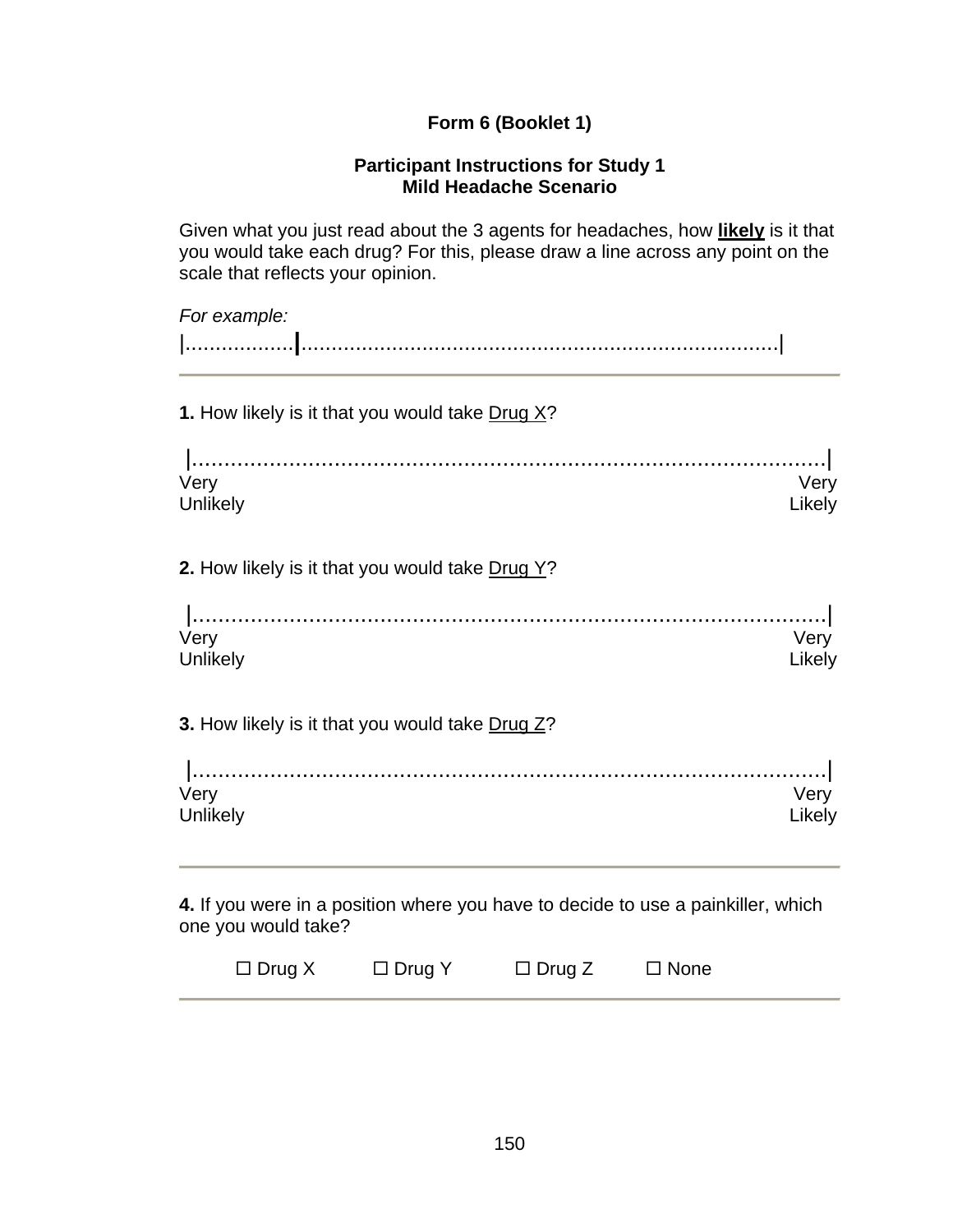**Form 6 (Booklet 1)**

**Participant Instructions for Study 1**
**Mild Headache Scenario**

Given what you just read about the 3 agents for headaches, how **likely** is it that you would take each drug? For this, please draw a line across any point on the scale that reflects your opinion.

*For example:*

|..................|..............................................................................|

---

**1.** How likely is it that you would take Drug X?

|..........................................................................................|

Very Unlikely — Very Likely

**2.** How likely is it that you would take Drug Y?

|..........................................................................................|

Very Unlikely — Very Likely

**3.** How likely is it that you would take Drug Z?

|..........................................................................................|

Very Unlikely — Very Likely

---

**4.** If you were in a position where you have to decide to use a painkiller, which one you would take?

☐ Drug X ☐ Drug Y ☐ Drug Z ☐ None

---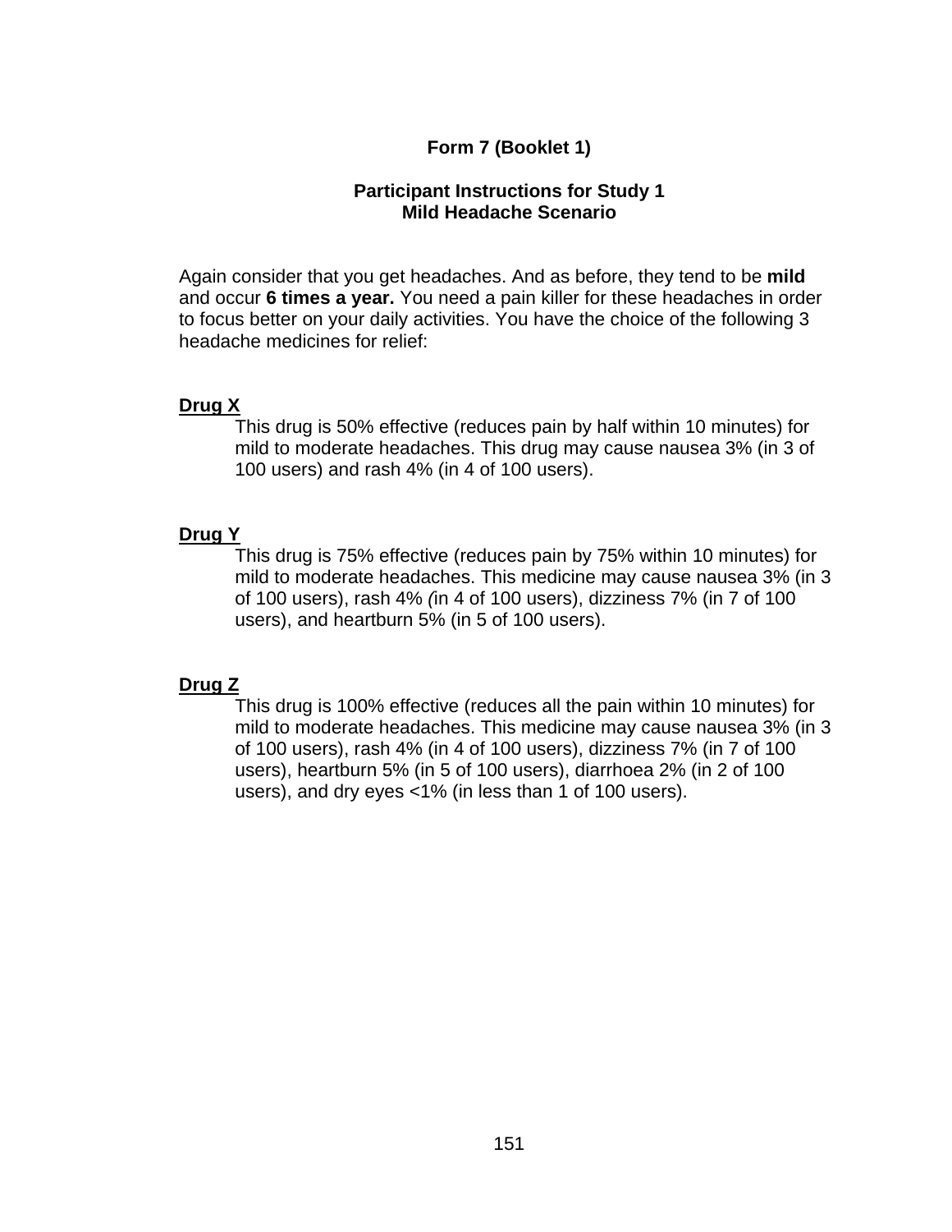**Form 7 (Booklet 1)**

**Participant Instructions for Study 1**
**Mild Headache Scenario**

Again consider that you get headaches. And as before, they tend to be **mild** and occur **6 times a year.** You need a pain killer for these headaches in order to focus better on your daily activities. You have the choice of the following 3 headache medicines for relief:

**Drug X**

This drug is 50% effective (reduces pain by half within 10 minutes) for mild to moderate headaches. This drug may cause nausea 3% (in 3 of 100 users) and rash 4% (in 4 of 100 users).

**Drug Y**

This drug is 75% effective (reduces pain by 75% within 10 minutes) for mild to moderate headaches. This medicine may cause nausea 3% (in 3 of 100 users), rash 4% (in 4 of 100 users), dizziness 7% (in 7 of 100 users), and heartburn 5% (in 5 of 100 users).

**Drug Z**

This drug is 100% effective (reduces all the pain within 10 minutes) for mild to moderate headaches. This medicine may cause nausea 3% (in 3 of 100 users), rash 4% (in 4 of 100 users), dizziness 7% (in 7 of 100 users), heartburn 5% (in 5 of 100 users), diarrhoea 2% (in 2 of 100 users), and dry eyes <1% (in less than 1 of 100 users).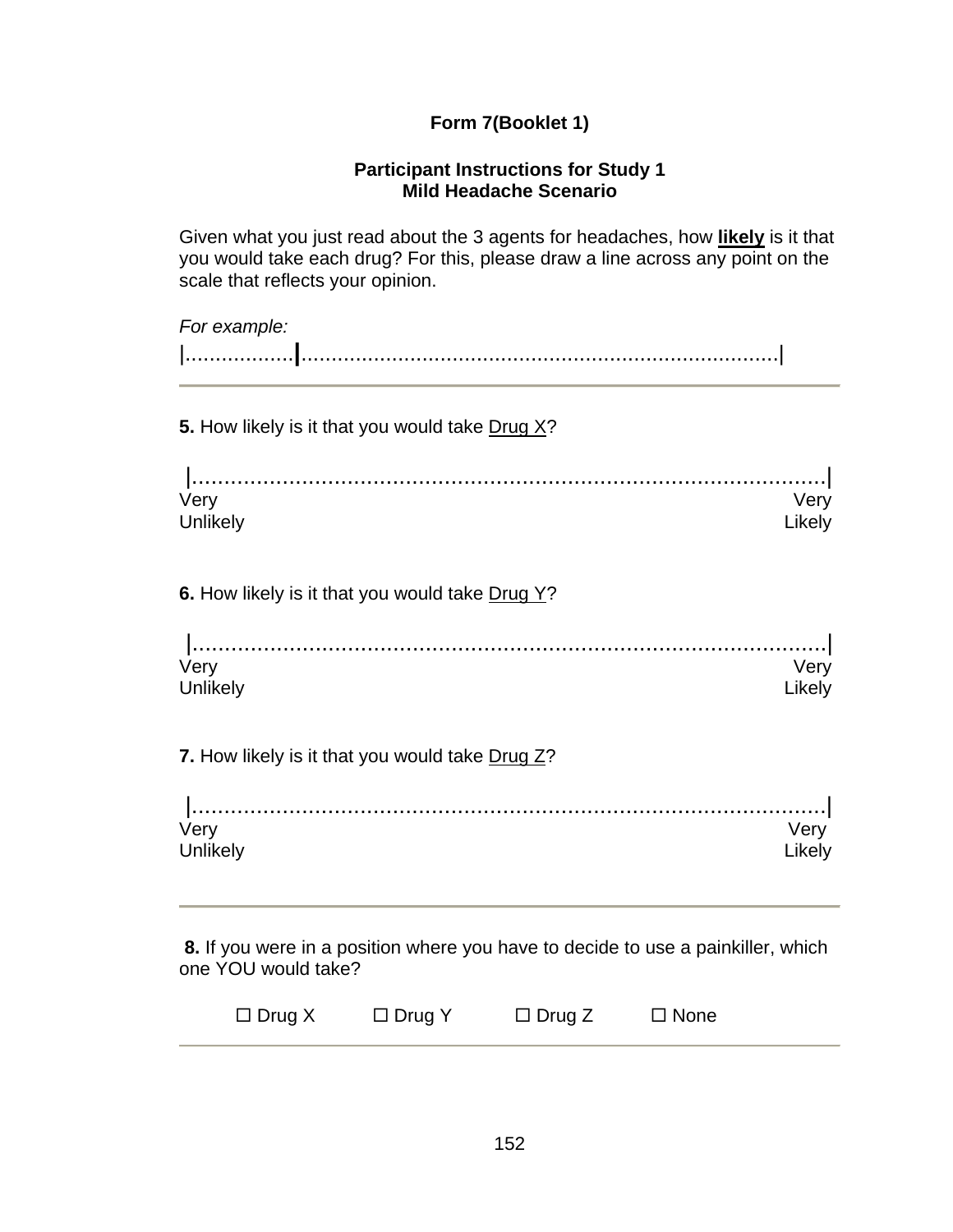**Form 7(Booklet 1)**

**Participant Instructions for Study 1**
**Mild Headache Scenario**

Given what you just read about the 3 agents for headaches, how **likely** is it that you would take each drug? For this, please draw a line across any point on the scale that reflects your opinion.

*For example:*

|..................|.............................................................................|

---

**5.** How likely is it that you would take Drug X?

|.........................................................................................|

Very Unlikely — Very Likely

**6.** How likely is it that you would take Drug Y?

|.........................................................................................|

Very Unlikely — Very Likely

**7.** How likely is it that you would take Drug Z?

|.........................................................................................|

Very Unlikely — Very Likely

---

**8.** If you were in a position where you have to decide to use a painkiller, which one YOU would take?

☐ Drug X ☐ Drug Y ☐ Drug Z ☐ None

---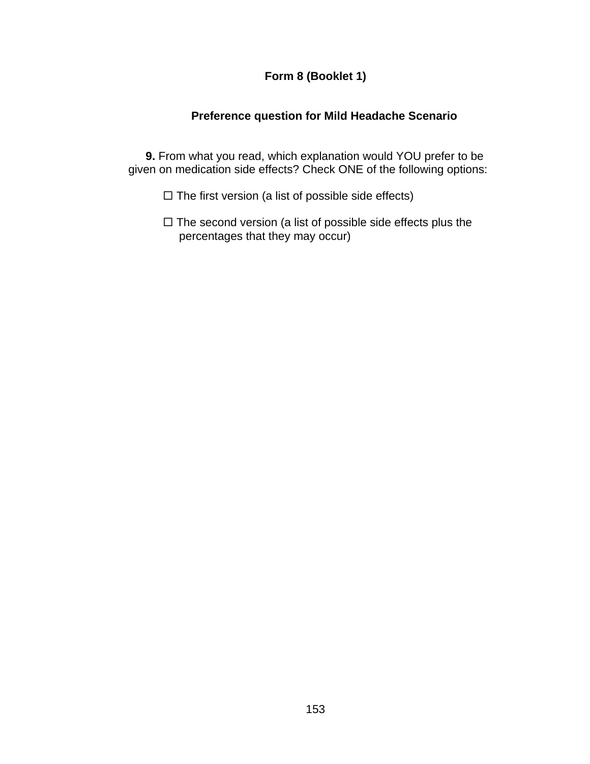**Form 8 (Booklet 1)**

**Preference question for Mild Headache Scenario**

**9.** From what you read, which explanation would YOU prefer to be given on medication side effects? Check ONE of the following options:

☐ The first version (a list of possible side effects)

☐ The second version (a list of possible side effects plus the percentages that they may occur)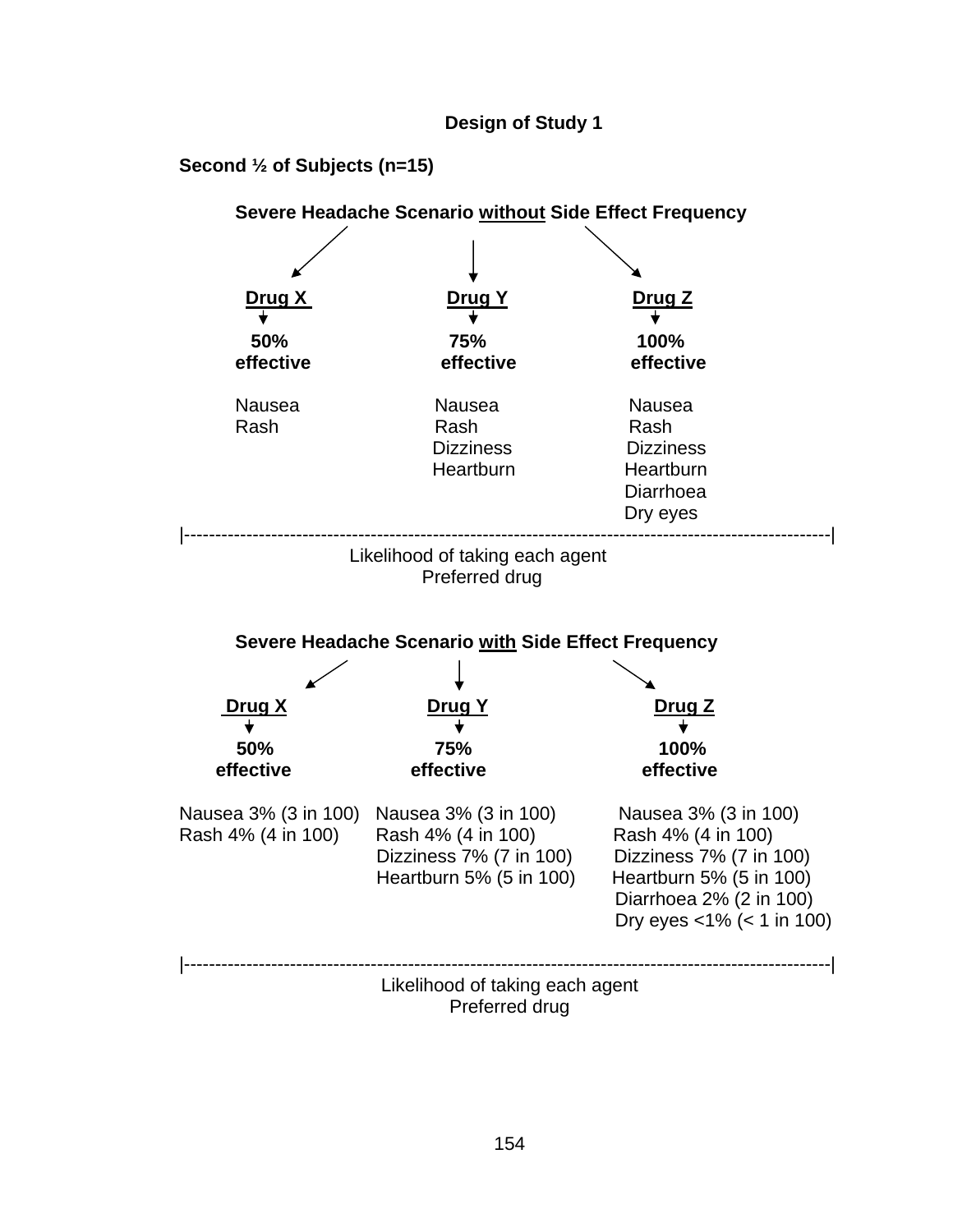**Design of Study 1**

**Second ½ of Subjects (n=15)**

**Severe Headache Scenario <u>without</u> Side Effect Frequency**

| **Drug X** | **Drug Y** | **Drug Z** |
|---|---|---|
| **50% effective** | **75% effective** | **100% effective** |
| Nausea | Nausea | Nausea |
| Rash | Rash | Rash |
| | Dizziness | Dizziness |
| | Heartburn | Heartburn |
| | | Diarrhoea |
| | | Dry eyes |

|-----------------------------------------------------------------------------------------------------|

Likelihood of taking each agent

Preferred drug

**Severe Headache Scenario <u>with</u> Side Effect Frequency**

| **Drug X** | **Drug Y** | **Drug Z** |
|---|---|---|
| **50% effective** | **75% effective** | **100% effective** |
| Nausea 3% (3 in 100) | Nausea 3% (3 in 100) | Nausea 3% (3 in 100) |
| Rash 4% (4 in 100) | Rash 4% (4 in 100) | Rash 4% (4 in 100) |
| | Dizziness 7% (7 in 100) | Dizziness 7% (7 in 100) |
| | Heartburn 5% (5 in 100) | Heartburn 5% (5 in 100) |
| | | Diarrhoea 2% (2 in 100) |
| | | Dry eyes <1% (< 1 in 100) |

|-----------------------------------------------------------------------------------------------------|

Likelihood of taking each agent

Preferred drug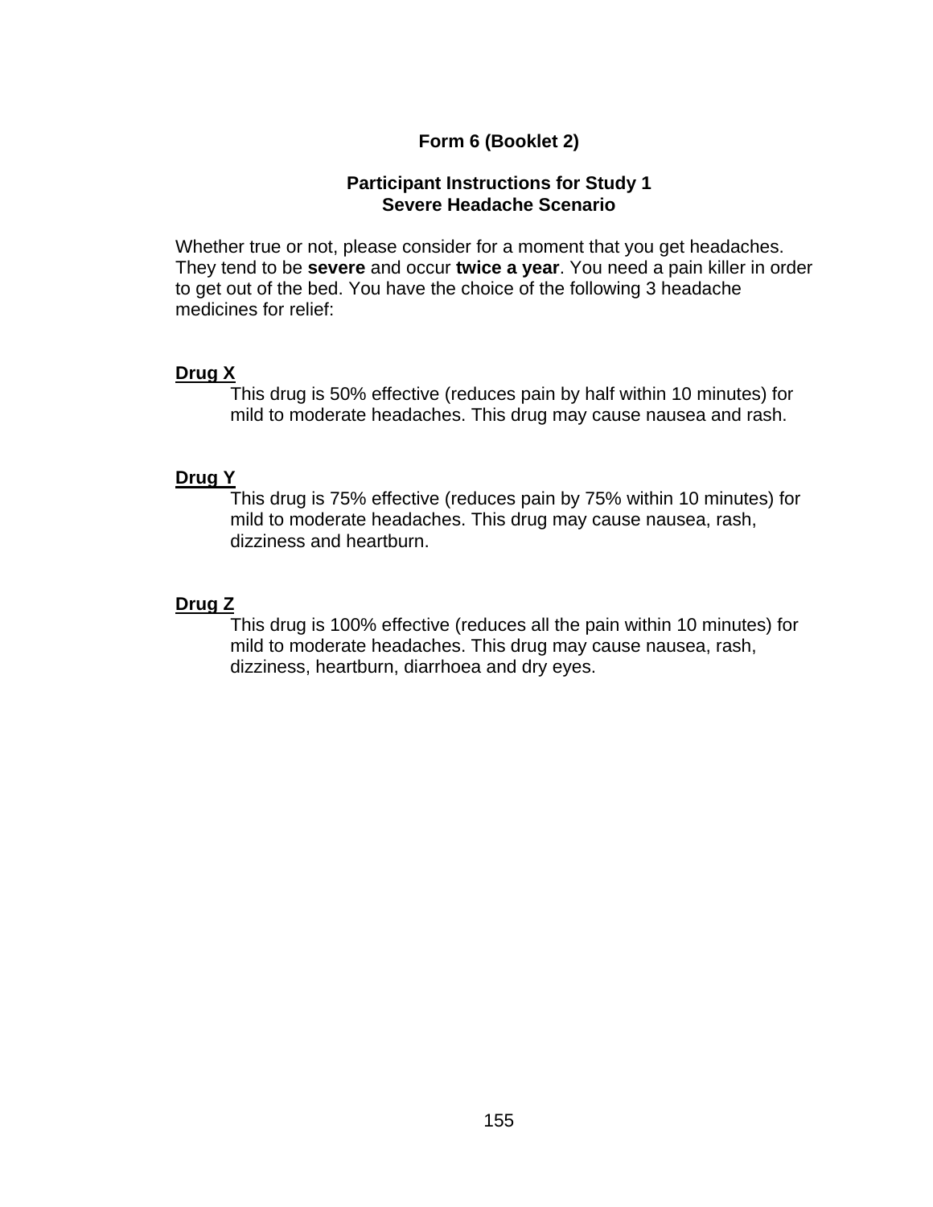**Form 6 (Booklet 2)**

**Participant Instructions for Study 1**
**Severe Headache Scenario**

Whether true or not, please consider for a moment that you get headaches. They tend to be **severe** and occur **twice a year**. You need a pain killer in order to get out of the bed. You have the choice of the following 3 headache medicines for relief:

**Drug X**

This drug is 50% effective (reduces pain by half within 10 minutes) for mild to moderate headaches. This drug may cause nausea and rash.

**Drug Y**

This drug is 75% effective (reduces pain by 75% within 10 minutes) for mild to moderate headaches. This drug may cause nausea, rash, dizziness and heartburn.

**Drug Z**

This drug is 100% effective (reduces all the pain within 10 minutes) for mild to moderate headaches. This drug may cause nausea, rash, dizziness, heartburn, diarrhoea and dry eyes.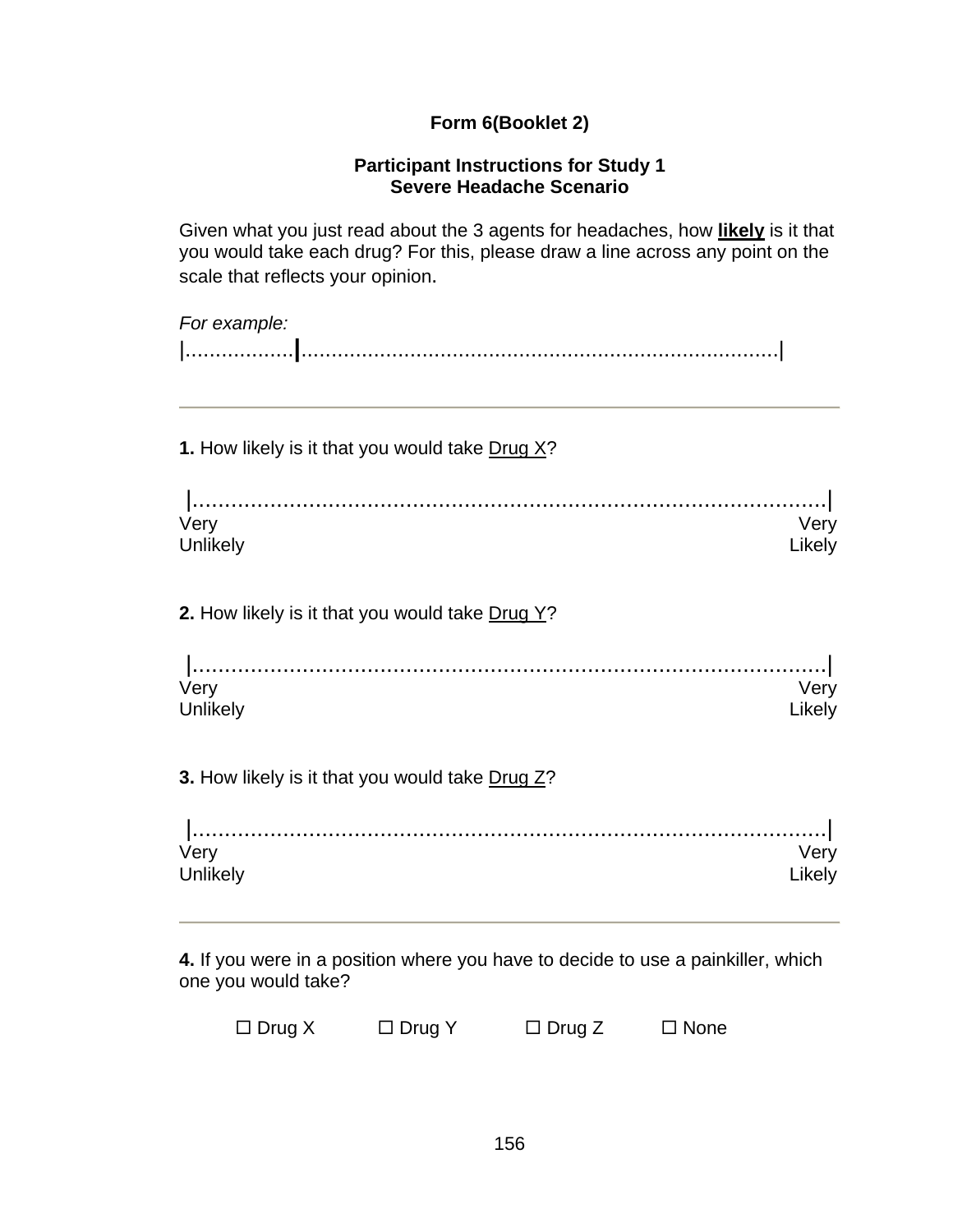**Form 6(Booklet 2)**

**Participant Instructions for Study 1**
**Severe Headache Scenario**

Given what you just read about the 3 agents for headaches, how **likely** is it that you would take each drug? For this, please draw a line across any point on the scale that reflects your opinion.

*For example:*

|..................|..............................................................................|

---

**1.** How likely is it that you would take Drug X?

|.........................................................................................|

Very Unlikely — Very Likely

**2.** How likely is it that you would take Drug Y?

|.........................................................................................|

Very Unlikely — Very Likely

**3.** How likely is it that you would take Drug Z?

|.........................................................................................|

Very Unlikely — Very Likely

---

**4.** If you were in a position where you have to decide to use a painkiller, which one you would take?

☐ Drug X ☐ Drug Y ☐ Drug Z ☐ None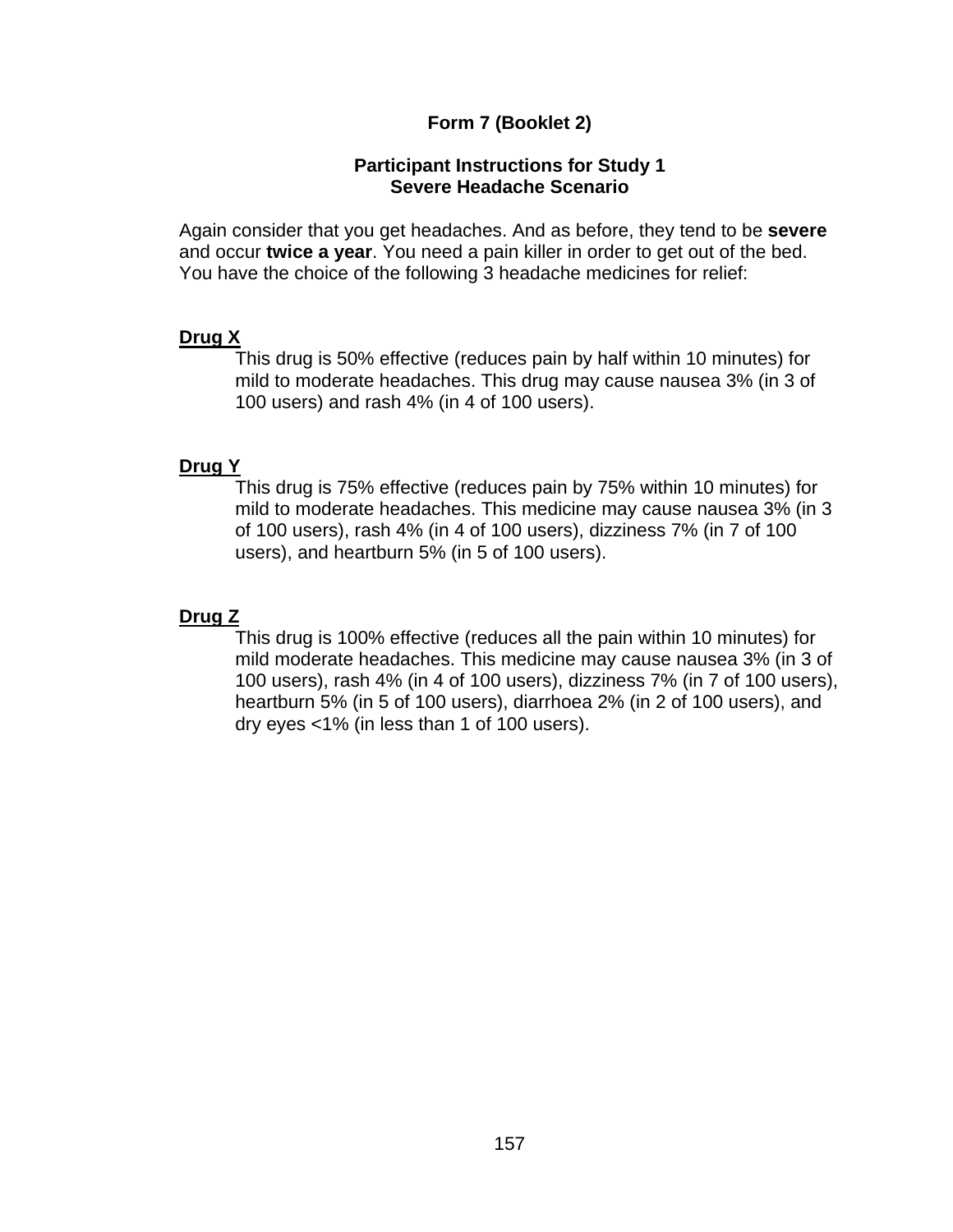**Form 7 (Booklet 2)**

**Participant Instructions for Study 1**
**Severe Headache Scenario**

Again consider that you get headaches. And as before, they tend to be **severe** and occur **twice a year**. You need a pain killer in order to get out of the bed. You have the choice of the following 3 headache medicines for relief:

**Drug X**

This drug is 50% effective (reduces pain by half within 10 minutes) for mild to moderate headaches. This drug may cause nausea 3% (in 3 of 100 users) and rash 4% (in 4 of 100 users).

**Drug Y**

This drug is 75% effective (reduces pain by 75% within 10 minutes) for mild to moderate headaches. This medicine may cause nausea 3% (in 3 of 100 users), rash 4% (in 4 of 100 users), dizziness 7% (in 7 of 100 users), and heartburn 5% (in 5 of 100 users).

**Drug Z**

This drug is 100% effective (reduces all the pain within 10 minutes) for mild moderate headaches. This medicine may cause nausea 3% (in 3 of 100 users), rash 4% (in 4 of 100 users), dizziness 7% (in 7 of 100 users), heartburn 5% (in 5 of 100 users), diarrhoea 2% (in 2 of 100 users), and dry eyes <1% (in less than 1 of 100 users).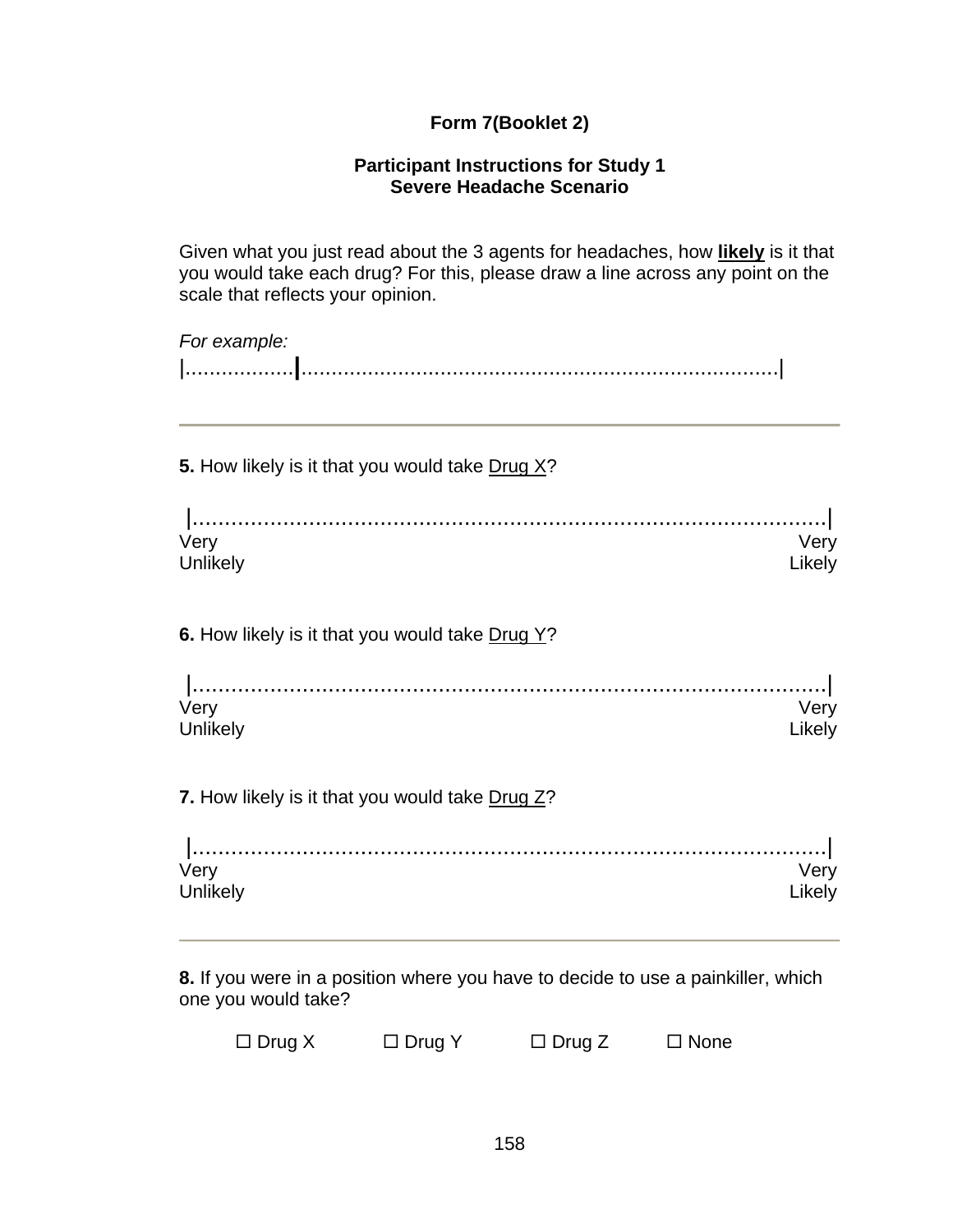**Form 7(Booklet 2)**

**Participant Instructions for Study 1**
**Severe Headache Scenario**

Given what you just read about the 3 agents for headaches, how **likely** is it that you would take each drug? For this, please draw a line across any point on the scale that reflects your opinion.

*For example:*

|.................|..............................................................................|

---

**5.** How likely is it that you would take Drug X?

|.........................................................................................|

Very Unlikely — Very Likely

**6.** How likely is it that you would take Drug Y?

|.........................................................................................|

Very Unlikely — Very Likely

**7.** How likely is it that you would take Drug Z?

|.........................................................................................|

Very Unlikely — Very Likely

---

**8.** If you were in a position where you have to decide to use a painkiller, which one you would take?

☐ Drug X ☐ Drug Y ☐ Drug Z ☐ None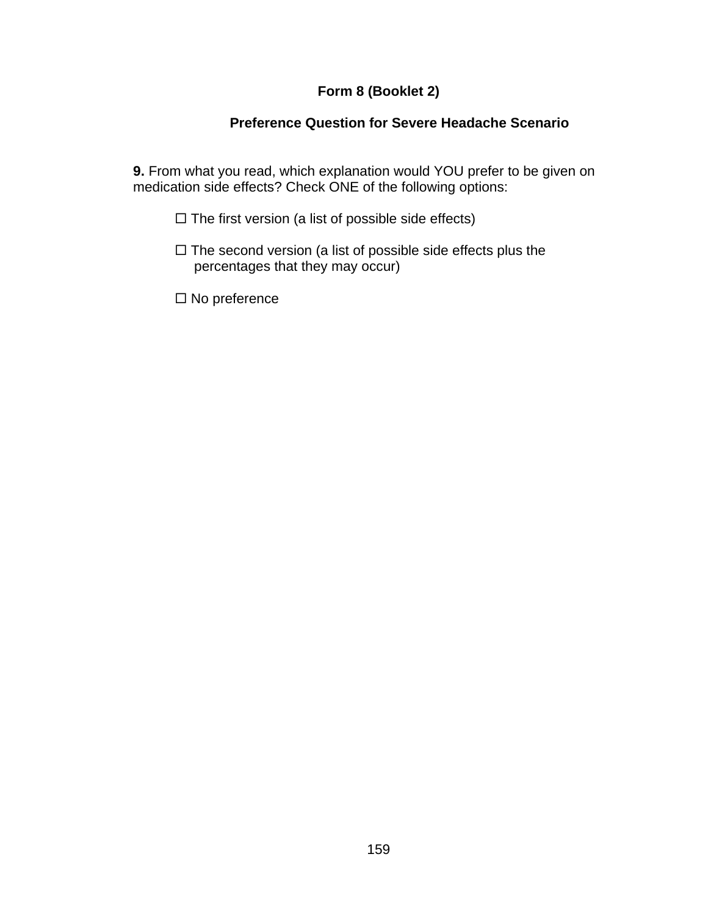**Form 8 (Booklet 2)**

**Preference Question for Severe Headache Scenario**

**9.** From what you read, which explanation would YOU prefer to be given on medication side effects? Check ONE of the following options:

☐ The first version (a list of possible side effects)

☐ The second version (a list of possible side effects plus the percentages that they may occur)

☐ No preference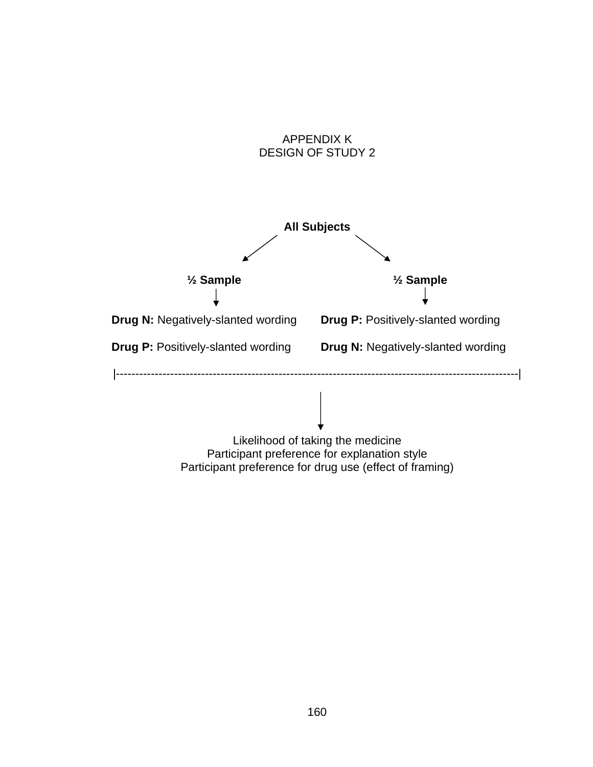# APPENDIX K
# DESIGN OF STUDY 2

**All Subjects**

| **½ Sample** | **½ Sample** |
|---|---|
| **Drug N:** Negatively-slanted wording | **Drug P:** Positively-slanted wording |
| **Drug P:** Positively-slanted wording | **Drug N:** Negatively-slanted wording |

Likelihood of taking the medicine
Participant preference for explanation style
Participant preference for drug use (effect of framing)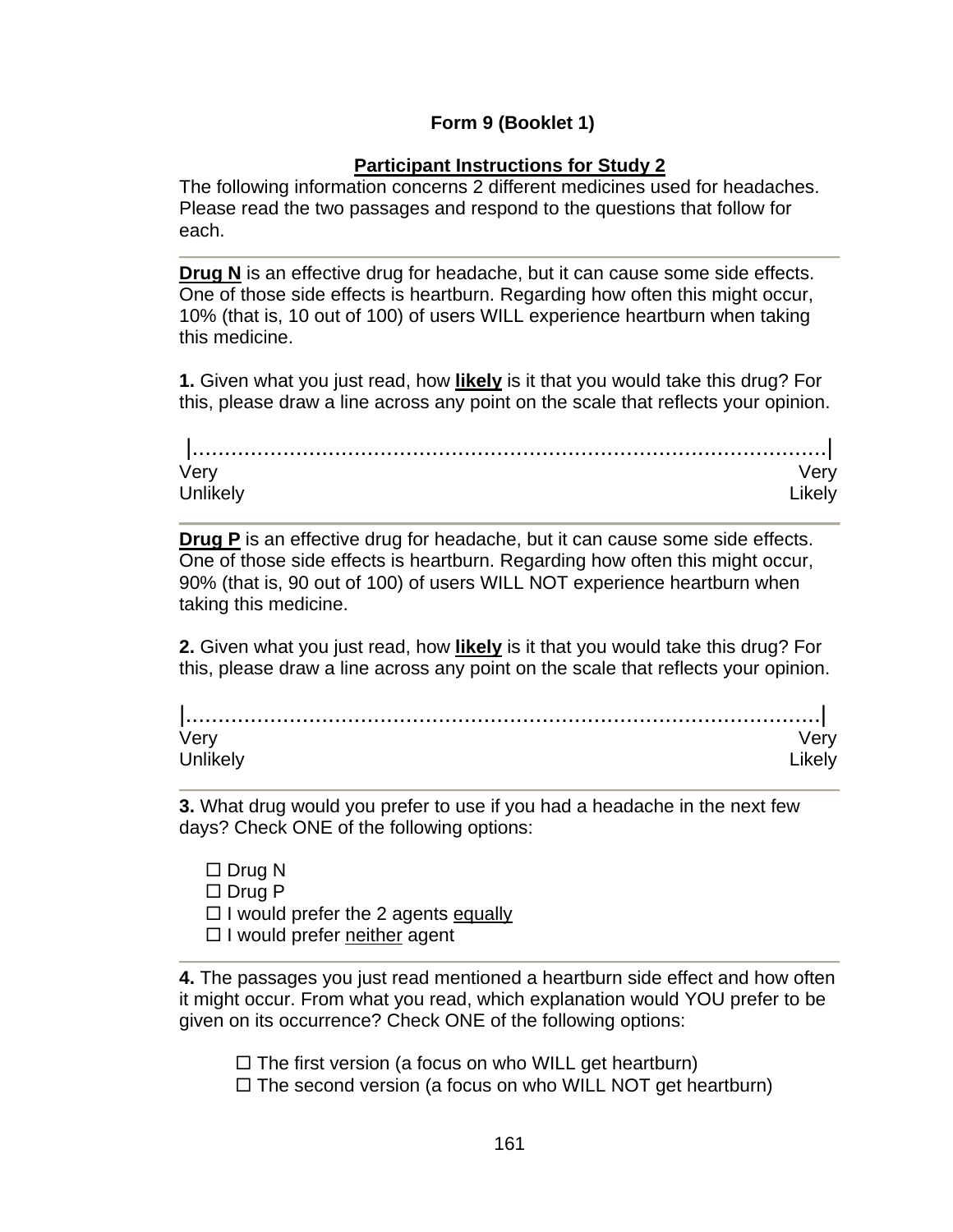**Form 9 (Booklet 1)**

**<u>Participant Instructions for Study 2</u>**

The following information concerns 2 different medicines used for headaches. Please read the two passages and respond to the questions that follow for each.

---

**<u>Drug N</u>** is an effective drug for headache, but it can cause some side effects. One of those side effects is heartburn. Regarding how often this might occur, 10% (that is, 10 out of 100) of users WILL experience heartburn when taking this medicine.

**1.** Given what you just read, how **<u>likely</u>** is it that you would take this drug? For this, please draw a line across any point on the scale that reflects your opinion.

|.........................................................................................|

Very Unlikely — Very Likely

---

**<u>Drug P</u>** is an effective drug for headache, but it can cause some side effects. One of those side effects is heartburn. Regarding how often this might occur, 90% (that is, 90 out of 100) of users WILL NOT experience heartburn when taking this medicine.

**2.** Given what you just read, how **<u>likely</u>** is it that you would take this drug? For this, please draw a line across any point on the scale that reflects your opinion.

|.........................................................................................|

Very Unlikely — Very Likely

---

**3.** What drug would you prefer to use if you had a headache in the next few days? Check ONE of the following options:

☐ Drug N
☐ Drug P
☐ I would prefer the 2 agents <u>equally</u>
☐ I would prefer <u>neither</u> agent

---

**4.** The passages you just read mentioned a heartburn side effect and how often it might occur. From what you read, which explanation would YOU prefer to be given on its occurrence? Check ONE of the following options:

☐ The first version (a focus on who WILL get heartburn)
☐ The second version (a focus on who WILL NOT get heartburn)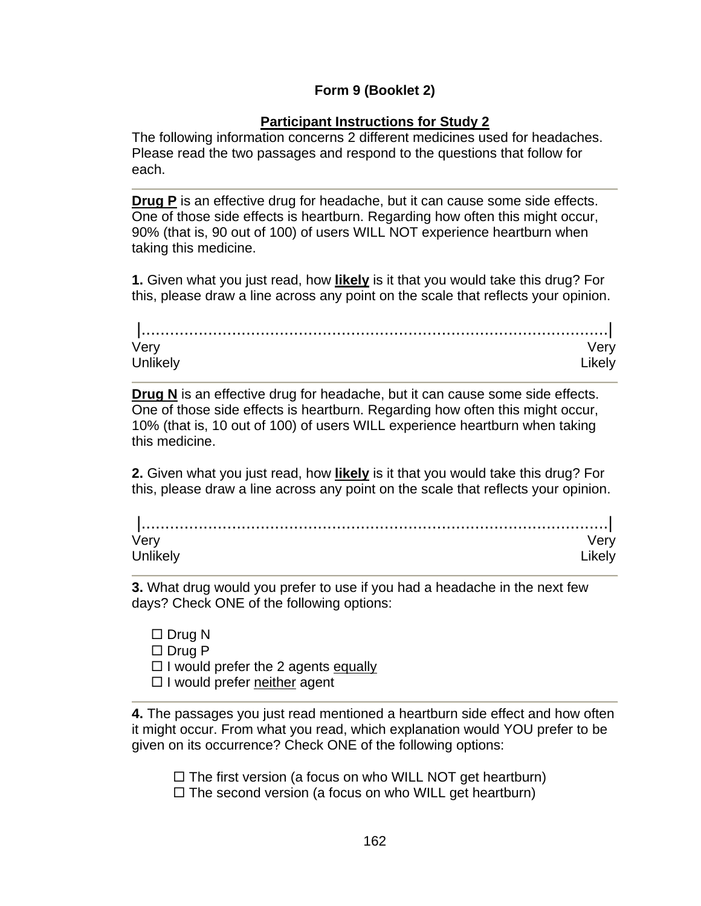**Form 9 (Booklet 2)**

**<u>Participant Instructions for Study 2</u>**

The following information concerns 2 different medicines used for headaches. Please read the two passages and respond to the questions that follow for each.

---

**<u>Drug P</u>** is an effective drug for headache, but it can cause some side effects. One of those side effects is heartburn. Regarding how often this might occur, 90% (that is, 90 out of 100) of users WILL NOT experience heartburn when taking this medicine.

**1.** Given what you just read, how **<u>likely</u>** is it that you would take this drug? For this, please draw a line across any point on the scale that reflects your opinion.

|.......................................................................................|

Very Unlikely ... Very Likely

---

**<u>Drug N</u>** is an effective drug for headache, but it can cause some side effects. One of those side effects is heartburn. Regarding how often this might occur, 10% (that is, 10 out of 100) of users WILL experience heartburn when taking this medicine.

**2.** Given what you just read, how **<u>likely</u>** is it that you would take this drug? For this, please draw a line across any point on the scale that reflects your opinion.

|.......................................................................................|

Very Unlikely ... Very Likely

---

**3.** What drug would you prefer to use if you had a headache in the next few days? Check ONE of the following options:

- ☐ Drug N
- ☐ Drug P
- ☐ I would prefer the 2 agents <u>equally</u>
- ☐ I would prefer <u>neither</u> agent

---

**4.** The passages you just read mentioned a heartburn side effect and how often it might occur. From what you read, which explanation would YOU prefer to be given on its occurrence? Check ONE of the following options:

- ☐ The first version (a focus on who WILL NOT get heartburn)
- ☐ The second version (a focus on who WILL get heartburn)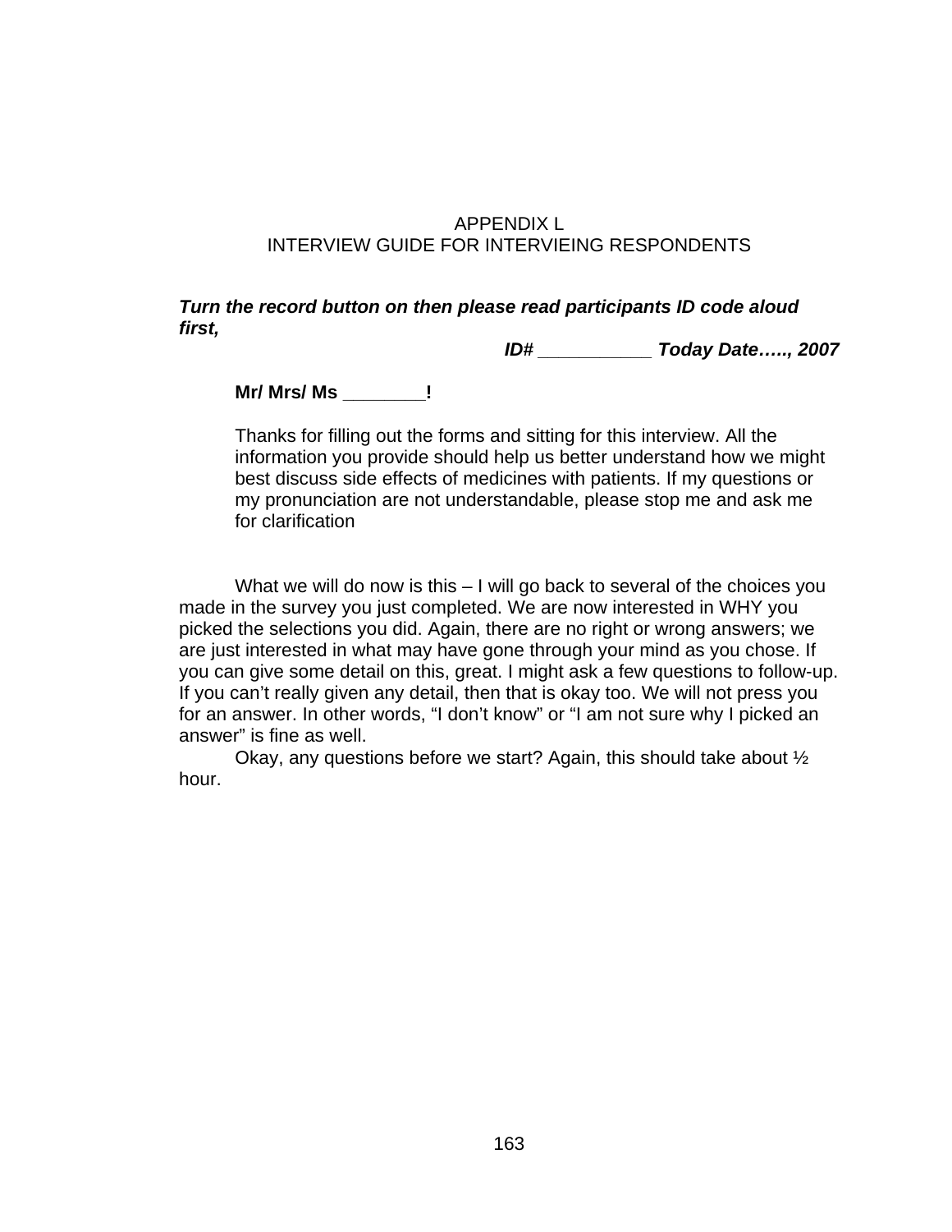# APPENDIX L
# INTERVIEW GUIDE FOR INTERVIEING RESPONDENTS

***Turn the record button on then please read participants ID code aloud first,***

***ID# ___________ Today Date….., 2007***

**Mr/ Mrs/ Ms ________!**

Thanks for filling out the forms and sitting for this interview. All the information you provide should help us better understand how we might best discuss side effects of medicines with patients. If my questions or my pronunciation are not understandable, please stop me and ask me for clarification

What we will do now is this – I will go back to several of the choices you made in the survey you just completed. We are now interested in WHY you picked the selections you did. Again, there are no right or wrong answers; we are just interested in what may have gone through your mind as you chose. If you can give some detail on this, great. I might ask a few questions to follow-up. If you can't really given any detail, then that is okay too. We will not press you for an answer. In other words, "I don't know" or "I am not sure why I picked an answer" is fine as well.

Okay, any questions before we start? Again, this should take about ½ hour.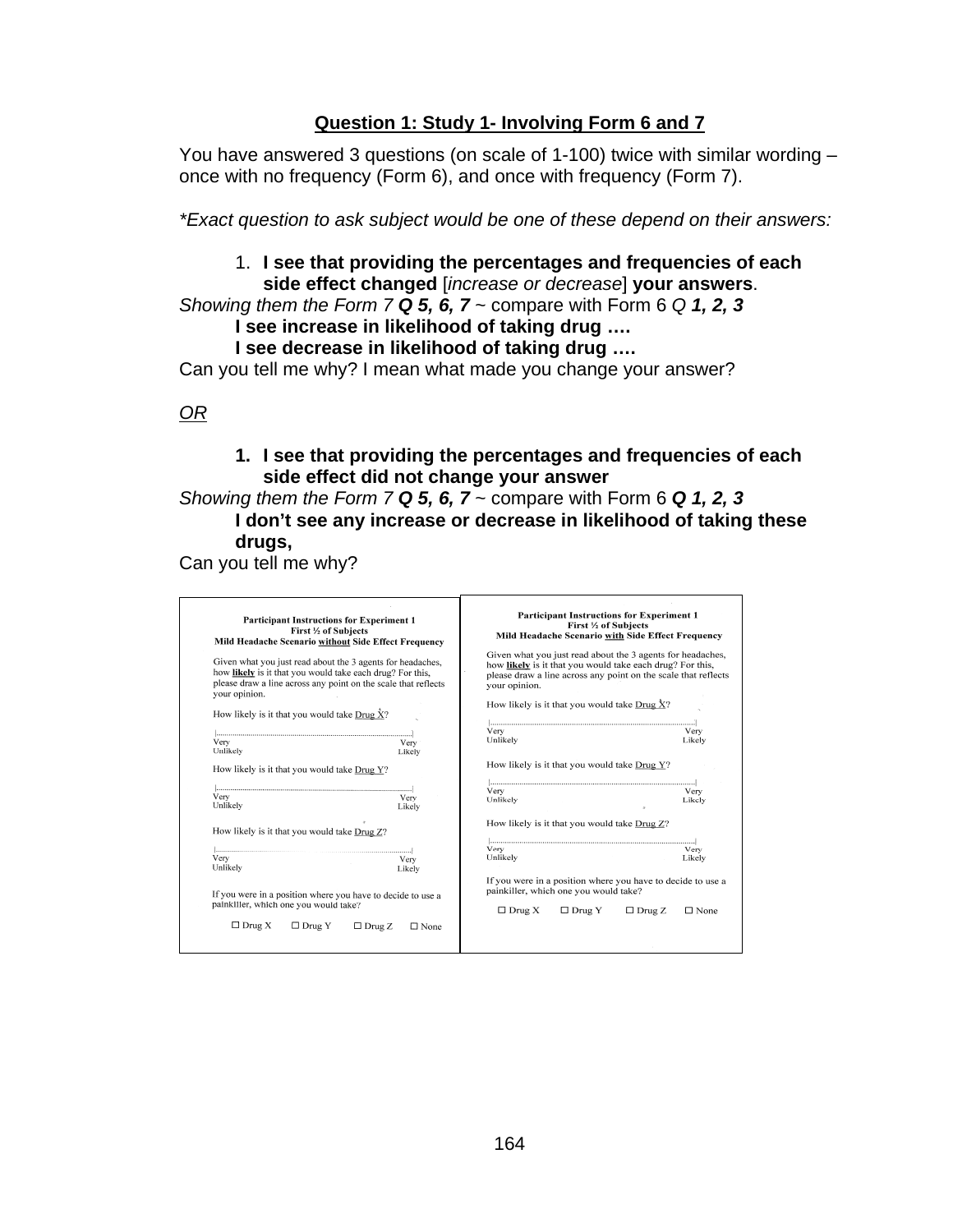## Question 1: Study 1- Involving Form 6 and 7

You have answered 3 questions (on scale of 1-100) twice with similar wording – once with no frequency (Form 6), and once with frequency (Form 7).

*\*Exact question to ask subject would be one of these depend on their answers:*

1. **I see that providing the percentages and frequencies of each side effect changed** [*increase or decrease*] **your answers**.

*Showing them the Form 7* ***Q 5, 6, 7*** ~ compare with Form 6 *Q* ***1, 2, 3***

**I see increase in likelihood of taking drug ….**

**I see decrease in likelihood of taking drug ….**

Can you tell me why? I mean what made you change your answer?

*OR*

1. **I see that providing the percentages and frequencies of each side effect did not change your answer**

*Showing them the Form 7* ***Q 5, 6, 7*** ~ compare with Form 6 ***Q 1, 2, 3***

**I don't see any increase or decrease in likelihood of taking these drugs,**

Can you tell me why?

---

**Participant Instructions for Experiment 1**
**First ½ of Subjects**
**Mild Headache Scenario without Side Effect Frequency**

Given what you just read about the 3 agents for headaches, how **likely** is it that you would take each drug? For this, please draw a line across any point on the scale that reflects your opinion.

How likely is it that you would take Drug X?

|..........................................................|
Very Unlikely — Very Likely

How likely is it that you would take Drug Y?

|..........................................................|
Very Unlikely — Very Likely

How likely is it that you would take Drug Z?

|..........................................................|
Very Unlikely — Very Likely

If you were in a position where you have to decide to use a painkiller, which one you would take?

☐ Drug X ☐ Drug Y ☐ Drug Z ☐ None

---

**Participant Instructions for Experiment 1**
**First ½ of Subjects**
**Mild Headache Scenario with Side Effect Frequency**

Given what you just read about the 3 agents for headaches, how **likely** is it that you would take each drug? For this, please draw a line across any point on the scale that reflects your opinion.

How likely is it that you would take Drug X?

|..........................................................|
Very Unlikely — Very Likely

How likely is it that you would take Drug Y?

|..........................................................|
Very Unlikely — Very Likely

How likely is it that you would take Drug Z?

|..........................................................|
Very Unlikely — Very Likely

If you were in a position where you have to decide to use a painkiller, which one you would take?

☐ Drug X ☐ Drug Y ☐ Drug Z ☐ None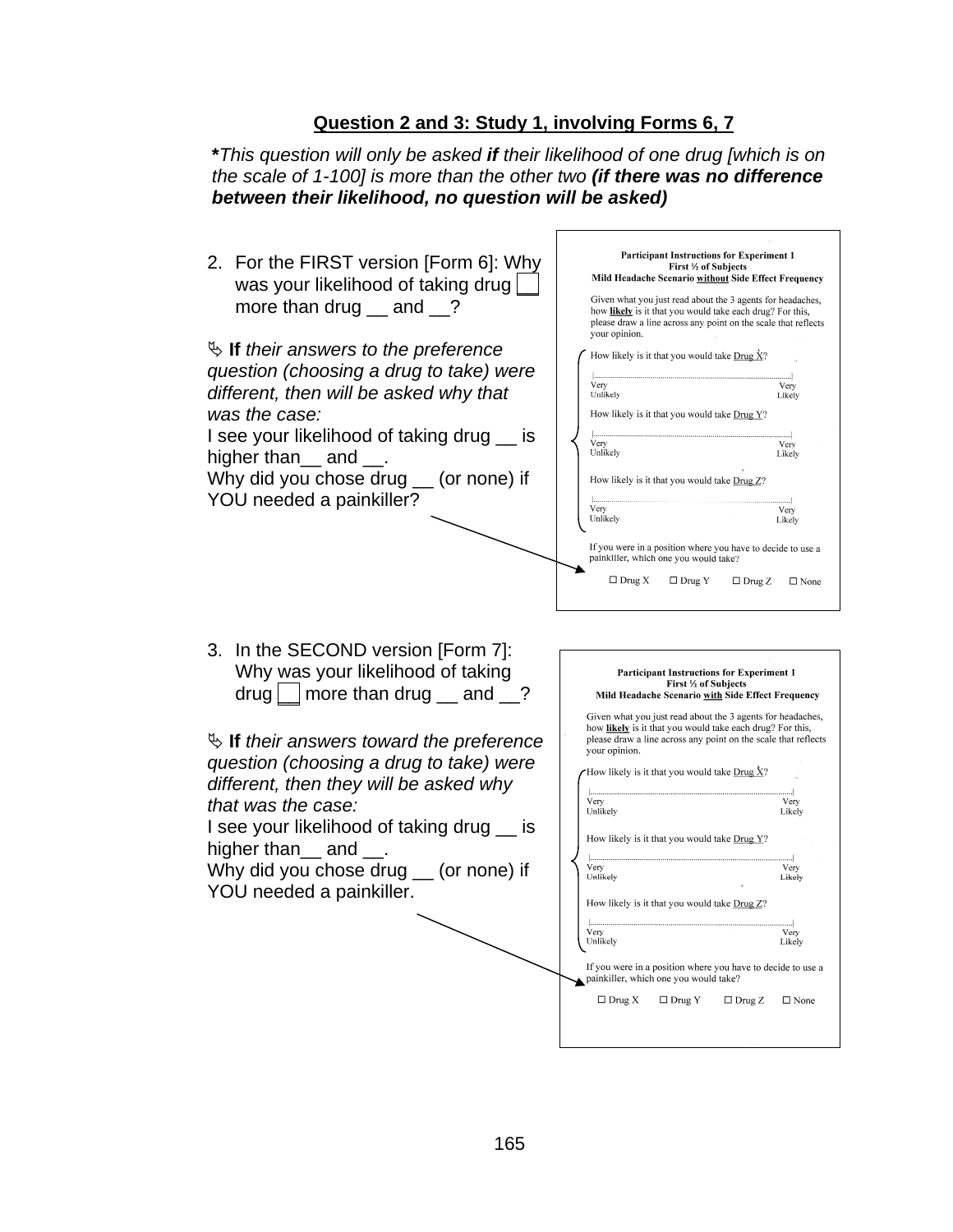## Question 2 and 3: Study 1, involving Forms 6, 7

***This question will only be asked *if* their likelihood of one drug [which is on the scale of 1-100] is more than the other two *(if there was no difference between their likelihood, no question will be asked)***

2. For the FIRST version [Form 6]: Why was your likelihood of taking drug __ more than drug __ and __?

➭ **If** *their answers to the preference question (choosing a drug to take) were different, then will be asked why that was the case:*
I see your likelihood of taking drug __ is higher than__ and __.
Why did you chose drug __ (or none) if YOU needed a painkiller?

**Participant Instructions for Experiment 1**
**First ½ of Subjects**
**Mild Headache Scenario without Side Effect Frequency**

Given what you just read about the 3 agents for headaches, how **likely** is it that you would take each drug? For this, please draw a line across any point on the scale that reflects your opinion.

How likely is it that you would take Drug X?

|..........................................................................................|
Very Unlikely — Very Likely

How likely is it that you would take Drug Y?

|..........................................................................................|
Very Unlikely — Very Likely

How likely is it that you would take Drug Z?

|..........................................................................................|
Very Unlikely — Very Likely

If you were in a position where you have to decide to use a painkiller, which one you would take?

☐ Drug X ☐ Drug Y ☐ Drug Z ☐ None

3. In the SECOND version [Form 7]: Why was your likelihood of taking drug __ more than drug __ and __?

➭ **If** *their answers toward the preference question (choosing a drug to take) were different, then they will be asked why that was the case:*
I see your likelihood of taking drug __ is higher than__ and __.
Why did you chose drug __ (or none) if YOU needed a painkiller.

**Participant Instructions for Experiment 1**
**First ½ of Subjects**
**Mild Headache Scenario with Side Effect Frequency**

Given what you just read about the 3 agents for headaches, how **likely** is it that you would take each drug? For this, please draw a line across any point on the scale that reflects your opinion.

How likely is it that you would take Drug X?

|..........................................................................................|
Very Unlikely — Very Likely

How likely is it that you would take Drug Y?

|..........................................................................................|
Very Unlikely — Very Likely

How likely is it that you would take Drug Z?

|..........................................................................................|
Very Unlikely — Very Likely

If you were in a position where you have to decide to use a painkiller, which one you would take?

☐ Drug X ☐ Drug Y ☐ Drug Z ☐ None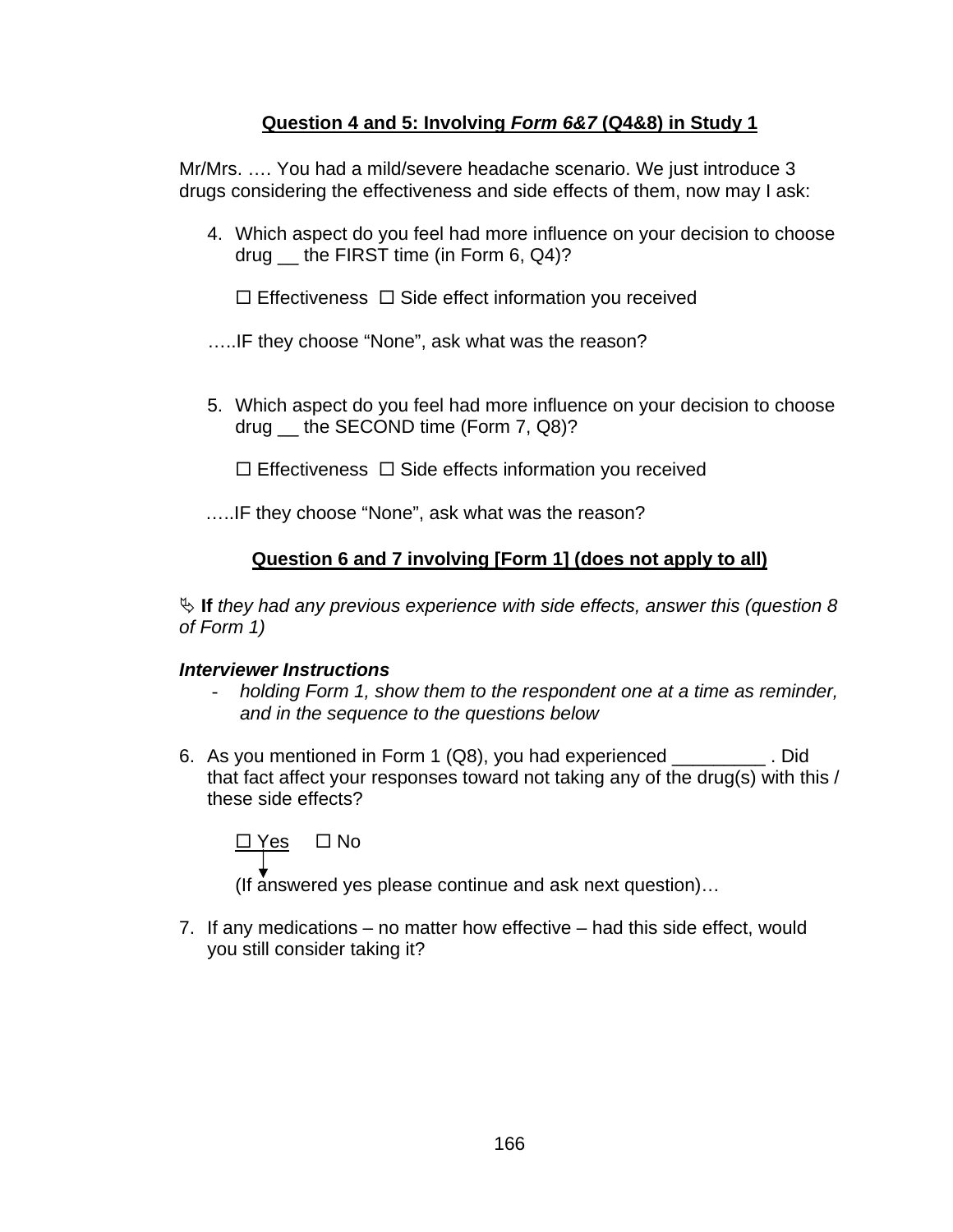**<u>Question 4 and 5: Involving *Form 6&7* (Q4&8) in Study 1</u>**

Mr/Mrs. …. You had a mild/severe headache scenario. We just introduce 3 drugs considering the effectiveness and side effects of them, now may I ask:

4. Which aspect do you feel had more influence on your decision to choose drug __ the FIRST time (in Form 6, Q4)?

   ☐ Effectiveness ☐ Side effect information you received

…..IF they choose "None", ask what was the reason?

5. Which aspect do you feel had more influence on your decision to choose drug __ the SECOND time (Form 7, Q8)?

   ☐ Effectiveness ☐ Side effects information you received

…..IF they choose "None", ask what was the reason?

**<u>Question 6 and 7 involving [Form 1] (does not apply to all)</u>**

➯ **If** *they had any previous experience with side effects, answer this (question 8 of Form 1)*

***Interviewer Instructions***

- *holding Form 1, show them to the respondent one at a time as reminder, and in the sequence to the questions below*

6. As you mentioned in Form 1 (Q8), you had experienced _________ . Did that fact affect your responses toward not taking any of the drug(s) with this / these side effects?

   <u>☐ Yes</u> ☐ No

   (If answered yes please continue and ask next question)…

7. If any medications – no matter how effective – had this side effect, would you still consider taking it?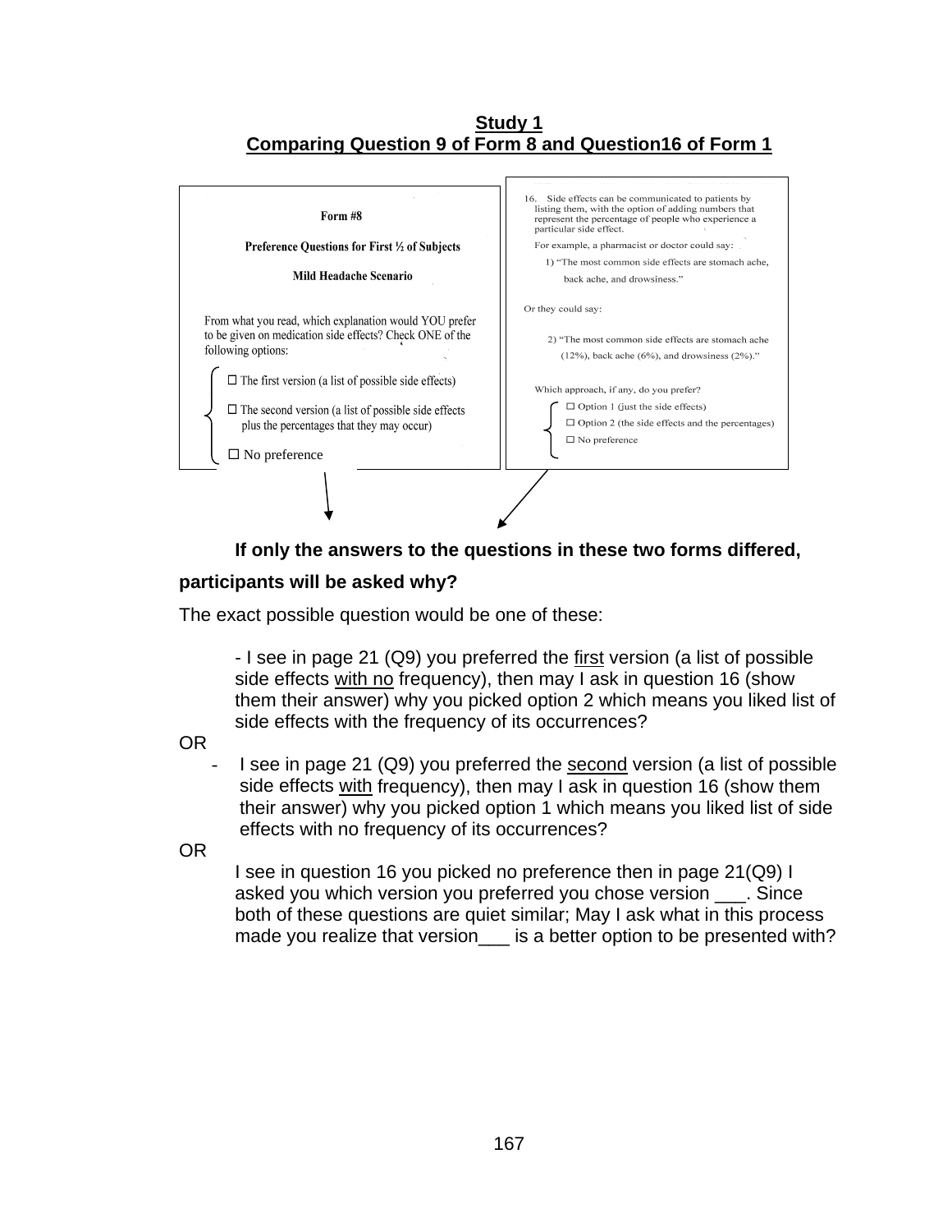**Study 1**
**Comparing Question 9 of Form 8 and Question16 of Form 1**

**Form #8**

**Preference Questions for First ½ of Subjects**

**Mild Headache Scenario**

From what you read, which explanation would YOU prefer to be given on medication side effects? Check ONE of the following options:

☐ The first version (a list of possible side effects)

☐ The second version (a list of possible side effects plus the percentages that they may occur)

☐ No preference

16. Side effects can be communicated to patients by listing them, with the option of adding numbers that represent the percentage of people who experience a particular side effect.

For example, a pharmacist or doctor could say:

1) "The most common side effects are stomach ache, back ache, and drowsiness."

Or they could say:

2) "The most common side effects are stomach ache (12%), back ache (6%), and drowsiness (2%)."

Which approach, if any, do you prefer?

☐ Option 1 (just the side effects)
☐ Option 2 (the side effects and the percentages)
☐ No preference

**If only the answers to the questions in these two forms differed, participants will be asked why?**

The exact possible question would be one of these:

- I see in page 21 (Q9) you preferred the first version (a list of possible side effects with no frequency), then may I ask in question 16 (show them their answer) why you picked option 2 which means you liked list of side effects with the frequency of its occurrences?

OR

- I see in page 21 (Q9) you preferred the second version (a list of possible side effects with frequency), then may I ask in question 16 (show them their answer) why you picked option 1 which means you liked list of side effects with no frequency of its occurrences?

OR

I see in question 16 you picked no preference then in page 21(Q9) I asked you which version you preferred you chose version ___. Since both of these questions are quiet similar; May I ask what in this process made you realize that version___ is a better option to be presented with?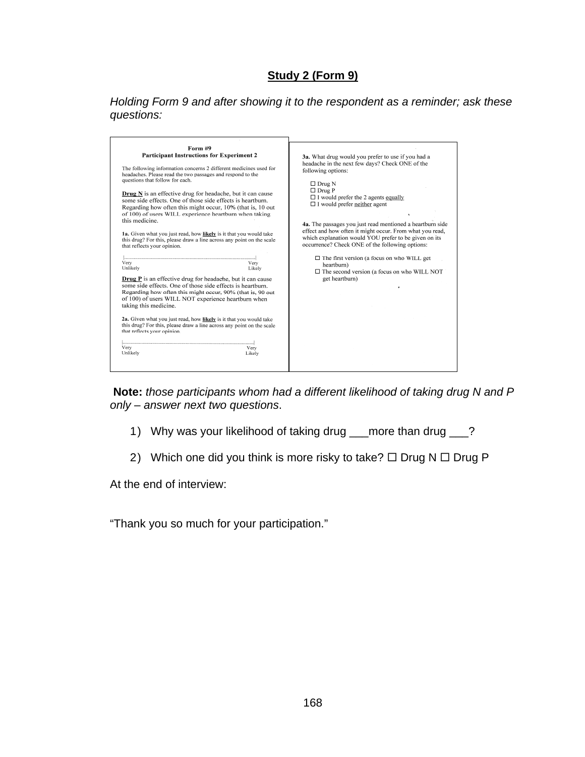**Study 2 (Form 9)**

*Holding Form 9 and after showing it to the respondent as a reminder; ask these questions:*

**Form #9**
**Participant Instructions for Experiment 2**

The following information concerns 2 different medicines used for headaches. Please read the two passages and respond to the questions that follow for each.

**Drug N** is an effective drug for headache, but it can cause some side effects. One of those side effects is heartburn. Regarding how often this might occur, 10% (that is, 10 out of 100) of users WILL experience heartburn when taking this medicine.

**1a.** Given what you just read, how **likely** is it that you would take this drug? For this, please draw a line across any point on the scale that reflects your opinion.

|..............................................................................................|
Very Unlikely — Very Likely

**Drug P** is an effective drug for headache, but it can cause some side effects. One of those side effects is heartburn. Regarding how often this might occur, 90% (that is, 90 out of 100) of users WILL NOT experience heartburn when taking this medicine.

**2a.** Given what you just read, how **likely** is it that you would take this drug? For this, please draw a line across any point on the scale that reflects your opinion.

|..............................................................................................|
Very Unlikely — Very Likely

**3a.** What drug would you prefer to use if you had a headache in the next few days? Check ONE of the following options:

- ☐ Drug N
- ☐ Drug P
- ☐ I would prefer the 2 agents equally
- ☐ I would prefer neither agent

**4a.** The passages you just read mentioned a heartburn side effect and how often it might occur. From what you read, which explanation would YOU prefer to be given on its occurrence? Check ONE of the following options:

- ☐ The first version (a focus on who WILL get heartburn)
- ☐ The second version (a focus on who WILL NOT get heartburn)

**Note:** *those participants whom had a different likelihood of taking drug N and P only – answer next two questions*.

1) Why was your likelihood of taking drug ___more than drug ___?

2) Which one did you think is more risky to take? ☐ Drug N ☐ Drug P

At the end of interview:

"Thank you so much for your participation."